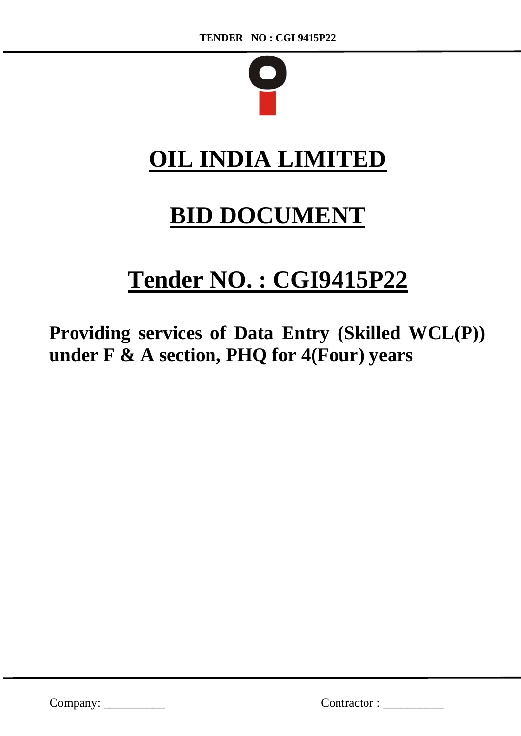# OIL INDIA LIMITED

# BID DOCUMENT

# Tender NO. : CGI9415P22

**Providing services of Data Entry (Skilled WCL(P)) under F & A section, PHQ for 4(Four) years**

Company: __________ Contractor : __________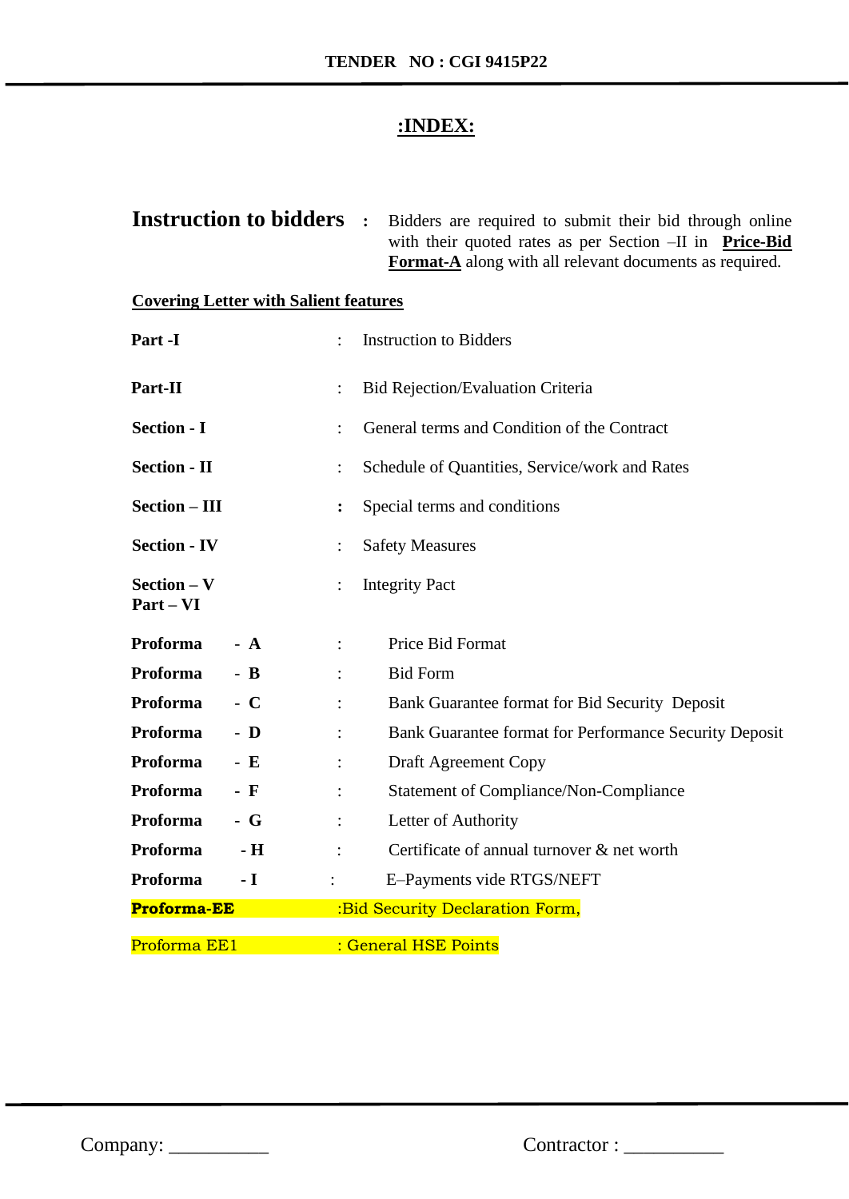TENDER NO : CGI 9415P22

# :INDEX:

**Instruction to bidders** : Bidders are required to submit their bid through online with their quoted rates as per Section –II in **Price-Bid Format-A** along with all relevant documents as required.

**Covering Letter with Salient features**

| | | |
|---|---|---|
| **Part -I** | : | Instruction to Bidders |
| **Part-II** | : | Bid Rejection/Evaluation Criteria |
| **Section - I** | : | General terms and Condition of the Contract |
| **Section - II** | : | Schedule of Quantities, Service/work and Rates |
| **Section – III** | : | Special terms and conditions |
| **Section - IV** | : | Safety Measures |
| **Section – V** | : | Integrity Pact |
| **Part – VI** | | |
| **Proforma - A** | : | Price Bid Format |
| **Proforma - B** | : | Bid Form |
| **Proforma - C** | : | Bank Guarantee format for Bid Security Deposit |
| **Proforma - D** | : | Bank Guarantee format for Performance Security Deposit |
| **Proforma - E** | : | Draft Agreement Copy |
| **Proforma - F** | : | Statement of Compliance/Non-Compliance |
| **Proforma - G** | : | Letter of Authority |
| **Proforma - H** | : | Certificate of annual turnover & net worth |
| **Proforma - I** | : | E–Payments vide RTGS/NEFT |
| **Proforma-EE** | : | Bid Security Declaration Form, |
| Proforma EE1 | : | General HSE Points |

Company: __________ Contractor : __________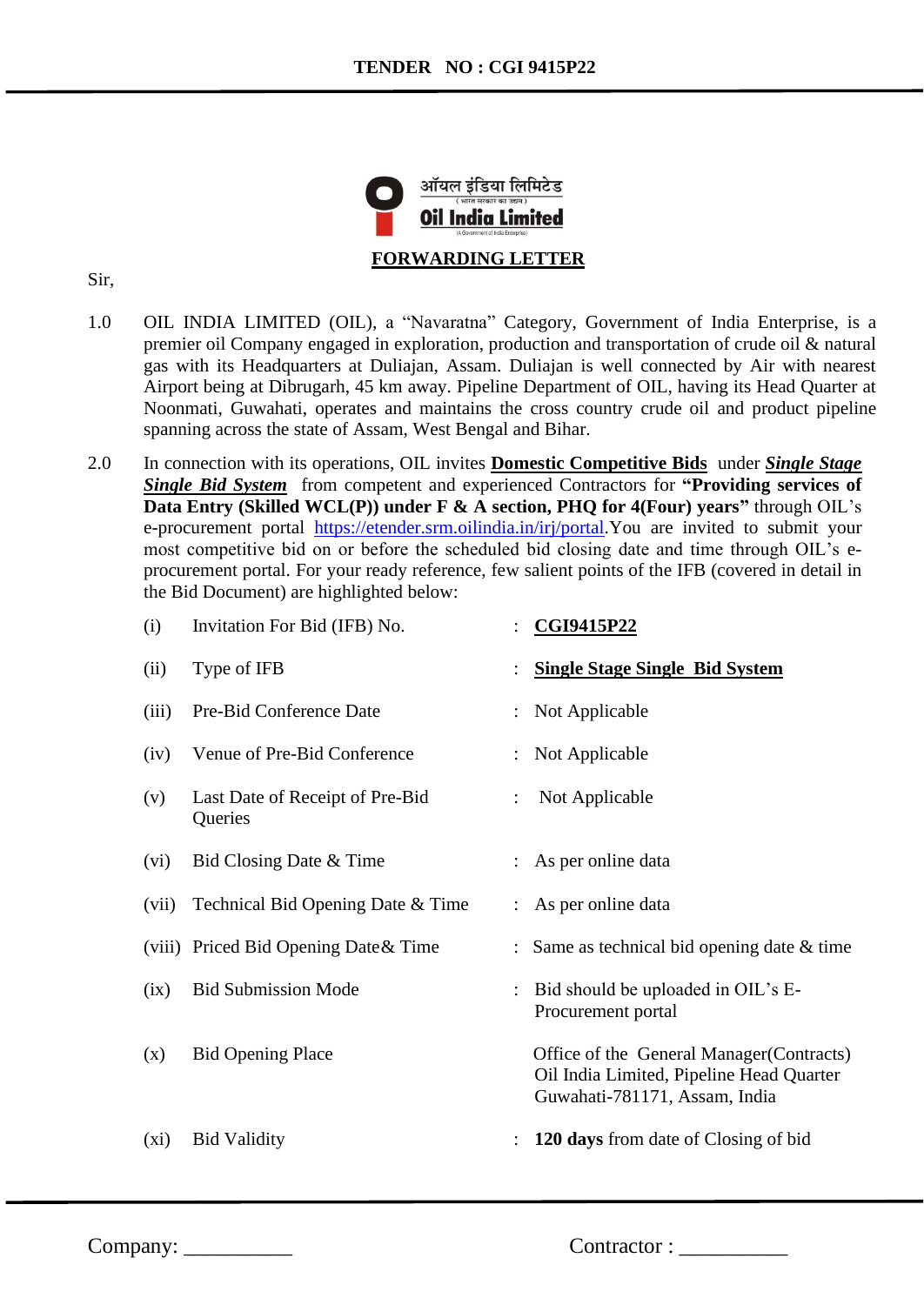## FORWARDING LETTER

Sir,

1.0 OIL INDIA LIMITED (OIL), a "Navaratna" Category, Government of India Enterprise, is a premier oil Company engaged in exploration, production and transportation of crude oil & natural gas with its Headquarters at Duliajan, Assam. Duliajan is well connected by Air with nearest Airport being at Dibrugarh, 45 km away. Pipeline Department of OIL, having its Head Quarter at Noonmati, Guwahati, operates and maintains the cross country crude oil and product pipeline spanning across the state of Assam, West Bengal and Bihar.

2.0 In connection with its operations, OIL invites **Domestic Competitive Bids** under ***Single Stage Single Bid System*** from competent and experienced Contractors for **"Providing services of Data Entry (Skilled WCL(P)) under F & A section, PHQ for 4(Four) years"** through OIL's e-procurement portal https://etender.srm.oilindia.in/irj/portal.You are invited to submit your most competitive bid on or before the scheduled bid closing date and time through OIL's e-procurement portal. For your ready reference, few salient points of the IFB (covered in detail in the Bid Document) are highlighted below:

| | | | |
|---|---|---|---|
| (i) | Invitation For Bid (IFB) No. | : | **CGI9415P22** |
| (ii) | Type of IFB | : | **Single Stage Single Bid System** |
| (iii) | Pre-Bid Conference Date | : | Not Applicable |
| (iv) | Venue of Pre-Bid Conference | : | Not Applicable |
| (v) | Last Date of Receipt of Pre-Bid Queries | : | Not Applicable |
| (vi) | Bid Closing Date & Time | : | As per online data |
| (vii) | Technical Bid Opening Date & Time | : | As per online data |
| (viii) | Priced Bid Opening Date& Time | : | Same as technical bid opening date & time |
| (ix) | Bid Submission Mode | : | Bid should be uploaded in OIL's E-Procurement portal |
| (x) | Bid Opening Place | | Office of the General Manager(Contracts) Oil India Limited, Pipeline Head Quarter Guwahati-781171, Assam, India |
| (xi) | Bid Validity | : | **120 days** from date of Closing of bid |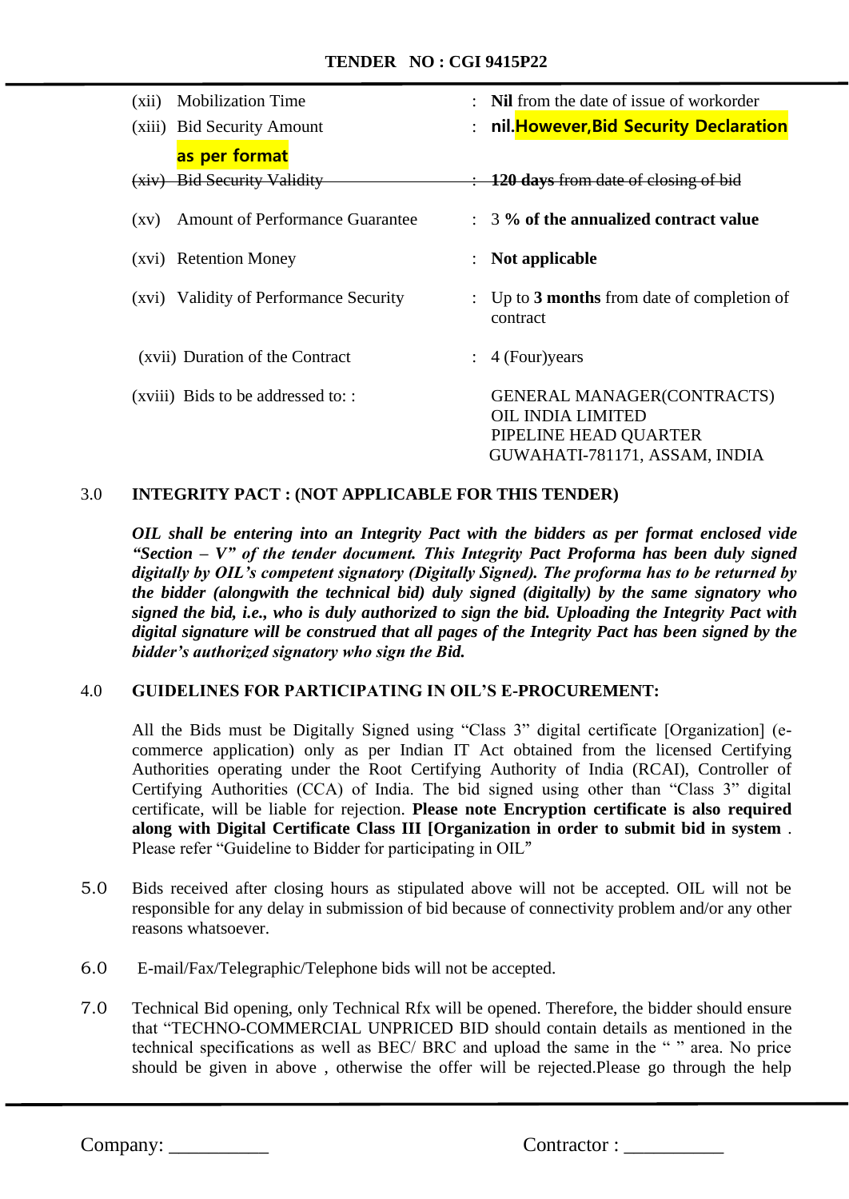(xii) Mobilization Time : **Nil** from the date of issue of workorder

(xiii) Bid Security Amount : **nil.However,Bid Security Declaration as per format**

~~(xiv) Bid Security Validity : **120 days** from date of closing of bid~~

(xv) Amount of Performance Guarantee : 3 **% of the annualized contract value**

(xvi) Retention Money : **Not applicable**

(xvi) Validity of Performance Security : Up to **3 months** from date of completion of contract

(xvii) Duration of the Contract : 4 (Four)years

(xviii) Bids to be addressed to: :

GENERAL MANAGER(CONTRACTS)
OIL INDIA LIMITED
PIPELINE HEAD QUARTER
GUWAHATI-781171, ASSAM, INDIA

## 3.0 INTEGRITY PACT : (NOT APPLICABLE FOR THIS TENDER)

***OIL shall be entering into an Integrity Pact with the bidders as per format enclosed vide "Section – V" of the tender document. This Integrity Pact Proforma has been duly signed digitally by OIL's competent signatory (Digitally Signed). The proforma has to be returned by the bidder (alongwith the technical bid) duly signed (digitally) by the same signatory who signed the bid, i.e., who is duly authorized to sign the bid. Uploading the Integrity Pact with digital signature will be construed that all pages of the Integrity Pact has been signed by the bidder's authorized signatory who sign the Bid.***

## 4.0 GUIDELINES FOR PARTICIPATING IN OIL'S E-PROCUREMENT:

All the Bids must be Digitally Signed using "Class 3" digital certificate [Organization] (e-commerce application) only as per Indian IT Act obtained from the licensed Certifying Authorities operating under the Root Certifying Authority of India (RCAI), Controller of Certifying Authorities (CCA) of India. The bid signed using other than "Class 3" digital certificate, will be liable for rejection. **Please note Encryption certificate is also required along with Digital Certificate Class III [Organization in order to submit bid in system** . Please refer "Guideline to Bidder for participating in OIL"

5.0 Bids received after closing hours as stipulated above will not be accepted. OIL will not be responsible for any delay in submission of bid because of connectivity problem and/or any other reasons whatsoever.

6.0 E-mail/Fax/Telegraphic/Telephone bids will not be accepted.

7.0 Technical Bid opening, only Technical Rfx will be opened. Therefore, the bidder should ensure that "TECHNO-COMMERCIAL UNPRICED BID should contain details as mentioned in the technical specifications as well as BEC/ BRC and upload the same in the " " area. No price should be given in above , otherwise the offer will be rejected.Please go through the help

Company: __________ Contractor : __________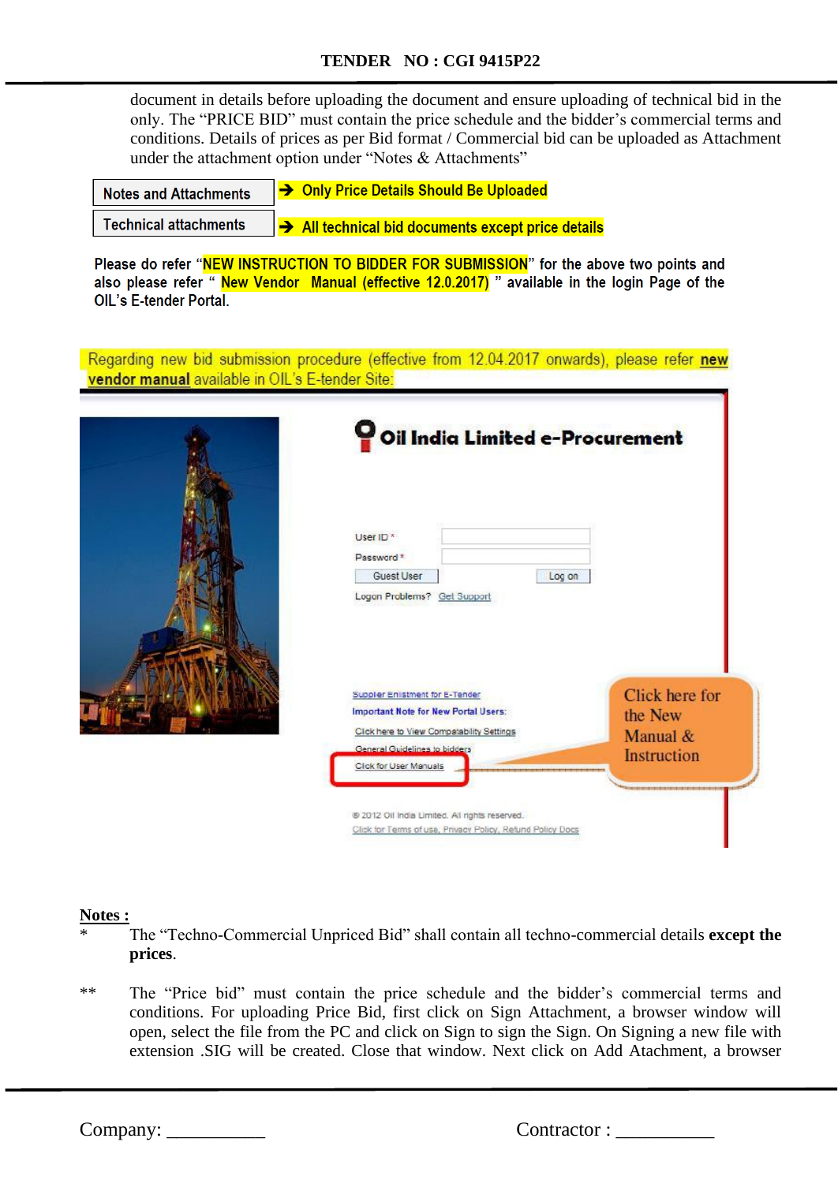document in details before uploading the document and ensure uploading of technical bid in the only. The "PRICE BID" must contain the price schedule and the bidder's commercial terms and conditions. Details of prices as per Bid format / Commercial bid can be uploaded as Attachment under the attachment option under "Notes & Attachments"

| Notes and Attachments | ➔ Only Price Details Should Be Uploaded |
|---|---|
| Technical attachments | ➔ All technical bid documents except price details |

Please do refer "NEW INSTRUCTION TO BIDDER FOR SUBMISSION" for the above two points and also please refer " New Vendor Manual (effective 12.0.2017) " available in the login Page of the OIL's E-tender Portal.

Regarding new bid submission procedure (effective from 12.04.2017 onwards), please refer **new vendor manual** available in OIL's E-tender Site:

Oil India Limited e-Procurement

User ID *
Password *
Guest User | Log on
Logon Problems? Get Support

Supplier Enlistment for E-Tender
Important Note for New Portal Users:
Click here to View Compatability Settings
General Guidelines to bidders
Click for User Manuals

Click here for the New Manual & Instruction

© 2012 Oil India Limited. All rights reserved.
Click for Terms of use, Privacy Policy, Refund Policy Docs

**Notes :**

\* The "Techno-Commercial Unpriced Bid" shall contain all techno-commercial details **except the prices**.

\** The "Price bid" must contain the price schedule and the bidder's commercial terms and conditions. For uploading Price Bid, first click on Sign Attachment, a browser window will open, select the file from the PC and click on Sign to sign the Sign. On Signing a new file with extension .SIG will be created. Close that window. Next click on Add Atachment, a browser

Company: __________ Contractor : __________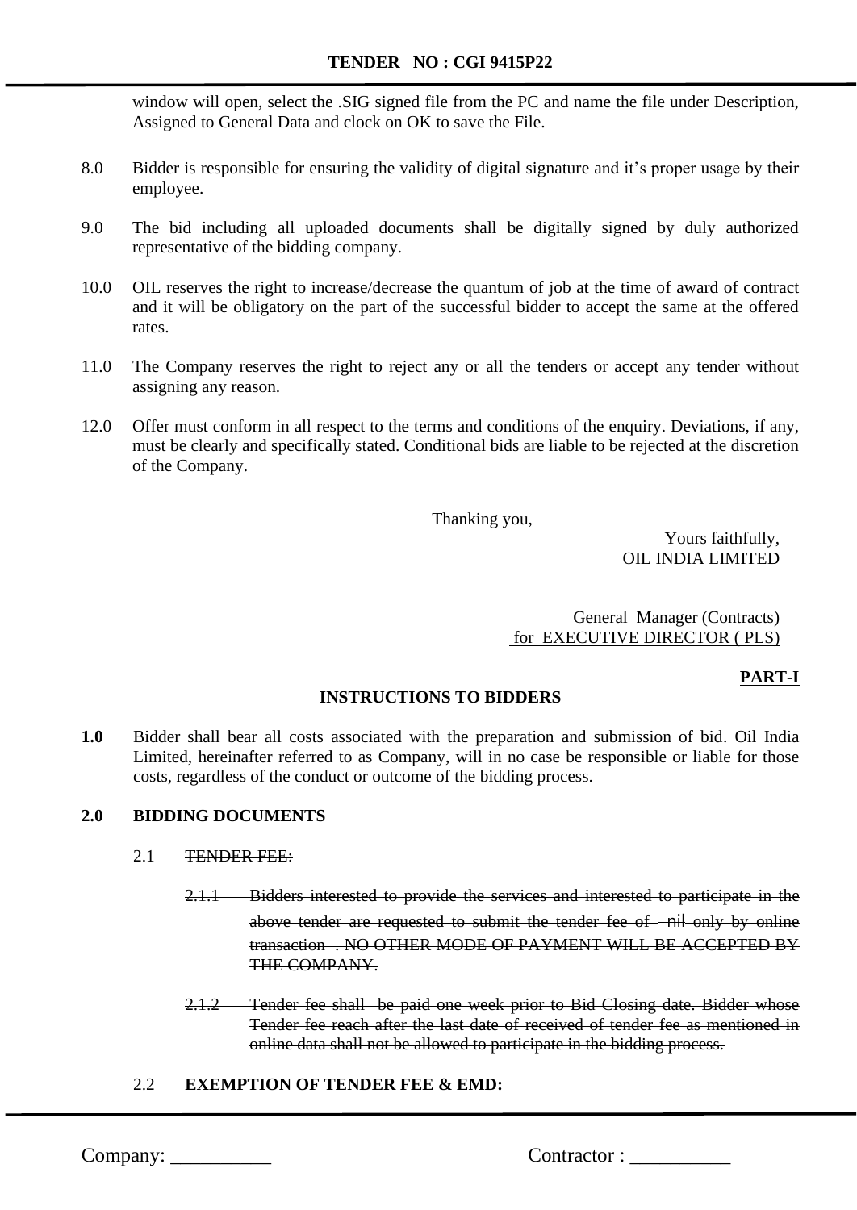window will open, select the .SIG signed file from the PC and name the file under Description, Assigned to General Data and clock on OK to save the File.

8.0 Bidder is responsible for ensuring the validity of digital signature and it's proper usage by their employee.

9.0 The bid including all uploaded documents shall be digitally signed by duly authorized representative of the bidding company.

10.0 OIL reserves the right to increase/decrease the quantum of job at the time of award of contract and it will be obligatory on the part of the successful bidder to accept the same at the offered rates.

11.0 The Company reserves the right to reject any or all the tenders or accept any tender without assigning any reason.

12.0 Offer must conform in all respect to the terms and conditions of the enquiry. Deviations, if any, must be clearly and specifically stated. Conditional bids are liable to be rejected at the discretion of the Company.

Thanking you,

Yours faithfully,
OIL INDIA LIMITED

General Manager (Contracts)
for EXECUTIVE DIRECTOR ( PLS)

**PART-I**

## INSTRUCTIONS TO BIDDERS

**1.0** Bidder shall bear all costs associated with the preparation and submission of bid. Oil India Limited, hereinafter referred to as Company, will in no case be responsible or liable for those costs, regardless of the conduct or outcome of the bidding process.

**2.0 BIDDING DOCUMENTS**

2.1 ~~TENDER FEE:~~

~~2.1.1 Bidders interested to provide the services and interested to participate in the above tender are requested to submit the tender fee of nil only by online transaction . NO OTHER MODE OF PAYMENT WILL BE ACCEPTED BY THE COMPANY.~~

~~2.1.2 Tender fee shall be paid one week prior to Bid Closing date. Bidder whose Tender fee reach after the last date of received of tender fee as mentioned in online data shall not be allowed to participate in the bidding process.~~

2.2 **EXEMPTION OF TENDER FEE & EMD:**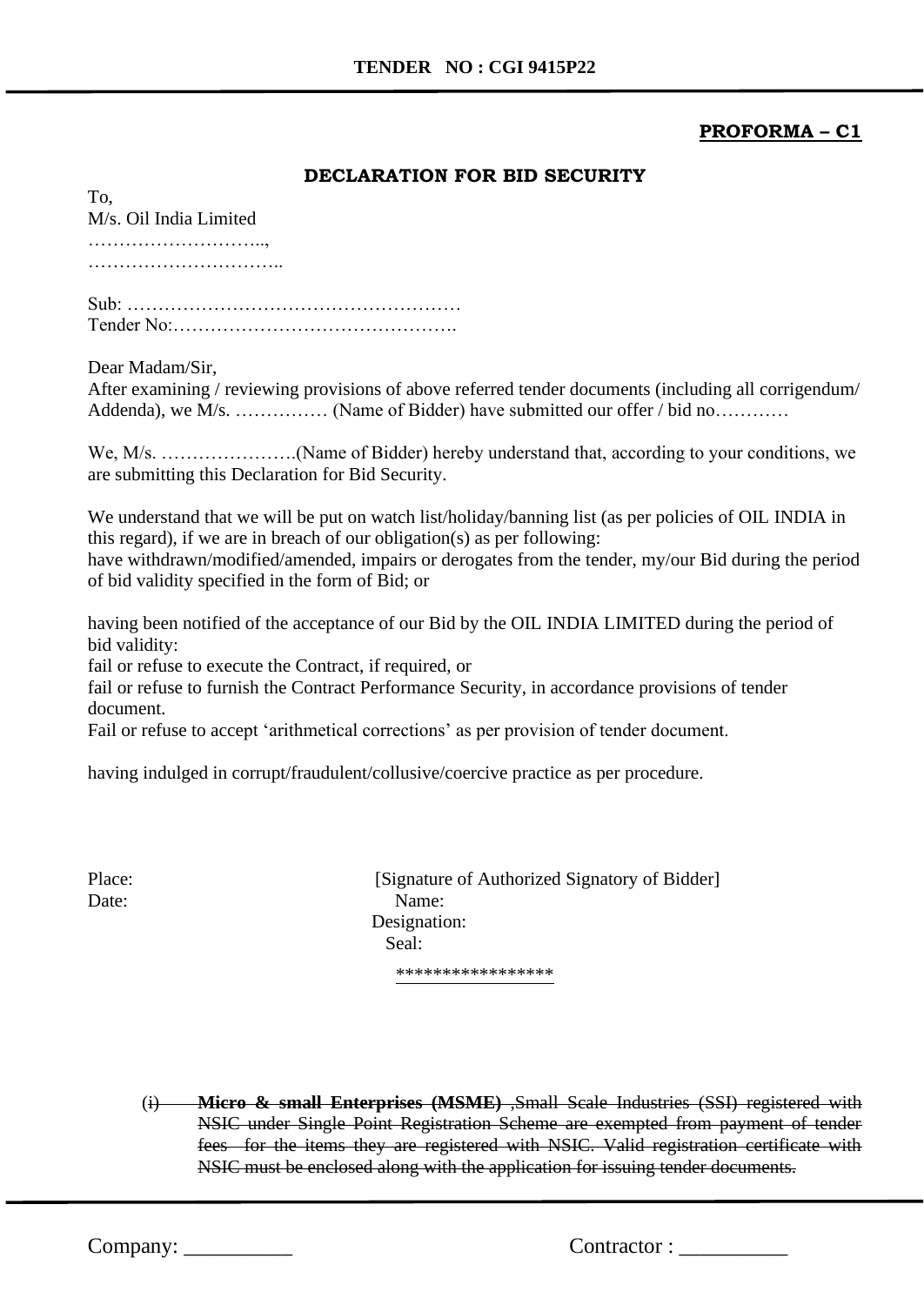**PROFORMA – C1**

## DECLARATION FOR BID SECURITY

To,
M/s. Oil India Limited
………………………..,
…………………………..

Sub: ………………………………………………
Tender No:……………………………………….

Dear Madam/Sir,
After examining / reviewing provisions of above referred tender documents (including all corrigendum/ Addenda), we M/s. …………… (Name of Bidder) have submitted our offer / bid no…………

We, M/s. ………………….(Name of Bidder) hereby understand that, according to your conditions, we are submitting this Declaration for Bid Security.

We understand that we will be put on watch list/holiday/banning list (as per policies of OIL INDIA in this regard), if we are in breach of our obligation(s) as per following:
have withdrawn/modified/amended, impairs or derogates from the tender, my/our Bid during the period of bid validity specified in the form of Bid; or

having been notified of the acceptance of our Bid by the OIL INDIA LIMITED during the period of bid validity:
fail or refuse to execute the Contract, if required, or
fail or refuse to furnish the Contract Performance Security, in accordance provisions of tender document.
Fail or refuse to accept 'arithmetical corrections' as per provision of tender document.

having indulged in corrupt/fraudulent/collusive/coercive practice as per procedure.

Place: [Signature of Authorized Signatory of Bidder]
Date: Name:
Designation:
Seal:

*****************

~~(i) **Micro & small Enterprises (MSME)** ,Small Scale Industries (SSI) registered with NSIC under Single Point Registration Scheme are exempted from payment of tender fees for the items they are registered with NSIC. Valid registration certificate with NSIC must be enclosed along with the application for issuing tender documents.~~

Company: __________ Contractor : __________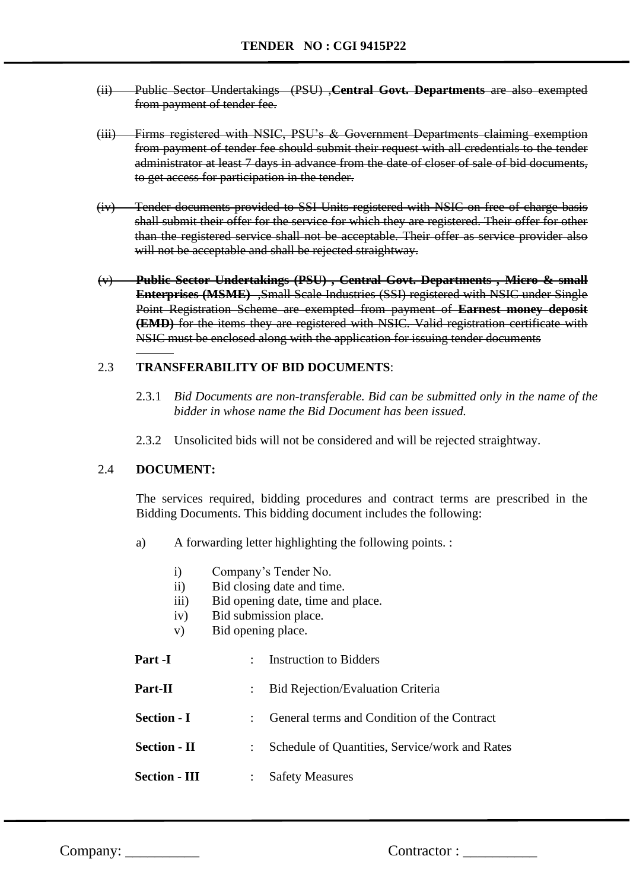~~(ii) Public Sector Undertakings (PSU) ,**Central Govt. Departments** are also exempted from payment of tender fee.~~

~~(iii) Firms registered with NSIC, PSU's & Government Departments claiming exemption from payment of tender fee should submit their request with all credentials to the tender administrator at least 7 days in advance from the date of closer of sale of bid documents, to get access for participation in the tender.~~

~~(iv) Tender documents provided to SSI Units registered with NSIC on free of charge basis shall submit their offer for the service for which they are registered. Their offer for other than the registered service shall not be acceptable. Their offer as service provider also will not be acceptable and shall be rejected straightway.~~

~~(v) **Public Sector Undertakings (PSU) , Central Govt. Departments , Micro & small Enterprises (MSME)** ,Small Scale Industries (SSI) registered with NSIC under Single Point Registration Scheme are exempted from payment of **Earnest money deposit (EMD)** for the items they are registered with NSIC. Valid registration certificate with NSIC must be enclosed along with the application for issuing tender documents~~

2.3 **TRANSFERABILITY OF BID DOCUMENTS**:

2.3.1 *Bid Documents are non-transferable. Bid can be submitted only in the name of the bidder in whose name the Bid Document has been issued.*

2.3.2 Unsolicited bids will not be considered and will be rejected straightway.

2.4 **DOCUMENT:**

The services required, bidding procedures and contract terms are prescribed in the Bidding Documents. This bidding document includes the following:

a) A forwarding letter highlighting the following points. :

i) Company's Tender No.
ii) Bid closing date and time.
iii) Bid opening date, time and place.
iv) Bid submission place.
v) Bid opening place.

| | | |
|---|---|---|
| **Part -I** | : | Instruction to Bidders |
| **Part-II** | : | Bid Rejection/Evaluation Criteria |
| **Section - I** | : | General terms and Condition of the Contract |
| **Section - II** | : | Schedule of Quantities, Service/work and Rates |
| **Section - III** | : | Safety Measures |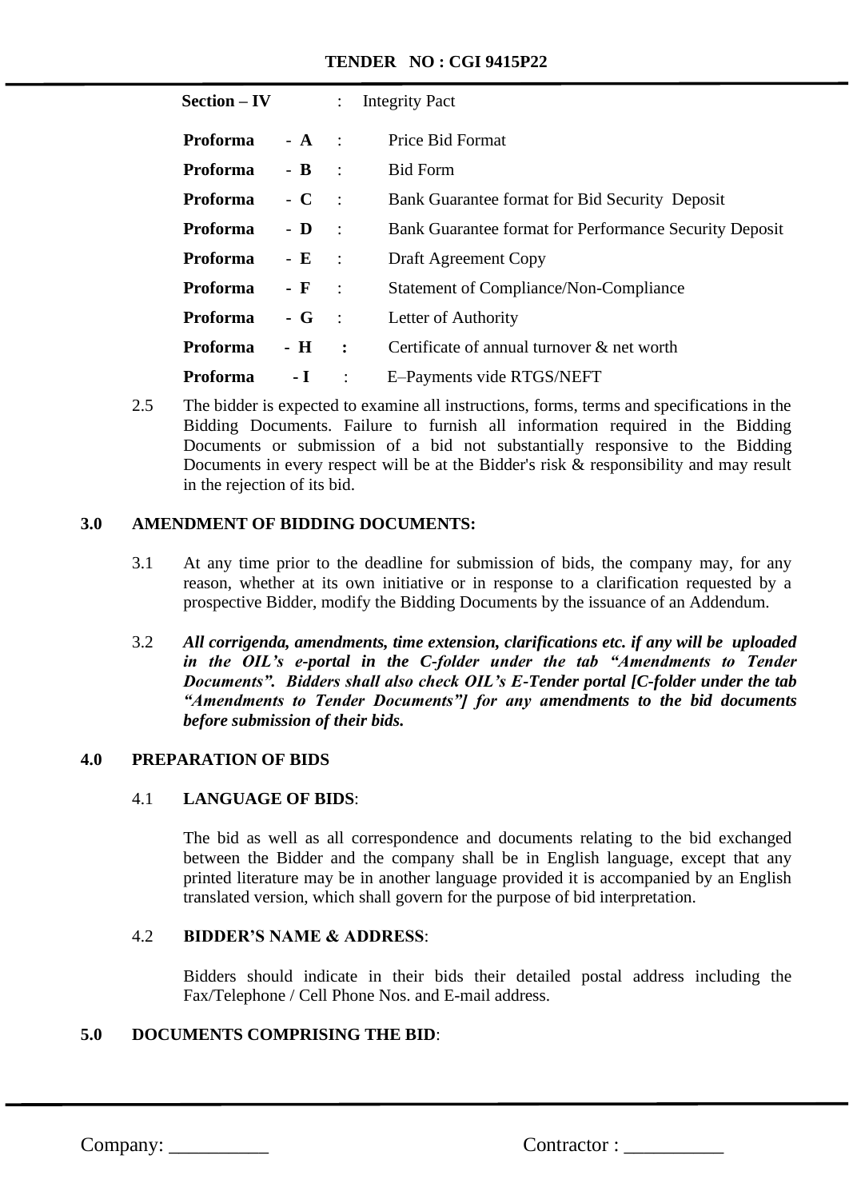| | | |
|---|---|---|
| **Section – IV** | : | Integrity Pact |
| **Proforma - A** | : | Price Bid Format |
| **Proforma - B** | : | Bid Form |
| **Proforma - C** | : | Bank Guarantee format for Bid Security Deposit |
| **Proforma - D** | : | Bank Guarantee format for Performance Security Deposit |
| **Proforma - E** | : | Draft Agreement Copy |
| **Proforma - F** | : | Statement of Compliance/Non-Compliance |
| **Proforma - G** | : | Letter of Authority |
| **Proforma - H** | : | Certificate of annual turnover & net worth |
| **Proforma - I** | : | E–Payments vide RTGS/NEFT |

2.5 The bidder is expected to examine all instructions, forms, terms and specifications in the Bidding Documents. Failure to furnish all information required in the Bidding Documents or submission of a bid not substantially responsive to the Bidding Documents in every respect will be at the Bidder's risk & responsibility and may result in the rejection of its bid.

## 3.0 AMENDMENT OF BIDDING DOCUMENTS:

3.1 At any time prior to the deadline for submission of bids, the company may, for any reason, whether at its own initiative or in response to a clarification requested by a prospective Bidder, modify the Bidding Documents by the issuance of an Addendum.

3.2 ***All corrigenda, amendments, time extension, clarifications etc. if any will be uploaded in the OIL's e-portal in the C-folder under the tab "Amendments to Tender Documents". Bidders shall also check OIL's E-Tender portal [C-folder under the tab "Amendments to Tender Documents"] for any amendments to the bid documents before submission of their bids.***

## 4.0 PREPARATION OF BIDS

### 4.1 LANGUAGE OF BIDS:

The bid as well as all correspondence and documents relating to the bid exchanged between the Bidder and the company shall be in English language, except that any printed literature may be in another language provided it is accompanied by an English translated version, which shall govern for the purpose of bid interpretation.

### 4.2 BIDDER'S NAME & ADDRESS:

Bidders should indicate in their bids their detailed postal address including the Fax/Telephone / Cell Phone Nos. and E-mail address.

## 5.0 DOCUMENTS COMPRISING THE BID: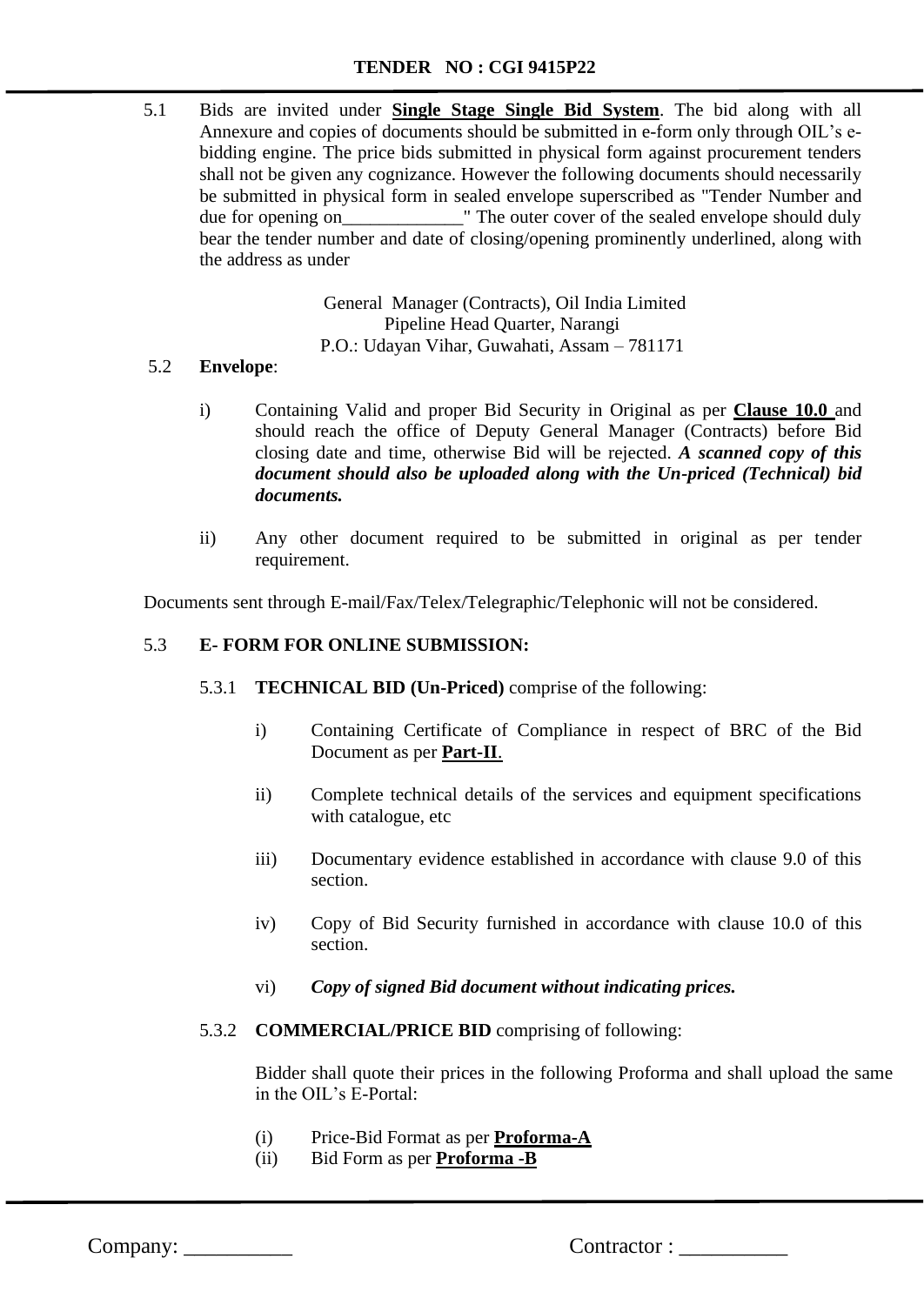5.1 Bids are invited under **Single Stage Single Bid System**. The bid along with all Annexure and copies of documents should be submitted in e-form only through OIL's e-bidding engine. The price bids submitted in physical form against procurement tenders shall not be given any cognizance. However the following documents should necessarily be submitted in physical form in sealed envelope superscribed as "Tender Number and due for opening on_____________" The outer cover of the sealed envelope should duly bear the tender number and date of closing/opening prominently underlined, along with the address as under

General Manager (Contracts), Oil India Limited
Pipeline Head Quarter, Narangi
P.O.: Udayan Vihar, Guwahati, Assam – 781171

5.2 **Envelope**:

i) Containing Valid and proper Bid Security in Original as per **Clause 10.0** and should reach the office of Deputy General Manager (Contracts) before Bid closing date and time, otherwise Bid will be rejected. ***A scanned copy of this document should also be uploaded along with the Un-priced (Technical) bid documents.***

ii) Any other document required to be submitted in original as per tender requirement.

Documents sent through E-mail/Fax/Telex/Telegraphic/Telephonic will not be considered.

5.3 **E- FORM FOR ONLINE SUBMISSION:**

5.3.1 **TECHNICAL BID (Un-Priced)** comprise of the following:

i) Containing Certificate of Compliance in respect of BRC of the Bid Document as per **Part-II**.

ii) Complete technical details of the services and equipment specifications with catalogue, etc

iii) Documentary evidence established in accordance with clause 9.0 of this section.

iv) Copy of Bid Security furnished in accordance with clause 10.0 of this section.

vi) ***Copy of signed Bid document without indicating prices.***

5.3.2 **COMMERCIAL/PRICE BID** comprising of following:

Bidder shall quote their prices in the following Proforma and shall upload the same in the OIL's E-Portal:

(i) Price-Bid Format as per **Proforma-A**
(ii) Bid Form as per **Proforma -B**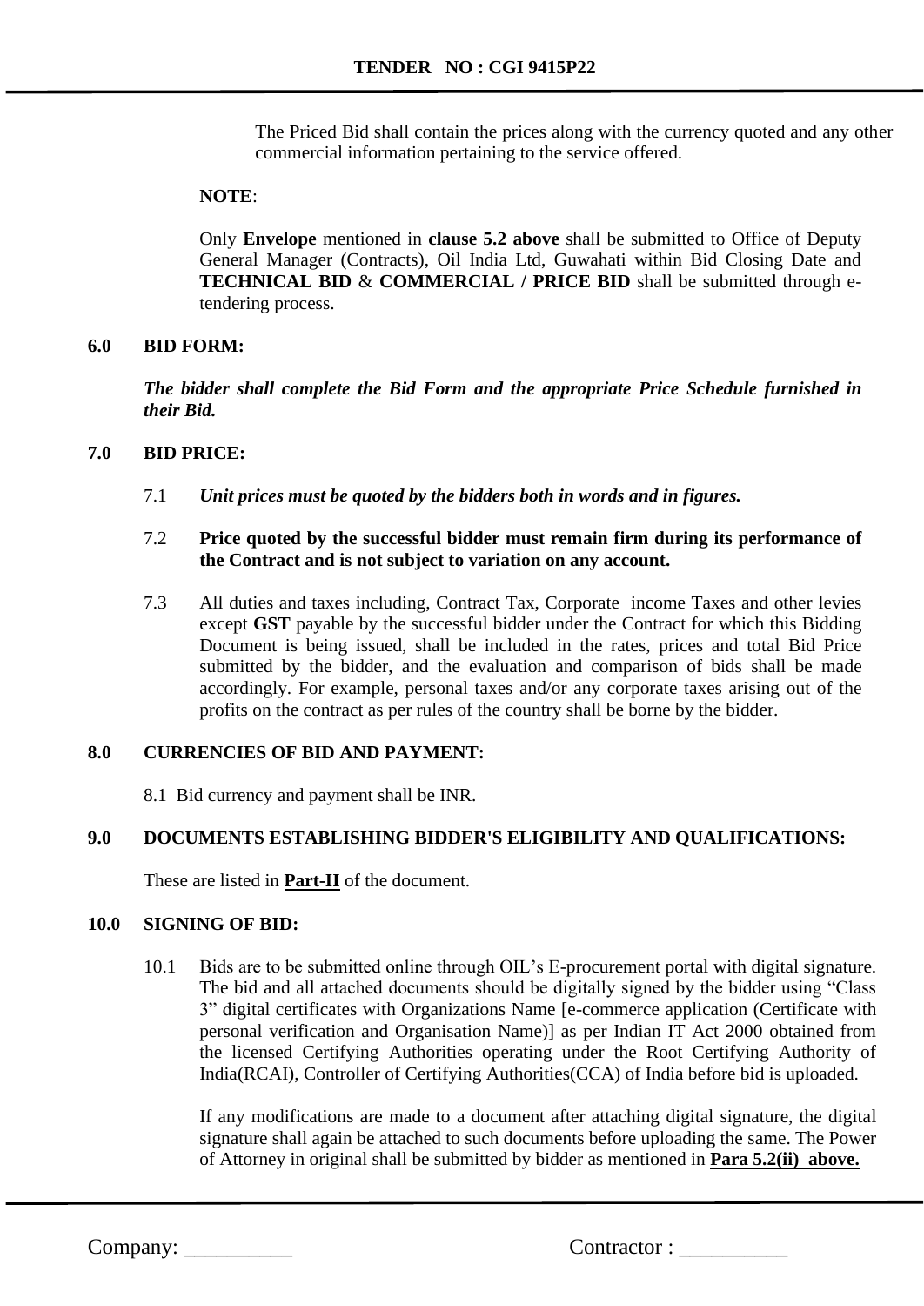The Priced Bid shall contain the prices along with the currency quoted and any other commercial information pertaining to the service offered.

**NOTE**:

Only **Envelope** mentioned in **clause 5.2 above** shall be submitted to Office of Deputy General Manager (Contracts), Oil India Ltd, Guwahati within Bid Closing Date and **TECHNICAL BID** & **COMMERCIAL / PRICE BID** shall be submitted through e-tendering process.

## 6.0 BID FORM:

***The bidder shall complete the Bid Form and the appropriate Price Schedule furnished in their Bid.***

## 7.0 BID PRICE:

7.1 ***Unit prices must be quoted by the bidders both in words and in figures.***

7.2 **Price quoted by the successful bidder must remain firm during its performance of the Contract and is not subject to variation on any account.**

7.3 All duties and taxes including, Contract Tax, Corporate income Taxes and other levies except **GST** payable by the successful bidder under the Contract for which this Bidding Document is being issued, shall be included in the rates, prices and total Bid Price submitted by the bidder, and the evaluation and comparison of bids shall be made accordingly. For example, personal taxes and/or any corporate taxes arising out of the profits on the contract as per rules of the country shall be borne by the bidder.

## 8.0 CURRENCIES OF BID AND PAYMENT:

8.1 Bid currency and payment shall be INR.

## 9.0 DOCUMENTS ESTABLISHING BIDDER'S ELIGIBILITY AND QUALIFICATIONS:

These are listed in **Part-II** of the document.

## 10.0 SIGNING OF BID:

10.1 Bids are to be submitted online through OIL's E-procurement portal with digital signature. The bid and all attached documents should be digitally signed by the bidder using "Class 3" digital certificates with Organizations Name [e-commerce application (Certificate with personal verification and Organisation Name)] as per Indian IT Act 2000 obtained from the licensed Certifying Authorities operating under the Root Certifying Authority of India(RCAI), Controller of Certifying Authorities(CCA) of India before bid is uploaded.

If any modifications are made to a document after attaching digital signature, the digital signature shall again be attached to such documents before uploading the same. The Power of Attorney in original shall be submitted by bidder as mentioned in **Para 5.2(ii) above.**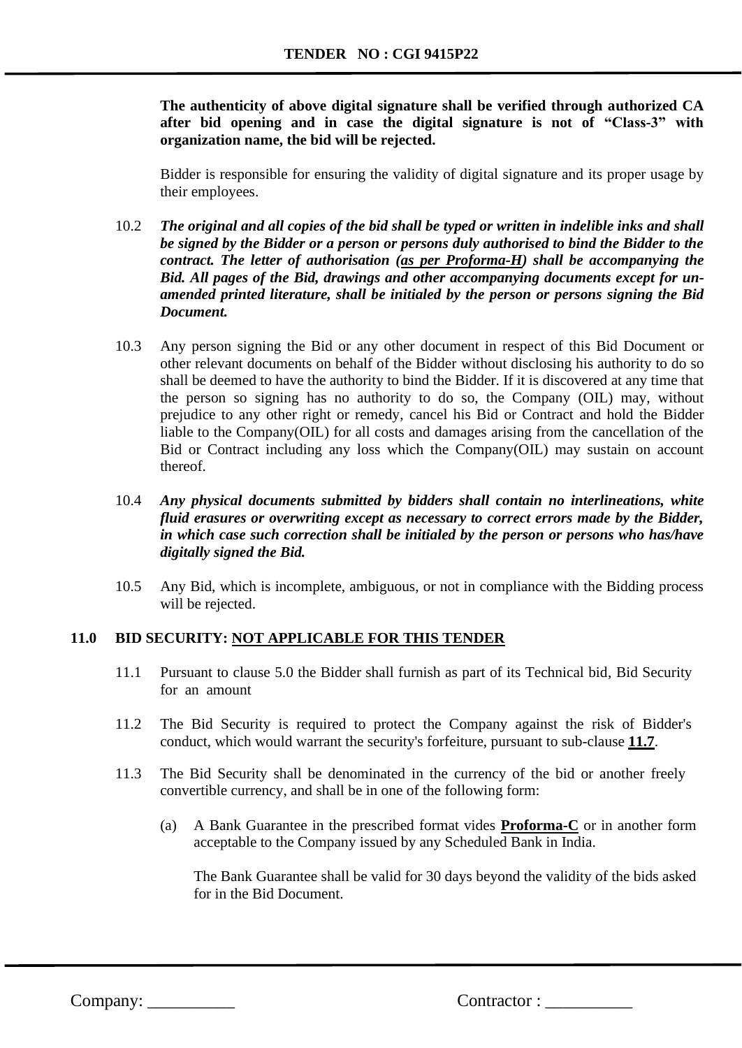**The authenticity of above digital signature shall be verified through authorized CA after bid opening and in case the digital signature is not of "Class-3" with organization name, the bid will be rejected.**

Bidder is responsible for ensuring the validity of digital signature and its proper usage by their employees.

10.2 ***The original and all copies of the bid shall be typed or written in indelible inks and shall be signed by the Bidder or a person or persons duly authorised to bind the Bidder to the contract. The letter of authorisation (as per Proforma-H) shall be accompanying the Bid. All pages of the Bid, drawings and other accompanying documents except for un-amended printed literature, shall be initialed by the person or persons signing the Bid Document.***

10.3 Any person signing the Bid or any other document in respect of this Bid Document or other relevant documents on behalf of the Bidder without disclosing his authority to do so shall be deemed to have the authority to bind the Bidder. If it is discovered at any time that the person so signing has no authority to do so, the Company (OIL) may, without prejudice to any other right or remedy, cancel his Bid or Contract and hold the Bidder liable to the Company(OIL) for all costs and damages arising from the cancellation of the Bid or Contract including any loss which the Company(OIL) may sustain on account thereof.

10.4 ***Any physical documents submitted by bidders shall contain no interlineations, white fluid erasures or overwriting except as necessary to correct errors made by the Bidder, in which case such correction shall be initialed by the person or persons who has/have digitally signed the Bid.***

10.5 Any Bid, which is incomplete, ambiguous, or not in compliance with the Bidding process will be rejected.

## 11.0 BID SECURITY: NOT APPLICABLE FOR THIS TENDER

11.1 Pursuant to clause 5.0 the Bidder shall furnish as part of its Technical bid, Bid Security for an amount

11.2 The Bid Security is required to protect the Company against the risk of Bidder's conduct, which would warrant the security's forfeiture, pursuant to sub-clause **11.7**.

11.3 The Bid Security shall be denominated in the currency of the bid or another freely convertible currency, and shall be in one of the following form:

(a) A Bank Guarantee in the prescribed format vides **Proforma-C** or in another form acceptable to the Company issued by any Scheduled Bank in India.

The Bank Guarantee shall be valid for 30 days beyond the validity of the bids asked for in the Bid Document.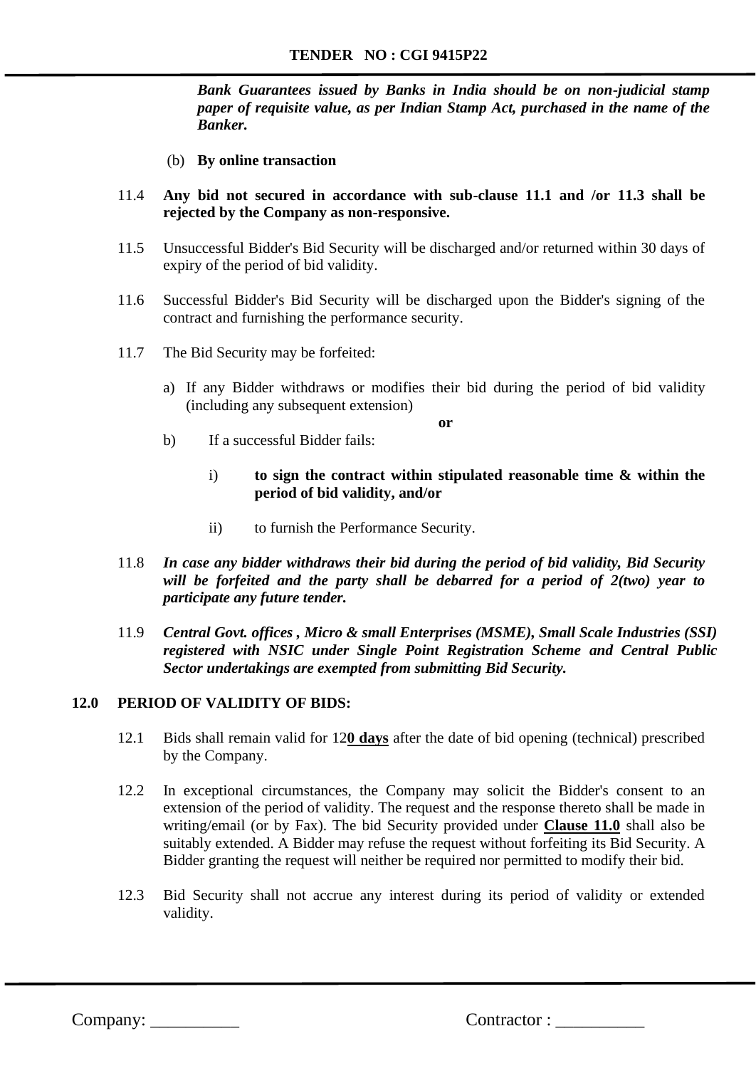***Bank Guarantees issued by Banks in India should be on non-judicial stamp paper of requisite value, as per Indian Stamp Act, purchased in the name of the Banker.***

(b) **By online transaction**

11.4 **Any bid not secured in accordance with sub-clause 11.1 and /or 11.3 shall be rejected by the Company as non-responsive.**

11.5 Unsuccessful Bidder's Bid Security will be discharged and/or returned within 30 days of expiry of the period of bid validity.

11.6 Successful Bidder's Bid Security will be discharged upon the Bidder's signing of the contract and furnishing the performance security.

11.7 The Bid Security may be forfeited:

a) If any Bidder withdraws or modifies their bid during the period of bid validity (including any subsequent extension)

**or**

b) If a successful Bidder fails:

i) **to sign the contract within stipulated reasonable time & within the period of bid validity, and/or**

ii) to furnish the Performance Security.

11.8 ***In case any bidder withdraws their bid during the period of bid validity, Bid Security will be forfeited and the party shall be debarred for a period of 2(two) year to participate any future tender.***

11.9 ***Central Govt. offices , Micro & small Enterprises (MSME), Small Scale Industries (SSI) registered with NSIC under Single Point Registration Scheme and Central Public Sector undertakings are exempted from submitting Bid Security.***

**12.0 PERIOD OF VALIDITY OF BIDS:**

12.1 Bids shall remain valid for 12**<u>0 days</u>** after the date of bid opening (technical) prescribed by the Company.

12.2 In exceptional circumstances, the Company may solicit the Bidder's consent to an extension of the period of validity. The request and the response thereto shall be made in writing/email (or by Fax). The bid Security provided under **<u>Clause 11.0</u>** shall also be suitably extended. A Bidder may refuse the request without forfeiting its Bid Security. A Bidder granting the request will neither be required nor permitted to modify their bid.

12.3 Bid Security shall not accrue any interest during its period of validity or extended validity.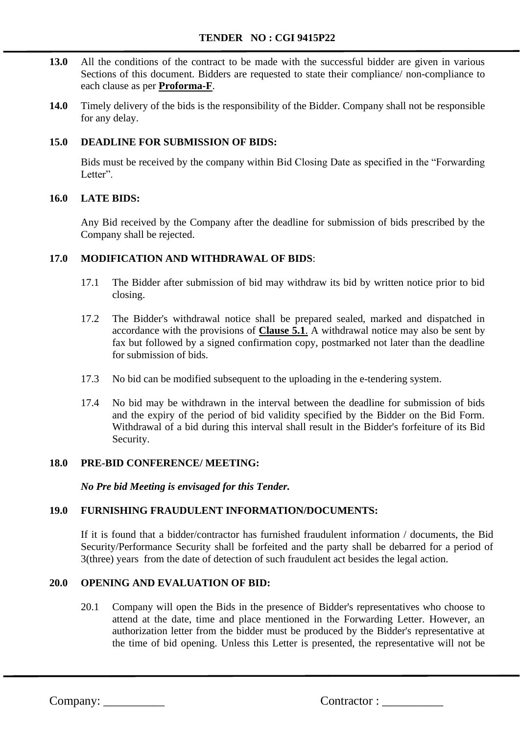**13.0** All the conditions of the contract to be made with the successful bidder are given in various Sections of this document. Bidders are requested to state their compliance/ non-compliance to each clause as per **Proforma-F**.

**14.0** Timely delivery of the bids is the responsibility of the Bidder. Company shall not be responsible for any delay.

**15.0 DEADLINE FOR SUBMISSION OF BIDS:**

Bids must be received by the company within Bid Closing Date as specified in the "Forwarding Letter".

**16.0 LATE BIDS:**

Any Bid received by the Company after the deadline for submission of bids prescribed by the Company shall be rejected.

**17.0 MODIFICATION AND WITHDRAWAL OF BIDS**:

17.1 The Bidder after submission of bid may withdraw its bid by written notice prior to bid closing.

17.2 The Bidder's withdrawal notice shall be prepared sealed, marked and dispatched in accordance with the provisions of **Clause 5.1**. A withdrawal notice may also be sent by fax but followed by a signed confirmation copy, postmarked not later than the deadline for submission of bids.

17.3 No bid can be modified subsequent to the uploading in the e-tendering system.

17.4 No bid may be withdrawn in the interval between the deadline for submission of bids and the expiry of the period of bid validity specified by the Bidder on the Bid Form. Withdrawal of a bid during this interval shall result in the Bidder's forfeiture of its Bid Security.

**18.0 PRE-BID CONFERENCE/ MEETING:**

***No Pre bid Meeting is envisaged for this Tender.***

**19.0 FURNISHING FRAUDULENT INFORMATION/DOCUMENTS:**

If it is found that a bidder/contractor has furnished fraudulent information / documents, the Bid Security/Performance Security shall be forfeited and the party shall be debarred for a period of 3(three) years from the date of detection of such fraudulent act besides the legal action.

**20.0 OPENING AND EVALUATION OF BID:**

20.1 Company will open the Bids in the presence of Bidder's representatives who choose to attend at the date, time and place mentioned in the Forwarding Letter. However, an authorization letter from the bidder must be produced by the Bidder's representative at the time of bid opening. Unless this Letter is presented, the representative will not be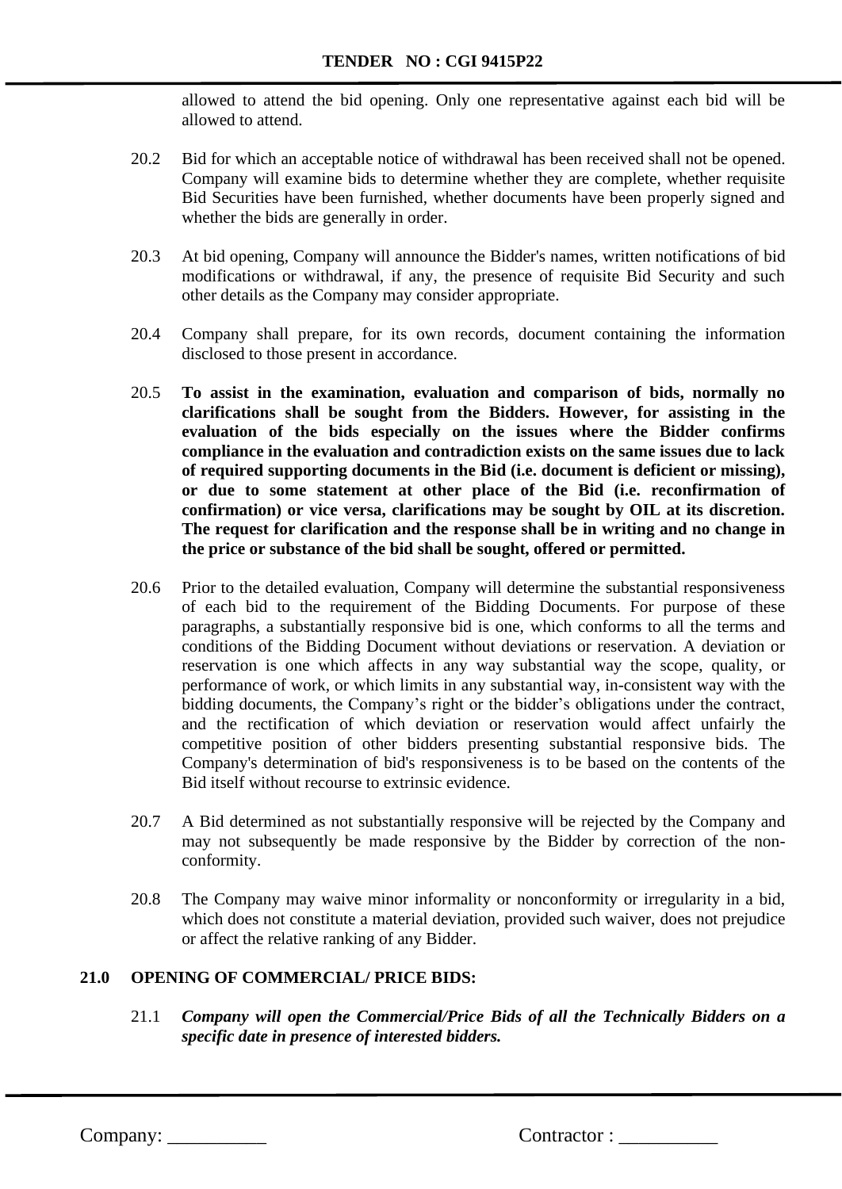allowed to attend the bid opening. Only one representative against each bid will be allowed to attend.

20.2 Bid for which an acceptable notice of withdrawal has been received shall not be opened. Company will examine bids to determine whether they are complete, whether requisite Bid Securities have been furnished, whether documents have been properly signed and whether the bids are generally in order.

20.3 At bid opening, Company will announce the Bidder's names, written notifications of bid modifications or withdrawal, if any, the presence of requisite Bid Security and such other details as the Company may consider appropriate.

20.4 Company shall prepare, for its own records, document containing the information disclosed to those present in accordance.

20.5 **To assist in the examination, evaluation and comparison of bids, normally no clarifications shall be sought from the Bidders. However, for assisting in the evaluation of the bids especially on the issues where the Bidder confirms compliance in the evaluation and contradiction exists on the same issues due to lack of required supporting documents in the Bid (i.e. document is deficient or missing), or due to some statement at other place of the Bid (i.e. reconfirmation of confirmation) or vice versa, clarifications may be sought by OIL at its discretion. The request for clarification and the response shall be in writing and no change in the price or substance of the bid shall be sought, offered or permitted.**

20.6 Prior to the detailed evaluation, Company will determine the substantial responsiveness of each bid to the requirement of the Bidding Documents. For purpose of these paragraphs, a substantially responsive bid is one, which conforms to all the terms and conditions of the Bidding Document without deviations or reservation. A deviation or reservation is one which affects in any way substantial way the scope, quality, or performance of work, or which limits in any substantial way, in-consistent way with the bidding documents, the Company's right or the bidder's obligations under the contract, and the rectification of which deviation or reservation would affect unfairly the competitive position of other bidders presenting substantial responsive bids. The Company's determination of bid's responsiveness is to be based on the contents of the Bid itself without recourse to extrinsic evidence.

20.7 A Bid determined as not substantially responsive will be rejected by the Company and may not subsequently be made responsive by the Bidder by correction of the non-conformity.

20.8 The Company may waive minor informality or nonconformity or irregularity in a bid, which does not constitute a material deviation, provided such waiver, does not prejudice or affect the relative ranking of any Bidder.

## 21.0 OPENING OF COMMERCIAL/ PRICE BIDS:

21.1 ***Company will open the Commercial/Price Bids of all the Technically Bidders on a specific date in presence of interested bidders.***

Company: __________ Contractor : __________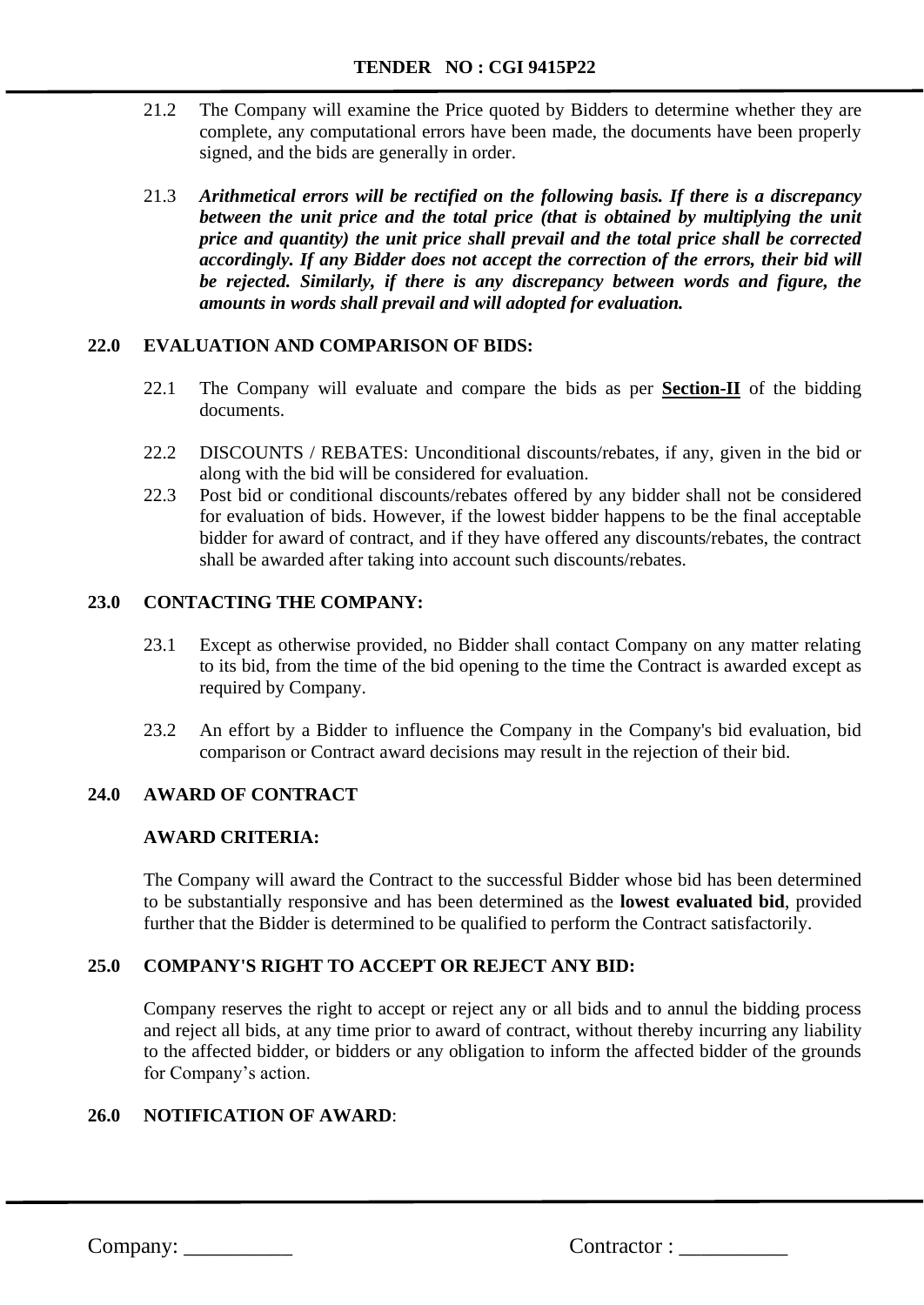21.2 The Company will examine the Price quoted by Bidders to determine whether they are complete, any computational errors have been made, the documents have been properly signed, and the bids are generally in order.

21.3 ***Arithmetical errors will be rectified on the following basis. If there is a discrepancy between the unit price and the total price (that is obtained by multiplying the unit price and quantity) the unit price shall prevail and the total price shall be corrected accordingly. If any Bidder does not accept the correction of the errors, their bid will be rejected. Similarly, if there is any discrepancy between words and figure, the amounts in words shall prevail and will adopted for evaluation.***

## 22.0 EVALUATION AND COMPARISON OF BIDS:

22.1 The Company will evaluate and compare the bids as per **Section-II** of the bidding documents.

22.2 DISCOUNTS / REBATES: Unconditional discounts/rebates, if any, given in the bid or along with the bid will be considered for evaluation.

22.3 Post bid or conditional discounts/rebates offered by any bidder shall not be considered for evaluation of bids. However, if the lowest bidder happens to be the final acceptable bidder for award of contract, and if they have offered any discounts/rebates, the contract shall be awarded after taking into account such discounts/rebates.

## 23.0 CONTACTING THE COMPANY:

23.1 Except as otherwise provided, no Bidder shall contact Company on any matter relating to its bid, from the time of the bid opening to the time the Contract is awarded except as required by Company.

23.2 An effort by a Bidder to influence the Company in the Company's bid evaluation, bid comparison or Contract award decisions may result in the rejection of their bid.

## 24.0 AWARD OF CONTRACT

**AWARD CRITERIA:**

The Company will award the Contract to the successful Bidder whose bid has been determined to be substantially responsive and has been determined as the **lowest evaluated bid**, provided further that the Bidder is determined to be qualified to perform the Contract satisfactorily.

## 25.0 COMPANY'S RIGHT TO ACCEPT OR REJECT ANY BID:

Company reserves the right to accept or reject any or all bids and to annul the bidding process and reject all bids, at any time prior to award of contract, without thereby incurring any liability to the affected bidder, or bidders or any obligation to inform the affected bidder of the grounds for Company's action.

## 26.0 NOTIFICATION OF AWARD: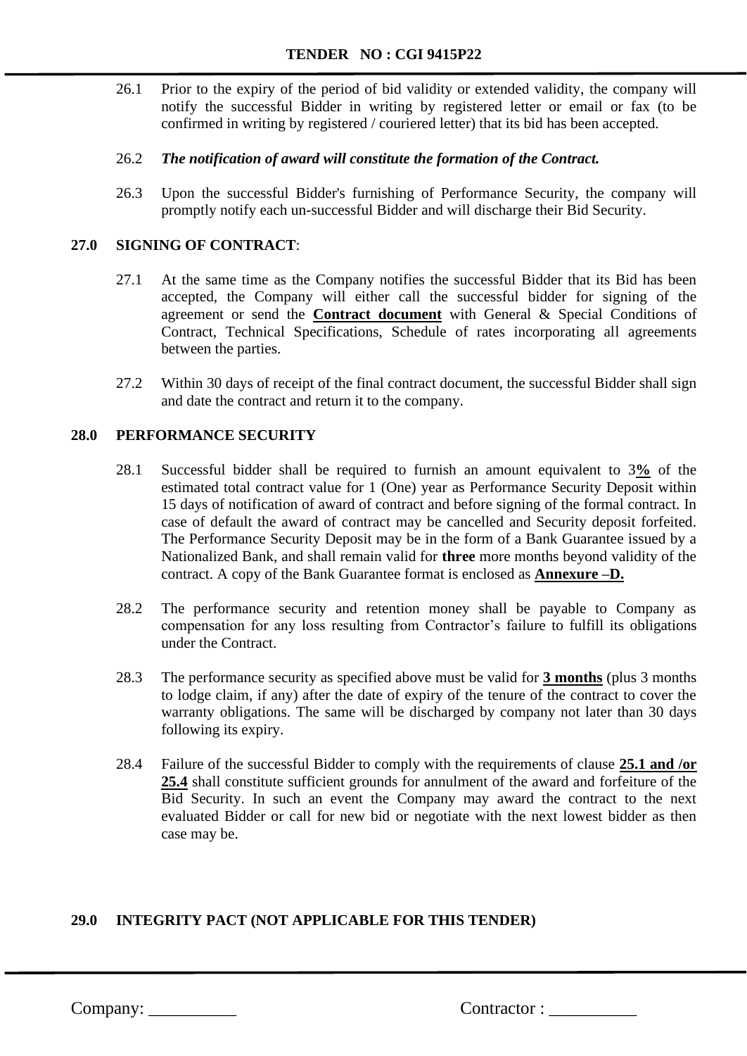26.1 Prior to the expiry of the period of bid validity or extended validity, the company will notify the successful Bidder in writing by registered letter or email or fax (to be confirmed in writing by registered / couriered letter) that its bid has been accepted.

26.2 ***The notification of award will constitute the formation of the Contract.***

26.3 Upon the successful Bidder's furnishing of Performance Security, the company will promptly notify each un-successful Bidder and will discharge their Bid Security.

## 27.0 SIGNING OF CONTRACT:

27.1 At the same time as the Company notifies the successful Bidder that its Bid has been accepted, the Company will either call the successful bidder for signing of the agreement or send the **Contract document** with General & Special Conditions of Contract, Technical Specifications, Schedule of rates incorporating all agreements between the parties.

27.2 Within 30 days of receipt of the final contract document, the successful Bidder shall sign and date the contract and return it to the company.

## 28.0 PERFORMANCE SECURITY

28.1 Successful bidder shall be required to furnish an amount equivalent to 3**%** of the estimated total contract value for 1 (One) year as Performance Security Deposit within 15 days of notification of award of contract and before signing of the formal contract. In case of default the award of contract may be cancelled and Security deposit forfeited. The Performance Security Deposit may be in the form of a Bank Guarantee issued by a Nationalized Bank, and shall remain valid for **three** more months beyond validity of the contract. A copy of the Bank Guarantee format is enclosed as **Annexure –D.**

28.2 The performance security and retention money shall be payable to Company as compensation for any loss resulting from Contractor's failure to fulfill its obligations under the Contract.

28.3 The performance security as specified above must be valid for **3 months** (plus 3 months to lodge claim, if any) after the date of expiry of the tenure of the contract to cover the warranty obligations. The same will be discharged by company not later than 30 days following its expiry.

28.4 Failure of the successful Bidder to comply with the requirements of clause **25.1 and /or 25.4** shall constitute sufficient grounds for annulment of the award and forfeiture of the Bid Security. In such an event the Company may award the contract to the next evaluated Bidder or call for new bid or negotiate with the next lowest bidder as then case may be.

## 29.0 INTEGRITY PACT (NOT APPLICABLE FOR THIS TENDER)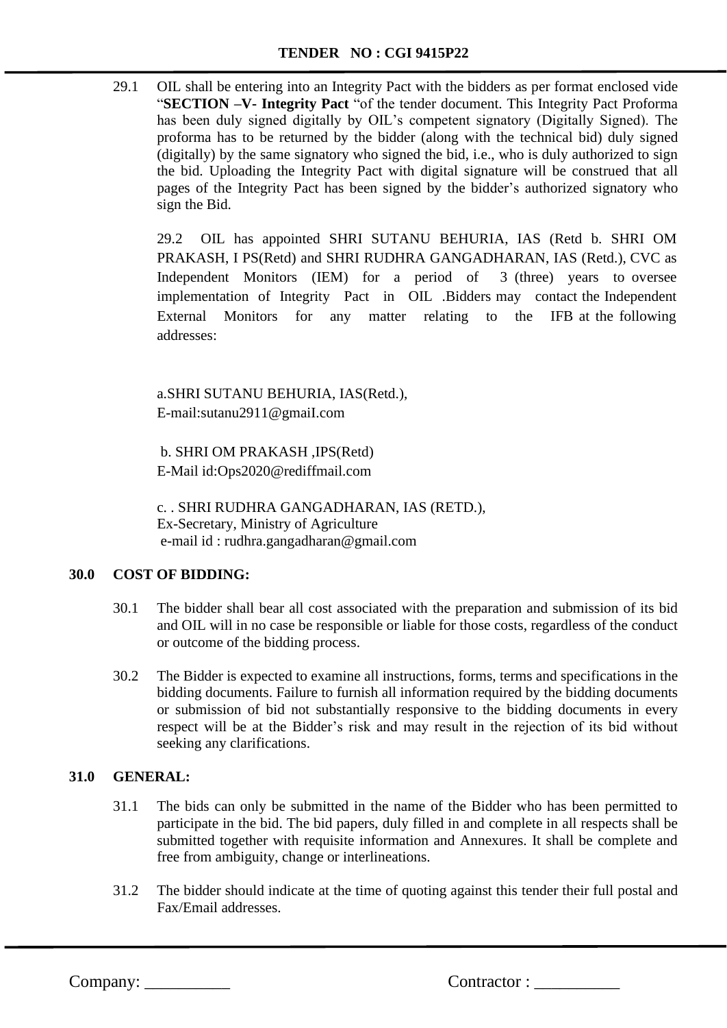29.1 OIL shall be entering into an Integrity Pact with the bidders as per format enclosed vide "**SECTION –V- Integrity Pact** "of the tender document. This Integrity Pact Proforma has been duly signed digitally by OIL's competent signatory (Digitally Signed). The proforma has to be returned by the bidder (along with the technical bid) duly signed (digitally) by the same signatory who signed the bid, i.e., who is duly authorized to sign the bid. Uploading the Integrity Pact with digital signature will be construed that all pages of the Integrity Pact has been signed by the bidder's authorized signatory who sign the Bid.

29.2 OIL has appointed SHRI SUTANU BEHURIA, IAS (Retd b. SHRI OM PRAKASH, I PS(Retd) and SHRI RUDHRA GANGADHARAN, IAS (Retd.), CVC as Independent Monitors (IEM) for a period of 3 (three) years to oversee implementation of Integrity Pact in OIL .Bidders may contact the Independent External Monitors for any matter relating to the IFB at the following addresses:

a.SHRI SUTANU BEHURIA, IAS(Retd.),
E-mail:sutanu2911@gmaiI.com

b. SHRI OM PRAKASH ,IPS(Retd)
E-Mail id:Ops2020@rediffmail.com

c. . SHRI RUDHRA GANGADHARAN, IAS (RETD.),
Ex-Secretary, Ministry of Agriculture
e-mail id : rudhra.gangadharan@gmail.com

## 30.0 COST OF BIDDING:

30.1 The bidder shall bear all cost associated with the preparation and submission of its bid and OIL will in no case be responsible or liable for those costs, regardless of the conduct or outcome of the bidding process.

30.2 The Bidder is expected to examine all instructions, forms, terms and specifications in the bidding documents. Failure to furnish all information required by the bidding documents or submission of bid not substantially responsive to the bidding documents in every respect will be at the Bidder's risk and may result in the rejection of its bid without seeking any clarifications.

## 31.0 GENERAL:

31.1 The bids can only be submitted in the name of the Bidder who has been permitted to participate in the bid. The bid papers, duly filled in and complete in all respects shall be submitted together with requisite information and Annexures. It shall be complete and free from ambiguity, change or interlineations.

31.2 The bidder should indicate at the time of quoting against this tender their full postal and Fax/Email addresses.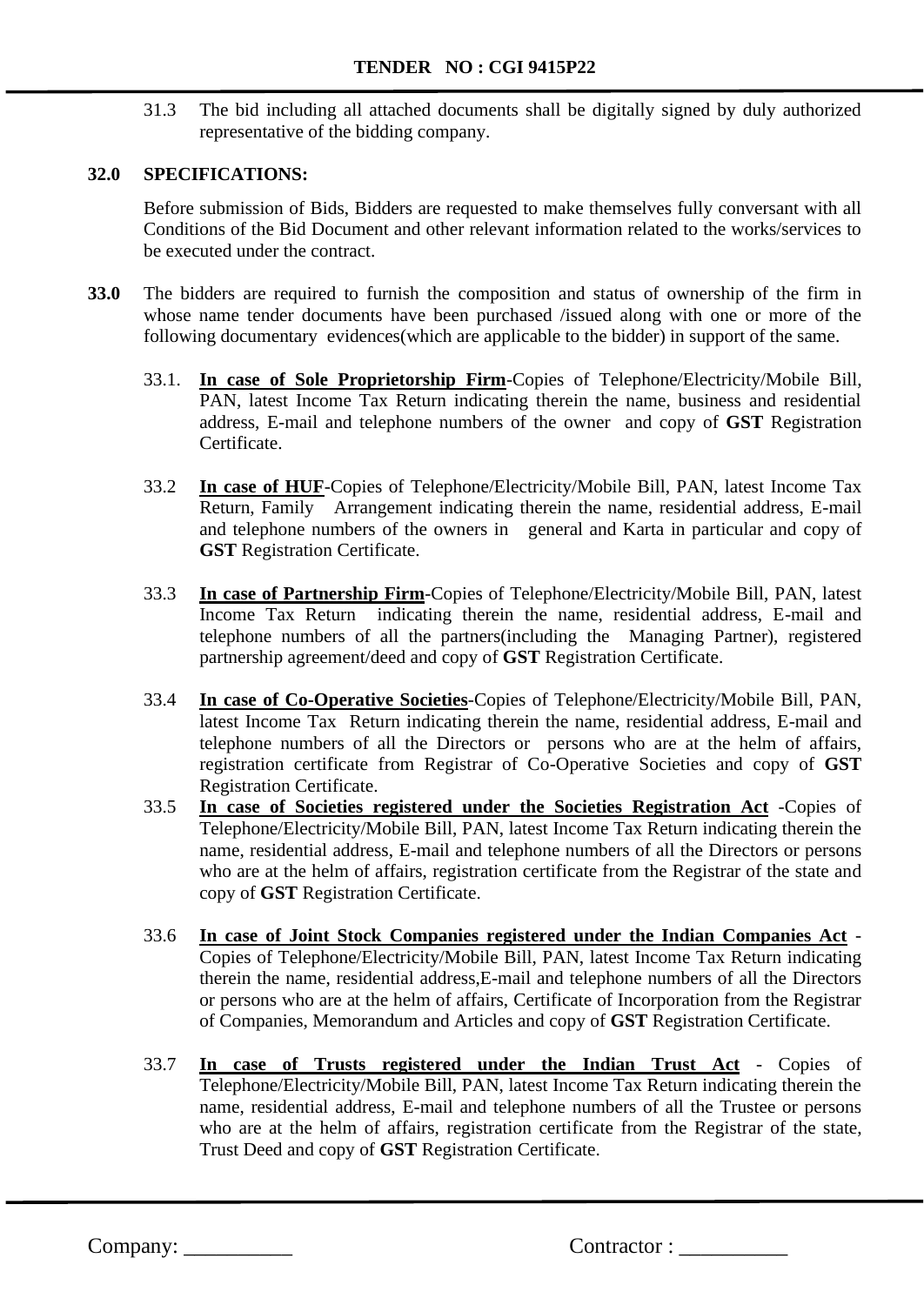31.3 The bid including all attached documents shall be digitally signed by duly authorized representative of the bidding company.

**32.0 SPECIFICATIONS:**

Before submission of Bids, Bidders are requested to make themselves fully conversant with all Conditions of the Bid Document and other relevant information related to the works/services to be executed under the contract.

**33.0** The bidders are required to furnish the composition and status of ownership of the firm in whose name tender documents have been purchased /issued along with one or more of the following documentary evidences(which are applicable to the bidder) in support of the same.

33.1. **In case of Sole Proprietorship Firm**-Copies of Telephone/Electricity/Mobile Bill, PAN, latest Income Tax Return indicating therein the name, business and residential address, E-mail and telephone numbers of the owner and copy of **GST** Registration Certificate.

33.2 **In case of HUF**-Copies of Telephone/Electricity/Mobile Bill, PAN, latest Income Tax Return, Family Arrangement indicating therein the name, residential address, E-mail and telephone numbers of the owners in general and Karta in particular and copy of **GST** Registration Certificate.

33.3 **In case of Partnership Firm**-Copies of Telephone/Electricity/Mobile Bill, PAN, latest Income Tax Return indicating therein the name, residential address, E-mail and telephone numbers of all the partners(including the Managing Partner), registered partnership agreement/deed and copy of **GST** Registration Certificate.

33.4 **In case of Co-Operative Societies**-Copies of Telephone/Electricity/Mobile Bill, PAN, latest Income Tax Return indicating therein the name, residential address, E-mail and telephone numbers of all the Directors or persons who are at the helm of affairs, registration certificate from Registrar of Co-Operative Societies and copy of **GST** Registration Certificate.

33.5 **In case of Societies registered under the Societies Registration Act** -Copies of Telephone/Electricity/Mobile Bill, PAN, latest Income Tax Return indicating therein the name, residential address, E-mail and telephone numbers of all the Directors or persons who are at the helm of affairs, registration certificate from the Registrar of the state and copy of **GST** Registration Certificate.

33.6 **In case of Joint Stock Companies registered under the Indian Companies Act** - Copies of Telephone/Electricity/Mobile Bill, PAN, latest Income Tax Return indicating therein the name, residential address,E-mail and telephone numbers of all the Directors or persons who are at the helm of affairs, Certificate of Incorporation from the Registrar of Companies, Memorandum and Articles and copy of **GST** Registration Certificate.

33.7 **In case of Trusts registered under the Indian Trust Act** - Copies of Telephone/Electricity/Mobile Bill, PAN, latest Income Tax Return indicating therein the name, residential address, E-mail and telephone numbers of all the Trustee or persons who are at the helm of affairs, registration certificate from the Registrar of the state, Trust Deed and copy of **GST** Registration Certificate.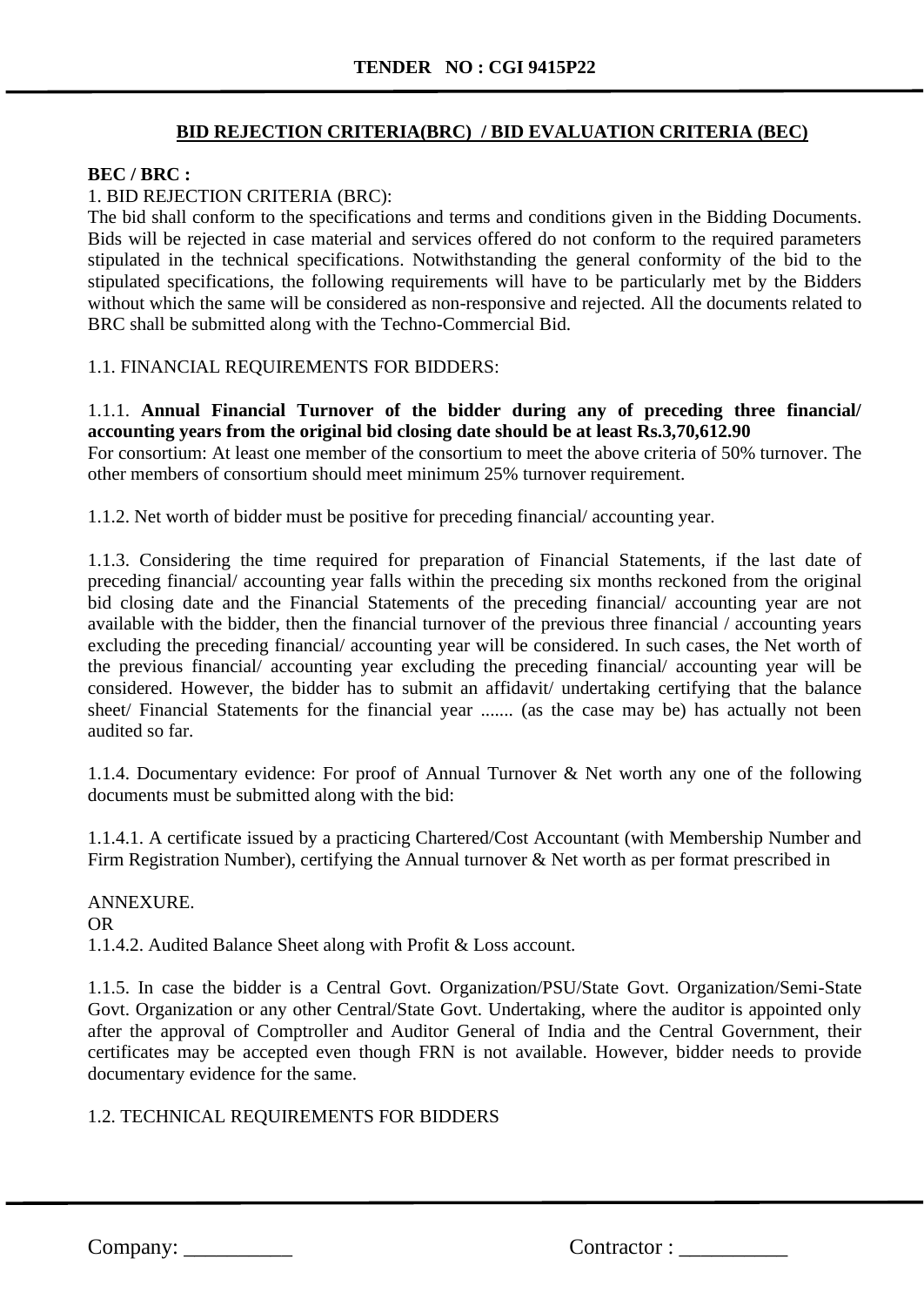**TENDER NO : CGI 9415P22**

## BID REJECTION CRITERIA(BRC) / BID EVALUATION CRITERIA (BEC)

**BEC / BRC :**

1. BID REJECTION CRITERIA (BRC):

The bid shall conform to the specifications and terms and conditions given in the Bidding Documents. Bids will be rejected in case material and services offered do not conform to the required parameters stipulated in the technical specifications. Notwithstanding the general conformity of the bid to the stipulated specifications, the following requirements will have to be particularly met by the Bidders without which the same will be considered as non-responsive and rejected. All the documents related to BRC shall be submitted along with the Techno-Commercial Bid.

1.1. FINANCIAL REQUIREMENTS FOR BIDDERS:

1.1.1. **Annual Financial Turnover of the bidder during any of preceding three financial/ accounting years from the original bid closing date should be at least Rs.3,70,612.90**

For consortium: At least one member of the consortium to meet the above criteria of 50% turnover. The other members of consortium should meet minimum 25% turnover requirement.

1.1.2. Net worth of bidder must be positive for preceding financial/ accounting year.

1.1.3. Considering the time required for preparation of Financial Statements, if the last date of preceding financial/ accounting year falls within the preceding six months reckoned from the original bid closing date and the Financial Statements of the preceding financial/ accounting year are not available with the bidder, then the financial turnover of the previous three financial / accounting years excluding the preceding financial/ accounting year will be considered. In such cases, the Net worth of the previous financial/ accounting year excluding the preceding financial/ accounting year will be considered. However, the bidder has to submit an affidavit/ undertaking certifying that the balance sheet/ Financial Statements for the financial year ....... (as the case may be) has actually not been audited so far.

1.1.4. Documentary evidence: For proof of Annual Turnover & Net worth any one of the following documents must be submitted along with the bid:

1.1.4.1. A certificate issued by a practicing Chartered/Cost Accountant (with Membership Number and Firm Registration Number), certifying the Annual turnover & Net worth as per format prescribed in

ANNEXURE.

OR

1.1.4.2. Audited Balance Sheet along with Profit & Loss account.

1.1.5. In case the bidder is a Central Govt. Organization/PSU/State Govt. Organization/Semi-State Govt. Organization or any other Central/State Govt. Undertaking, where the auditor is appointed only after the approval of Comptroller and Auditor General of India and the Central Government, their certificates may be accepted even though FRN is not available. However, bidder needs to provide documentary evidence for the same.

1.2. TECHNICAL REQUIREMENTS FOR BIDDERS

Company: __________ Contractor : __________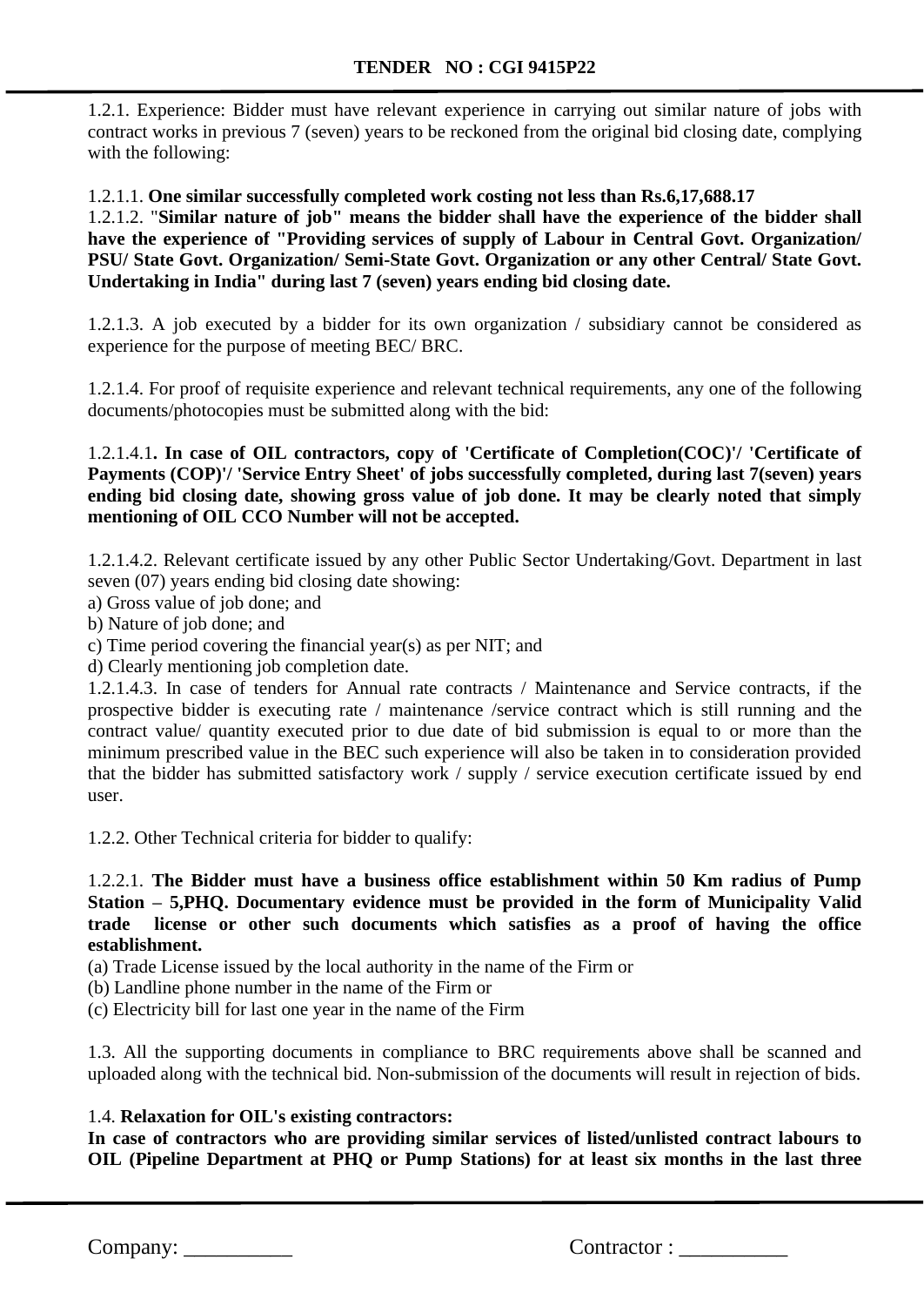1.2.1. Experience: Bidder must have relevant experience in carrying out similar nature of jobs with contract works in previous 7 (seven) years to be reckoned from the original bid closing date, complying with the following:

1.2.1.1. **One similar successfully completed work costing not less than Rs.6,17,688.17**

1.2.1.2. "**Similar nature of job" means the bidder shall have the experience of the bidder shall have the experience of "Providing services of supply of Labour in Central Govt. Organization/ PSU/ State Govt. Organization/ Semi-State Govt. Organization or any other Central/ State Govt. Undertaking in India" during last 7 (seven) years ending bid closing date.**

1.2.1.3. A job executed by a bidder for its own organization / subsidiary cannot be considered as experience for the purpose of meeting BEC/ BRC.

1.2.1.4. For proof of requisite experience and relevant technical requirements, any one of the following documents/photocopies must be submitted along with the bid:

1.2.1.4.1**. In case of OIL contractors, copy of 'Certificate of Completion(COC)'/ 'Certificate of Payments (COP)'/ 'Service Entry Sheet' of jobs successfully completed, during last 7(seven) years ending bid closing date, showing gross value of job done. It may be clearly noted that simply mentioning of OIL CCO Number will not be accepted.**

1.2.1.4.2. Relevant certificate issued by any other Public Sector Undertaking/Govt. Department in last seven (07) years ending bid closing date showing:

a) Gross value of job done; and
b) Nature of job done; and
c) Time period covering the financial year(s) as per NIT; and
d) Clearly mentioning job completion date.

1.2.1.4.3. In case of tenders for Annual rate contracts / Maintenance and Service contracts, if the prospective bidder is executing rate / maintenance /service contract which is still running and the contract value/ quantity executed prior to due date of bid submission is equal to or more than the minimum prescribed value in the BEC such experience will also be taken in to consideration provided that the bidder has submitted satisfactory work / supply / service execution certificate issued by end user.

1.2.2. Other Technical criteria for bidder to qualify:

1.2.2.1. **The Bidder must have a business office establishment within 50 Km radius of Pump Station – 5,PHQ. Documentary evidence must be provided in the form of Municipality Valid trade license or other such documents which satisfies as a proof of having the office establishment.**

(a) Trade License issued by the local authority in the name of the Firm or
(b) Landline phone number in the name of the Firm or
(c) Electricity bill for last one year in the name of the Firm

1.3. All the supporting documents in compliance to BRC requirements above shall be scanned and uploaded along with the technical bid. Non-submission of the documents will result in rejection of bids.

1.4. **Relaxation for OIL's existing contractors:**
**In case of contractors who are providing similar services of listed/unlisted contract labours to OIL (Pipeline Department at PHQ or Pump Stations) for at least six months in the last three**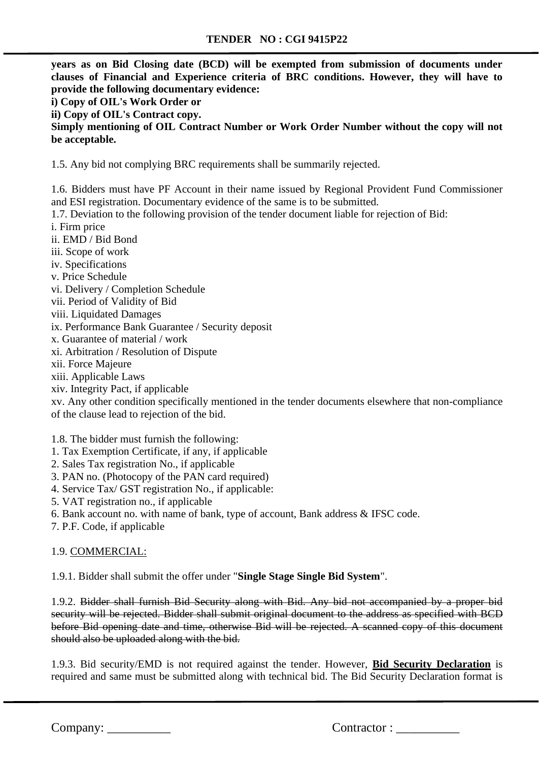**years as on Bid Closing date (BCD) will be exempted from submission of documents under clauses of Financial and Experience criteria of BRC conditions. However, they will have to provide the following documentary evidence:**

**i) Copy of OIL's Work Order or**

**ii) Copy of OIL's Contract copy.**

**Simply mentioning of OIL Contract Number or Work Order Number without the copy will not be acceptable.**

1.5. Any bid not complying BRC requirements shall be summarily rejected.

1.6. Bidders must have PF Account in their name issued by Regional Provident Fund Commissioner and ESI registration. Documentary evidence of the same is to be submitted.

1.7. Deviation to the following provision of the tender document liable for rejection of Bid:

i. Firm price
ii. EMD / Bid Bond
iii. Scope of work
iv. Specifications
v. Price Schedule
vi. Delivery / Completion Schedule
vii. Period of Validity of Bid
viii. Liquidated Damages
ix. Performance Bank Guarantee / Security deposit
x. Guarantee of material / work
xi. Arbitration / Resolution of Dispute
xii. Force Majeure
xiii. Applicable Laws
xiv. Integrity Pact, if applicable
xv. Any other condition specifically mentioned in the tender documents elsewhere that non-compliance of the clause lead to rejection of the bid.

1.8. The bidder must furnish the following:

1. Tax Exemption Certificate, if any, if applicable
2. Sales Tax registration No., if applicable
3. PAN no. (Photocopy of the PAN card required)
4. Service Tax/ GST registration No., if applicable:
5. VAT registration no., if applicable
6. Bank account no. with name of bank, type of account, Bank address & IFSC code.
7. P.F. Code, if applicable

1.9. <u>COMMERCIAL:</u>

1.9.1. Bidder shall submit the offer under "**Single Stage Single Bid System**".

1.9.2. ~~Bidder shall furnish Bid Security along with Bid. Any bid not accompanied by a proper bid security will be rejected. Bidder shall submit original document to the address as specified with BCD before Bid opening date and time, otherwise Bid will be rejected. A scanned copy of this document should also be uploaded along with the bid.~~

1.9.3. Bid security/EMD is not required against the tender. However, <u>**Bid Security Declaration**</u> is required and same must be submitted along with technical bid. The Bid Security Declaration format is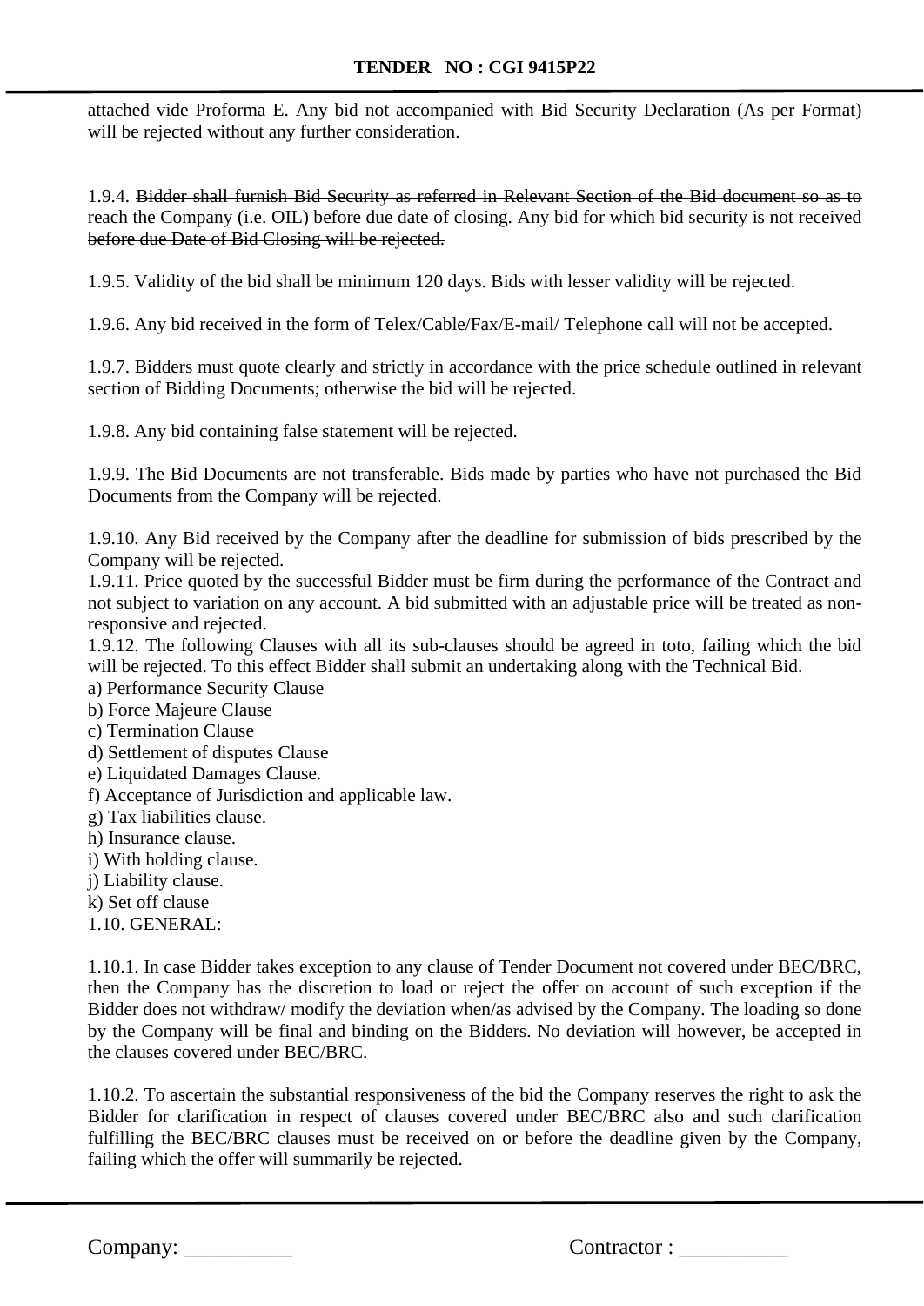attached vide Proforma E. Any bid not accompanied with Bid Security Declaration (As per Format) will be rejected without any further consideration.

1.9.4. ~~Bidder shall furnish Bid Security as referred in Relevant Section of the Bid document so as to reach the Company (i.e. OIL) before due date of closing. Any bid for which bid security is not received before due Date of Bid Closing will be rejected.~~

1.9.5. Validity of the bid shall be minimum 120 days. Bids with lesser validity will be rejected.

1.9.6. Any bid received in the form of Telex/Cable/Fax/E-mail/ Telephone call will not be accepted.

1.9.7. Bidders must quote clearly and strictly in accordance with the price schedule outlined in relevant section of Bidding Documents; otherwise the bid will be rejected.

1.9.8. Any bid containing false statement will be rejected.

1.9.9. The Bid Documents are not transferable. Bids made by parties who have not purchased the Bid Documents from the Company will be rejected.

1.9.10. Any Bid received by the Company after the deadline for submission of bids prescribed by the Company will be rejected.

1.9.11. Price quoted by the successful Bidder must be firm during the performance of the Contract and not subject to variation on any account. A bid submitted with an adjustable price will be treated as non-responsive and rejected.

1.9.12. The following Clauses with all its sub-clauses should be agreed in toto, failing which the bid will be rejected. To this effect Bidder shall submit an undertaking along with the Technical Bid.

a) Performance Security Clause
b) Force Majeure Clause
c) Termination Clause
d) Settlement of disputes Clause
e) Liquidated Damages Clause.
f) Acceptance of Jurisdiction and applicable law.
g) Tax liabilities clause.
h) Insurance clause.
i) With holding clause.
j) Liability clause.
k) Set off clause

1.10. GENERAL:

1.10.1. In case Bidder takes exception to any clause of Tender Document not covered under BEC/BRC, then the Company has the discretion to load or reject the offer on account of such exception if the Bidder does not withdraw/ modify the deviation when/as advised by the Company. The loading so done by the Company will be final and binding on the Bidders. No deviation will however, be accepted in the clauses covered under BEC/BRC.

1.10.2. To ascertain the substantial responsiveness of the bid the Company reserves the right to ask the Bidder for clarification in respect of clauses covered under BEC/BRC also and such clarification fulfilling the BEC/BRC clauses must be received on or before the deadline given by the Company, failing which the offer will summarily be rejected.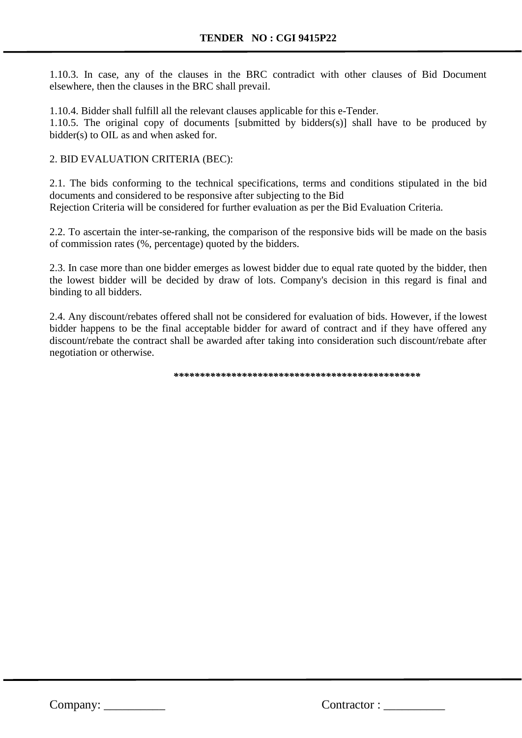1.10.3. In case, any of the clauses in the BRC contradict with other clauses of Bid Document elsewhere, then the clauses in the BRC shall prevail.

1.10.4. Bidder shall fulfill all the relevant clauses applicable for this e-Tender.
1.10.5. The original copy of documents [submitted by bidders(s)] shall have to be produced by bidder(s) to OIL as and when asked for.

2. BID EVALUATION CRITERIA (BEC):

2.1. The bids conforming to the technical specifications, terms and conditions stipulated in the bid documents and considered to be responsive after subjecting to the Bid
Rejection Criteria will be considered for further evaluation as per the Bid Evaluation Criteria.

2.2. To ascertain the inter-se-ranking, the comparison of the responsive bids will be made on the basis of commission rates (%, percentage) quoted by the bidders.

2.3. In case more than one bidder emerges as lowest bidder due to equal rate quoted by the bidder, then the lowest bidder will be decided by draw of lots. Company's decision in this regard is final and binding to all bidders.

2.4. Any discount/rebates offered shall not be considered for evaluation of bids. However, if the lowest bidder happens to be the final acceptable bidder for award of contract and if they have offered any discount/rebate the contract shall be awarded after taking into consideration such discount/rebate after negotiation or otherwise.

**********************************************

Company: __________ Contractor : __________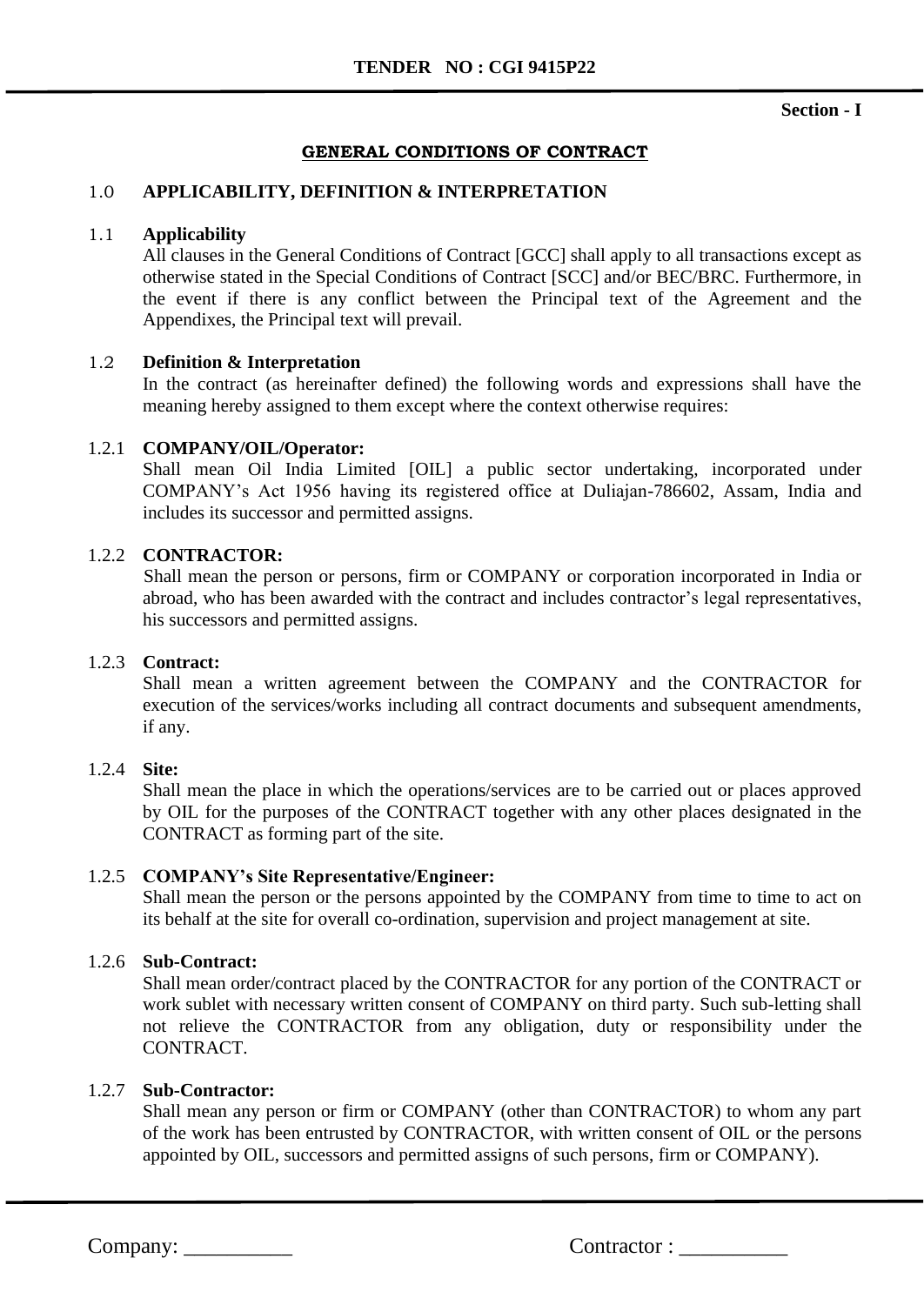Section - I

## GENERAL CONDITIONS OF CONTRACT

### 1.0 APPLICABILITY, DEFINITION & INTERPRETATION

**1.1 Applicability**

All clauses in the General Conditions of Contract [GCC] shall apply to all transactions except as otherwise stated in the Special Conditions of Contract [SCC] and/or BEC/BRC. Furthermore, in the event if there is any conflict between the Principal text of the Agreement and the Appendixes, the Principal text will prevail.

**1.2 Definition & Interpretation**

In the contract (as hereinafter defined) the following words and expressions shall have the meaning hereby assigned to them except where the context otherwise requires:

**1.2.1 COMPANY/OIL/Operator:**

Shall mean Oil India Limited [OIL] a public sector undertaking, incorporated under COMPANY's Act 1956 having its registered office at Duliajan-786602, Assam, India and includes its successor and permitted assigns.

**1.2.2 CONTRACTOR:**

Shall mean the person or persons, firm or COMPANY or corporation incorporated in India or abroad, who has been awarded with the contract and includes contractor's legal representatives, his successors and permitted assigns.

**1.2.3 Contract:**

Shall mean a written agreement between the COMPANY and the CONTRACTOR for execution of the services/works including all contract documents and subsequent amendments, if any.

**1.2.4 Site:**

Shall mean the place in which the operations/services are to be carried out or places approved by OIL for the purposes of the CONTRACT together with any other places designated in the CONTRACT as forming part of the site.

**1.2.5 COMPANY's Site Representative/Engineer:**

Shall mean the person or the persons appointed by the COMPANY from time to time to act on its behalf at the site for overall co-ordination, supervision and project management at site.

**1.2.6 Sub-Contract:**

Shall mean order/contract placed by the CONTRACTOR for any portion of the CONTRACT or work sublet with necessary written consent of COMPANY on third party. Such sub-letting shall not relieve the CONTRACTOR from any obligation, duty or responsibility under the CONTRACT.

**1.2.7 Sub-Contractor:**

Shall mean any person or firm or COMPANY (other than CONTRACTOR) to whom any part of the work has been entrusted by CONTRACTOR, with written consent of OIL or the persons appointed by OIL, successors and permitted assigns of such persons, firm or COMPANY).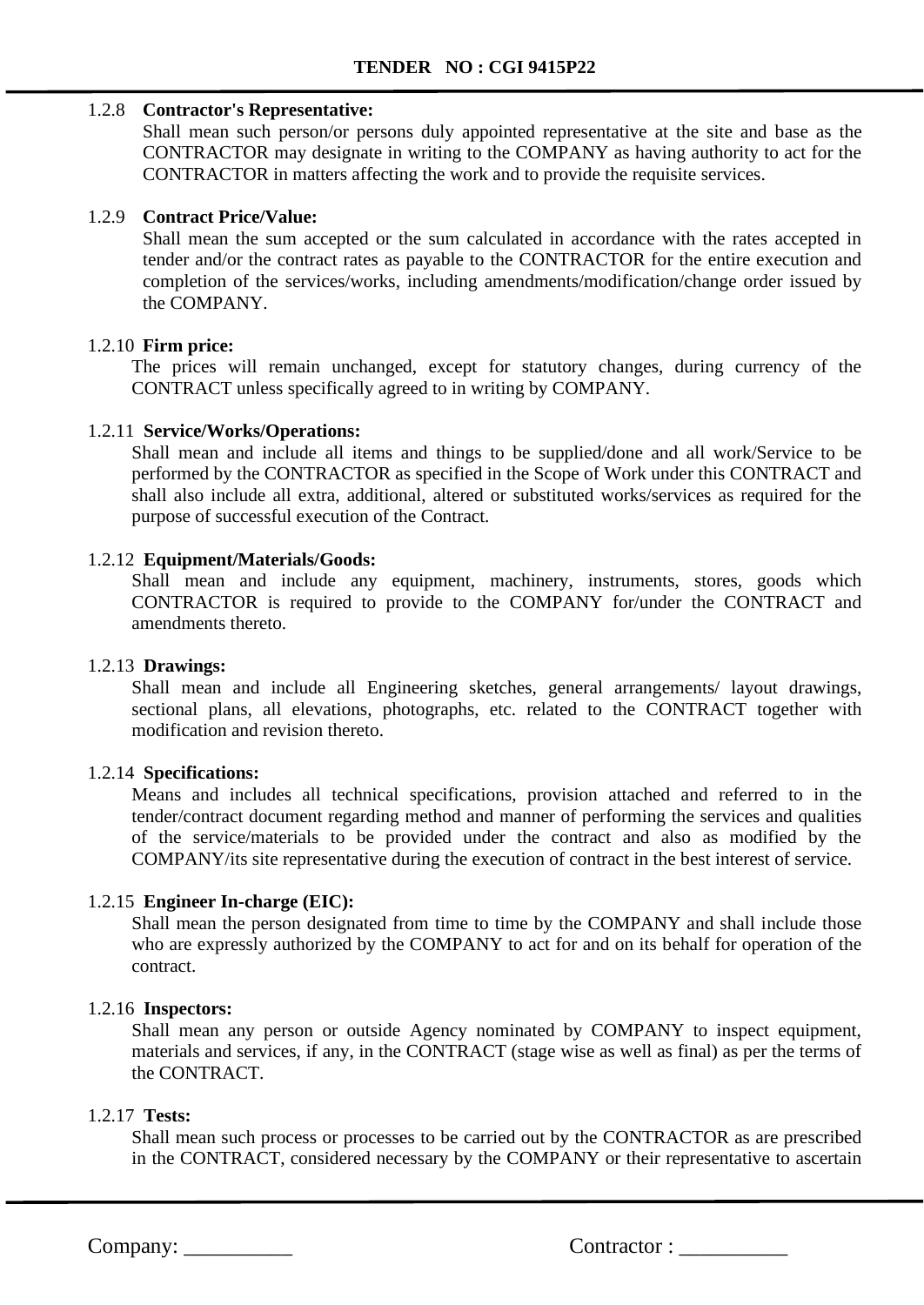1.2.8 **Contractor's Representative:**

Shall mean such person/or persons duly appointed representative at the site and base as the CONTRACTOR may designate in writing to the COMPANY as having authority to act for the CONTRACTOR in matters affecting the work and to provide the requisite services.

1.2.9 **Contract Price/Value:**

Shall mean the sum accepted or the sum calculated in accordance with the rates accepted in tender and/or the contract rates as payable to the CONTRACTOR for the entire execution and completion of the services/works, including amendments/modification/change order issued by the COMPANY.

1.2.10 **Firm price:**

The prices will remain unchanged, except for statutory changes, during currency of the CONTRACT unless specifically agreed to in writing by COMPANY.

1.2.11 **Service/Works/Operations:**

Shall mean and include all items and things to be supplied/done and all work/Service to be performed by the CONTRACTOR as specified in the Scope of Work under this CONTRACT and shall also include all extra, additional, altered or substituted works/services as required for the purpose of successful execution of the Contract.

1.2.12 **Equipment/Materials/Goods:**

Shall mean and include any equipment, machinery, instruments, stores, goods which CONTRACTOR is required to provide to the COMPANY for/under the CONTRACT and amendments thereto.

1.2.13 **Drawings:**

Shall mean and include all Engineering sketches, general arrangements/ layout drawings, sectional plans, all elevations, photographs, etc. related to the CONTRACT together with modification and revision thereto.

1.2.14 **Specifications:**

Means and includes all technical specifications, provision attached and referred to in the tender/contract document regarding method and manner of performing the services and qualities of the service/materials to be provided under the contract and also as modified by the COMPANY/its site representative during the execution of contract in the best interest of service.

1.2.15 **Engineer In-charge (EIC):**

Shall mean the person designated from time to time by the COMPANY and shall include those who are expressly authorized by the COMPANY to act for and on its behalf for operation of the contract.

1.2.16 **Inspectors:**

Shall mean any person or outside Agency nominated by COMPANY to inspect equipment, materials and services, if any, in the CONTRACT (stage wise as well as final) as per the terms of the CONTRACT.

1.2.17 **Tests:**

Shall mean such process or processes to be carried out by the CONTRACTOR as are prescribed in the CONTRACT, considered necessary by the COMPANY or their representative to ascertain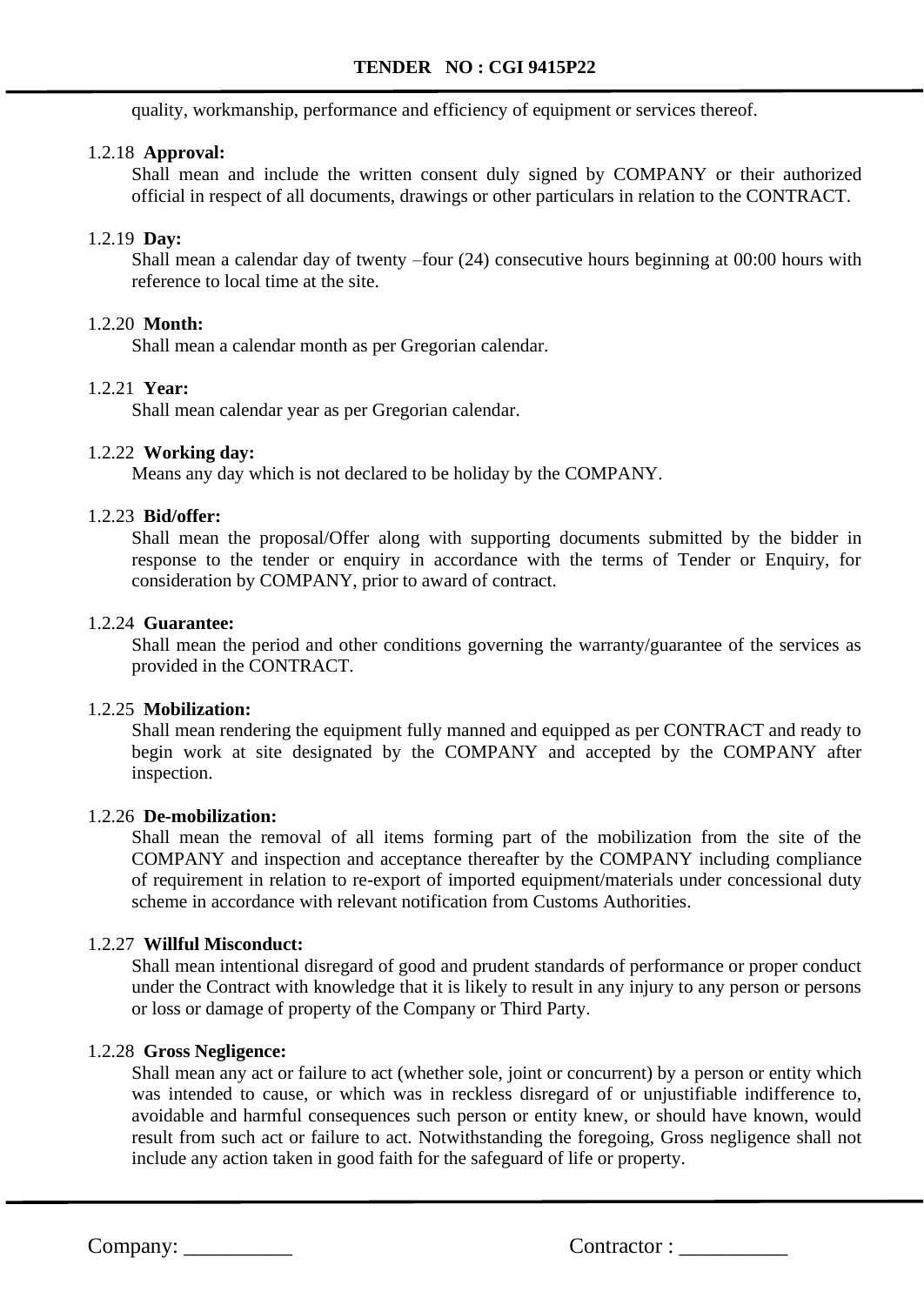quality, workmanship, performance and efficiency of equipment or services thereof.

1.2.18 **Approval:**
Shall mean and include the written consent duly signed by COMPANY or their authorized official in respect of all documents, drawings or other particulars in relation to the CONTRACT.

1.2.19 **Day:**
Shall mean a calendar day of twenty –four (24) consecutive hours beginning at 00:00 hours with reference to local time at the site.

1.2.20 **Month:**
Shall mean a calendar month as per Gregorian calendar.

1.2.21 **Year:**
Shall mean calendar year as per Gregorian calendar.

1.2.22 **Working day:**
Means any day which is not declared to be holiday by the COMPANY.

1.2.23 **Bid/offer:**
Shall mean the proposal/Offer along with supporting documents submitted by the bidder in response to the tender or enquiry in accordance with the terms of Tender or Enquiry, for consideration by COMPANY, prior to award of contract.

1.2.24 **Guarantee:**
Shall mean the period and other conditions governing the warranty/guarantee of the services as provided in the CONTRACT.

1.2.25 **Mobilization:**
Shall mean rendering the equipment fully manned and equipped as per CONTRACT and ready to begin work at site designated by the COMPANY and accepted by the COMPANY after inspection.

1.2.26 **De-mobilization:**
Shall mean the removal of all items forming part of the mobilization from the site of the COMPANY and inspection and acceptance thereafter by the COMPANY including compliance of requirement in relation to re-export of imported equipment/materials under concessional duty scheme in accordance with relevant notification from Customs Authorities.

1.2.27 **Willful Misconduct:**
Shall mean intentional disregard of good and prudent standards of performance or proper conduct under the Contract with knowledge that it is likely to result in any injury to any person or persons or loss or damage of property of the Company or Third Party.

1.2.28 **Gross Negligence:**
Shall mean any act or failure to act (whether sole, joint or concurrent) by a person or entity which was intended to cause, or which was in reckless disregard of or unjustifiable indifference to, avoidable and harmful consequences such person or entity knew, or should have known, would result from such act or failure to act. Notwithstanding the foregoing, Gross negligence shall not include any action taken in good faith for the safeguard of life or property.

Company: __________ Contractor : __________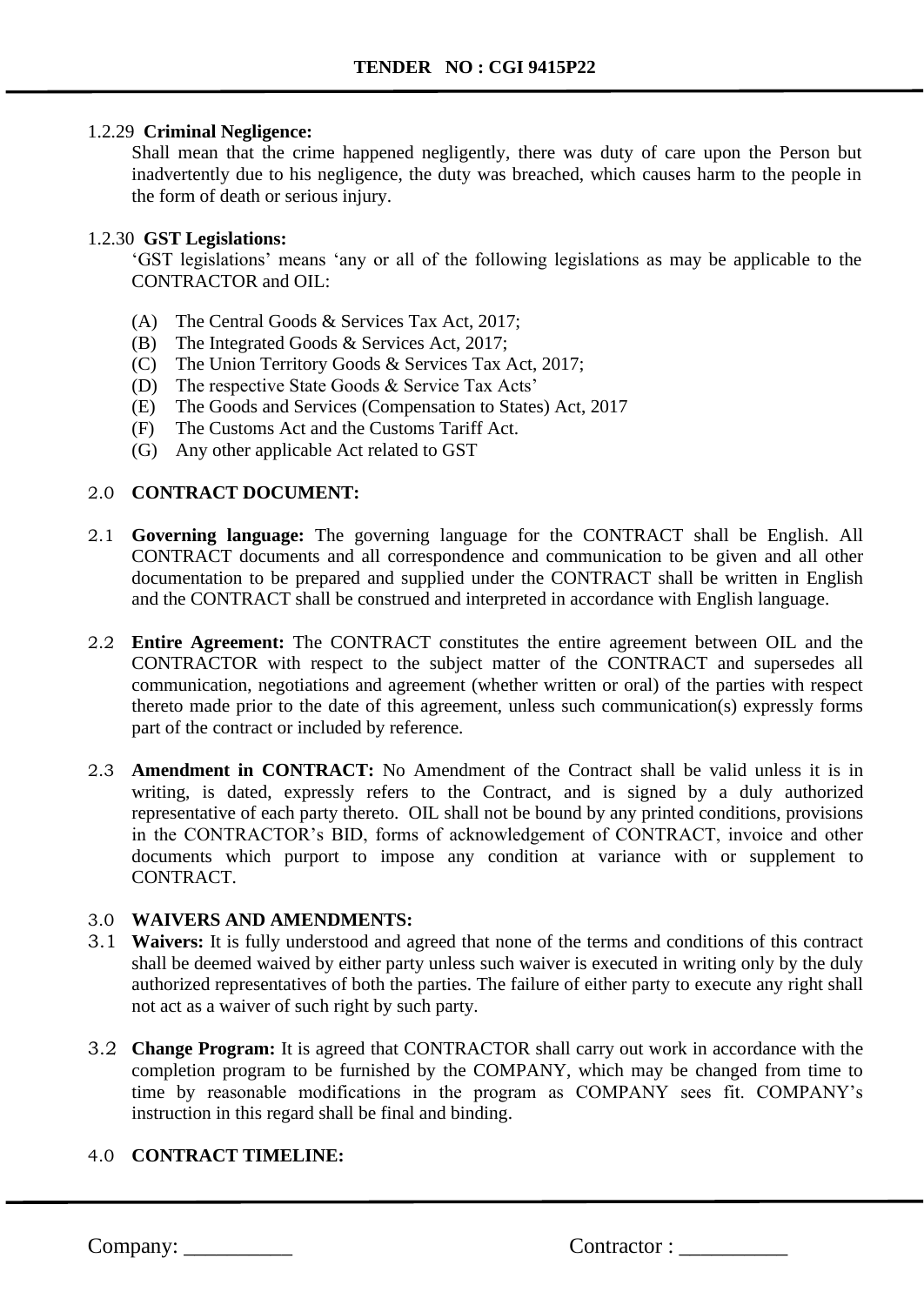1.2.29 **Criminal Negligence:**

Shall mean that the crime happened negligently, there was duty of care upon the Person but inadvertently due to his negligence, the duty was breached, which causes harm to the people in the form of death or serious injury.

1.2.30 **GST Legislations:**

'GST legislations' means 'any or all of the following legislations as may be applicable to the CONTRACTOR and OIL:

(A) The Central Goods & Services Tax Act, 2017;
(B) The Integrated Goods & Services Act, 2017;
(C) The Union Territory Goods & Services Tax Act, 2017;
(D) The respective State Goods & Service Tax Acts'
(E) The Goods and Services (Compensation to States) Act, 2017
(F) The Customs Act and the Customs Tariff Act.
(G) Any other applicable Act related to GST

## 2.0 CONTRACT DOCUMENT:

2.1 **Governing language:** The governing language for the CONTRACT shall be English. All CONTRACT documents and all correspondence and communication to be given and all other documentation to be prepared and supplied under the CONTRACT shall be written in English and the CONTRACT shall be construed and interpreted in accordance with English language.

2.2 **Entire Agreement:** The CONTRACT constitutes the entire agreement between OIL and the CONTRACTOR with respect to the subject matter of the CONTRACT and supersedes all communication, negotiations and agreement (whether written or oral) of the parties with respect thereto made prior to the date of this agreement, unless such communication(s) expressly forms part of the contract or included by reference.

2.3 **Amendment in CONTRACT:** No Amendment of the Contract shall be valid unless it is in writing, is dated, expressly refers to the Contract, and is signed by a duly authorized representative of each party thereto. OIL shall not be bound by any printed conditions, provisions in the CONTRACTOR's BID, forms of acknowledgement of CONTRACT, invoice and other documents which purport to impose any condition at variance with or supplement to CONTRACT.

## 3.0 WAIVERS AND AMENDMENTS:

3.1 **Waivers:** It is fully understood and agreed that none of the terms and conditions of this contract shall be deemed waived by either party unless such waiver is executed in writing only by the duly authorized representatives of both the parties. The failure of either party to execute any right shall not act as a waiver of such right by such party.

3.2 **Change Program:** It is agreed that CONTRACTOR shall carry out work in accordance with the completion program to be furnished by the COMPANY, which may be changed from time to time by reasonable modifications in the program as COMPANY sees fit. COMPANY's instruction in this regard shall be final and binding.

## 4.0 CONTRACT TIMELINE: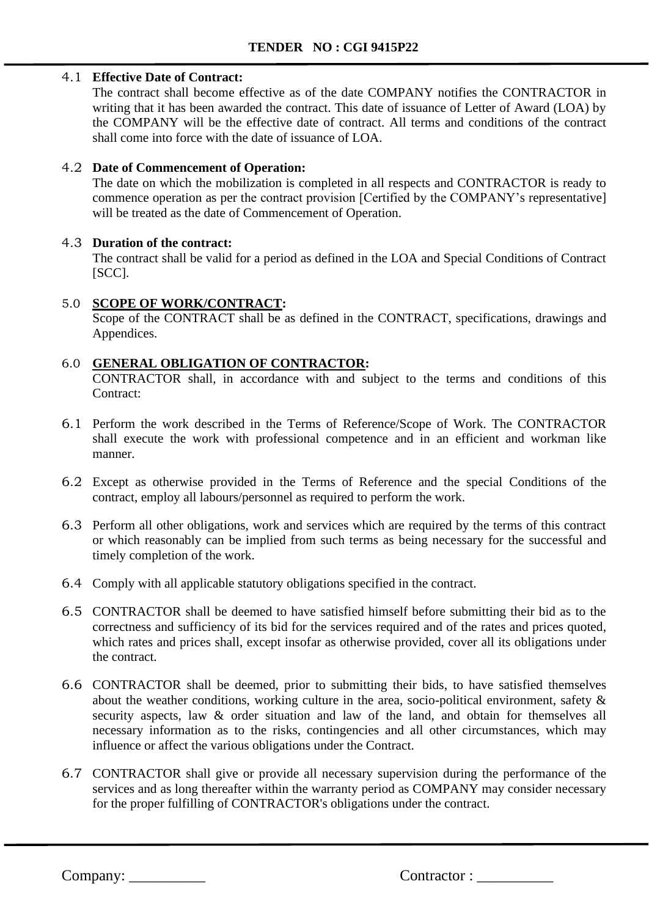4.1 **Effective Date of Contract:**
The contract shall become effective as of the date COMPANY notifies the CONTRACTOR in writing that it has been awarded the contract. This date of issuance of Letter of Award (LOA) by the COMPANY will be the effective date of contract. All terms and conditions of the contract shall come into force with the date of issuance of LOA.

4.2 **Date of Commencement of Operation:**
The date on which the mobilization is completed in all respects and CONTRACTOR is ready to commence operation as per the contract provision [Certified by the COMPANY's representative] will be treated as the date of Commencement of Operation.

4.3 **Duration of the contract:**
The contract shall be valid for a period as defined in the LOA and Special Conditions of Contract [SCC].

## 5.0 **SCOPE OF WORK/CONTRACT:**

Scope of the CONTRACT shall be as defined in the CONTRACT, specifications, drawings and Appendices.

## 6.0 **GENERAL OBLIGATION OF CONTRACTOR:**

CONTRACTOR shall, in accordance with and subject to the terms and conditions of this Contract:

6.1 Perform the work described in the Terms of Reference/Scope of Work. The CONTRACTOR shall execute the work with professional competence and in an efficient and workman like manner.

6.2 Except as otherwise provided in the Terms of Reference and the special Conditions of the contract, employ all labours/personnel as required to perform the work.

6.3 Perform all other obligations, work and services which are required by the terms of this contract or which reasonably can be implied from such terms as being necessary for the successful and timely completion of the work.

6.4 Comply with all applicable statutory obligations specified in the contract.

6.5 CONTRACTOR shall be deemed to have satisfied himself before submitting their bid as to the correctness and sufficiency of its bid for the services required and of the rates and prices quoted, which rates and prices shall, except insofar as otherwise provided, cover all its obligations under the contract.

6.6 CONTRACTOR shall be deemed, prior to submitting their bids, to have satisfied themselves about the weather conditions, working culture in the area, socio-political environment, safety & security aspects, law & order situation and law of the land, and obtain for themselves all necessary information as to the risks, contingencies and all other circumstances, which may influence or affect the various obligations under the Contract.

6.7 CONTRACTOR shall give or provide all necessary supervision during the performance of the services and as long thereafter within the warranty period as COMPANY may consider necessary for the proper fulfilling of CONTRACTOR's obligations under the contract.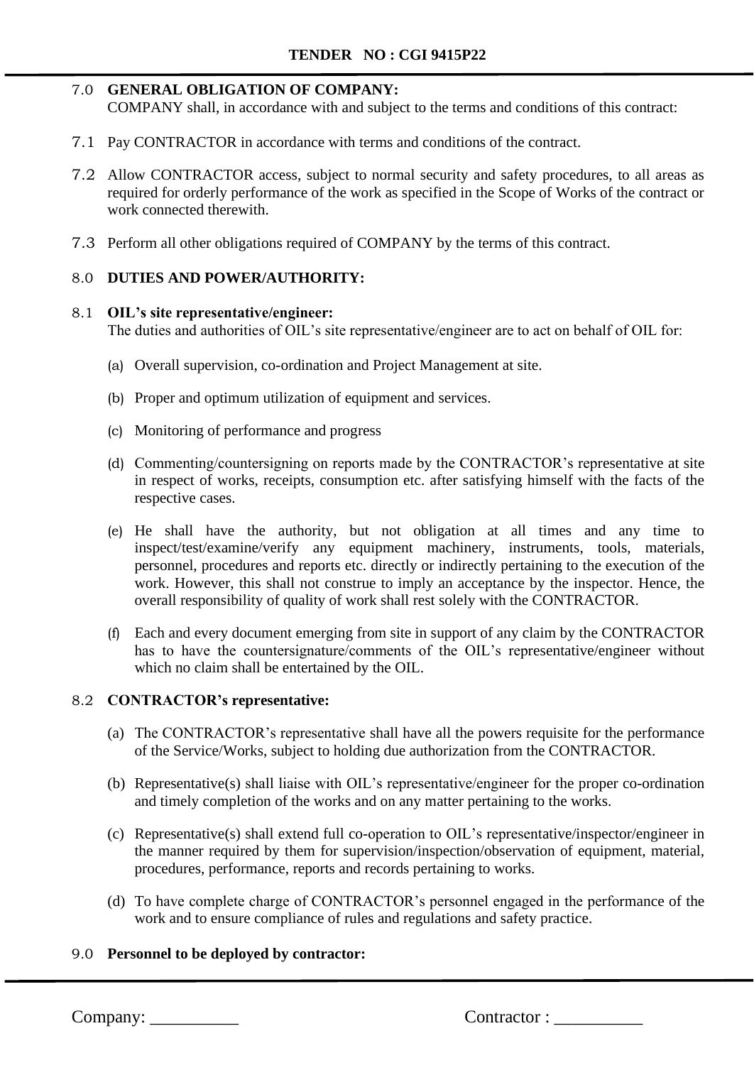**7.0 GENERAL OBLIGATION OF COMPANY:**
COMPANY shall, in accordance with and subject to the terms and conditions of this contract:

7.1 Pay CONTRACTOR in accordance with terms and conditions of the contract.

7.2 Allow CONTRACTOR access, subject to normal security and safety procedures, to all areas as required for orderly performance of the work as specified in the Scope of Works of the contract or work connected therewith.

7.3 Perform all other obligations required of COMPANY by the terms of this contract.

**8.0 DUTIES AND POWER/AUTHORITY:**

**8.1 OIL's site representative/engineer:**
The duties and authorities of OIL's site representative/engineer are to act on behalf of OIL for:

(a) Overall supervision, co-ordination and Project Management at site.

(b) Proper and optimum utilization of equipment and services.

(c) Monitoring of performance and progress

(d) Commenting/countersigning on reports made by the CONTRACTOR's representative at site in respect of works, receipts, consumption etc. after satisfying himself with the facts of the respective cases.

(e) He shall have the authority, but not obligation at all times and any time to inspect/test/examine/verify any equipment machinery, instruments, tools, materials, personnel, procedures and reports etc. directly or indirectly pertaining to the execution of the work. However, this shall not construe to imply an acceptance by the inspector. Hence, the overall responsibility of quality of work shall rest solely with the CONTRACTOR.

(f) Each and every document emerging from site in support of any claim by the CONTRACTOR has to have the countersignature/comments of the OIL's representative/engineer without which no claim shall be entertained by the OIL.

**8.2 CONTRACTOR's representative:**

(a) The CONTRACTOR's representative shall have all the powers requisite for the performance of the Service/Works, subject to holding due authorization from the CONTRACTOR.

(b) Representative(s) shall liaise with OIL's representative/engineer for the proper co-ordination and timely completion of the works and on any matter pertaining to the works.

(c) Representative(s) shall extend full co-operation to OIL's representative/inspector/engineer in the manner required by them for supervision/inspection/observation of equipment, material, procedures, performance, reports and records pertaining to works.

(d) To have complete charge of CONTRACTOR's personnel engaged in the performance of the work and to ensure compliance of rules and regulations and safety practice.

**9.0 Personnel to be deployed by contractor:**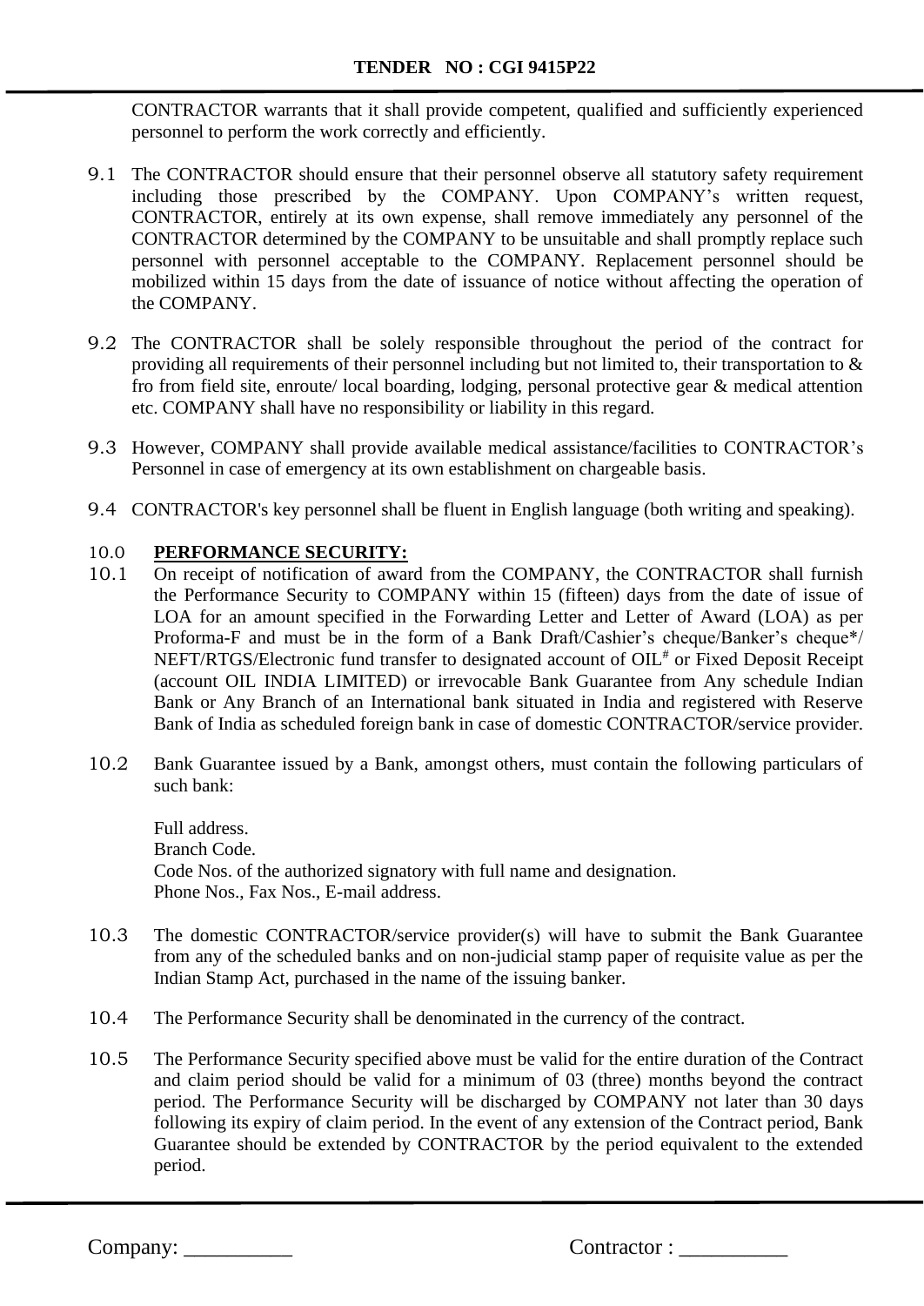CONTRACTOR warrants that it shall provide competent, qualified and sufficiently experienced personnel to perform the work correctly and efficiently.

9.1 The CONTRACTOR should ensure that their personnel observe all statutory safety requirement including those prescribed by the COMPANY. Upon COMPANY's written request, CONTRACTOR, entirely at its own expense, shall remove immediately any personnel of the CONTRACTOR determined by the COMPANY to be unsuitable and shall promptly replace such personnel with personnel acceptable to the COMPANY. Replacement personnel should be mobilized within 15 days from the date of issuance of notice without affecting the operation of the COMPANY.

9.2 The CONTRACTOR shall be solely responsible throughout the period of the contract for providing all requirements of their personnel including but not limited to, their transportation to & fro from field site, enroute/ local boarding, lodging, personal protective gear & medical attention etc. COMPANY shall have no responsibility or liability in this regard.

9.3 However, COMPANY shall provide available medical assistance/facilities to CONTRACTOR's Personnel in case of emergency at its own establishment on chargeable basis.

9.4 CONTRACTOR's key personnel shall be fluent in English language (both writing and speaking).

10.0 **PERFORMANCE SECURITY:**

10.1 On receipt of notification of award from the COMPANY, the CONTRACTOR shall furnish the Performance Security to COMPANY within 15 (fifteen) days from the date of issue of LOA for an amount specified in the Forwarding Letter and Letter of Award (LOA) as per Proforma-F and must be in the form of a Bank Draft/Cashier's cheque/Banker's cheque*/ NEFT/RTGS/Electronic fund transfer to designated account of OIL[#] or Fixed Deposit Receipt (account OIL INDIA LIMITED) or irrevocable Bank Guarantee from Any schedule Indian Bank or Any Branch of an International bank situated in India and registered with Reserve Bank of India as scheduled foreign bank in case of domestic CONTRACTOR/service provider.

10.2 Bank Guarantee issued by a Bank, amongst others, must contain the following particulars of such bank:

Full address.
Branch Code.
Code Nos. of the authorized signatory with full name and designation.
Phone Nos., Fax Nos., E-mail address.

10.3 The domestic CONTRACTOR/service provider(s) will have to submit the Bank Guarantee from any of the scheduled banks and on non-judicial stamp paper of requisite value as per the Indian Stamp Act, purchased in the name of the issuing banker.

10.4 The Performance Security shall be denominated in the currency of the contract.

10.5 The Performance Security specified above must be valid for the entire duration of the Contract and claim period should be valid for a minimum of 03 (three) months beyond the contract period. The Performance Security will be discharged by COMPANY not later than 30 days following its expiry of claim period. In the event of any extension of the Contract period, Bank Guarantee should be extended by CONTRACTOR by the period equivalent to the extended period.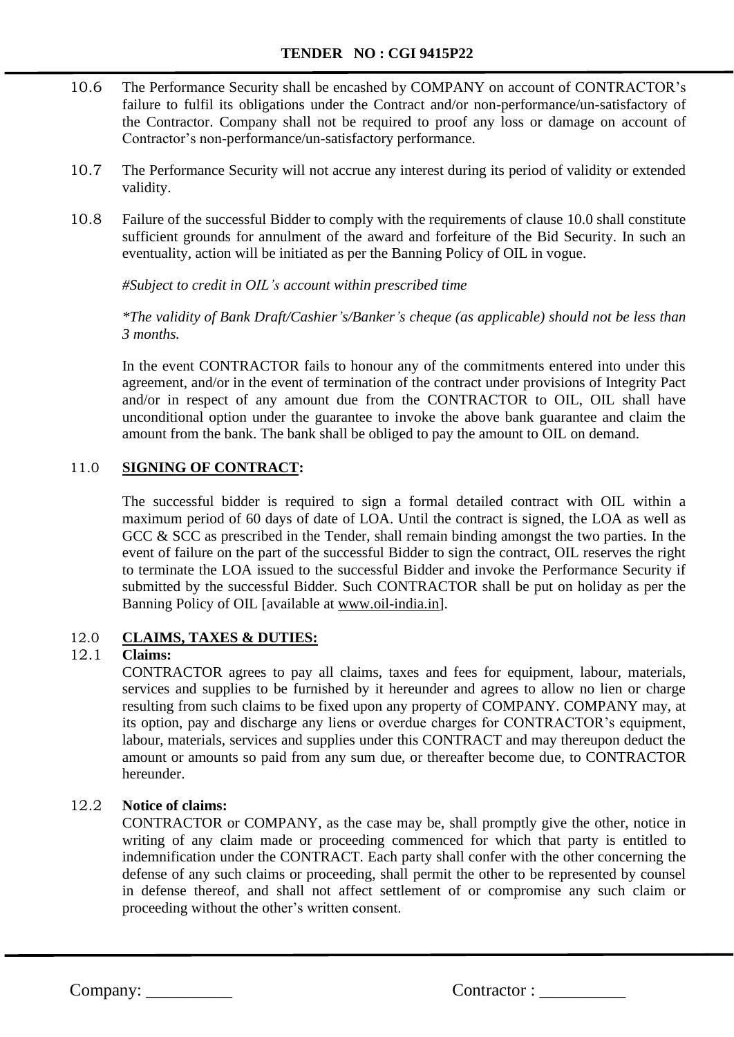10.6 The Performance Security shall be encashed by COMPANY on account of CONTRACTOR's failure to fulfil its obligations under the Contract and/or non-performance/un-satisfactory of the Contractor. Company shall not be required to proof any loss or damage on account of Contractor's non-performance/un-satisfactory performance.

10.7 The Performance Security will not accrue any interest during its period of validity or extended validity.

10.8 Failure of the successful Bidder to comply with the requirements of clause 10.0 shall constitute sufficient grounds for annulment of the award and forfeiture of the Bid Security. In such an eventuality, action will be initiated as per the Banning Policy of OIL in vogue.

*#Subject to credit in OIL's account within prescribed time*

**The validity of Bank Draft/Cashier's/Banker's cheque (as applicable) should not be less than 3 months.*

In the event CONTRACTOR fails to honour any of the commitments entered into under this agreement, and/or in the event of termination of the contract under provisions of Integrity Pact and/or in respect of any amount due from the CONTRACTOR to OIL, OIL shall have unconditional option under the guarantee to invoke the above bank guarantee and claim the amount from the bank. The bank shall be obliged to pay the amount to OIL on demand.

## 11.0 **SIGNING OF CONTRACT:**

The successful bidder is required to sign a formal detailed contract with OIL within a maximum period of 60 days of date of LOA. Until the contract is signed, the LOA as well as GCC & SCC as prescribed in the Tender, shall remain binding amongst the two parties. In the event of failure on the part of the successful Bidder to sign the contract, OIL reserves the right to terminate the LOA issued to the successful Bidder and invoke the Performance Security if submitted by the successful Bidder. Such CONTRACTOR shall be put on holiday as per the Banning Policy of OIL [available at www.oil-india.in].

## 12.0 **CLAIMS, TAXES & DUTIES:**

### 12.1 **Claims:**

CONTRACTOR agrees to pay all claims, taxes and fees for equipment, labour, materials, services and supplies to be furnished by it hereunder and agrees to allow no lien or charge resulting from such claims to be fixed upon any property of COMPANY. COMPANY may, at its option, pay and discharge any liens or overdue charges for CONTRACTOR's equipment, labour, materials, services and supplies under this CONTRACT and may thereupon deduct the amount or amounts so paid from any sum due, or thereafter become due, to CONTRACTOR hereunder.

### 12.2 **Notice of claims:**

CONTRACTOR or COMPANY, as the case may be, shall promptly give the other, notice in writing of any claim made or proceeding commenced for which that party is entitled to indemnification under the CONTRACT. Each party shall confer with the other concerning the defense of any such claims or proceeding, shall permit the other to be represented by counsel in defense thereof, and shall not affect settlement of or compromise any such claim or proceeding without the other's written consent.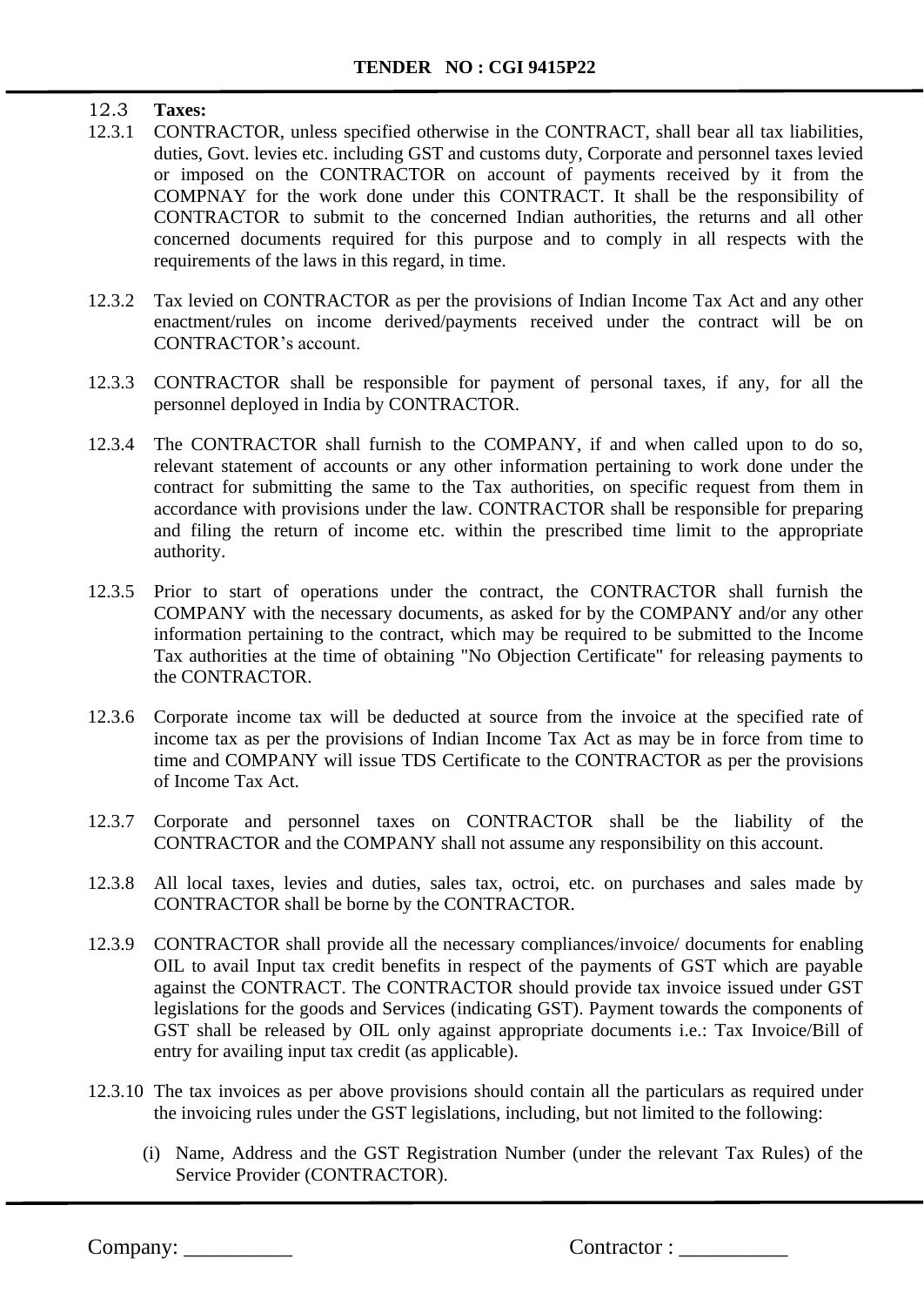**12.3 Taxes:**

12.3.1 CONTRACTOR, unless specified otherwise in the CONTRACT, shall bear all tax liabilities, duties, Govt. levies etc. including GST and customs duty, Corporate and personnel taxes levied or imposed on the CONTRACTOR on account of payments received by it from the COMPNAY for the work done under this CONTRACT. It shall be the responsibility of CONTRACTOR to submit to the concerned Indian authorities, the returns and all other concerned documents required for this purpose and to comply in all respects with the requirements of the laws in this regard, in time.

12.3.2 Tax levied on CONTRACTOR as per the provisions of Indian Income Tax Act and any other enactment/rules on income derived/payments received under the contract will be on CONTRACTOR's account.

12.3.3 CONTRACTOR shall be responsible for payment of personal taxes, if any, for all the personnel deployed in India by CONTRACTOR.

12.3.4 The CONTRACTOR shall furnish to the COMPANY, if and when called upon to do so, relevant statement of accounts or any other information pertaining to work done under the contract for submitting the same to the Tax authorities, on specific request from them in accordance with provisions under the law. CONTRACTOR shall be responsible for preparing and filing the return of income etc. within the prescribed time limit to the appropriate authority.

12.3.5 Prior to start of operations under the contract, the CONTRACTOR shall furnish the COMPANY with the necessary documents, as asked for by the COMPANY and/or any other information pertaining to the contract, which may be required to be submitted to the Income Tax authorities at the time of obtaining "No Objection Certificate" for releasing payments to the CONTRACTOR.

12.3.6 Corporate income tax will be deducted at source from the invoice at the specified rate of income tax as per the provisions of Indian Income Tax Act as may be in force from time to time and COMPANY will issue TDS Certificate to the CONTRACTOR as per the provisions of Income Tax Act.

12.3.7 Corporate and personnel taxes on CONTRACTOR shall be the liability of the CONTRACTOR and the COMPANY shall not assume any responsibility on this account.

12.3.8 All local taxes, levies and duties, sales tax, octroi, etc. on purchases and sales made by CONTRACTOR shall be borne by the CONTRACTOR.

12.3.9 CONTRACTOR shall provide all the necessary compliances/invoice/ documents for enabling OIL to avail Input tax credit benefits in respect of the payments of GST which are payable against the CONTRACT. The CONTRACTOR should provide tax invoice issued under GST legislations for the goods and Services (indicating GST). Payment towards the components of GST shall be released by OIL only against appropriate documents i.e.: Tax Invoice/Bill of entry for availing input tax credit (as applicable).

12.3.10 The tax invoices as per above provisions should contain all the particulars as required under the invoicing rules under the GST legislations, including, but not limited to the following:

(i) Name, Address and the GST Registration Number (under the relevant Tax Rules) of the Service Provider (CONTRACTOR).

Company: __________ Contractor : __________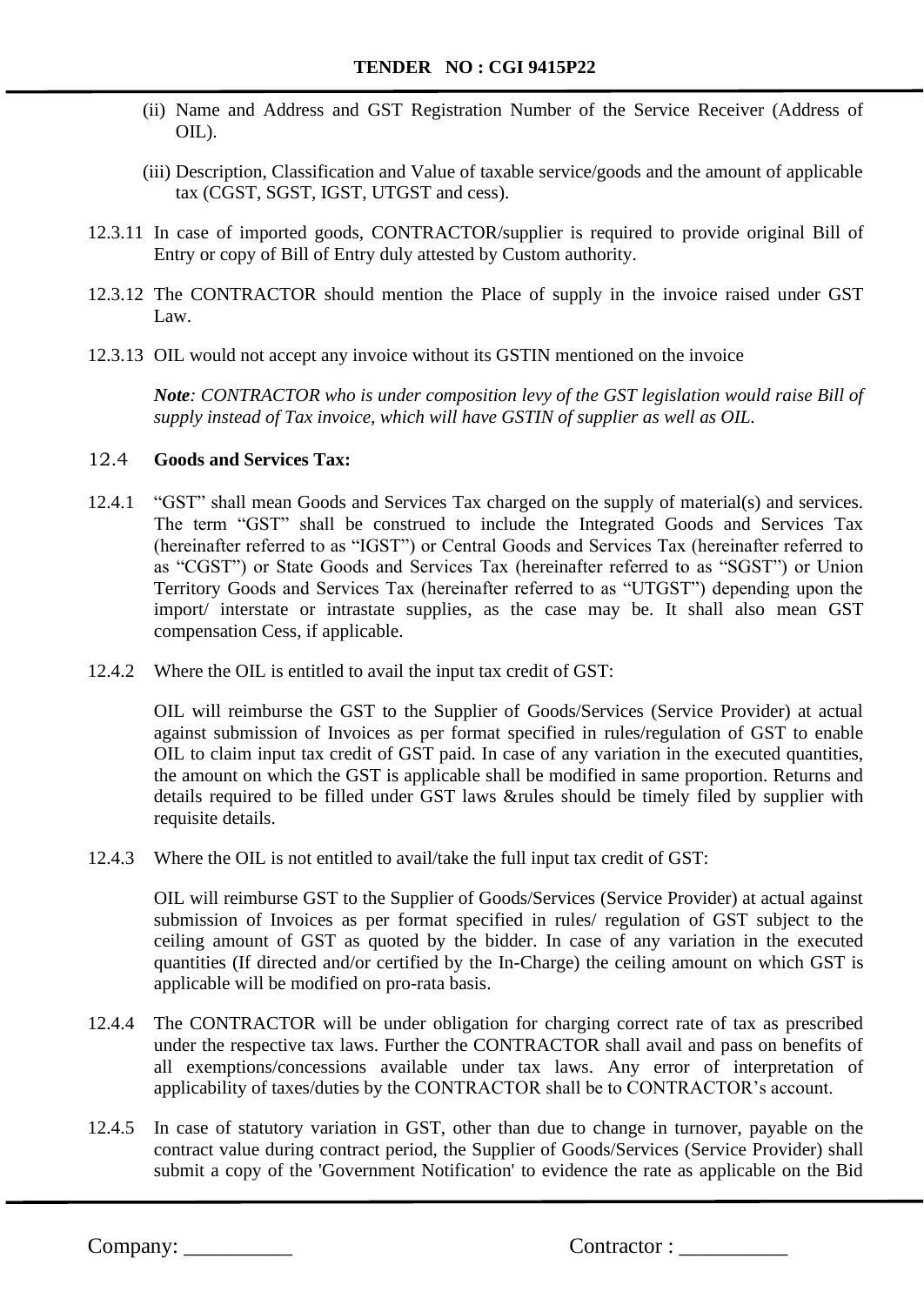(ii) Name and Address and GST Registration Number of the Service Receiver (Address of OIL).

(iii) Description, Classification and Value of taxable service/goods and the amount of applicable tax (CGST, SGST, IGST, UTGST and cess).

12.3.11 In case of imported goods, CONTRACTOR/supplier is required to provide original Bill of Entry or copy of Bill of Entry duly attested by Custom authority.

12.3.12 The CONTRACTOR should mention the Place of supply in the invoice raised under GST Law.

12.3.13 OIL would not accept any invoice without its GSTIN mentioned on the invoice

***Note****: CONTRACTOR who is under composition levy of the GST legislation would raise Bill of supply instead of Tax invoice, which will have GSTIN of supplier as well as OIL.*

12.4 **Goods and Services Tax:**

12.4.1 "GST" shall mean Goods and Services Tax charged on the supply of material(s) and services. The term "GST" shall be construed to include the Integrated Goods and Services Tax (hereinafter referred to as "IGST") or Central Goods and Services Tax (hereinafter referred to as "CGST") or State Goods and Services Tax (hereinafter referred to as "SGST") or Union Territory Goods and Services Tax (hereinafter referred to as "UTGST") depending upon the import/ interstate or intrastate supplies, as the case may be. It shall also mean GST compensation Cess, if applicable.

12.4.2 Where the OIL is entitled to avail the input tax credit of GST:

OIL will reimburse the GST to the Supplier of Goods/Services (Service Provider) at actual against submission of Invoices as per format specified in rules/regulation of GST to enable OIL to claim input tax credit of GST paid. In case of any variation in the executed quantities, the amount on which the GST is applicable shall be modified in same proportion. Returns and details required to be filled under GST laws &rules should be timely filed by supplier with requisite details.

12.4.3 Where the OIL is not entitled to avail/take the full input tax credit of GST:

OIL will reimburse GST to the Supplier of Goods/Services (Service Provider) at actual against submission of Invoices as per format specified in rules/ regulation of GST subject to the ceiling amount of GST as quoted by the bidder. In case of any variation in the executed quantities (If directed and/or certified by the In-Charge) the ceiling amount on which GST is applicable will be modified on pro-rata basis.

12.4.4 The CONTRACTOR will be under obligation for charging correct rate of tax as prescribed under the respective tax laws. Further the CONTRACTOR shall avail and pass on benefits of all exemptions/concessions available under tax laws. Any error of interpretation of applicability of taxes/duties by the CONTRACTOR shall be to CONTRACTOR's account.

12.4.5 In case of statutory variation in GST, other than due to change in turnover, payable on the contract value during contract period, the Supplier of Goods/Services (Service Provider) shall submit a copy of the 'Government Notification' to evidence the rate as applicable on the Bid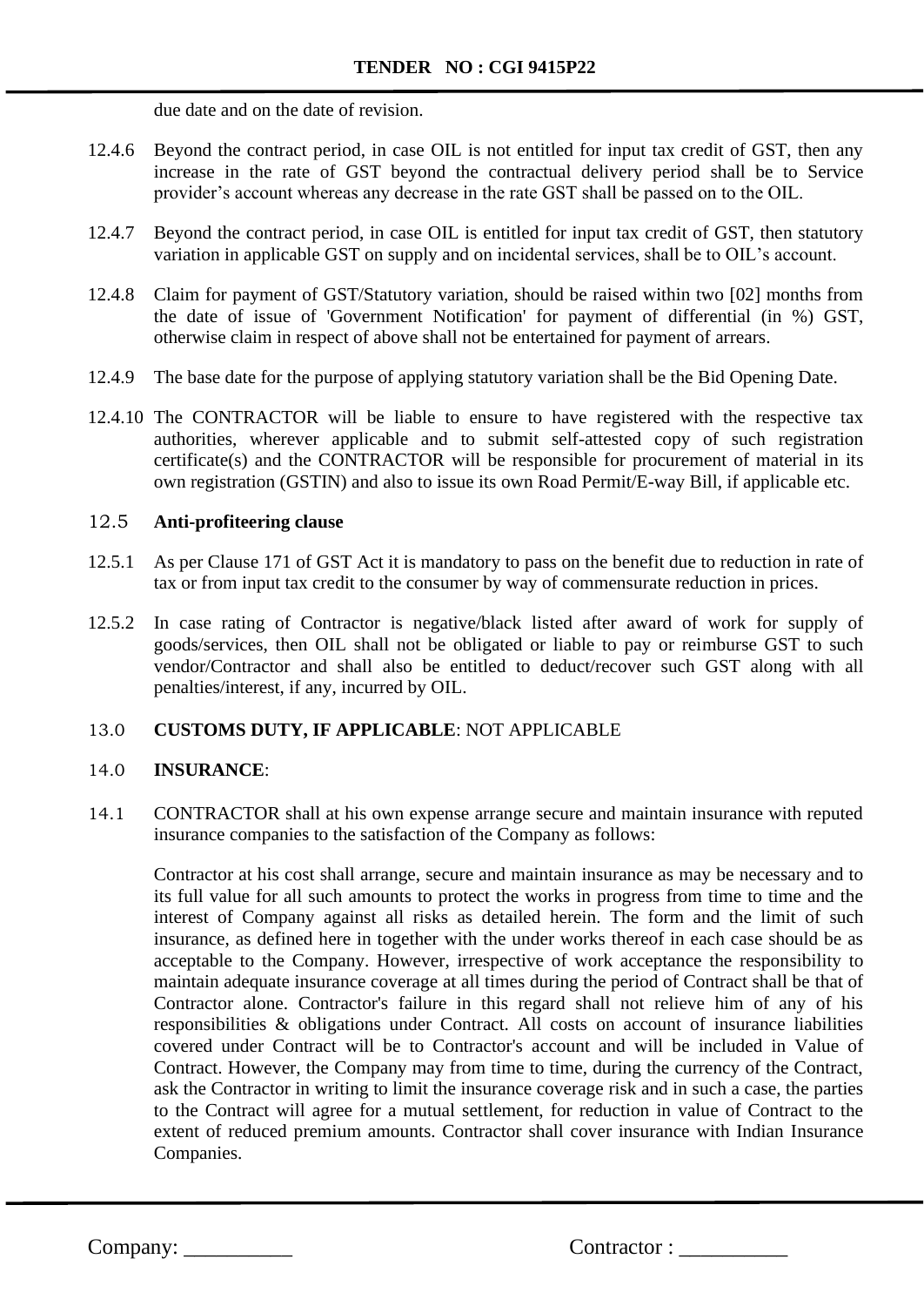due date and on the date of revision.

12.4.6 Beyond the contract period, in case OIL is not entitled for input tax credit of GST, then any increase in the rate of GST beyond the contractual delivery period shall be to Service provider's account whereas any decrease in the rate GST shall be passed on to the OIL.

12.4.7 Beyond the contract period, in case OIL is entitled for input tax credit of GST, then statutory variation in applicable GST on supply and on incidental services, shall be to OIL's account.

12.4.8 Claim for payment of GST/Statutory variation, should be raised within two [02] months from the date of issue of 'Government Notification' for payment of differential (in %) GST, otherwise claim in respect of above shall not be entertained for payment of arrears.

12.4.9 The base date for the purpose of applying statutory variation shall be the Bid Opening Date.

12.4.10 The CONTRACTOR will be liable to ensure to have registered with the respective tax authorities, wherever applicable and to submit self-attested copy of such registration certificate(s) and the CONTRACTOR will be responsible for procurement of material in its own registration (GSTIN) and also to issue its own Road Permit/E-way Bill, if applicable etc.

12.5 **Anti-profiteering clause**

12.5.1 As per Clause 171 of GST Act it is mandatory to pass on the benefit due to reduction in rate of tax or from input tax credit to the consumer by way of commensurate reduction in prices.

12.5.2 In case rating of Contractor is negative/black listed after award of work for supply of goods/services, then OIL shall not be obligated or liable to pay or reimburse GST to such vendor/Contractor and shall also be entitled to deduct/recover such GST along with all penalties/interest, if any, incurred by OIL.

13.0 **CUSTOMS DUTY, IF APPLICABLE**: NOT APPLICABLE

14.0 **INSURANCE**:

14.1 CONTRACTOR shall at his own expense arrange secure and maintain insurance with reputed insurance companies to the satisfaction of the Company as follows:

Contractor at his cost shall arrange, secure and maintain insurance as may be necessary and to its full value for all such amounts to protect the works in progress from time to time and the interest of Company against all risks as detailed herein. The form and the limit of such insurance, as defined here in together with the under works thereof in each case should be as acceptable to the Company. However, irrespective of work acceptance the responsibility to maintain adequate insurance coverage at all times during the period of Contract shall be that of Contractor alone. Contractor's failure in this regard shall not relieve him of any of his responsibilities & obligations under Contract. All costs on account of insurance liabilities covered under Contract will be to Contractor's account and will be included in Value of Contract. However, the Company may from time to time, during the currency of the Contract, ask the Contractor in writing to limit the insurance coverage risk and in such a case, the parties to the Contract will agree for a mutual settlement, for reduction in value of Contract to the extent of reduced premium amounts. Contractor shall cover insurance with Indian Insurance Companies.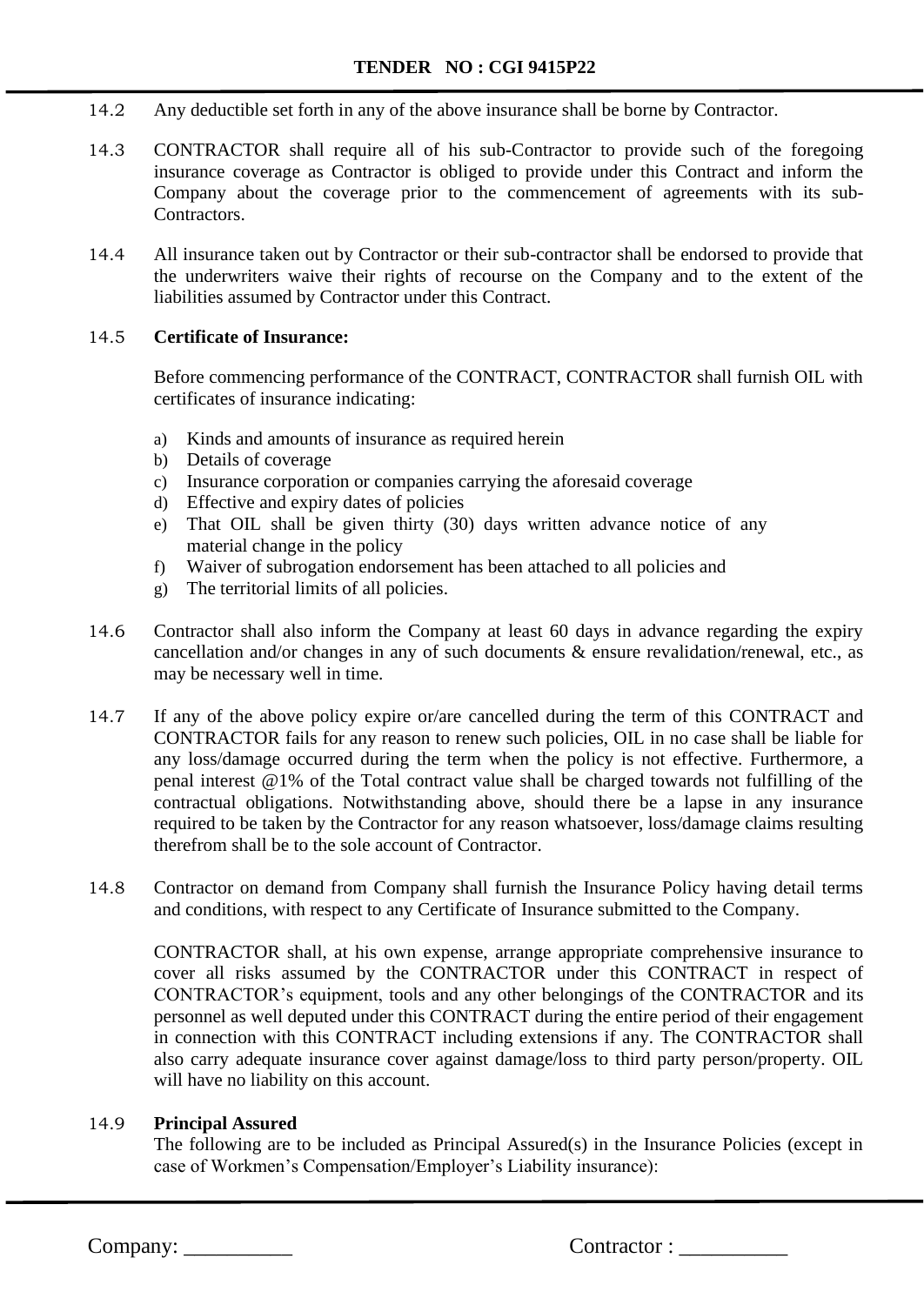14.2 Any deductible set forth in any of the above insurance shall be borne by Contractor.

14.3 CONTRACTOR shall require all of his sub-Contractor to provide such of the foregoing insurance coverage as Contractor is obliged to provide under this Contract and inform the Company about the coverage prior to the commencement of agreements with its sub-Contractors.

14.4 All insurance taken out by Contractor or their sub-contractor shall be endorsed to provide that the underwriters waive their rights of recourse on the Company and to the extent of the liabilities assumed by Contractor under this Contract.

14.5 **Certificate of Insurance:**

Before commencing performance of the CONTRACT, CONTRACTOR shall furnish OIL with certificates of insurance indicating:

a) Kinds and amounts of insurance as required herein
b) Details of coverage
c) Insurance corporation or companies carrying the aforesaid coverage
d) Effective and expiry dates of policies
e) That OIL shall be given thirty (30) days written advance notice of any material change in the policy
f) Waiver of subrogation endorsement has been attached to all policies and
g) The territorial limits of all policies.

14.6 Contractor shall also inform the Company at least 60 days in advance regarding the expiry cancellation and/or changes in any of such documents & ensure revalidation/renewal, etc., as may be necessary well in time.

14.7 If any of the above policy expire or/are cancelled during the term of this CONTRACT and CONTRACTOR fails for any reason to renew such policies, OIL in no case shall be liable for any loss/damage occurred during the term when the policy is not effective. Furthermore, a penal interest @1% of the Total contract value shall be charged towards not fulfilling of the contractual obligations. Notwithstanding above, should there be a lapse in any insurance required to be taken by the Contractor for any reason whatsoever, loss/damage claims resulting therefrom shall be to the sole account of Contractor.

14.8 Contractor on demand from Company shall furnish the Insurance Policy having detail terms and conditions, with respect to any Certificate of Insurance submitted to the Company.

CONTRACTOR shall, at his own expense, arrange appropriate comprehensive insurance to cover all risks assumed by the CONTRACTOR under this CONTRACT in respect of CONTRACTOR's equipment, tools and any other belongings of the CONTRACTOR and its personnel as well deputed under this CONTRACT during the entire period of their engagement in connection with this CONTRACT including extensions if any. The CONTRACTOR shall also carry adequate insurance cover against damage/loss to third party person/property. OIL will have no liability on this account.

14.9 **Principal Assured**

The following are to be included as Principal Assured(s) in the Insurance Policies (except in case of Workmen's Compensation/Employer's Liability insurance):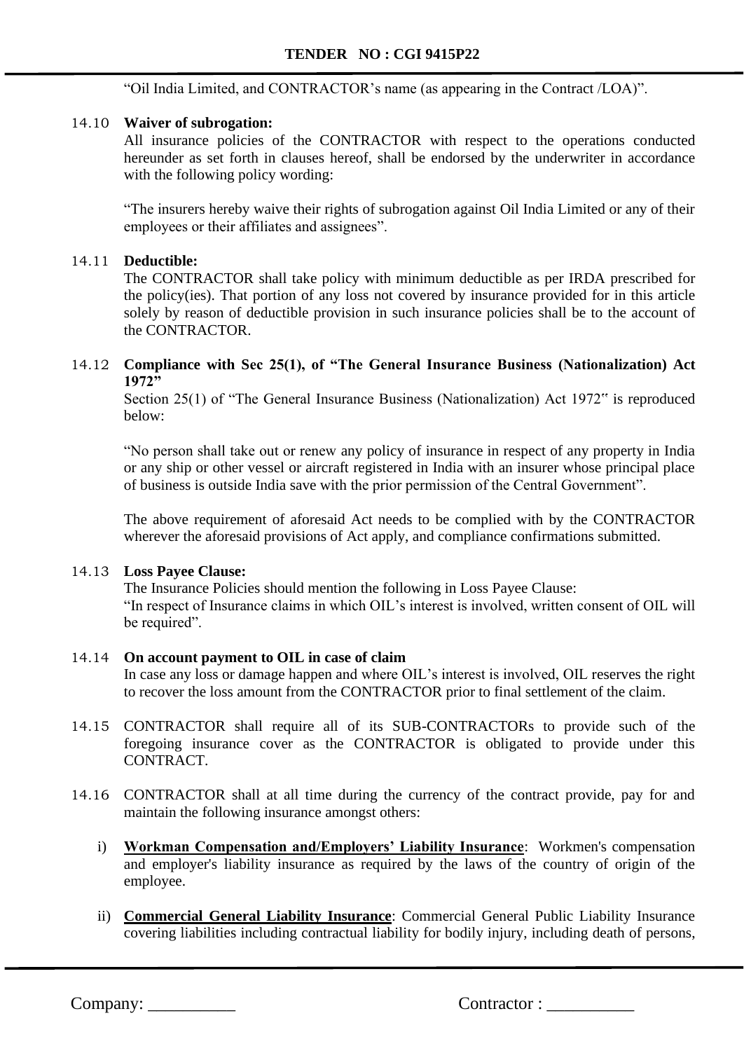"Oil India Limited, and CONTRACTOR's name (as appearing in the Contract /LOA)".

14.10 **Waiver of subrogation:**
All insurance policies of the CONTRACTOR with respect to the operations conducted hereunder as set forth in clauses hereof, shall be endorsed by the underwriter in accordance with the following policy wording:

"The insurers hereby waive their rights of subrogation against Oil India Limited or any of their employees or their affiliates and assignees".

14.11 **Deductible:**
The CONTRACTOR shall take policy with minimum deductible as per IRDA prescribed for the policy(ies). That portion of any loss not covered by insurance provided for in this article solely by reason of deductible provision in such insurance policies shall be to the account of the CONTRACTOR.

14.12 **Compliance with Sec 25(1), of "The General Insurance Business (Nationalization) Act 1972"**
Section 25(1) of "The General Insurance Business (Nationalization) Act 1972" is reproduced below:

"No person shall take out or renew any policy of insurance in respect of any property in India or any ship or other vessel or aircraft registered in India with an insurer whose principal place of business is outside India save with the prior permission of the Central Government".

The above requirement of aforesaid Act needs to be complied with by the CONTRACTOR wherever the aforesaid provisions of Act apply, and compliance confirmations submitted.

14.13 **Loss Payee Clause:**
The Insurance Policies should mention the following in Loss Payee Clause:
"In respect of Insurance claims in which OIL's interest is involved, written consent of OIL will be required".

14.14 **On account payment to OIL in case of claim**
In case any loss or damage happen and where OIL's interest is involved, OIL reserves the right to recover the loss amount from the CONTRACTOR prior to final settlement of the claim.

14.15 CONTRACTOR shall require all of its SUB-CONTRACTORs to provide such of the foregoing insurance cover as the CONTRACTOR is obligated to provide under this CONTRACT.

14.16 CONTRACTOR shall at all time during the currency of the contract provide, pay for and maintain the following insurance amongst others:

i) **Workman Compensation and/Employers' Liability Insurance**: Workmen's compensation and employer's liability insurance as required by the laws of the country of origin of the employee.

ii) **Commercial General Liability Insurance**: Commercial General Public Liability Insurance covering liabilities including contractual liability for bodily injury, including death of persons,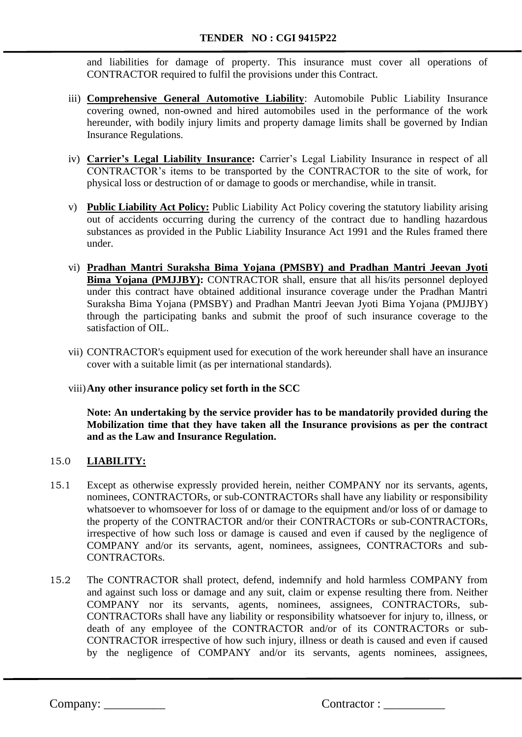and liabilities for damage of property. This insurance must cover all operations of CONTRACTOR required to fulfil the provisions under this Contract.

iii) **Comprehensive General Automotive Liability**: Automobile Public Liability Insurance covering owned, non-owned and hired automobiles used in the performance of the work hereunder, with bodily injury limits and property damage limits shall be governed by Indian Insurance Regulations.

iv) **Carrier's Legal Liability Insurance:** Carrier's Legal Liability Insurance in respect of all CONTRACTOR's items to be transported by the CONTRACTOR to the site of work, for physical loss or destruction of or damage to goods or merchandise, while in transit.

v) **Public Liability Act Policy:** Public Liability Act Policy covering the statutory liability arising out of accidents occurring during the currency of the contract due to handling hazardous substances as provided in the Public Liability Insurance Act 1991 and the Rules framed there under.

vi) **Pradhan Mantri Suraksha Bima Yojana (PMSBY) and Pradhan Mantri Jeevan Jyoti Bima Yojana (PMJJBY):** CONTRACTOR shall, ensure that all his/its personnel deployed under this contract have obtained additional insurance coverage under the Pradhan Mantri Suraksha Bima Yojana (PMSBY) and Pradhan Mantri Jeevan Jyoti Bima Yojana (PMJJBY) through the participating banks and submit the proof of such insurance coverage to the satisfaction of OIL.

vii) CONTRACTOR's equipment used for execution of the work hereunder shall have an insurance cover with a suitable limit (as per international standards).

viii) **Any other insurance policy set forth in the SCC**

**Note: An undertaking by the service provider has to be mandatorily provided during the Mobilization time that they have taken all the Insurance provisions as per the contract and as the Law and Insurance Regulation.**

## 15.0 LIABILITY:

15.1 Except as otherwise expressly provided herein, neither COMPANY nor its servants, agents, nominees, CONTRACTORs, or sub-CONTRACTORs shall have any liability or responsibility whatsoever to whomsoever for loss of or damage to the equipment and/or loss of or damage to the property of the CONTRACTOR and/or their CONTRACTORs or sub-CONTRACTORs, irrespective of how such loss or damage is caused and even if caused by the negligence of COMPANY and/or its servants, agent, nominees, assignees, CONTRACTORs and sub-CONTRACTORs.

15.2 The CONTRACTOR shall protect, defend, indemnify and hold harmless COMPANY from and against such loss or damage and any suit, claim or expense resulting there from. Neither COMPANY nor its servants, agents, nominees, assignees, CONTRACTORs, sub-CONTRACTORs shall have any liability or responsibility whatsoever for injury to, illness, or death of any employee of the CONTRACTOR and/or of its CONTRACTORs or sub-CONTRACTOR irrespective of how such injury, illness or death is caused and even if caused by the negligence of COMPANY and/or its servants, agents nominees, assignees,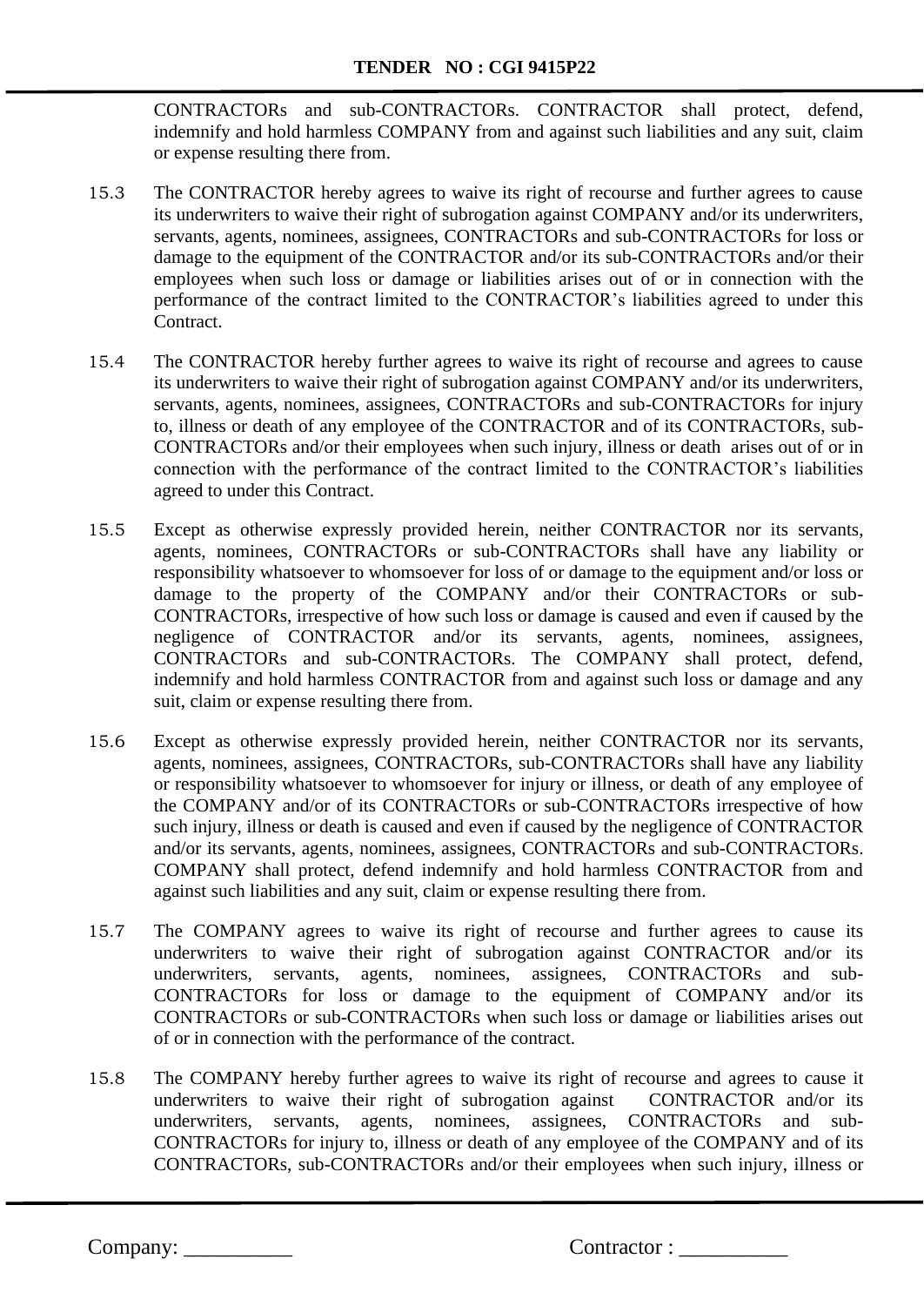CONTRACTORs and sub-CONTRACTORs. CONTRACTOR shall protect, defend, indemnify and hold harmless COMPANY from and against such liabilities and any suit, claim or expense resulting there from.

15.3 The CONTRACTOR hereby agrees to waive its right of recourse and further agrees to cause its underwriters to waive their right of subrogation against COMPANY and/or its underwriters, servants, agents, nominees, assignees, CONTRACTORs and sub-CONTRACTORs for loss or damage to the equipment of the CONTRACTOR and/or its sub-CONTRACTORs and/or their employees when such loss or damage or liabilities arises out of or in connection with the performance of the contract limited to the CONTRACTOR's liabilities agreed to under this Contract.

15.4 The CONTRACTOR hereby further agrees to waive its right of recourse and agrees to cause its underwriters to waive their right of subrogation against COMPANY and/or its underwriters, servants, agents, nominees, assignees, CONTRACTORs and sub-CONTRACTORs for injury to, illness or death of any employee of the CONTRACTOR and of its CONTRACTORs, sub-CONTRACTORs and/or their employees when such injury, illness or death arises out of or in connection with the performance of the contract limited to the CONTRACTOR's liabilities agreed to under this Contract.

15.5 Except as otherwise expressly provided herein, neither CONTRACTOR nor its servants, agents, nominees, CONTRACTORs or sub-CONTRACTORs shall have any liability or responsibility whatsoever to whomsoever for loss of or damage to the equipment and/or loss or damage to the property of the COMPANY and/or their CONTRACTORs or sub-CONTRACTORs, irrespective of how such loss or damage is caused and even if caused by the negligence of CONTRACTOR and/or its servants, agents, nominees, assignees, CONTRACTORs and sub-CONTRACTORs. The COMPANY shall protect, defend, indemnify and hold harmless CONTRACTOR from and against such loss or damage and any suit, claim or expense resulting there from.

15.6 Except as otherwise expressly provided herein, neither CONTRACTOR nor its servants, agents, nominees, assignees, CONTRACTORs, sub-CONTRACTORs shall have any liability or responsibility whatsoever to whomsoever for injury or illness, or death of any employee of the COMPANY and/or of its CONTRACTORs or sub-CONTRACTORs irrespective of how such injury, illness or death is caused and even if caused by the negligence of CONTRACTOR and/or its servants, agents, nominees, assignees, CONTRACTORs and sub-CONTRACTORs. COMPANY shall protect, defend indemnify and hold harmless CONTRACTOR from and against such liabilities and any suit, claim or expense resulting there from.

15.7 The COMPANY agrees to waive its right of recourse and further agrees to cause its underwriters to waive their right of subrogation against CONTRACTOR and/or its underwriters, servants, agents, nominees, assignees, CONTRACTORs and sub-CONTRACTORs for loss or damage to the equipment of COMPANY and/or its CONTRACTORs or sub-CONTRACTORs when such loss or damage or liabilities arises out of or in connection with the performance of the contract.

15.8 The COMPANY hereby further agrees to waive its right of recourse and agrees to cause it underwriters to waive their right of subrogation against CONTRACTOR and/or its underwriters, servants, agents, nominees, assignees, CONTRACTORs and sub-CONTRACTORs for injury to, illness or death of any employee of the COMPANY and of its CONTRACTORs, sub-CONTRACTORs and/or their employees when such injury, illness or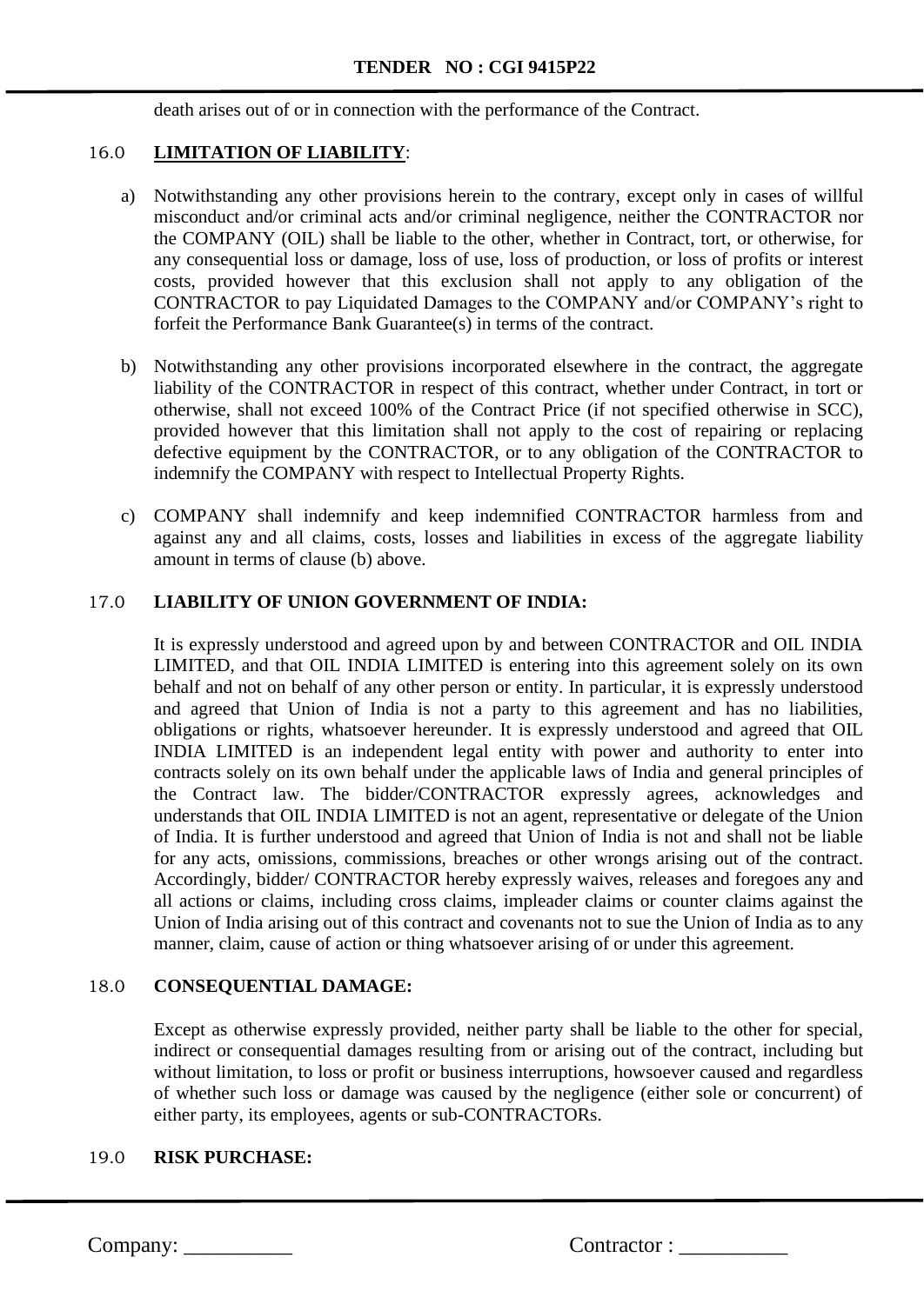death arises out of or in connection with the performance of the Contract.

## 16.0 LIMITATION OF LIABILITY:

a) Notwithstanding any other provisions herein to the contrary, except only in cases of willful misconduct and/or criminal acts and/or criminal negligence, neither the CONTRACTOR nor the COMPANY (OIL) shall be liable to the other, whether in Contract, tort, or otherwise, for any consequential loss or damage, loss of use, loss of production, or loss of profits or interest costs, provided however that this exclusion shall not apply to any obligation of the CONTRACTOR to pay Liquidated Damages to the COMPANY and/or COMPANY's right to forfeit the Performance Bank Guarantee(s) in terms of the contract.

b) Notwithstanding any other provisions incorporated elsewhere in the contract, the aggregate liability of the CONTRACTOR in respect of this contract, whether under Contract, in tort or otherwise, shall not exceed 100% of the Contract Price (if not specified otherwise in SCC), provided however that this limitation shall not apply to the cost of repairing or replacing defective equipment by the CONTRACTOR, or to any obligation of the CONTRACTOR to indemnify the COMPANY with respect to Intellectual Property Rights.

c) COMPANY shall indemnify and keep indemnified CONTRACTOR harmless from and against any and all claims, costs, losses and liabilities in excess of the aggregate liability amount in terms of clause (b) above.

## 17.0 LIABILITY OF UNION GOVERNMENT OF INDIA:

It is expressly understood and agreed upon by and between CONTRACTOR and OIL INDIA LIMITED, and that OIL INDIA LIMITED is entering into this agreement solely on its own behalf and not on behalf of any other person or entity. In particular, it is expressly understood and agreed that Union of India is not a party to this agreement and has no liabilities, obligations or rights, whatsoever hereunder. It is expressly understood and agreed that OIL INDIA LIMITED is an independent legal entity with power and authority to enter into contracts solely on its own behalf under the applicable laws of India and general principles of the Contract law. The bidder/CONTRACTOR expressly agrees, acknowledges and understands that OIL INDIA LIMITED is not an agent, representative or delegate of the Union of India. It is further understood and agreed that Union of India is not and shall not be liable for any acts, omissions, commissions, breaches or other wrongs arising out of the contract. Accordingly, bidder/ CONTRACTOR hereby expressly waives, releases and foregoes any and all actions or claims, including cross claims, impleader claims or counter claims against the Union of India arising out of this contract and covenants not to sue the Union of India as to any manner, claim, cause of action or thing whatsoever arising of or under this agreement.

## 18.0 CONSEQUENTIAL DAMAGE:

Except as otherwise expressly provided, neither party shall be liable to the other for special, indirect or consequential damages resulting from or arising out of the contract, including but without limitation, to loss or profit or business interruptions, howsoever caused and regardless of whether such loss or damage was caused by the negligence (either sole or concurrent) of either party, its employees, agents or sub-CONTRACTORs.

## 19.0 RISK PURCHASE: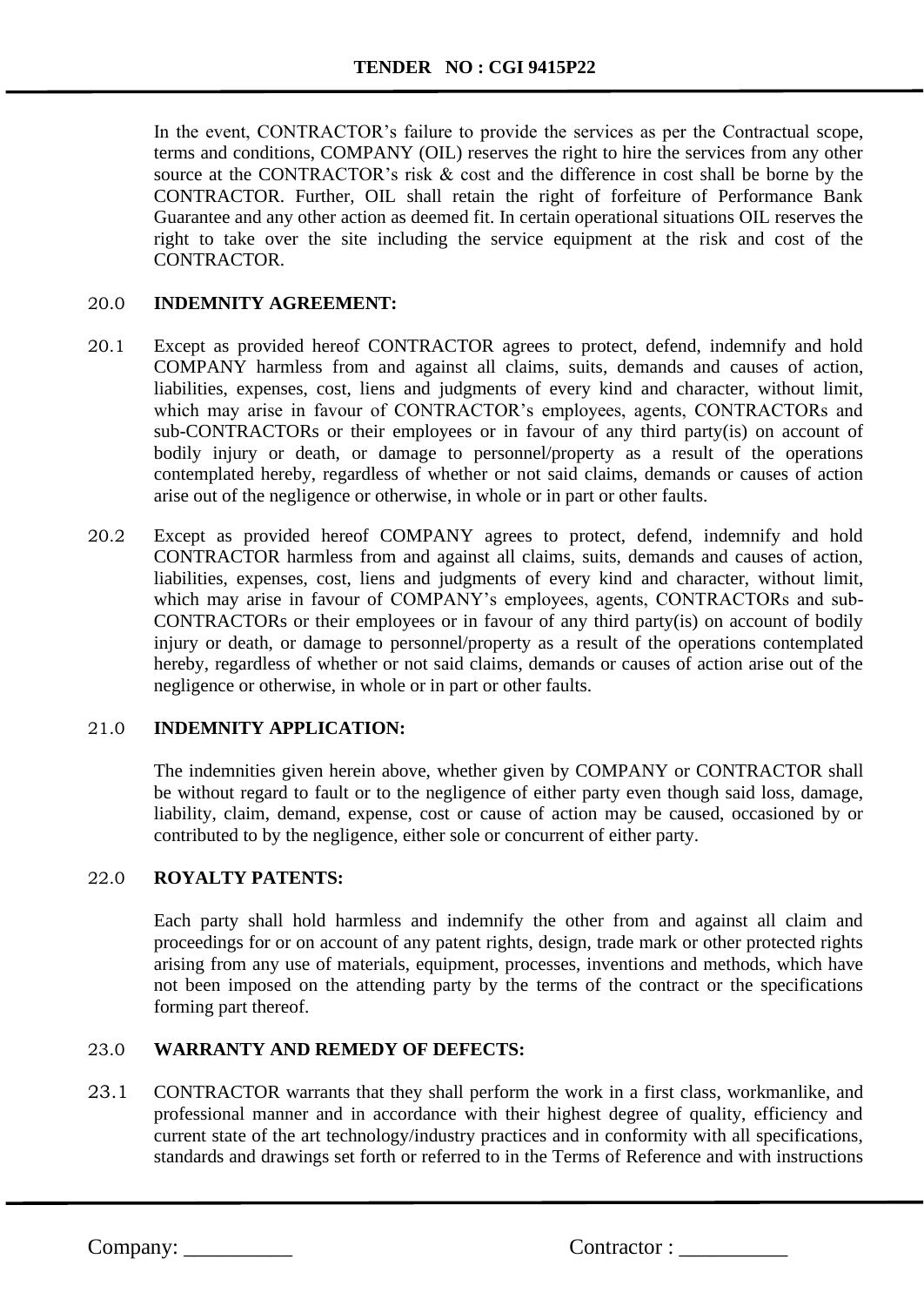In the event, CONTRACTOR's failure to provide the services as per the Contractual scope, terms and conditions, COMPANY (OIL) reserves the right to hire the services from any other source at the CONTRACTOR's risk & cost and the difference in cost shall be borne by the CONTRACTOR. Further, OIL shall retain the right of forfeiture of Performance Bank Guarantee and any other action as deemed fit. In certain operational situations OIL reserves the right to take over the site including the service equipment at the risk and cost of the CONTRACTOR.

## 20.0 INDEMNITY AGREEMENT:

20.1 Except as provided hereof CONTRACTOR agrees to protect, defend, indemnify and hold COMPANY harmless from and against all claims, suits, demands and causes of action, liabilities, expenses, cost, liens and judgments of every kind and character, without limit, which may arise in favour of CONTRACTOR's employees, agents, CONTRACTORs and sub-CONTRACTORs or their employees or in favour of any third party(is) on account of bodily injury or death, or damage to personnel/property as a result of the operations contemplated hereby, regardless of whether or not said claims, demands or causes of action arise out of the negligence or otherwise, in whole or in part or other faults.

20.2 Except as provided hereof COMPANY agrees to protect, defend, indemnify and hold CONTRACTOR harmless from and against all claims, suits, demands and causes of action, liabilities, expenses, cost, liens and judgments of every kind and character, without limit, which may arise in favour of COMPANY's employees, agents, CONTRACTORs and sub-CONTRACTORs or their employees or in favour of any third party(is) on account of bodily injury or death, or damage to personnel/property as a result of the operations contemplated hereby, regardless of whether or not said claims, demands or causes of action arise out of the negligence or otherwise, in whole or in part or other faults.

## 21.0 INDEMNITY APPLICATION:

The indemnities given herein above, whether given by COMPANY or CONTRACTOR shall be without regard to fault or to the negligence of either party even though said loss, damage, liability, claim, demand, expense, cost or cause of action may be caused, occasioned by or contributed to by the negligence, either sole or concurrent of either party.

## 22.0 ROYALTY PATENTS:

Each party shall hold harmless and indemnify the other from and against all claim and proceedings for or on account of any patent rights, design, trade mark or other protected rights arising from any use of materials, equipment, processes, inventions and methods, which have not been imposed on the attending party by the terms of the contract or the specifications forming part thereof.

## 23.0 WARRANTY AND REMEDY OF DEFECTS:

23.1 CONTRACTOR warrants that they shall perform the work in a first class, workmanlike, and professional manner and in accordance with their highest degree of quality, efficiency and current state of the art technology/industry practices and in conformity with all specifications, standards and drawings set forth or referred to in the Terms of Reference and with instructions

Company: __________ Contractor : __________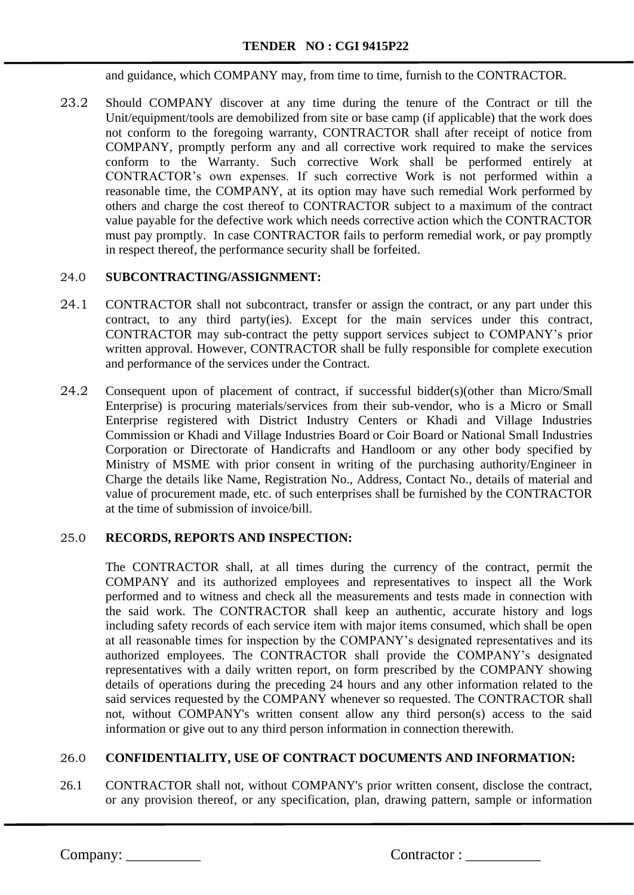and guidance, which COMPANY may, from time to time, furnish to the CONTRACTOR.

23.2 Should COMPANY discover at any time during the tenure of the Contract or till the Unit/equipment/tools are demobilized from site or base camp (if applicable) that the work does not conform to the foregoing warranty, CONTRACTOR shall after receipt of notice from COMPANY, promptly perform any and all corrective work required to make the services conform to the Warranty. Such corrective Work shall be performed entirely at CONTRACTOR's own expenses. If such corrective Work is not performed within a reasonable time, the COMPANY, at its option may have such remedial Work performed by others and charge the cost thereof to CONTRACTOR subject to a maximum of the contract value payable for the defective work which needs corrective action which the CONTRACTOR must pay promptly. In case CONTRACTOR fails to perform remedial work, or pay promptly in respect thereof, the performance security shall be forfeited.

## 24.0 SUBCONTRACTING/ASSIGNMENT:

24.1 CONTRACTOR shall not subcontract, transfer or assign the contract, or any part under this contract, to any third party(ies). Except for the main services under this contract, CONTRACTOR may sub-contract the petty support services subject to COMPANY's prior written approval. However, CONTRACTOR shall be fully responsible for complete execution and performance of the services under the Contract.

24.2 Consequent upon of placement of contract, if successful bidder(s)(other than Micro/Small Enterprise) is procuring materials/services from their sub-vendor, who is a Micro or Small Enterprise registered with District Industry Centers or Khadi and Village Industries Commission or Khadi and Village Industries Board or Coir Board or National Small Industries Corporation or Directorate of Handicrafts and Handloom or any other body specified by Ministry of MSME with prior consent in writing of the purchasing authority/Engineer in Charge the details like Name, Registration No., Address, Contact No., details of material and value of procurement made, etc. of such enterprises shall be furnished by the CONTRACTOR at the time of submission of invoice/bill.

## 25.0 RECORDS, REPORTS AND INSPECTION:

The CONTRACTOR shall, at all times during the currency of the contract, permit the COMPANY and its authorized employees and representatives to inspect all the Work performed and to witness and check all the measurements and tests made in connection with the said work. The CONTRACTOR shall keep an authentic, accurate history and logs including safety records of each service item with major items consumed, which shall be open at all reasonable times for inspection by the COMPANY's designated representatives and its authorized employees. The CONTRACTOR shall provide the COMPANY's designated representatives with a daily written report, on form prescribed by the COMPANY showing details of operations during the preceding 24 hours and any other information related to the said services requested by the COMPANY whenever so requested. The CONTRACTOR shall not, without COMPANY's written consent allow any third person(s) access to the said information or give out to any third person information in connection therewith.

## 26.0 CONFIDENTIALITY, USE OF CONTRACT DOCUMENTS AND INFORMATION:

26.1 CONTRACTOR shall not, without COMPANY's prior written consent, disclose the contract, or any provision thereof, or any specification, plan, drawing pattern, sample or information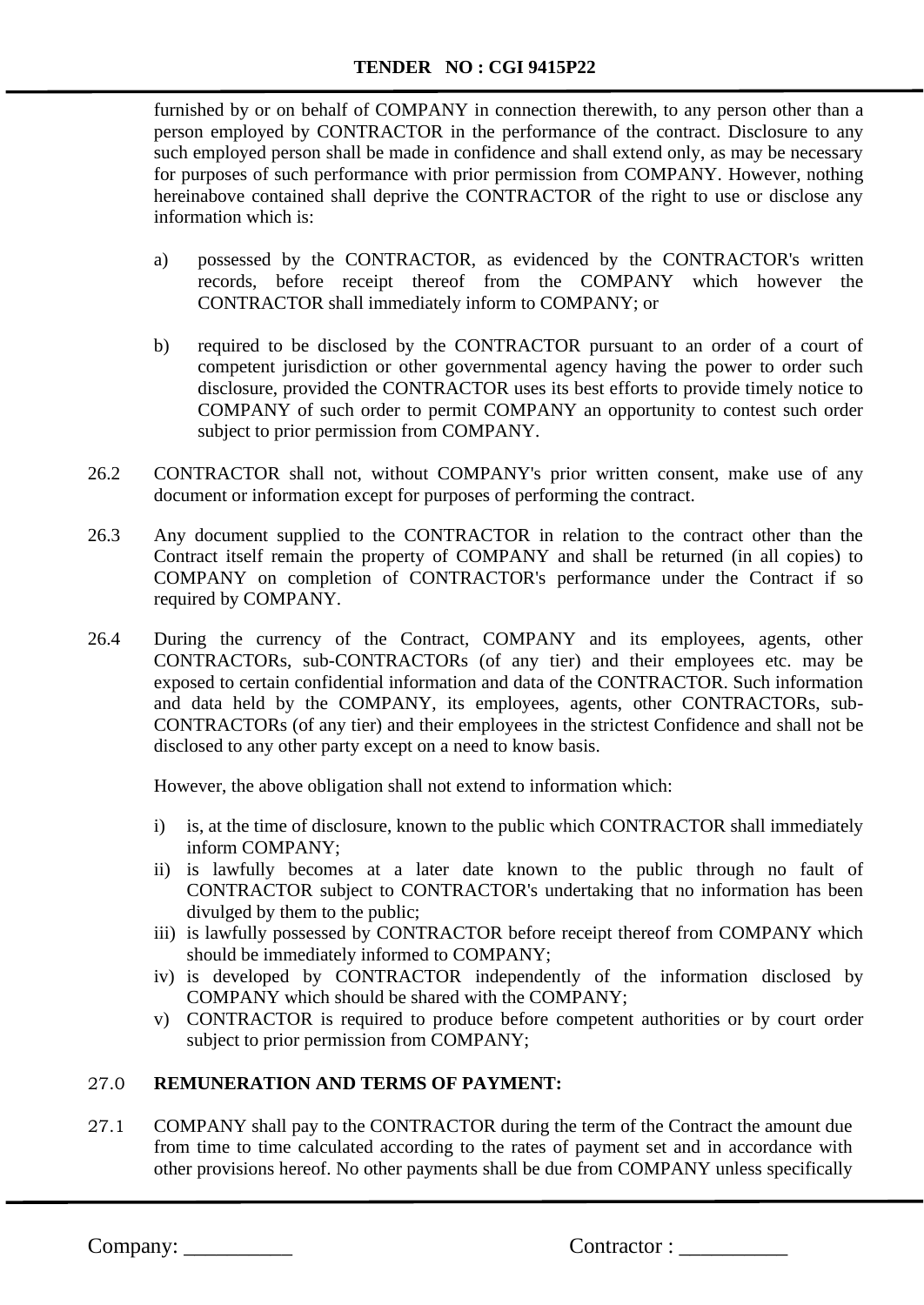furnished by or on behalf of COMPANY in connection therewith, to any person other than a person employed by CONTRACTOR in the performance of the contract. Disclosure to any such employed person shall be made in confidence and shall extend only, as may be necessary for purposes of such performance with prior permission from COMPANY. However, nothing hereinabove contained shall deprive the CONTRACTOR of the right to use or disclose any information which is:

a) possessed by the CONTRACTOR, as evidenced by the CONTRACTOR's written records, before receipt thereof from the COMPANY which however the CONTRACTOR shall immediately inform to COMPANY; or

b) required to be disclosed by the CONTRACTOR pursuant to an order of a court of competent jurisdiction or other governmental agency having the power to order such disclosure, provided the CONTRACTOR uses its best efforts to provide timely notice to COMPANY of such order to permit COMPANY an opportunity to contest such order subject to prior permission from COMPANY.

26.2 CONTRACTOR shall not, without COMPANY's prior written consent, make use of any document or information except for purposes of performing the contract.

26.3 Any document supplied to the CONTRACTOR in relation to the contract other than the Contract itself remain the property of COMPANY and shall be returned (in all copies) to COMPANY on completion of CONTRACTOR's performance under the Contract if so required by COMPANY.

26.4 During the currency of the Contract, COMPANY and its employees, agents, other CONTRACTORs, sub-CONTRACTORs (of any tier) and their employees etc. may be exposed to certain confidential information and data of the CONTRACTOR. Such information and data held by the COMPANY, its employees, agents, other CONTRACTORs, sub-CONTRACTORs (of any tier) and their employees in the strictest Confidence and shall not be disclosed to any other party except on a need to know basis.

However, the above obligation shall not extend to information which:

i) is, at the time of disclosure, known to the public which CONTRACTOR shall immediately inform COMPANY;
ii) is lawfully becomes at a later date known to the public through no fault of CONTRACTOR subject to CONTRACTOR's undertaking that no information has been divulged by them to the public;
iii) is lawfully possessed by CONTRACTOR before receipt thereof from COMPANY which should be immediately informed to COMPANY;
iv) is developed by CONTRACTOR independently of the information disclosed by COMPANY which should be shared with the COMPANY;
v) CONTRACTOR is required to produce before competent authorities or by court order subject to prior permission from COMPANY;

27.0 **REMUNERATION AND TERMS OF PAYMENT:**

27.1 COMPANY shall pay to the CONTRACTOR during the term of the Contract the amount due from time to time calculated according to the rates of payment set and in accordance with other provisions hereof. No other payments shall be due from COMPANY unless specifically

Company: __________ Contractor : __________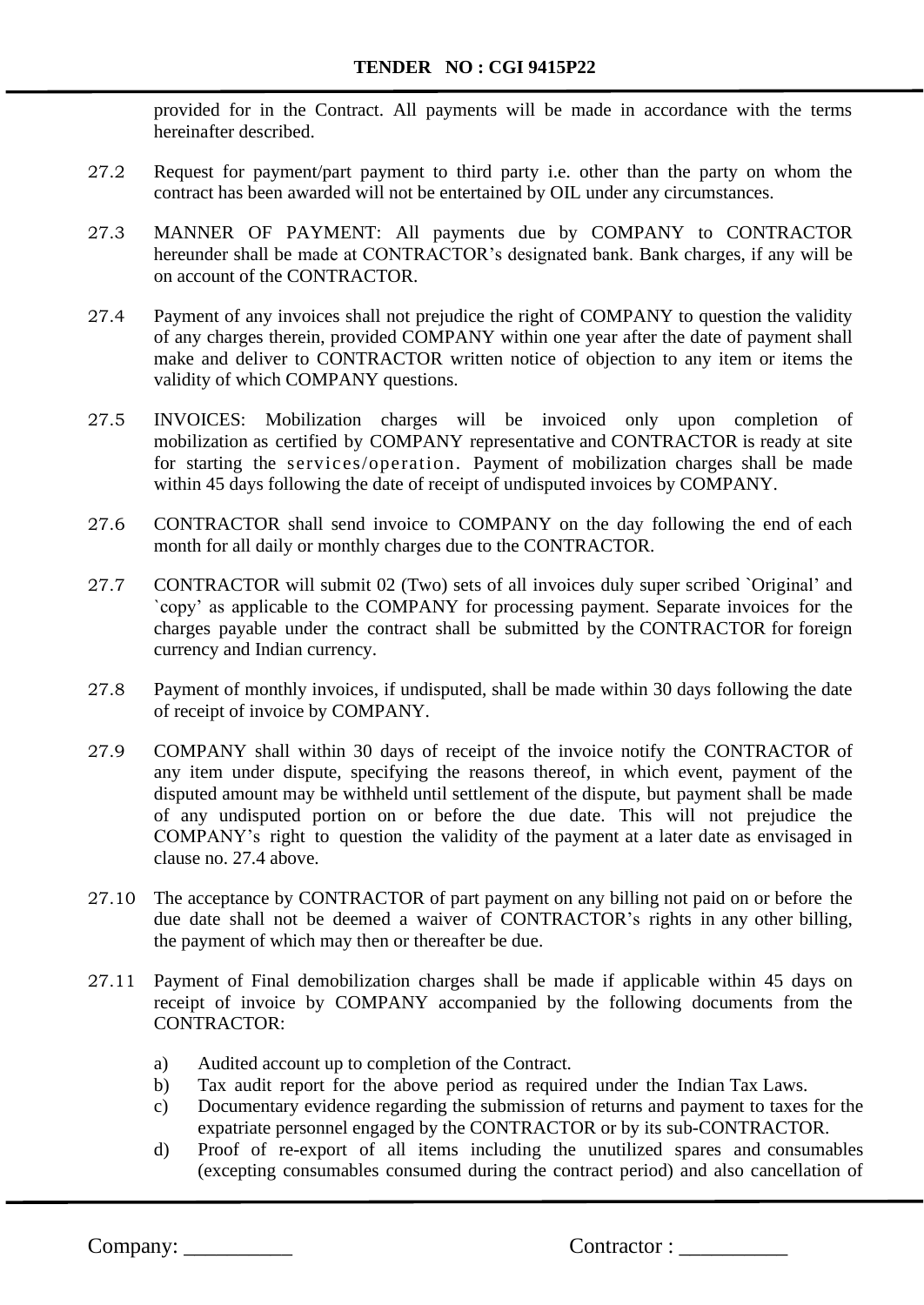provided for in the Contract. All payments will be made in accordance with the terms hereinafter described.

27.2 Request for payment/part payment to third party i.e. other than the party on whom the contract has been awarded will not be entertained by OIL under any circumstances.

27.3 MANNER OF PAYMENT: All payments due by COMPANY to CONTRACTOR hereunder shall be made at CONTRACTOR's designated bank. Bank charges, if any will be on account of the CONTRACTOR.

27.4 Payment of any invoices shall not prejudice the right of COMPANY to question the validity of any charges therein, provided COMPANY within one year after the date of payment shall make and deliver to CONTRACTOR written notice of objection to any item or items the validity of which COMPANY questions.

27.5 INVOICES: Mobilization charges will be invoiced only upon completion of mobilization as certified by COMPANY representative and CONTRACTOR is ready at site for starting the services/operation. Payment of mobilization charges shall be made within 45 days following the date of receipt of undisputed invoices by COMPANY.

27.6 CONTRACTOR shall send invoice to COMPANY on the day following the end of each month for all daily or monthly charges due to the CONTRACTOR.

27.7 CONTRACTOR will submit 02 (Two) sets of all invoices duly super scribed `Original' and `copy' as applicable to the COMPANY for processing payment. Separate invoices for the charges payable under the contract shall be submitted by the CONTRACTOR for foreign currency and Indian currency.

27.8 Payment of monthly invoices, if undisputed, shall be made within 30 days following the date of receipt of invoice by COMPANY.

27.9 COMPANY shall within 30 days of receipt of the invoice notify the CONTRACTOR of any item under dispute, specifying the reasons thereof, in which event, payment of the disputed amount may be withheld until settlement of the dispute, but payment shall be made of any undisputed portion on or before the due date. This will not prejudice the COMPANY's right to question the validity of the payment at a later date as envisaged in clause no. 27.4 above.

27.10 The acceptance by CONTRACTOR of part payment on any billing not paid on or before the due date shall not be deemed a waiver of CONTRACTOR's rights in any other billing, the payment of which may then or thereafter be due.

27.11 Payment of Final demobilization charges shall be made if applicable within 45 days on receipt of invoice by COMPANY accompanied by the following documents from the CONTRACTOR:

a) Audited account up to completion of the Contract.
b) Tax audit report for the above period as required under the Indian Tax Laws.
c) Documentary evidence regarding the submission of returns and payment to taxes for the expatriate personnel engaged by the CONTRACTOR or by its sub-CONTRACTOR.
d) Proof of re-export of all items including the unutilized spares and consumables (excepting consumables consumed during the contract period) and also cancellation of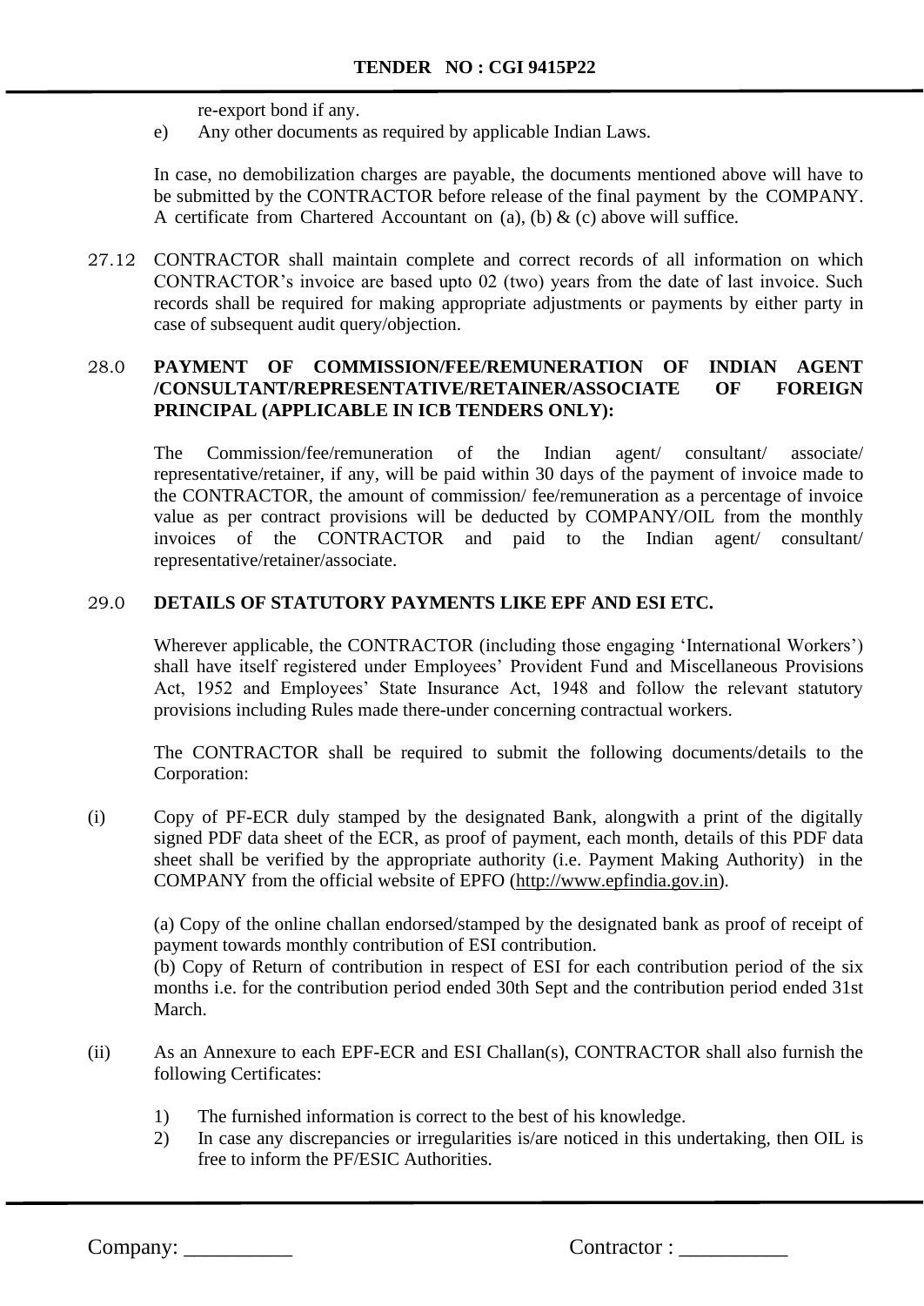re-export bond if any.

e) Any other documents as required by applicable Indian Laws.

In case, no demobilization charges are payable, the documents mentioned above will have to be submitted by the CONTRACTOR before release of the final payment by the COMPANY. A certificate from Chartered Accountant on (a), (b) & (c) above will suffice.

27.12 CONTRACTOR shall maintain complete and correct records of all information on which CONTRACTOR's invoice are based upto 02 (two) years from the date of last invoice. Such records shall be required for making appropriate adjustments or payments by either party in case of subsequent audit query/objection.

## 28.0 PAYMENT OF COMMISSION/FEE/REMUNERATION OF INDIAN AGENT /CONSULTANT/REPRESENTATIVE/RETAINER/ASSOCIATE OF FOREIGN PRINCIPAL (APPLICABLE IN ICB TENDERS ONLY):

The Commission/fee/remuneration of the Indian agent/ consultant/ associate/ representative/retainer, if any, will be paid within 30 days of the payment of invoice made to the CONTRACTOR, the amount of commission/ fee/remuneration as a percentage of invoice value as per contract provisions will be deducted by COMPANY/OIL from the monthly invoices of the CONTRACTOR and paid to the Indian agent/ consultant/ representative/retainer/associate.

## 29.0 DETAILS OF STATUTORY PAYMENTS LIKE EPF AND ESI ETC.

Wherever applicable, the CONTRACTOR (including those engaging 'International Workers') shall have itself registered under Employees' Provident Fund and Miscellaneous Provisions Act, 1952 and Employees' State Insurance Act, 1948 and follow the relevant statutory provisions including Rules made there-under concerning contractual workers.

The CONTRACTOR shall be required to submit the following documents/details to the Corporation:

(i) Copy of PF-ECR duly stamped by the designated Bank, alongwith a print of the digitally signed PDF data sheet of the ECR, as proof of payment, each month, details of this PDF data sheet shall be verified by the appropriate authority (i.e. Payment Making Authority) in the COMPANY from the official website of EPFO (http://www.epfindia.gov.in).

(a) Copy of the online challan endorsed/stamped by the designated bank as proof of receipt of payment towards monthly contribution of ESI contribution.
(b) Copy of Return of contribution in respect of ESI for each contribution period of the six months i.e. for the contribution period ended 30th Sept and the contribution period ended 31st March.

(ii) As an Annexure to each EPF-ECR and ESI Challan(s), CONTRACTOR shall also furnish the following Certificates:

1) The furnished information is correct to the best of his knowledge.
2) In case any discrepancies or irregularities is/are noticed in this undertaking, then OIL is free to inform the PF/ESIC Authorities.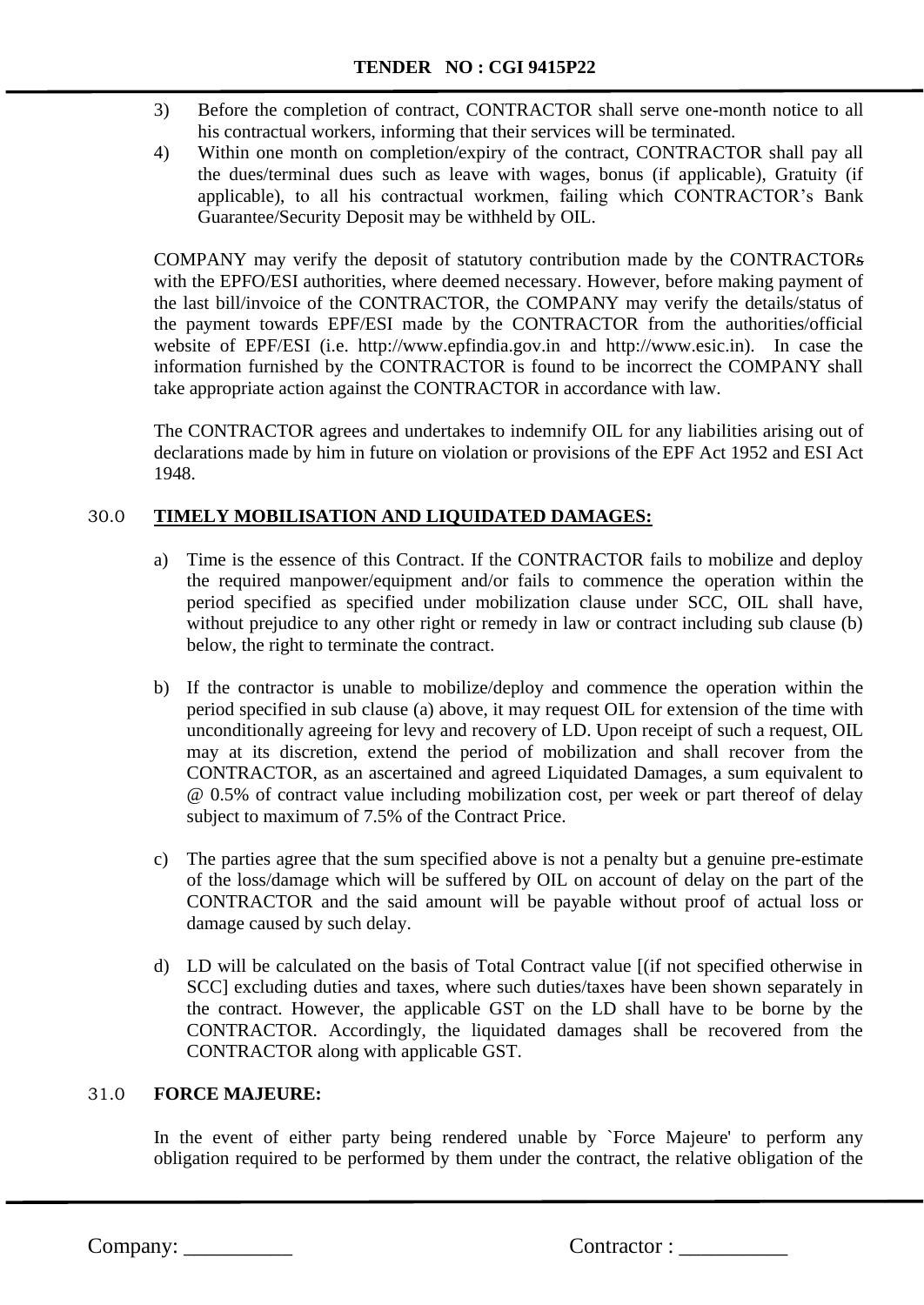3) Before the completion of contract, CONTRACTOR shall serve one-month notice to all his contractual workers, informing that their services will be terminated.
4) Within one month on completion/expiry of the contract, CONTRACTOR shall pay all the dues/terminal dues such as leave with wages, bonus (if applicable), Gratuity (if applicable), to all his contractual workmen, failing which CONTRACTOR's Bank Guarantee/Security Deposit may be withheld by OIL.

COMPANY may verify the deposit of statutory contribution made by the CONTRACTORs with the EPFO/ESI authorities, where deemed necessary. However, before making payment of the last bill/invoice of the CONTRACTOR, the COMPANY may verify the details/status of the payment towards EPF/ESI made by the CONTRACTOR from the authorities/official website of EPF/ESI (i.e. http://www.epfindia.gov.in and http://www.esic.in). In case the information furnished by the CONTRACTOR is found to be incorrect the COMPANY shall take appropriate action against the CONTRACTOR in accordance with law.

The CONTRACTOR agrees and undertakes to indemnify OIL for any liabilities arising out of declarations made by him in future on violation or provisions of the EPF Act 1952 and ESI Act 1948.

## 30.0 TIMELY MOBILISATION AND LIQUIDATED DAMAGES:

a) Time is the essence of this Contract. If the CONTRACTOR fails to mobilize and deploy the required manpower/equipment and/or fails to commence the operation within the period specified as specified under mobilization clause under SCC, OIL shall have, without prejudice to any other right or remedy in law or contract including sub clause (b) below, the right to terminate the contract.

b) If the contractor is unable to mobilize/deploy and commence the operation within the period specified in sub clause (a) above, it may request OIL for extension of the time with unconditionally agreeing for levy and recovery of LD. Upon receipt of such a request, OIL may at its discretion, extend the period of mobilization and shall recover from the CONTRACTOR, as an ascertained and agreed Liquidated Damages, a sum equivalent to @ 0.5% of contract value including mobilization cost, per week or part thereof of delay subject to maximum of 7.5% of the Contract Price.

c) The parties agree that the sum specified above is not a penalty but a genuine pre-estimate of the loss/damage which will be suffered by OIL on account of delay on the part of the CONTRACTOR and the said amount will be payable without proof of actual loss or damage caused by such delay.

d) LD will be calculated on the basis of Total Contract value [(if not specified otherwise in SCC] excluding duties and taxes, where such duties/taxes have been shown separately in the contract. However, the applicable GST on the LD shall have to be borne by the CONTRACTOR. Accordingly, the liquidated damages shall be recovered from the CONTRACTOR along with applicable GST.

## 31.0 FORCE MAJEURE:

In the event of either party being rendered unable by `Force Majeure' to perform any obligation required to be performed by them under the contract, the relative obligation of the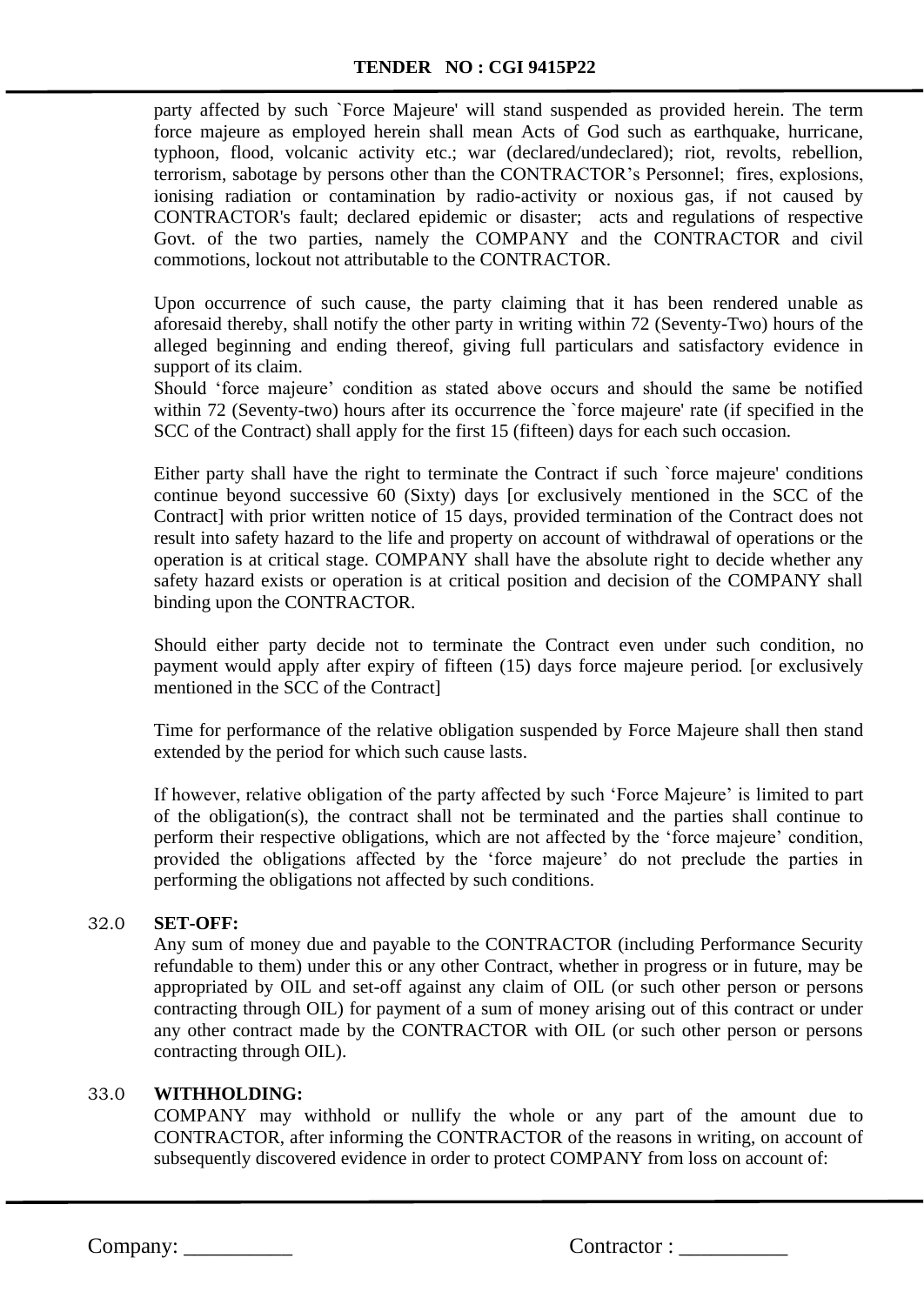party affected by such `Force Majeure' will stand suspended as provided herein. The term force majeure as employed herein shall mean Acts of God such as earthquake, hurricane, typhoon, flood, volcanic activity etc.; war (declared/undeclared); riot, revolts, rebellion, terrorism, sabotage by persons other than the CONTRACTOR's Personnel; fires, explosions, ionising radiation or contamination by radio-activity or noxious gas, if not caused by CONTRACTOR's fault; declared epidemic or disaster; acts and regulations of respective Govt. of the two parties, namely the COMPANY and the CONTRACTOR and civil commotions, lockout not attributable to the CONTRACTOR.

Upon occurrence of such cause, the party claiming that it has been rendered unable as aforesaid thereby, shall notify the other party in writing within 72 (Seventy-Two) hours of the alleged beginning and ending thereof, giving full particulars and satisfactory evidence in support of its claim.
Should 'force majeure' condition as stated above occurs and should the same be notified within 72 (Seventy-two) hours after its occurrence the `force majeure' rate (if specified in the SCC of the Contract) shall apply for the first 15 (fifteen) days for each such occasion.

Either party shall have the right to terminate the Contract if such `force majeure' conditions continue beyond successive 60 (Sixty) days [or exclusively mentioned in the SCC of the Contract] with prior written notice of 15 days, provided termination of the Contract does not result into safety hazard to the life and property on account of withdrawal of operations or the operation is at critical stage. COMPANY shall have the absolute right to decide whether any safety hazard exists or operation is at critical position and decision of the COMPANY shall binding upon the CONTRACTOR.

Should either party decide not to terminate the Contract even under such condition, no payment would apply after expiry of fifteen (15) days force majeure period. [or exclusively mentioned in the SCC of the Contract]

Time for performance of the relative obligation suspended by Force Majeure shall then stand extended by the period for which such cause lasts.

If however, relative obligation of the party affected by such 'Force Majeure' is limited to part of the obligation(s), the contract shall not be terminated and the parties shall continue to perform their respective obligations, which are not affected by the 'force majeure' condition, provided the obligations affected by the 'force majeure' do not preclude the parties in performing the obligations not affected by such conditions.

32.0 **SET-OFF:**

Any sum of money due and payable to the CONTRACTOR (including Performance Security refundable to them) under this or any other Contract, whether in progress or in future, may be appropriated by OIL and set-off against any claim of OIL (or such other person or persons contracting through OIL) for payment of a sum of money arising out of this contract or under any other contract made by the CONTRACTOR with OIL (or such other person or persons contracting through OIL).

33.0 **WITHHOLDING:**

COMPANY may withhold or nullify the whole or any part of the amount due to CONTRACTOR, after informing the CONTRACTOR of the reasons in writing, on account of subsequently discovered evidence in order to protect COMPANY from loss on account of: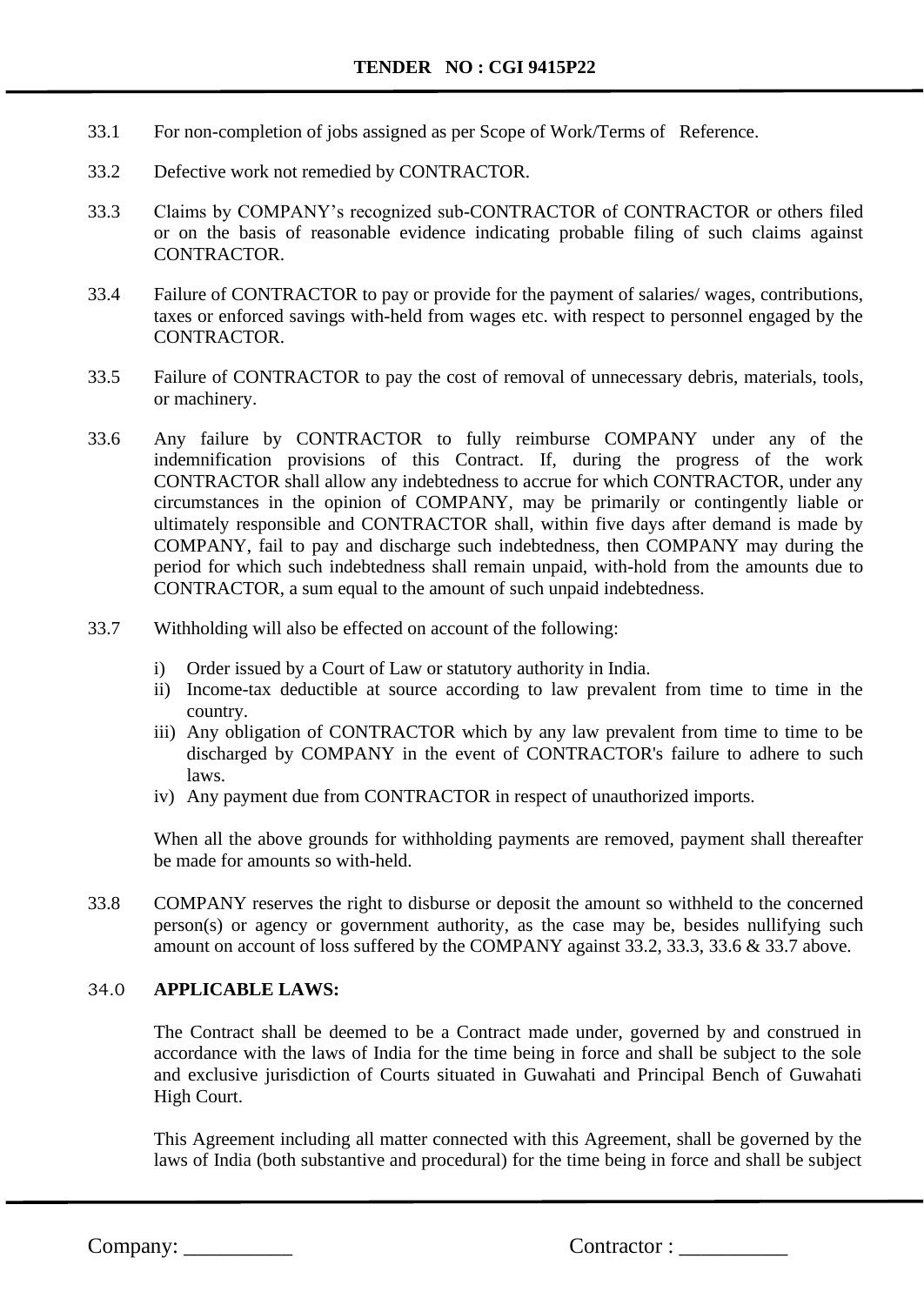33.1 For non-completion of jobs assigned as per Scope of Work/Terms of Reference.

33.2 Defective work not remedied by CONTRACTOR.

33.3 Claims by COMPANY's recognized sub-CONTRACTOR of CONTRACTOR or others filed or on the basis of reasonable evidence indicating probable filing of such claims against CONTRACTOR.

33.4 Failure of CONTRACTOR to pay or provide for the payment of salaries/ wages, contributions, taxes or enforced savings with-held from wages etc. with respect to personnel engaged by the CONTRACTOR.

33.5 Failure of CONTRACTOR to pay the cost of removal of unnecessary debris, materials, tools, or machinery.

33.6 Any failure by CONTRACTOR to fully reimburse COMPANY under any of the indemnification provisions of this Contract. If, during the progress of the work CONTRACTOR shall allow any indebtedness to accrue for which CONTRACTOR, under any circumstances in the opinion of COMPANY, may be primarily or contingently liable or ultimately responsible and CONTRACTOR shall, within five days after demand is made by COMPANY, fail to pay and discharge such indebtedness, then COMPANY may during the period for which such indebtedness shall remain unpaid, with-hold from the amounts due to CONTRACTOR, a sum equal to the amount of such unpaid indebtedness.

33.7 Withholding will also be effected on account of the following:

i) Order issued by a Court of Law or statutory authority in India.
ii) Income-tax deductible at source according to law prevalent from time to time in the country.
iii) Any obligation of CONTRACTOR which by any law prevalent from time to time to be discharged by COMPANY in the event of CONTRACTOR's failure to adhere to such laws.
iv) Any payment due from CONTRACTOR in respect of unauthorized imports.

When all the above grounds for withholding payments are removed, payment shall thereafter be made for amounts so with-held.

33.8 COMPANY reserves the right to disburse or deposit the amount so withheld to the concerned person(s) or agency or government authority, as the case may be, besides nullifying such amount on account of loss suffered by the COMPANY against 33.2, 33.3, 33.6 & 33.7 above.

34.0 **APPLICABLE LAWS:**

The Contract shall be deemed to be a Contract made under, governed by and construed in accordance with the laws of India for the time being in force and shall be subject to the sole and exclusive jurisdiction of Courts situated in Guwahati and Principal Bench of Guwahati High Court.

This Agreement including all matter connected with this Agreement, shall be governed by the laws of India (both substantive and procedural) for the time being in force and shall be subject

Company: __________ Contractor : __________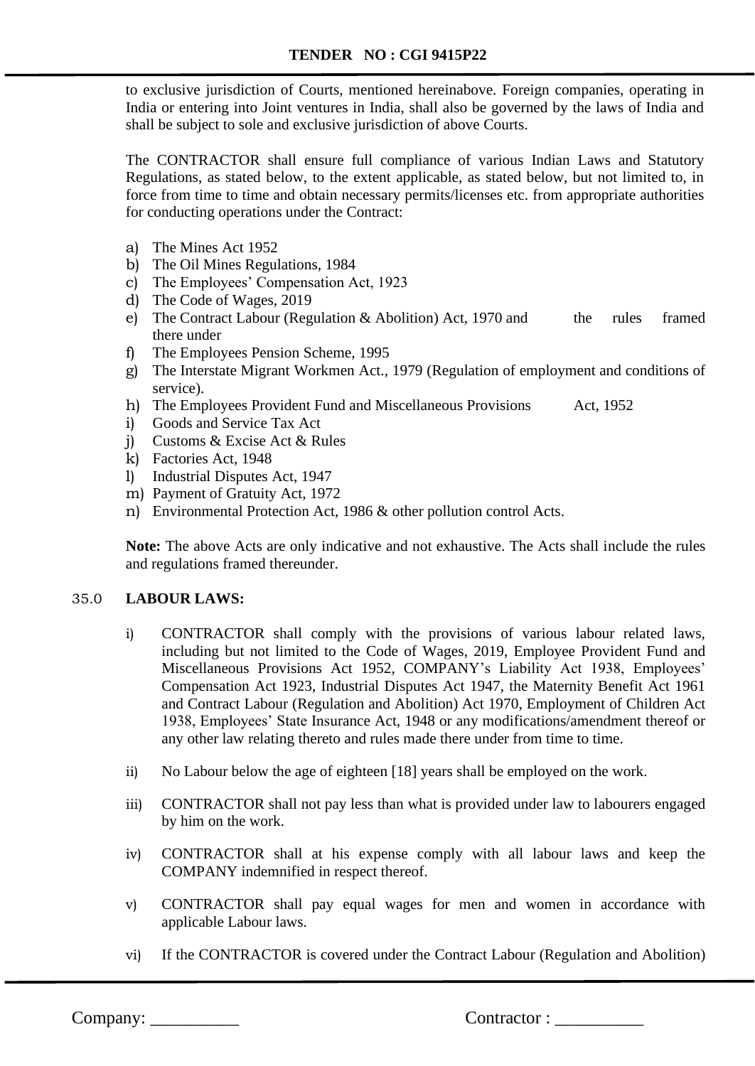to exclusive jurisdiction of Courts, mentioned hereinabove. Foreign companies, operating in India or entering into Joint ventures in India, shall also be governed by the laws of India and shall be subject to sole and exclusive jurisdiction of above Courts.

The CONTRACTOR shall ensure full compliance of various Indian Laws and Statutory Regulations, as stated below, to the extent applicable, as stated below, but not limited to, in force from time to time and obtain necessary permits/licenses etc. from appropriate authorities for conducting operations under the Contract:

a) The Mines Act 1952
b) The Oil Mines Regulations, 1984
c) The Employees' Compensation Act, 1923
d) The Code of Wages, 2019
e) The Contract Labour (Regulation & Abolition) Act, 1970 and the rules framed there under
f) The Employees Pension Scheme, 1995
g) The Interstate Migrant Workmen Act., 1979 (Regulation of employment and conditions of service).
h) The Employees Provident Fund and Miscellaneous Provisions Act, 1952
i) Goods and Service Tax Act
j) Customs & Excise Act & Rules
k) Factories Act, 1948
l) Industrial Disputes Act, 1947
m) Payment of Gratuity Act, 1972
n) Environmental Protection Act, 1986 & other pollution control Acts.

**Note:** The above Acts are only indicative and not exhaustive. The Acts shall include the rules and regulations framed thereunder.

35.0 **LABOUR LAWS:**

i) CONTRACTOR shall comply with the provisions of various labour related laws, including but not limited to the Code of Wages, 2019, Employee Provident Fund and Miscellaneous Provisions Act 1952, COMPANY's Liability Act 1938, Employees' Compensation Act 1923, Industrial Disputes Act 1947, the Maternity Benefit Act 1961 and Contract Labour (Regulation and Abolition) Act 1970, Employment of Children Act 1938, Employees' State Insurance Act, 1948 or any modifications/amendment thereof or any other law relating thereto and rules made there under from time to time.

ii) No Labour below the age of eighteen [18] years shall be employed on the work.

iii) CONTRACTOR shall not pay less than what is provided under law to labourers engaged by him on the work.

iv) CONTRACTOR shall at his expense comply with all labour laws and keep the COMPANY indemnified in respect thereof.

v) CONTRACTOR shall pay equal wages for men and women in accordance with applicable Labour laws.

vi) If the CONTRACTOR is covered under the Contract Labour (Regulation and Abolition)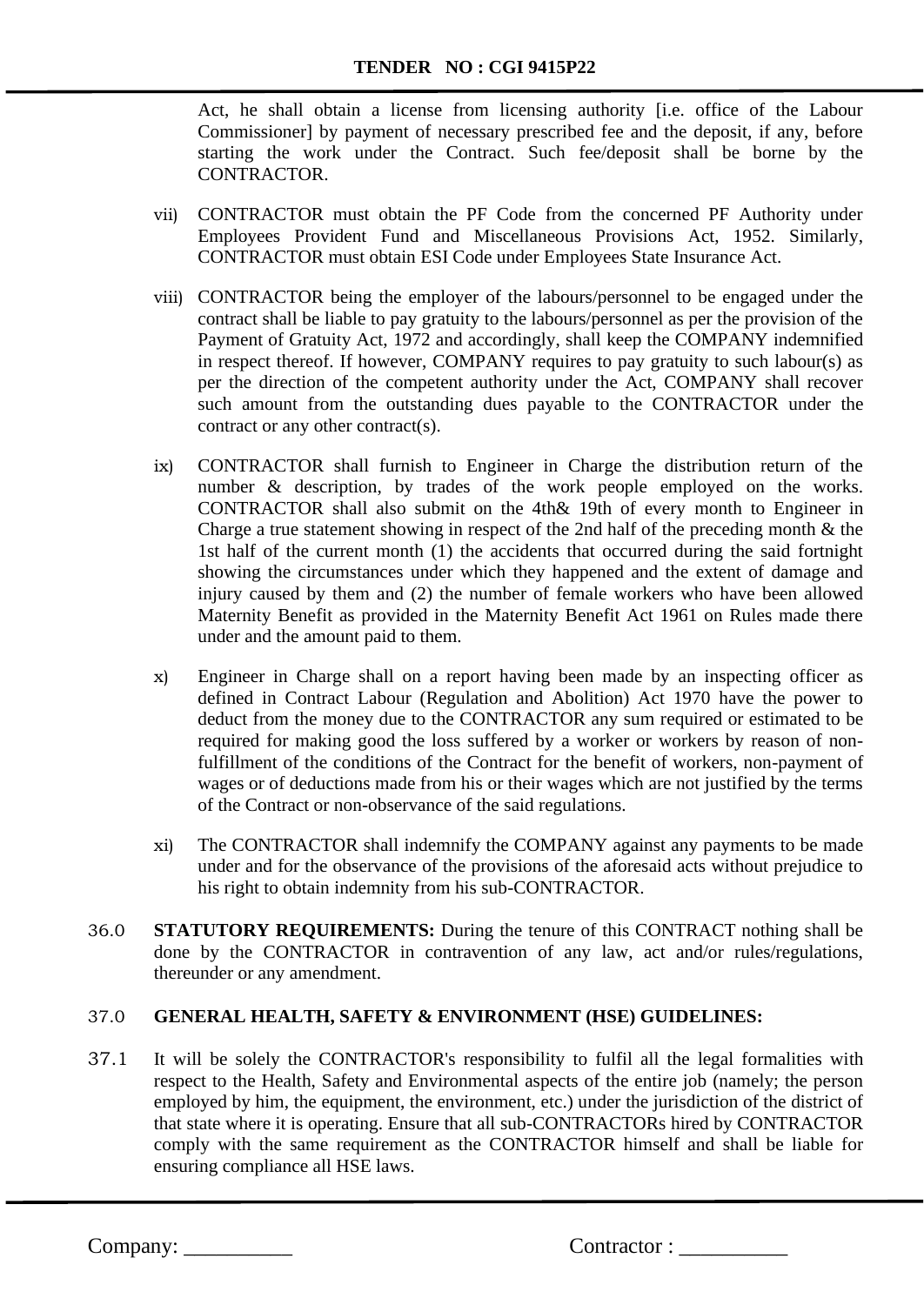Act, he shall obtain a license from licensing authority [i.e. office of the Labour Commissioner] by payment of necessary prescribed fee and the deposit, if any, before starting the work under the Contract. Such fee/deposit shall be borne by the CONTRACTOR.

vii) CONTRACTOR must obtain the PF Code from the concerned PF Authority under Employees Provident Fund and Miscellaneous Provisions Act, 1952. Similarly, CONTRACTOR must obtain ESI Code under Employees State Insurance Act.

viii) CONTRACTOR being the employer of the labours/personnel to be engaged under the contract shall be liable to pay gratuity to the labours/personnel as per the provision of the Payment of Gratuity Act, 1972 and accordingly, shall keep the COMPANY indemnified in respect thereof. If however, COMPANY requires to pay gratuity to such labour(s) as per the direction of the competent authority under the Act, COMPANY shall recover such amount from the outstanding dues payable to the CONTRACTOR under the contract or any other contract(s).

ix) CONTRACTOR shall furnish to Engineer in Charge the distribution return of the number & description, by trades of the work people employed on the works. CONTRACTOR shall also submit on the 4th& 19th of every month to Engineer in Charge a true statement showing in respect of the 2nd half of the preceding month & the 1st half of the current month (1) the accidents that occurred during the said fortnight showing the circumstances under which they happened and the extent of damage and injury caused by them and (2) the number of female workers who have been allowed Maternity Benefit as provided in the Maternity Benefit Act 1961 on Rules made there under and the amount paid to them.

x) Engineer in Charge shall on a report having been made by an inspecting officer as defined in Contract Labour (Regulation and Abolition) Act 1970 have the power to deduct from the money due to the CONTRACTOR any sum required or estimated to be required for making good the loss suffered by a worker or workers by reason of non-fulfillment of the conditions of the Contract for the benefit of workers, non-payment of wages or of deductions made from his or their wages which are not justified by the terms of the Contract or non-observance of the said regulations.

xi) The CONTRACTOR shall indemnify the COMPANY against any payments to be made under and for the observance of the provisions of the aforesaid acts without prejudice to his right to obtain indemnity from his sub-CONTRACTOR.

36.0 **STATUTORY REQUIREMENTS:** During the tenure of this CONTRACT nothing shall be done by the CONTRACTOR in contravention of any law, act and/or rules/regulations, thereunder or any amendment.

37.0 **GENERAL HEALTH, SAFETY & ENVIRONMENT (HSE) GUIDELINES:**

37.1 It will be solely the CONTRACTOR's responsibility to fulfil all the legal formalities with respect to the Health, Safety and Environmental aspects of the entire job (namely; the person employed by him, the equipment, the environment, etc.) under the jurisdiction of the district of that state where it is operating. Ensure that all sub-CONTRACTORs hired by CONTRACTOR comply with the same requirement as the CONTRACTOR himself and shall be liable for ensuring compliance all HSE laws.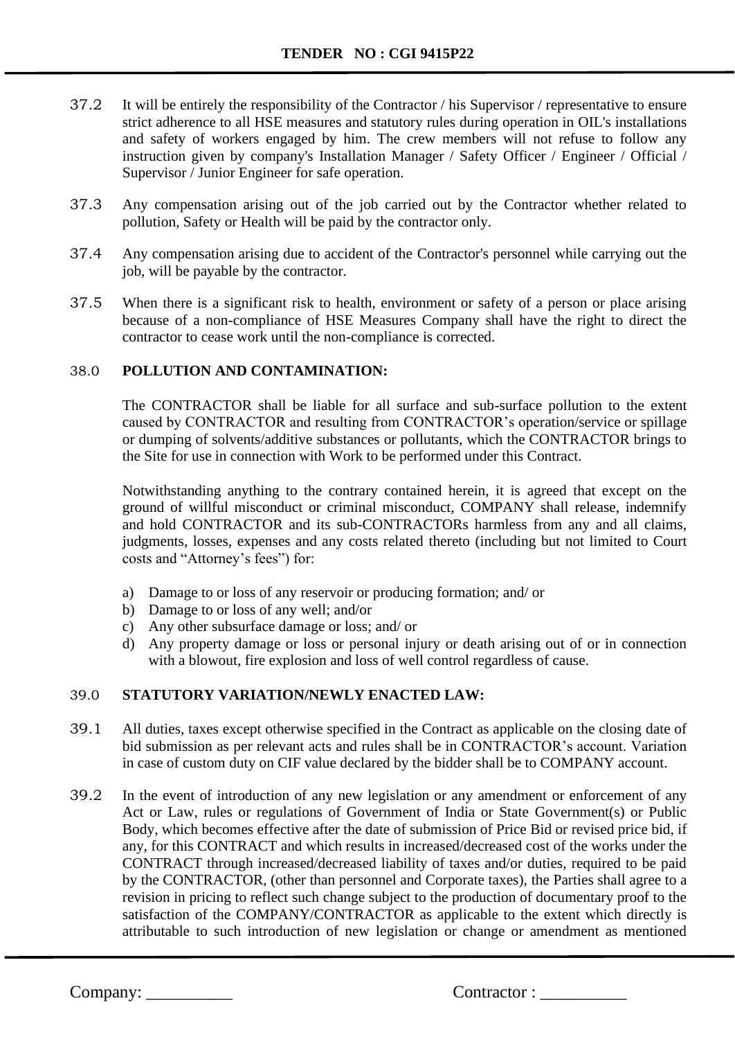37.2 It will be entirely the responsibility of the Contractor / his Supervisor / representative to ensure strict adherence to all HSE measures and statutory rules during operation in OIL's installations and safety of workers engaged by him. The crew members will not refuse to follow any instruction given by company's Installation Manager / Safety Officer / Engineer / Official / Supervisor / Junior Engineer for safe operation.

37.3 Any compensation arising out of the job carried out by the Contractor whether related to pollution, Safety or Health will be paid by the contractor only.

37.4 Any compensation arising due to accident of the Contractor's personnel while carrying out the job, will be payable by the contractor.

37.5 When there is a significant risk to health, environment or safety of a person or place arising because of a non-compliance of HSE Measures Company shall have the right to direct the contractor to cease work until the non-compliance is corrected.

## 38.0 POLLUTION AND CONTAMINATION:

The CONTRACTOR shall be liable for all surface and sub-surface pollution to the extent caused by CONTRACTOR and resulting from CONTRACTOR's operation/service or spillage or dumping of solvents/additive substances or pollutants, which the CONTRACTOR brings to the Site for use in connection with Work to be performed under this Contract.

Notwithstanding anything to the contrary contained herein, it is agreed that except on the ground of willful misconduct or criminal misconduct, COMPANY shall release, indemnify and hold CONTRACTOR and its sub-CONTRACTORs harmless from any and all claims, judgments, losses, expenses and any costs related thereto (including but not limited to Court costs and "Attorney's fees") for:

a) Damage to or loss of any reservoir or producing formation; and/ or
b) Damage to or loss of any well; and/or
c) Any other subsurface damage or loss; and/ or
d) Any property damage or loss or personal injury or death arising out of or in connection with a blowout, fire explosion and loss of well control regardless of cause.

## 39.0 STATUTORY VARIATION/NEWLY ENACTED LAW:

39.1 All duties, taxes except otherwise specified in the Contract as applicable on the closing date of bid submission as per relevant acts and rules shall be in CONTRACTOR's account. Variation in case of custom duty on CIF value declared by the bidder shall be to COMPANY account.

39.2 In the event of introduction of any new legislation or any amendment or enforcement of any Act or Law, rules or regulations of Government of India or State Government(s) or Public Body, which becomes effective after the date of submission of Price Bid or revised price bid, if any, for this CONTRACT and which results in increased/decreased cost of the works under the CONTRACT through increased/decreased liability of taxes and/or duties, required to be paid by the CONTRACTOR, (other than personnel and Corporate taxes), the Parties shall agree to a revision in pricing to reflect such change subject to the production of documentary proof to the satisfaction of the COMPANY/CONTRACTOR as applicable to the extent which directly is attributable to such introduction of new legislation or change or amendment as mentioned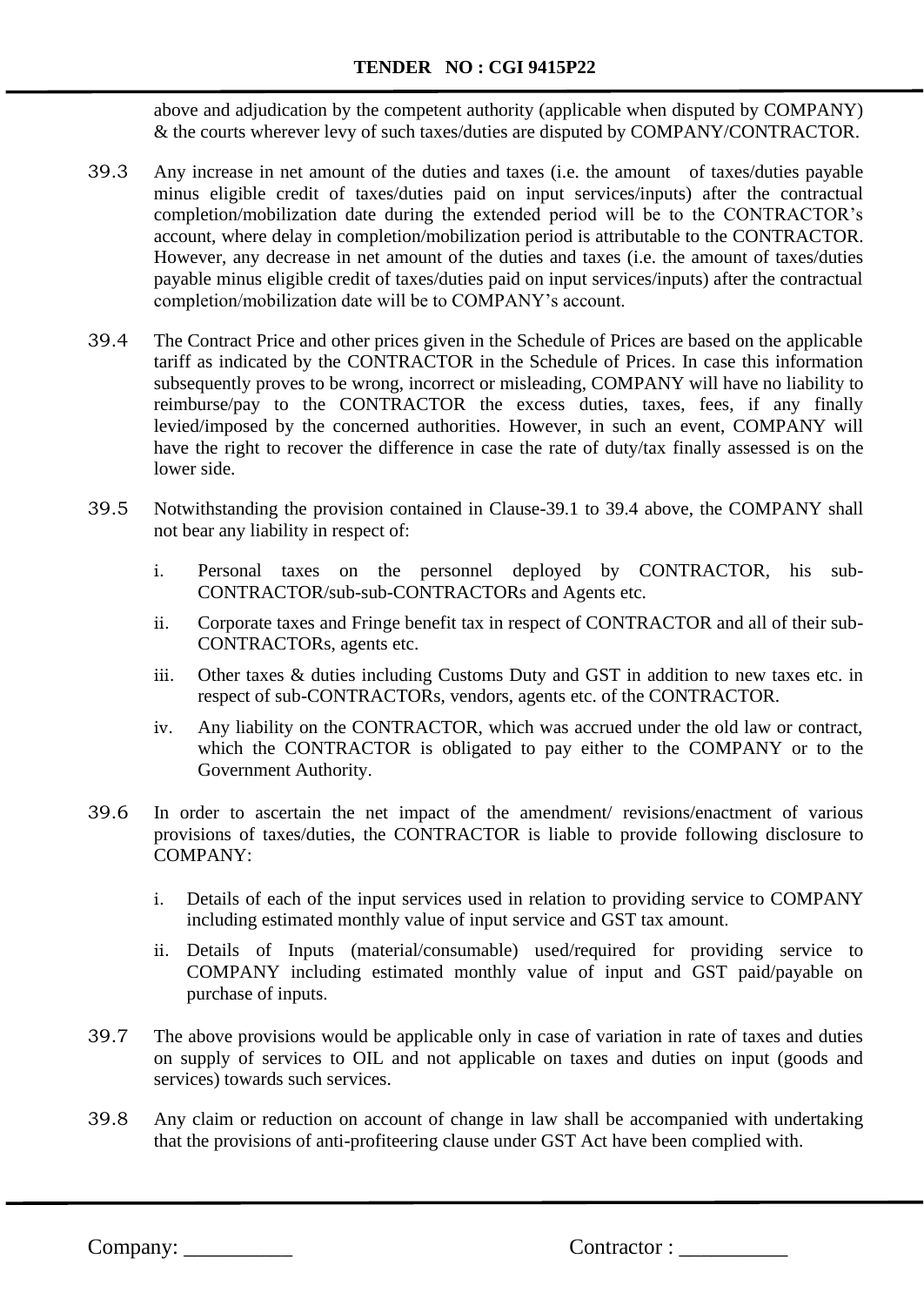above and adjudication by the competent authority (applicable when disputed by COMPANY) & the courts wherever levy of such taxes/duties are disputed by COMPANY/CONTRACTOR.

39.3 Any increase in net amount of the duties and taxes (i.e. the amount of taxes/duties payable minus eligible credit of taxes/duties paid on input services/inputs) after the contractual completion/mobilization date during the extended period will be to the CONTRACTOR's account, where delay in completion/mobilization period is attributable to the CONTRACTOR. However, any decrease in net amount of the duties and taxes (i.e. the amount of taxes/duties payable minus eligible credit of taxes/duties paid on input services/inputs) after the contractual completion/mobilization date will be to COMPANY's account.

39.4 The Contract Price and other prices given in the Schedule of Prices are based on the applicable tariff as indicated by the CONTRACTOR in the Schedule of Prices. In case this information subsequently proves to be wrong, incorrect or misleading, COMPANY will have no liability to reimburse/pay to the CONTRACTOR the excess duties, taxes, fees, if any finally levied/imposed by the concerned authorities. However, in such an event, COMPANY will have the right to recover the difference in case the rate of duty/tax finally assessed is on the lower side.

39.5 Notwithstanding the provision contained in Clause-39.1 to 39.4 above, the COMPANY shall not bear any liability in respect of:

i. Personal taxes on the personnel deployed by CONTRACTOR, his sub-CONTRACTOR/sub-sub-CONTRACTORs and Agents etc.

ii. Corporate taxes and Fringe benefit tax in respect of CONTRACTOR and all of their sub-CONTRACTORs, agents etc.

iii. Other taxes & duties including Customs Duty and GST in addition to new taxes etc. in respect of sub-CONTRACTORs, vendors, agents etc. of the CONTRACTOR.

iv. Any liability on the CONTRACTOR, which was accrued under the old law or contract, which the CONTRACTOR is obligated to pay either to the COMPANY or to the Government Authority.

39.6 In order to ascertain the net impact of the amendment/ revisions/enactment of various provisions of taxes/duties, the CONTRACTOR is liable to provide following disclosure to COMPANY:

i. Details of each of the input services used in relation to providing service to COMPANY including estimated monthly value of input service and GST tax amount.

ii. Details of Inputs (material/consumable) used/required for providing service to COMPANY including estimated monthly value of input and GST paid/payable on purchase of inputs.

39.7 The above provisions would be applicable only in case of variation in rate of taxes and duties on supply of services to OIL and not applicable on taxes and duties on input (goods and services) towards such services.

39.8 Any claim or reduction on account of change in law shall be accompanied with undertaking that the provisions of anti-profiteering clause under GST Act have been complied with.

Company: __________ Contractor : __________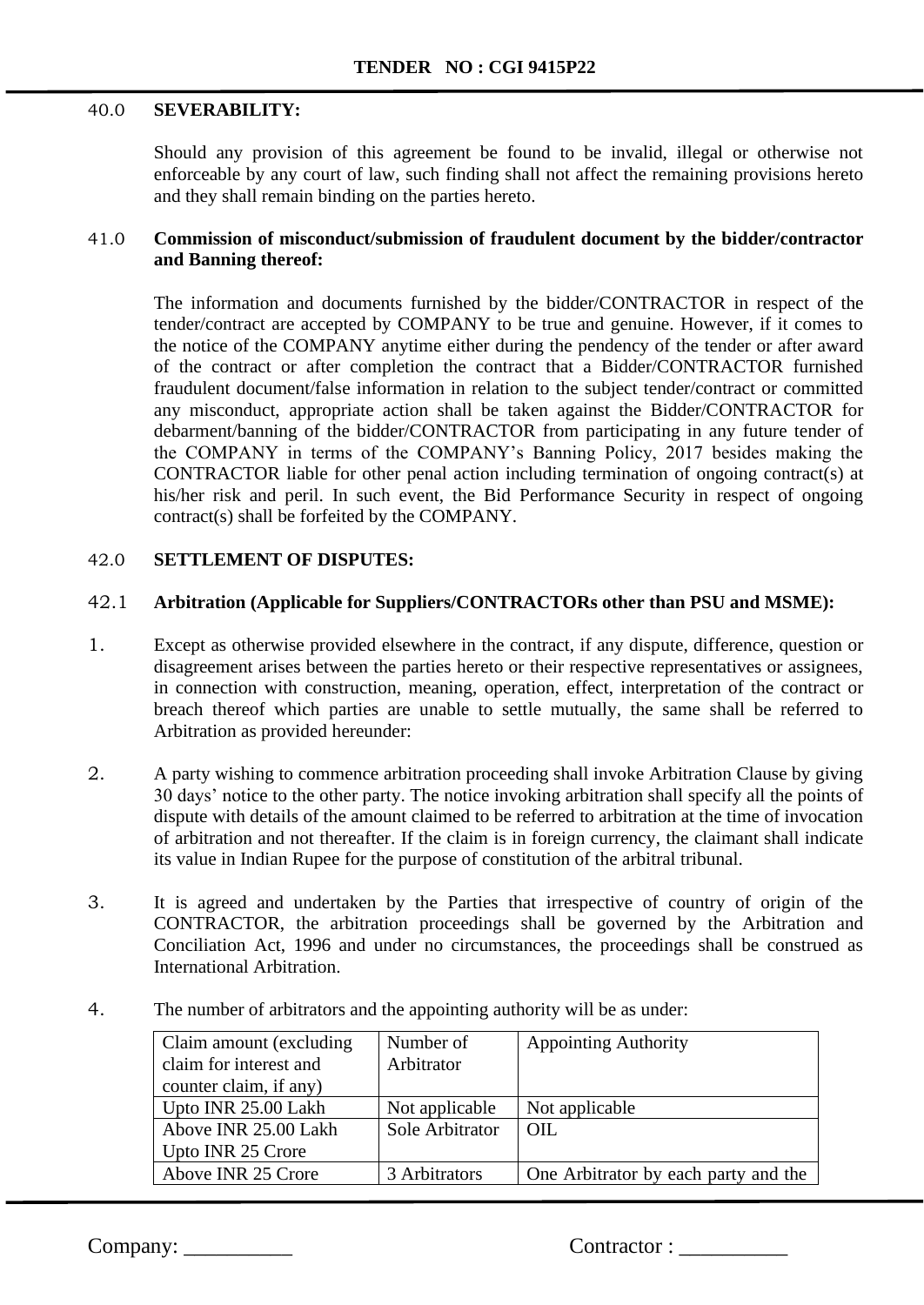### 40.0 SEVERABILITY:

Should any provision of this agreement be found to be invalid, illegal or otherwise not enforceable by any court of law, such finding shall not affect the remaining provisions hereto and they shall remain binding on the parties hereto.

### 41.0 Commission of misconduct/submission of fraudulent document by the bidder/contractor and Banning thereof:

The information and documents furnished by the bidder/CONTRACTOR in respect of the tender/contract are accepted by COMPANY to be true and genuine. However, if it comes to the notice of the COMPANY anytime either during the pendency of the tender or after award of the contract or after completion the contract that a Bidder/CONTRACTOR furnished fraudulent document/false information in relation to the subject tender/contract or committed any misconduct, appropriate action shall be taken against the Bidder/CONTRACTOR for debarment/banning of the bidder/CONTRACTOR from participating in any future tender of the COMPANY in terms of the COMPANY's Banning Policy, 2017 besides making the CONTRACTOR liable for other penal action including termination of ongoing contract(s) at his/her risk and peril. In such event, the Bid Performance Security in respect of ongoing contract(s) shall be forfeited by the COMPANY.

### 42.0 SETTLEMENT OF DISPUTES:

#### 42.1 Arbitration (Applicable for Suppliers/CONTRACTORs other than PSU and MSME):

1. Except as otherwise provided elsewhere in the contract, if any dispute, difference, question or disagreement arises between the parties hereto or their respective representatives or assignees, in connection with construction, meaning, operation, effect, interpretation of the contract or breach thereof which parties are unable to settle mutually, the same shall be referred to Arbitration as provided hereunder:

2. A party wishing to commence arbitration proceeding shall invoke Arbitration Clause by giving 30 days' notice to the other party. The notice invoking arbitration shall specify all the points of dispute with details of the amount claimed to be referred to arbitration at the time of invocation of arbitration and not thereafter. If the claim is in foreign currency, the claimant shall indicate its value in Indian Rupee for the purpose of constitution of the arbitral tribunal.

3. It is agreed and undertaken by the Parties that irrespective of country of origin of the CONTRACTOR, the arbitration proceedings shall be governed by the Arbitration and Conciliation Act, 1996 and under no circumstances, the proceedings shall be construed as International Arbitration.

4. The number of arbitrators and the appointing authority will be as under:

| Claim amount (excluding claim for interest and counter claim, if any) | Number of Arbitrator | Appointing Authority |
|---|---|---|
| Upto INR 25.00 Lakh | Not applicable | Not applicable |
| Above INR 25.00 Lakh Upto INR 25 Crore | Sole Arbitrator | OIL |
| Above INR 25 Crore | 3 Arbitrators | One Arbitrator by each party and the |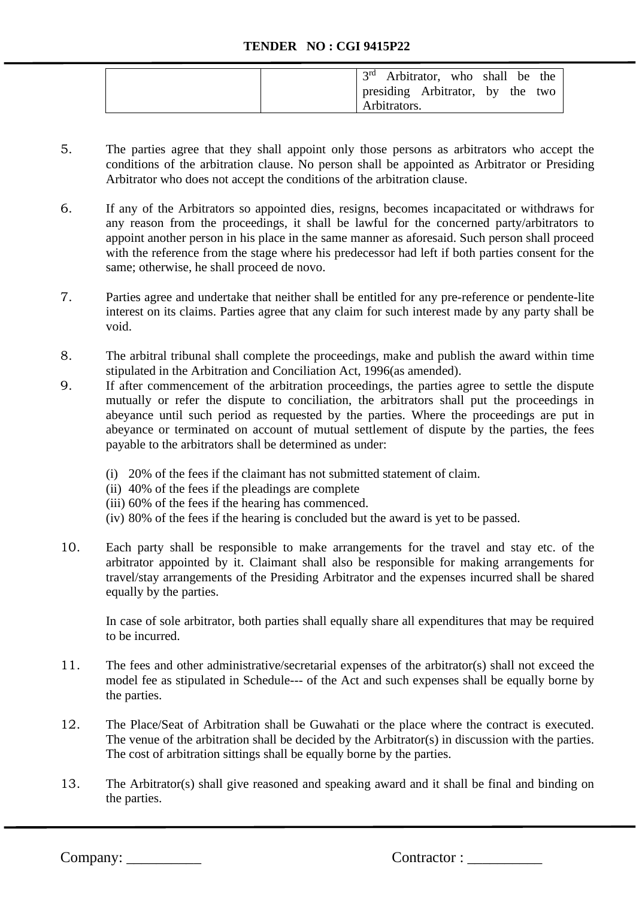| | | 3rd Arbitrator, who shall be the presiding Arbitrator, by the two Arbitrators. |
|---|---|---|

5. The parties agree that they shall appoint only those persons as arbitrators who accept the conditions of the arbitration clause. No person shall be appointed as Arbitrator or Presiding Arbitrator who does not accept the conditions of the arbitration clause.

6. If any of the Arbitrators so appointed dies, resigns, becomes incapacitated or withdraws for any reason from the proceedings, it shall be lawful for the concerned party/arbitrators to appoint another person in his place in the same manner as aforesaid. Such person shall proceed with the reference from the stage where his predecessor had left if both parties consent for the same; otherwise, he shall proceed de novo.

7. Parties agree and undertake that neither shall be entitled for any pre-reference or pendente-lite interest on its claims. Parties agree that any claim for such interest made by any party shall be void.

8. The arbitral tribunal shall complete the proceedings, make and publish the award within time stipulated in the Arbitration and Conciliation Act, 1996(as amended).

9. If after commencement of the arbitration proceedings, the parties agree to settle the dispute mutually or refer the dispute to conciliation, the arbitrators shall put the proceedings in abeyance until such period as requested by the parties. Where the proceedings are put in abeyance or terminated on account of mutual settlement of dispute by the parties, the fees payable to the arbitrators shall be determined as under:

   (i) 20% of the fees if the claimant has not submitted statement of claim.
   (ii) 40% of the fees if the pleadings are complete
   (iii) 60% of the fees if the hearing has commenced.
   (iv) 80% of the fees if the hearing is concluded but the award is yet to be passed.

10. Each party shall be responsible to make arrangements for the travel and stay etc. of the arbitrator appointed by it. Claimant shall also be responsible for making arrangements for travel/stay arrangements of the Presiding Arbitrator and the expenses incurred shall be shared equally by the parties.

    In case of sole arbitrator, both parties shall equally share all expenditures that may be required to be incurred.

11. The fees and other administrative/secretarial expenses of the arbitrator(s) shall not exceed the model fee as stipulated in Schedule--- of the Act and such expenses shall be equally borne by the parties.

12. The Place/Seat of Arbitration shall be Guwahati or the place where the contract is executed. The venue of the arbitration shall be decided by the Arbitrator(s) in discussion with the parties. The cost of arbitration sittings shall be equally borne by the parties.

13. The Arbitrator(s) shall give reasoned and speaking award and it shall be final and binding on the parties.

Company: __________ Contractor : __________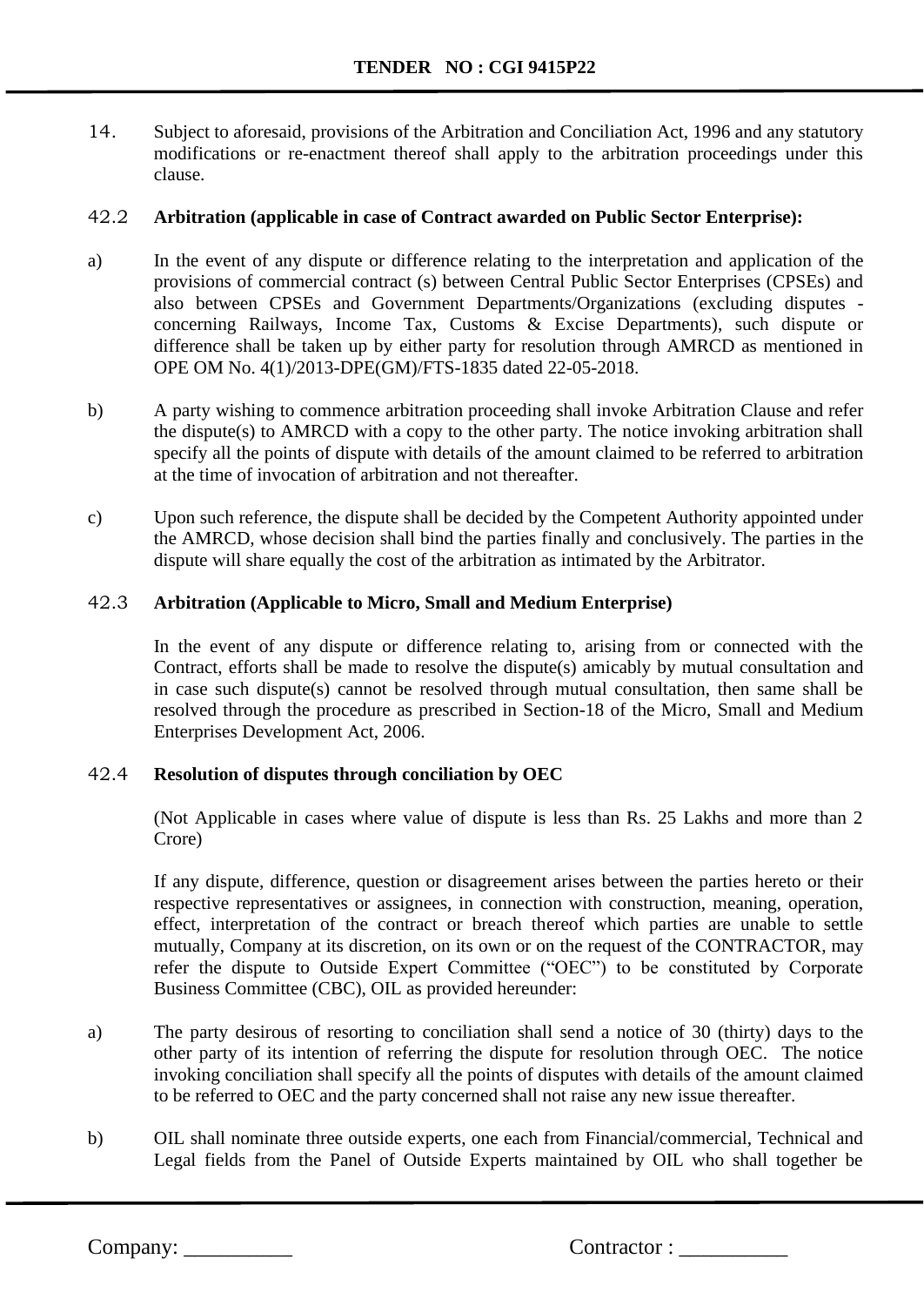14. Subject to aforesaid, provisions of the Arbitration and Conciliation Act, 1996 and any statutory modifications or re-enactment thereof shall apply to the arbitration proceedings under this clause.

42.2 **Arbitration (applicable in case of Contract awarded on Public Sector Enterprise):**

a) In the event of any dispute or difference relating to the interpretation and application of the provisions of commercial contract (s) between Central Public Sector Enterprises (CPSEs) and also between CPSEs and Government Departments/Organizations (excluding disputes - concerning Railways, Income Tax, Customs & Excise Departments), such dispute or difference shall be taken up by either party for resolution through AMRCD as mentioned in OPE OM No. 4(1)/2013-DPE(GM)/FTS-1835 dated 22-05-2018.

b) A party wishing to commence arbitration proceeding shall invoke Arbitration Clause and refer the dispute(s) to AMRCD with a copy to the other party. The notice invoking arbitration shall specify all the points of dispute with details of the amount claimed to be referred to arbitration at the time of invocation of arbitration and not thereafter.

c) Upon such reference, the dispute shall be decided by the Competent Authority appointed under the AMRCD, whose decision shall bind the parties finally and conclusively. The parties in the dispute will share equally the cost of the arbitration as intimated by the Arbitrator.

42.3 **Arbitration (Applicable to Micro, Small and Medium Enterprise)**

In the event of any dispute or difference relating to, arising from or connected with the Contract, efforts shall be made to resolve the dispute(s) amicably by mutual consultation and in case such dispute(s) cannot be resolved through mutual consultation, then same shall be resolved through the procedure as prescribed in Section-18 of the Micro, Small and Medium Enterprises Development Act, 2006.

42.4 **Resolution of disputes through conciliation by OEC**

(Not Applicable in cases where value of dispute is less than Rs. 25 Lakhs and more than 2 Crore)

If any dispute, difference, question or disagreement arises between the parties hereto or their respective representatives or assignees, in connection with construction, meaning, operation, effect, interpretation of the contract or breach thereof which parties are unable to settle mutually, Company at its discretion, on its own or on the request of the CONTRACTOR, may refer the dispute to Outside Expert Committee ("OEC") to be constituted by Corporate Business Committee (CBC), OIL as provided hereunder:

a) The party desirous of resorting to conciliation shall send a notice of 30 (thirty) days to the other party of its intention of referring the dispute for resolution through OEC. The notice invoking conciliation shall specify all the points of disputes with details of the amount claimed to be referred to OEC and the party concerned shall not raise any new issue thereafter.

b) OIL shall nominate three outside experts, one each from Financial/commercial, Technical and Legal fields from the Panel of Outside Experts maintained by OIL who shall together be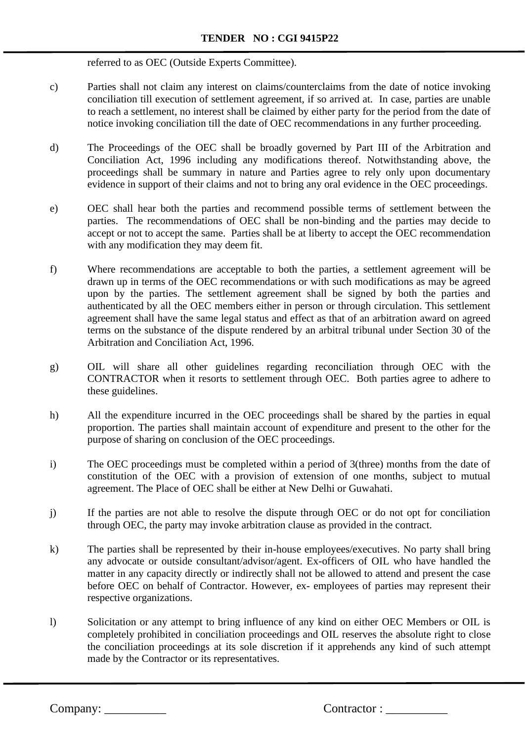referred to as OEC (Outside Experts Committee).

c) Parties shall not claim any interest on claims/counterclaims from the date of notice invoking conciliation till execution of settlement agreement, if so arrived at. In case, parties are unable to reach a settlement, no interest shall be claimed by either party for the period from the date of notice invoking conciliation till the date of OEC recommendations in any further proceeding.

d) The Proceedings of the OEC shall be broadly governed by Part III of the Arbitration and Conciliation Act, 1996 including any modifications thereof. Notwithstanding above, the proceedings shall be summary in nature and Parties agree to rely only upon documentary evidence in support of their claims and not to bring any oral evidence in the OEC proceedings.

e) OEC shall hear both the parties and recommend possible terms of settlement between the parties. The recommendations of OEC shall be non-binding and the parties may decide to accept or not to accept the same. Parties shall be at liberty to accept the OEC recommendation with any modification they may deem fit.

f) Where recommendations are acceptable to both the parties, a settlement agreement will be drawn up in terms of the OEC recommendations or with such modifications as may be agreed upon by the parties. The settlement agreement shall be signed by both the parties and authenticated by all the OEC members either in person or through circulation. This settlement agreement shall have the same legal status and effect as that of an arbitration award on agreed terms on the substance of the dispute rendered by an arbitral tribunal under Section 30 of the Arbitration and Conciliation Act, 1996.

g) OIL will share all other guidelines regarding reconciliation through OEC with the CONTRACTOR when it resorts to settlement through OEC. Both parties agree to adhere to these guidelines.

h) All the expenditure incurred in the OEC proceedings shall be shared by the parties in equal proportion. The parties shall maintain account of expenditure and present to the other for the purpose of sharing on conclusion of the OEC proceedings.

i) The OEC proceedings must be completed within a period of 3(three) months from the date of constitution of the OEC with a provision of extension of one months, subject to mutual agreement. The Place of OEC shall be either at New Delhi or Guwahati.

j) If the parties are not able to resolve the dispute through OEC or do not opt for conciliation through OEC, the party may invoke arbitration clause as provided in the contract.

k) The parties shall be represented by their in-house employees/executives. No party shall bring any advocate or outside consultant/advisor/agent. Ex-officers of OIL who have handled the matter in any capacity directly or indirectly shall not be allowed to attend and present the case before OEC on behalf of Contractor. However, ex- employees of parties may represent their respective organizations.

l) Solicitation or any attempt to bring influence of any kind on either OEC Members or OIL is completely prohibited in conciliation proceedings and OIL reserves the absolute right to close the conciliation proceedings at its sole discretion if it apprehends any kind of such attempt made by the Contractor or its representatives.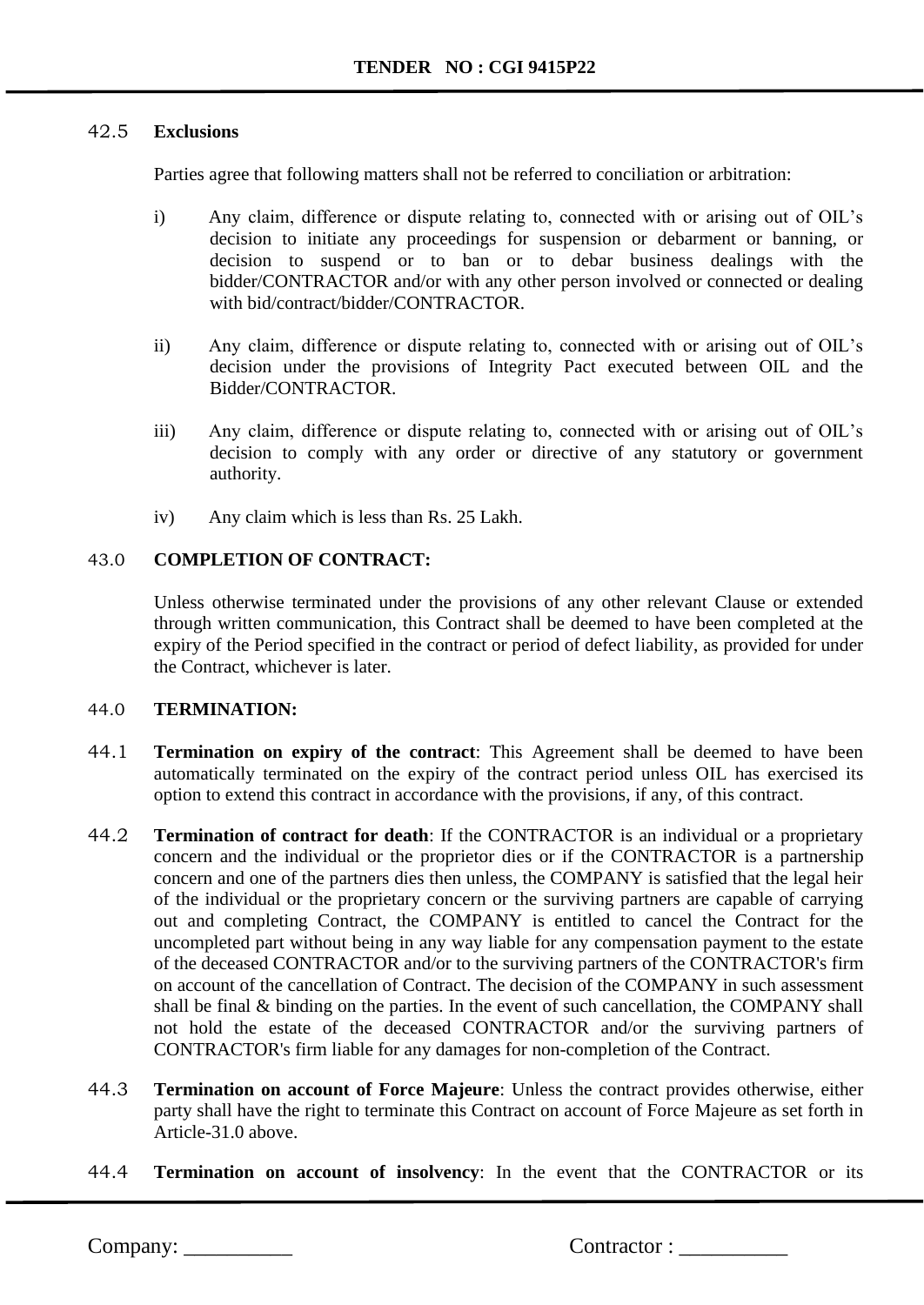42.5 **Exclusions**

Parties agree that following matters shall not be referred to conciliation or arbitration:

i) Any claim, difference or dispute relating to, connected with or arising out of OIL's decision to initiate any proceedings for suspension or debarment or banning, or decision to suspend or to ban or to debar business dealings with the bidder/CONTRACTOR and/or with any other person involved or connected or dealing with bid/contract/bidder/CONTRACTOR.

ii) Any claim, difference or dispute relating to, connected with or arising out of OIL's decision under the provisions of Integrity Pact executed between OIL and the Bidder/CONTRACTOR.

iii) Any claim, difference or dispute relating to, connected with or arising out of OIL's decision to comply with any order or directive of any statutory or government authority.

iv) Any claim which is less than Rs. 25 Lakh.

43.0 **COMPLETION OF CONTRACT:**

Unless otherwise terminated under the provisions of any other relevant Clause or extended through written communication, this Contract shall be deemed to have been completed at the expiry of the Period specified in the contract or period of defect liability, as provided for under the Contract, whichever is later.

44.0 **TERMINATION:**

44.1 **Termination on expiry of the contract**: This Agreement shall be deemed to have been automatically terminated on the expiry of the contract period unless OIL has exercised its option to extend this contract in accordance with the provisions, if any, of this contract.

44.2 **Termination of contract for death**: If the CONTRACTOR is an individual or a proprietary concern and the individual or the proprietor dies or if the CONTRACTOR is a partnership concern and one of the partners dies then unless, the COMPANY is satisfied that the legal heir of the individual or the proprietary concern or the surviving partners are capable of carrying out and completing Contract, the COMPANY is entitled to cancel the Contract for the uncompleted part without being in any way liable for any compensation payment to the estate of the deceased CONTRACTOR and/or to the surviving partners of the CONTRACTOR's firm on account of the cancellation of Contract. The decision of the COMPANY in such assessment shall be final & binding on the parties. In the event of such cancellation, the COMPANY shall not hold the estate of the deceased CONTRACTOR and/or the surviving partners of CONTRACTOR's firm liable for any damages for non-completion of the Contract.

44.3 **Termination on account of Force Majeure**: Unless the contract provides otherwise, either party shall have the right to terminate this Contract on account of Force Majeure as set forth in Article-31.0 above.

44.4 **Termination on account of insolvency**: In the event that the CONTRACTOR or its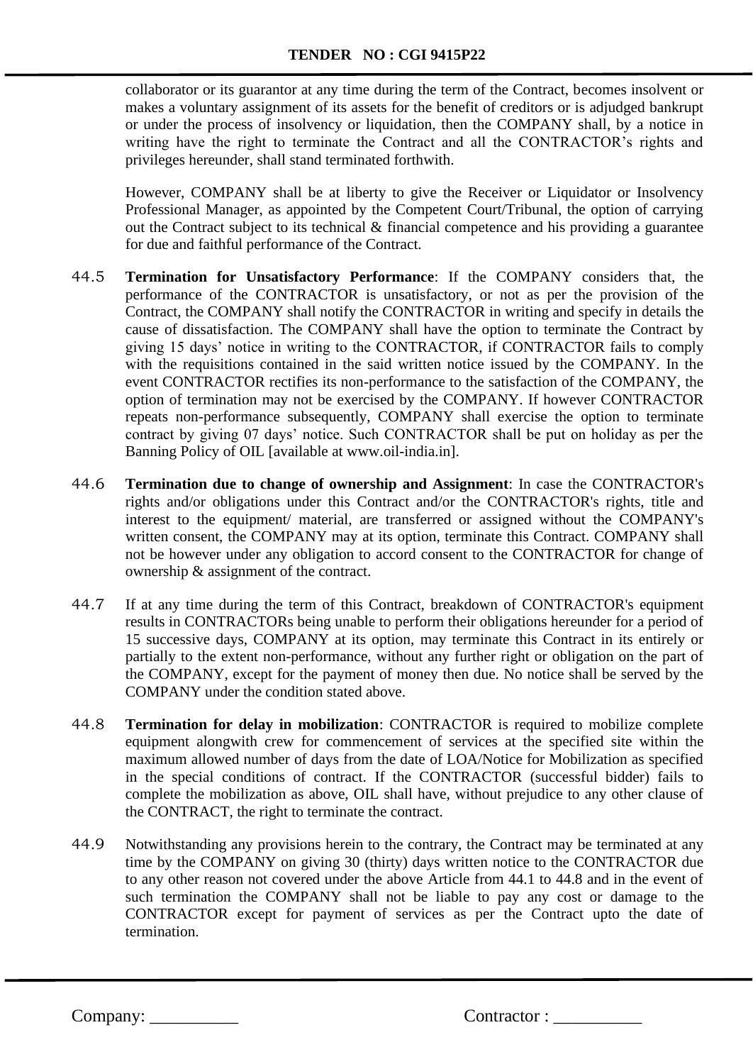collaborator or its guarantor at any time during the term of the Contract, becomes insolvent or makes a voluntary assignment of its assets for the benefit of creditors or is adjudged bankrupt or under the process of insolvency or liquidation, then the COMPANY shall, by a notice in writing have the right to terminate the Contract and all the CONTRACTOR's rights and privileges hereunder, shall stand terminated forthwith.

However, COMPANY shall be at liberty to give the Receiver or Liquidator or Insolvency Professional Manager, as appointed by the Competent Court/Tribunal, the option of carrying out the Contract subject to its technical & financial competence and his providing a guarantee for due and faithful performance of the Contract.

44.5 **Termination for Unsatisfactory Performance**: If the COMPANY considers that, the performance of the CONTRACTOR is unsatisfactory, or not as per the provision of the Contract, the COMPANY shall notify the CONTRACTOR in writing and specify in details the cause of dissatisfaction. The COMPANY shall have the option to terminate the Contract by giving 15 days' notice in writing to the CONTRACTOR, if CONTRACTOR fails to comply with the requisitions contained in the said written notice issued by the COMPANY. In the event CONTRACTOR rectifies its non-performance to the satisfaction of the COMPANY, the option of termination may not be exercised by the COMPANY. If however CONTRACTOR repeats non-performance subsequently, COMPANY shall exercise the option to terminate contract by giving 07 days' notice. Such CONTRACTOR shall be put on holiday as per the Banning Policy of OIL [available at www.oil-india.in].

44.6 **Termination due to change of ownership and Assignment**: In case the CONTRACTOR's rights and/or obligations under this Contract and/or the CONTRACTOR's rights, title and interest to the equipment/ material, are transferred or assigned without the COMPANY's written consent, the COMPANY may at its option, terminate this Contract. COMPANY shall not be however under any obligation to accord consent to the CONTRACTOR for change of ownership & assignment of the contract.

44.7 If at any time during the term of this Contract, breakdown of CONTRACTOR's equipment results in CONTRACTORs being unable to perform their obligations hereunder for a period of 15 successive days, COMPANY at its option, may terminate this Contract in its entirely or partially to the extent non-performance, without any further right or obligation on the part of the COMPANY, except for the payment of money then due. No notice shall be served by the COMPANY under the condition stated above.

44.8 **Termination for delay in mobilization**: CONTRACTOR is required to mobilize complete equipment alongwith crew for commencement of services at the specified site within the maximum allowed number of days from the date of LOA/Notice for Mobilization as specified in the special conditions of contract. If the CONTRACTOR (successful bidder) fails to complete the mobilization as above, OIL shall have, without prejudice to any other clause of the CONTRACT, the right to terminate the contract.

44.9 Notwithstanding any provisions herein to the contrary, the Contract may be terminated at any time by the COMPANY on giving 30 (thirty) days written notice to the CONTRACTOR due to any other reason not covered under the above Article from 44.1 to 44.8 and in the event of such termination the COMPANY shall not be liable to pay any cost or damage to the CONTRACTOR except for payment of services as per the Contract upto the date of termination.

Company: __________ Contractor : __________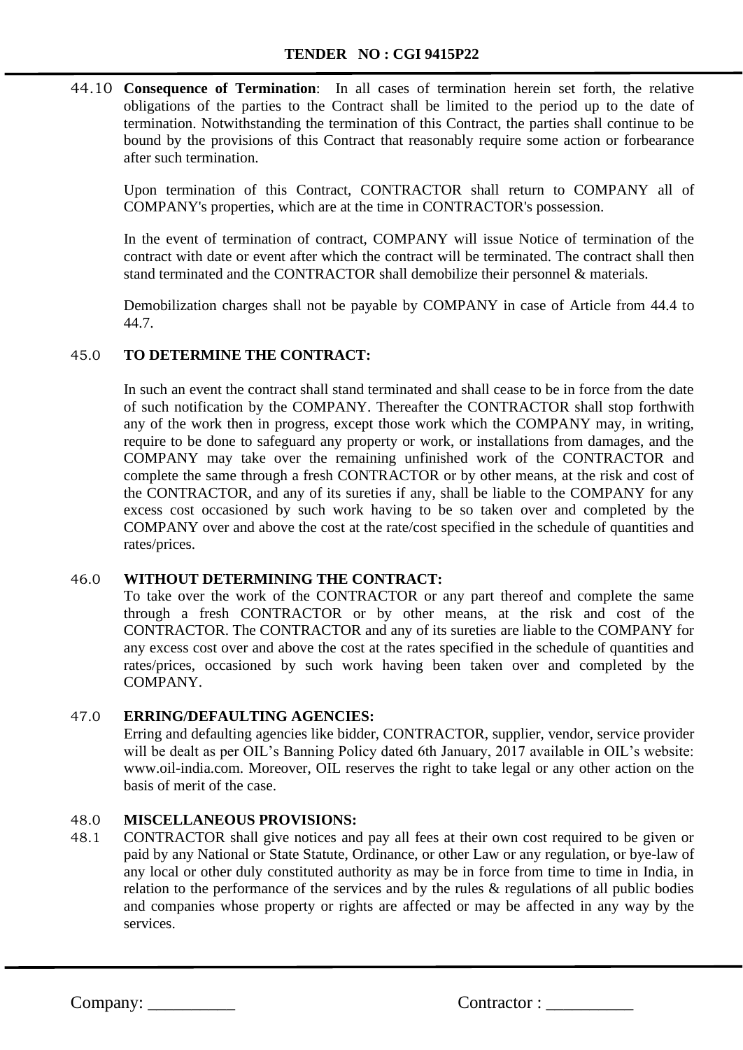44.10 **Consequence of Termination**: In all cases of termination herein set forth, the relative obligations of the parties to the Contract shall be limited to the period up to the date of termination. Notwithstanding the termination of this Contract, the parties shall continue to be bound by the provisions of this Contract that reasonably require some action or forbearance after such termination.

Upon termination of this Contract, CONTRACTOR shall return to COMPANY all of COMPANY's properties, which are at the time in CONTRACTOR's possession.

In the event of termination of contract, COMPANY will issue Notice of termination of the contract with date or event after which the contract will be terminated. The contract shall then stand terminated and the CONTRACTOR shall demobilize their personnel & materials.

Demobilization charges shall not be payable by COMPANY in case of Article from 44.4 to 44.7.

45.0 **TO DETERMINE THE CONTRACT:**

In such an event the contract shall stand terminated and shall cease to be in force from the date of such notification by the COMPANY. Thereafter the CONTRACTOR shall stop forthwith any of the work then in progress, except those work which the COMPANY may, in writing, require to be done to safeguard any property or work, or installations from damages, and the COMPANY may take over the remaining unfinished work of the CONTRACTOR and complete the same through a fresh CONTRACTOR or by other means, at the risk and cost of the CONTRACTOR, and any of its sureties if any, shall be liable to the COMPANY for any excess cost occasioned by such work having to be so taken over and completed by the COMPANY over and above the cost at the rate/cost specified in the schedule of quantities and rates/prices.

46.0 **WITHOUT DETERMINING THE CONTRACT:**

To take over the work of the CONTRACTOR or any part thereof and complete the same through a fresh CONTRACTOR or by other means, at the risk and cost of the CONTRACTOR. The CONTRACTOR and any of its sureties are liable to the COMPANY for any excess cost over and above the cost at the rates specified in the schedule of quantities and rates/prices, occasioned by such work having been taken over and completed by the COMPANY.

47.0 **ERRING/DEFAULTING AGENCIES:**

Erring and defaulting agencies like bidder, CONTRACTOR, supplier, vendor, service provider will be dealt as per OIL's Banning Policy dated 6th January, 2017 available in OIL's website: www.oil-india.com. Moreover, OIL reserves the right to take legal or any other action on the basis of merit of the case.

48.0 **MISCELLANEOUS PROVISIONS:**

48.1 CONTRACTOR shall give notices and pay all fees at their own cost required to be given or paid by any National or State Statute, Ordinance, or other Law or any regulation, or bye-law of any local or other duly constituted authority as may be in force from time to time in India, in relation to the performance of the services and by the rules & regulations of all public bodies and companies whose property or rights are affected or may be affected in any way by the services.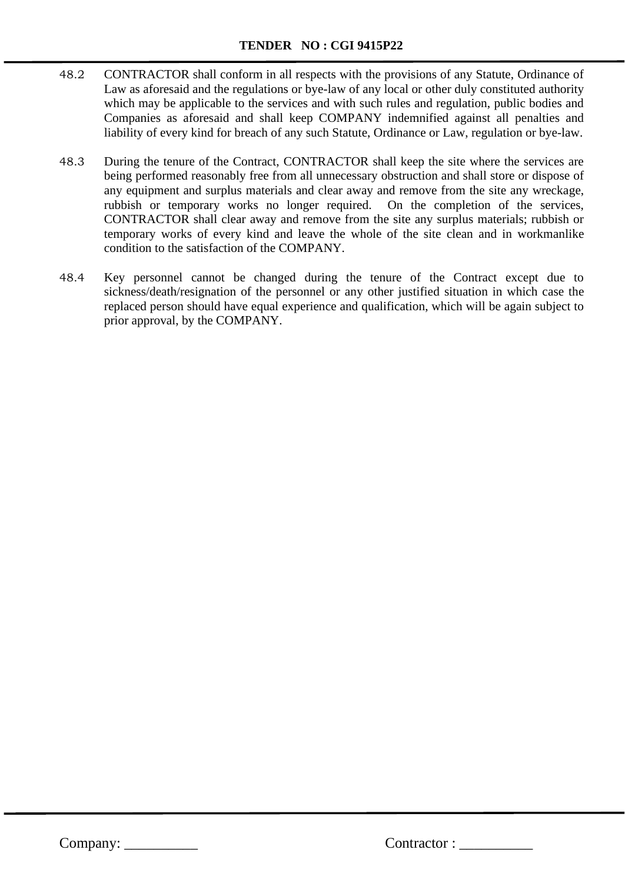48.2 CONTRACTOR shall conform in all respects with the provisions of any Statute, Ordinance of Law as aforesaid and the regulations or bye-law of any local or other duly constituted authority which may be applicable to the services and with such rules and regulation, public bodies and Companies as aforesaid and shall keep COMPANY indemnified against all penalties and liability of every kind for breach of any such Statute, Ordinance or Law, regulation or bye-law.

48.3 During the tenure of the Contract, CONTRACTOR shall keep the site where the services are being performed reasonably free from all unnecessary obstruction and shall store or dispose of any equipment and surplus materials and clear away and remove from the site any wreckage, rubbish or temporary works no longer required. On the completion of the services, CONTRACTOR shall clear away and remove from the site any surplus materials; rubbish or temporary works of every kind and leave the whole of the site clean and in workmanlike condition to the satisfaction of the COMPANY.

48.4 Key personnel cannot be changed during the tenure of the Contract except due to sickness/death/resignation of the personnel or any other justified situation in which case the replaced person should have equal experience and qualification, which will be again subject to prior approval, by the COMPANY.

Company: __________ Contractor : __________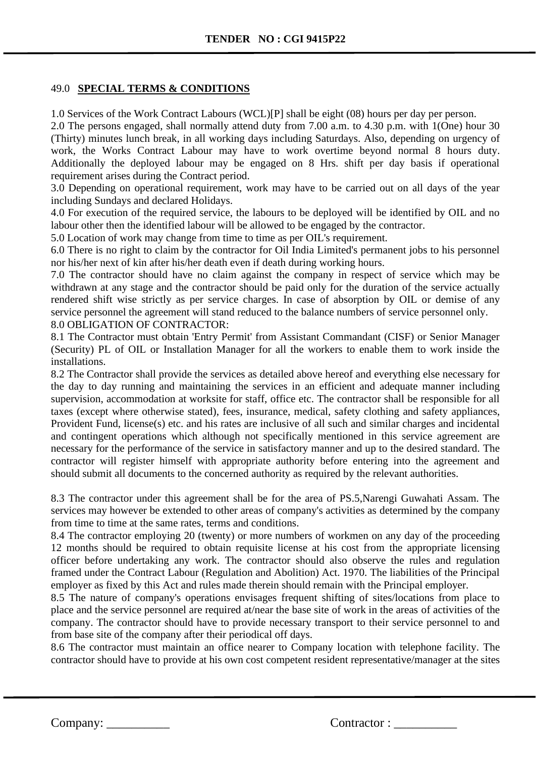## 49.0 **SPECIAL TERMS & CONDITIONS**

1.0 Services of the Work Contract Labours (WCL)[P] shall be eight (08) hours per day per person.

2.0 The persons engaged, shall normally attend duty from 7.00 a.m. to 4.30 p.m. with 1(One) hour 30 (Thirty) minutes lunch break, in all working days including Saturdays. Also, depending on urgency of work, the Works Contract Labour may have to work overtime beyond normal 8 hours duty. Additionally the deployed labour may be engaged on 8 Hrs. shift per day basis if operational requirement arises during the Contract period.

3.0 Depending on operational requirement, work may have to be carried out on all days of the year including Sundays and declared Holidays.

4.0 For execution of the required service, the labours to be deployed will be identified by OIL and no labour other then the identified labour will be allowed to be engaged by the contractor.

5.0 Location of work may change from time to time as per OIL's requirement.

6.0 There is no right to claim by the contractor for Oil India Limited's permanent jobs to his personnel nor his/her next of kin after his/her death even if death during working hours.

7.0 The contractor should have no claim against the company in respect of service which may be withdrawn at any stage and the contractor should be paid only for the duration of the service actually rendered shift wise strictly as per service charges. In case of absorption by OIL or demise of any service personnel the agreement will stand reduced to the balance numbers of service personnel only.

8.0 OBLIGATION OF CONTRACTOR:

8.1 The Contractor must obtain 'Entry Permit' from Assistant Commandant (CISF) or Senior Manager (Security) PL of OIL or Installation Manager for all the workers to enable them to work inside the installations.

8.2 The Contractor shall provide the services as detailed above hereof and everything else necessary for the day to day running and maintaining the services in an efficient and adequate manner including supervision, accommodation at worksite for staff, office etc. The contractor shall be responsible for all taxes (except where otherwise stated), fees, insurance, medical, safety clothing and safety appliances, Provident Fund, license(s) etc. and his rates are inclusive of all such and similar charges and incidental and contingent operations which although not specifically mentioned in this service agreement are necessary for the performance of the service in satisfactory manner and up to the desired standard. The contractor will register himself with appropriate authority before entering into the agreement and should submit all documents to the concerned authority as required by the relevant authorities.

8.3 The contractor under this agreement shall be for the area of PS.5,Narengi Guwahati Assam. The services may however be extended to other areas of company's activities as determined by the company from time to time at the same rates, terms and conditions.

8.4 The contractor employing 20 (twenty) or more numbers of workmen on any day of the proceeding 12 months should be required to obtain requisite license at his cost from the appropriate licensing officer before undertaking any work. The contractor should also observe the rules and regulation framed under the Contract Labour (Regulation and Abolition) Act. 1970. The liabilities of the Principal employer as fixed by this Act and rules made therein should remain with the Principal employer.

8.5 The nature of company's operations envisages frequent shifting of sites/locations from place to place and the service personnel are required at/near the base site of work in the areas of activities of the company. The contractor should have to provide necessary transport to their service personnel to and from base site of the company after their periodical off days.

8.6 The contractor must maintain an office nearer to Company location with telephone facility. The contractor should have to provide at his own cost competent resident representative/manager at the sites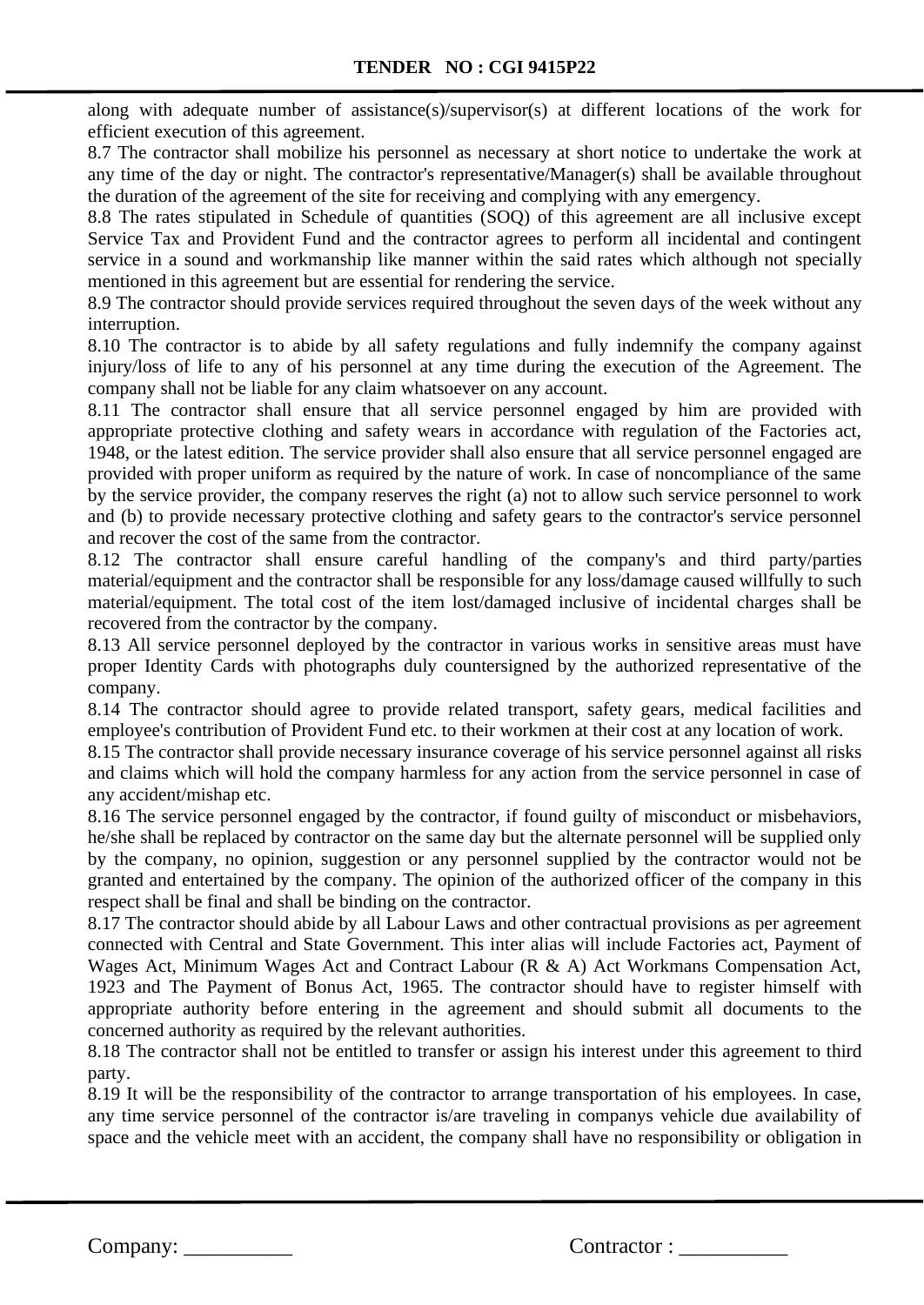along with adequate number of assistance(s)/supervisor(s) at different locations of the work for efficient execution of this agreement.

8.7 The contractor shall mobilize his personnel as necessary at short notice to undertake the work at any time of the day or night. The contractor's representative/Manager(s) shall be available throughout the duration of the agreement of the site for receiving and complying with any emergency.

8.8 The rates stipulated in Schedule of quantities (SOQ) of this agreement are all inclusive except Service Tax and Provident Fund and the contractor agrees to perform all incidental and contingent service in a sound and workmanship like manner within the said rates which although not specially mentioned in this agreement but are essential for rendering the service.

8.9 The contractor should provide services required throughout the seven days of the week without any interruption.

8.10 The contractor is to abide by all safety regulations and fully indemnify the company against injury/loss of life to any of his personnel at any time during the execution of the Agreement. The company shall not be liable for any claim whatsoever on any account.

8.11 The contractor shall ensure that all service personnel engaged by him are provided with appropriate protective clothing and safety wears in accordance with regulation of the Factories act, 1948, or the latest edition. The service provider shall also ensure that all service personnel engaged are provided with proper uniform as required by the nature of work. In case of noncompliance of the same by the service provider, the company reserves the right (a) not to allow such service personnel to work and (b) to provide necessary protective clothing and safety gears to the contractor's service personnel and recover the cost of the same from the contractor.

8.12 The contractor shall ensure careful handling of the company's and third party/parties material/equipment and the contractor shall be responsible for any loss/damage caused willfully to such material/equipment. The total cost of the item lost/damaged inclusive of incidental charges shall be recovered from the contractor by the company.

8.13 All service personnel deployed by the contractor in various works in sensitive areas must have proper Identity Cards with photographs duly countersigned by the authorized representative of the company.

8.14 The contractor should agree to provide related transport, safety gears, medical facilities and employee's contribution of Provident Fund etc. to their workmen at their cost at any location of work.

8.15 The contractor shall provide necessary insurance coverage of his service personnel against all risks and claims which will hold the company harmless for any action from the service personnel in case of any accident/mishap etc.

8.16 The service personnel engaged by the contractor, if found guilty of misconduct or misbehaviors, he/she shall be replaced by contractor on the same day but the alternate personnel will be supplied only by the company, no opinion, suggestion or any personnel supplied by the contractor would not be granted and entertained by the company. The opinion of the authorized officer of the company in this respect shall be final and shall be binding on the contractor.

8.17 The contractor should abide by all Labour Laws and other contractual provisions as per agreement connected with Central and State Government. This inter alias will include Factories act, Payment of Wages Act, Minimum Wages Act and Contract Labour (R & A) Act Workmans Compensation Act, 1923 and The Payment of Bonus Act, 1965. The contractor should have to register himself with appropriate authority before entering in the agreement and should submit all documents to the concerned authority as required by the relevant authorities.

8.18 The contractor shall not be entitled to transfer or assign his interest under this agreement to third party.

8.19 It will be the responsibility of the contractor to arrange transportation of his employees. In case, any time service personnel of the contractor is/are traveling in companys vehicle due availability of space and the vehicle meet with an accident, the company shall have no responsibility or obligation in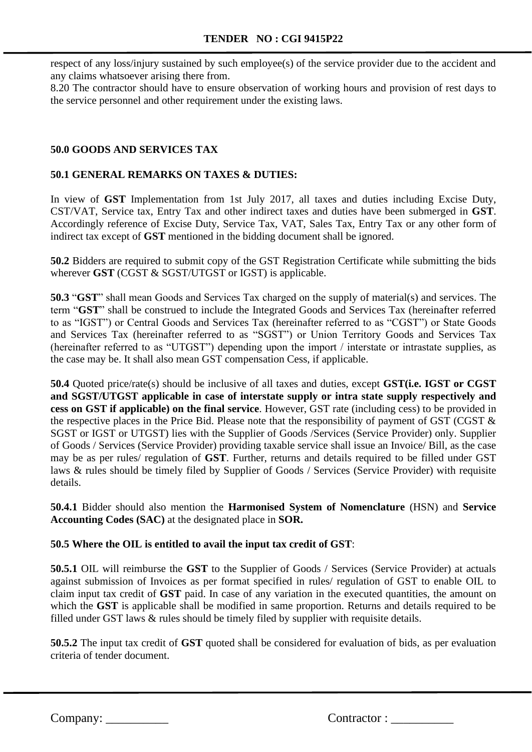respect of any loss/injury sustained by such employee(s) of the service provider due to the accident and any claims whatsoever arising there from.

8.20 The contractor should have to ensure observation of working hours and provision of rest days to the service personnel and other requirement under the existing laws.

## 50.0 GOODS AND SERVICES TAX

### 50.1 GENERAL REMARKS ON TAXES & DUTIES:

In view of **GST** Implementation from 1st July 2017, all taxes and duties including Excise Duty, CST/VAT, Service tax, Entry Tax and other indirect taxes and duties have been submerged in **GST**. Accordingly reference of Excise Duty, Service Tax, VAT, Sales Tax, Entry Tax or any other form of indirect tax except of **GST** mentioned in the bidding document shall be ignored.

**50.2** Bidders are required to submit copy of the GST Registration Certificate while submitting the bids wherever **GST** (CGST & SGST/UTGST or IGST) is applicable.

**50.3** "**GST**" shall mean Goods and Services Tax charged on the supply of material(s) and services. The term "**GST**" shall be construed to include the Integrated Goods and Services Tax (hereinafter referred to as "IGST") or Central Goods and Services Tax (hereinafter referred to as "CGST") or State Goods and Services Tax (hereinafter referred to as "SGST") or Union Territory Goods and Services Tax (hereinafter referred to as "UTGST") depending upon the import / interstate or intrastate supplies, as the case may be. It shall also mean GST compensation Cess, if applicable.

**50.4** Quoted price/rate(s) should be inclusive of all taxes and duties, except **GST(i.e. IGST or CGST and SGST/UTGST applicable in case of interstate supply or intra state supply respectively and cess on GST if applicable) on the final service**. However, GST rate (including cess) to be provided in the respective places in the Price Bid. Please note that the responsibility of payment of GST (CGST & SGST or IGST or UTGST) lies with the Supplier of Goods /Services (Service Provider) only. Supplier of Goods / Services (Service Provider) providing taxable service shall issue an Invoice/ Bill, as the case may be as per rules/ regulation of **GST**. Further, returns and details required to be filled under GST laws & rules should be timely filed by Supplier of Goods / Services (Service Provider) with requisite details.

**50.4.1** Bidder should also mention the **Harmonised System of Nomenclature** (HSN) and **Service Accounting Codes (SAC)** at the designated place in **SOR.**

**50.5 Where the OIL is entitled to avail the input tax credit of GST**:

**50.5.1** OIL will reimburse the **GST** to the Supplier of Goods / Services (Service Provider) at actuals against submission of Invoices as per format specified in rules/ regulation of GST to enable OIL to claim input tax credit of **GST** paid. In case of any variation in the executed quantities, the amount on which the **GST** is applicable shall be modified in same proportion. Returns and details required to be filled under GST laws & rules should be timely filed by supplier with requisite details.

**50.5.2** The input tax credit of **GST** quoted shall be considered for evaluation of bids, as per evaluation criteria of tender document.

Company: __________ Contractor : __________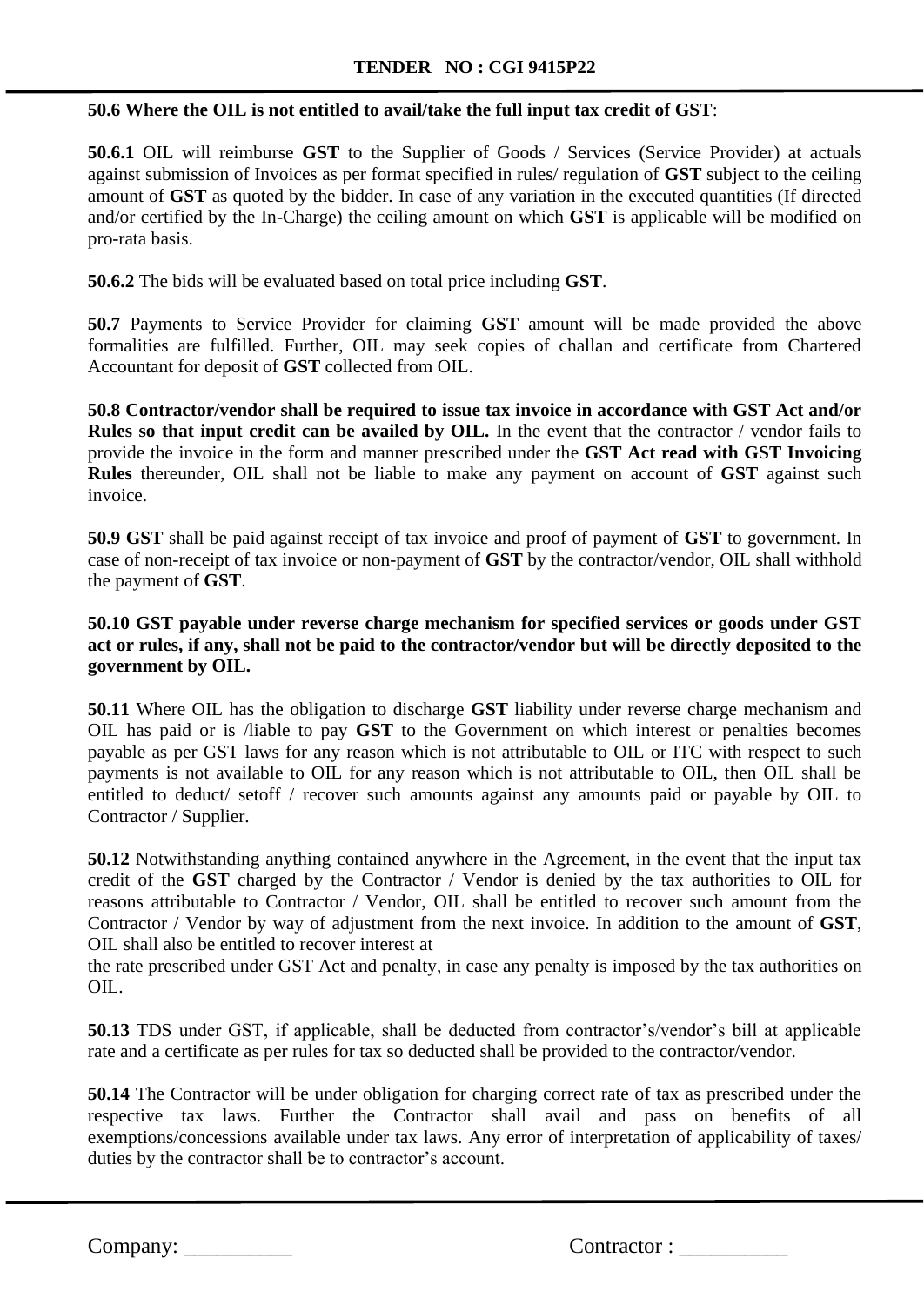**50.6 Where the OIL is not entitled to avail/take the full input tax credit of GST**:

**50.6.1** OIL will reimburse **GST** to the Supplier of Goods / Services (Service Provider) at actuals against submission of Invoices as per format specified in rules/ regulation of **GST** subject to the ceiling amount of **GST** as quoted by the bidder. In case of any variation in the executed quantities (If directed and/or certified by the In-Charge) the ceiling amount on which **GST** is applicable will be modified on pro-rata basis.

**50.6.2** The bids will be evaluated based on total price including **GST**.

**50.7** Payments to Service Provider for claiming **GST** amount will be made provided the above formalities are fulfilled. Further, OIL may seek copies of challan and certificate from Chartered Accountant for deposit of **GST** collected from OIL.

**50.8 Contractor/vendor shall be required to issue tax invoice in accordance with GST Act and/or Rules so that input credit can be availed by OIL.** In the event that the contractor / vendor fails to provide the invoice in the form and manner prescribed under the **GST Act read with GST Invoicing Rules** thereunder, OIL shall not be liable to make any payment on account of **GST** against such invoice.

**50.9 GST** shall be paid against receipt of tax invoice and proof of payment of **GST** to government. In case of non-receipt of tax invoice or non-payment of **GST** by the contractor/vendor, OIL shall withhold the payment of **GST**.

**50.10 GST payable under reverse charge mechanism for specified services or goods under GST act or rules, if any, shall not be paid to the contractor/vendor but will be directly deposited to the government by OIL.**

**50.11** Where OIL has the obligation to discharge **GST** liability under reverse charge mechanism and OIL has paid or is /liable to pay **GST** to the Government on which interest or penalties becomes payable as per GST laws for any reason which is not attributable to OIL or ITC with respect to such payments is not available to OIL for any reason which is not attributable to OIL, then OIL shall be entitled to deduct/ setoff / recover such amounts against any amounts paid or payable by OIL to Contractor / Supplier.

**50.12** Notwithstanding anything contained anywhere in the Agreement, in the event that the input tax credit of the **GST** charged by the Contractor / Vendor is denied by the tax authorities to OIL for reasons attributable to Contractor / Vendor, OIL shall be entitled to recover such amount from the Contractor / Vendor by way of adjustment from the next invoice. In addition to the amount of **GST**, OIL shall also be entitled to recover interest at the rate prescribed under GST Act and penalty, in case any penalty is imposed by the tax authorities on OIL.

**50.13** TDS under GST, if applicable, shall be deducted from contractor's/vendor's bill at applicable rate and a certificate as per rules for tax so deducted shall be provided to the contractor/vendor.

**50.14** The Contractor will be under obligation for charging correct rate of tax as prescribed under the respective tax laws. Further the Contractor shall avail and pass on benefits of all exemptions/concessions available under tax laws. Any error of interpretation of applicability of taxes/ duties by the contractor shall be to contractor's account.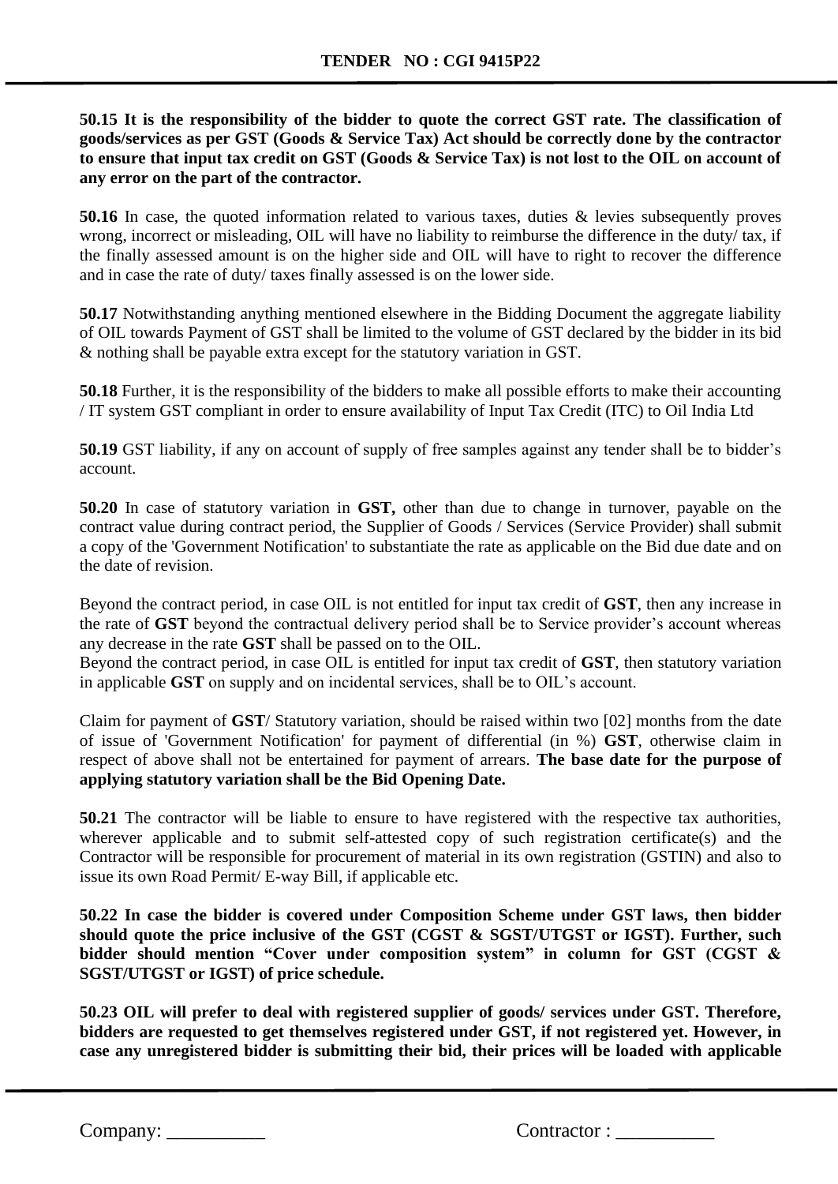**50.15 It is the responsibility of the bidder to quote the correct GST rate. The classification of goods/services as per GST (Goods & Service Tax) Act should be correctly done by the contractor to ensure that input tax credit on GST (Goods & Service Tax) is not lost to the OIL on account of any error on the part of the contractor.**

**50.16** In case, the quoted information related to various taxes, duties & levies subsequently proves wrong, incorrect or misleading, OIL will have no liability to reimburse the difference in the duty/ tax, if the finally assessed amount is on the higher side and OIL will have to right to recover the difference and in case the rate of duty/ taxes finally assessed is on the lower side.

**50.17** Notwithstanding anything mentioned elsewhere in the Bidding Document the aggregate liability of OIL towards Payment of GST shall be limited to the volume of GST declared by the bidder in its bid & nothing shall be payable extra except for the statutory variation in GST.

**50.18** Further, it is the responsibility of the bidders to make all possible efforts to make their accounting / IT system GST compliant in order to ensure availability of Input Tax Credit (ITC) to Oil India Ltd

**50.19** GST liability, if any on account of supply of free samples against any tender shall be to bidder's account.

**50.20** In case of statutory variation in **GST,** other than due to change in turnover, payable on the contract value during contract period, the Supplier of Goods / Services (Service Provider) shall submit a copy of the 'Government Notification' to substantiate the rate as applicable on the Bid due date and on the date of revision.

Beyond the contract period, in case OIL is not entitled for input tax credit of **GST**, then any increase in the rate of **GST** beyond the contractual delivery period shall be to Service provider's account whereas any decrease in the rate **GST** shall be passed on to the OIL.
Beyond the contract period, in case OIL is entitled for input tax credit of **GST**, then statutory variation in applicable **GST** on supply and on incidental services, shall be to OIL's account.

Claim for payment of **GST**/ Statutory variation, should be raised within two [02] months from the date of issue of 'Government Notification' for payment of differential (in %) **GST**, otherwise claim in respect of above shall not be entertained for payment of arrears. **The base date for the purpose of applying statutory variation shall be the Bid Opening Date.**

**50.21** The contractor will be liable to ensure to have registered with the respective tax authorities, wherever applicable and to submit self-attested copy of such registration certificate(s) and the Contractor will be responsible for procurement of material in its own registration (GSTIN) and also to issue its own Road Permit/ E-way Bill, if applicable etc.

**50.22 In case the bidder is covered under Composition Scheme under GST laws, then bidder should quote the price inclusive of the GST (CGST & SGST/UTGST or IGST). Further, such bidder should mention "Cover under composition system" in column for GST (CGST & SGST/UTGST or IGST) of price schedule.**

**50.23 OIL will prefer to deal with registered supplier of goods/ services under GST. Therefore, bidders are requested to get themselves registered under GST, if not registered yet. However, in case any unregistered bidder is submitting their bid, their prices will be loaded with applicable**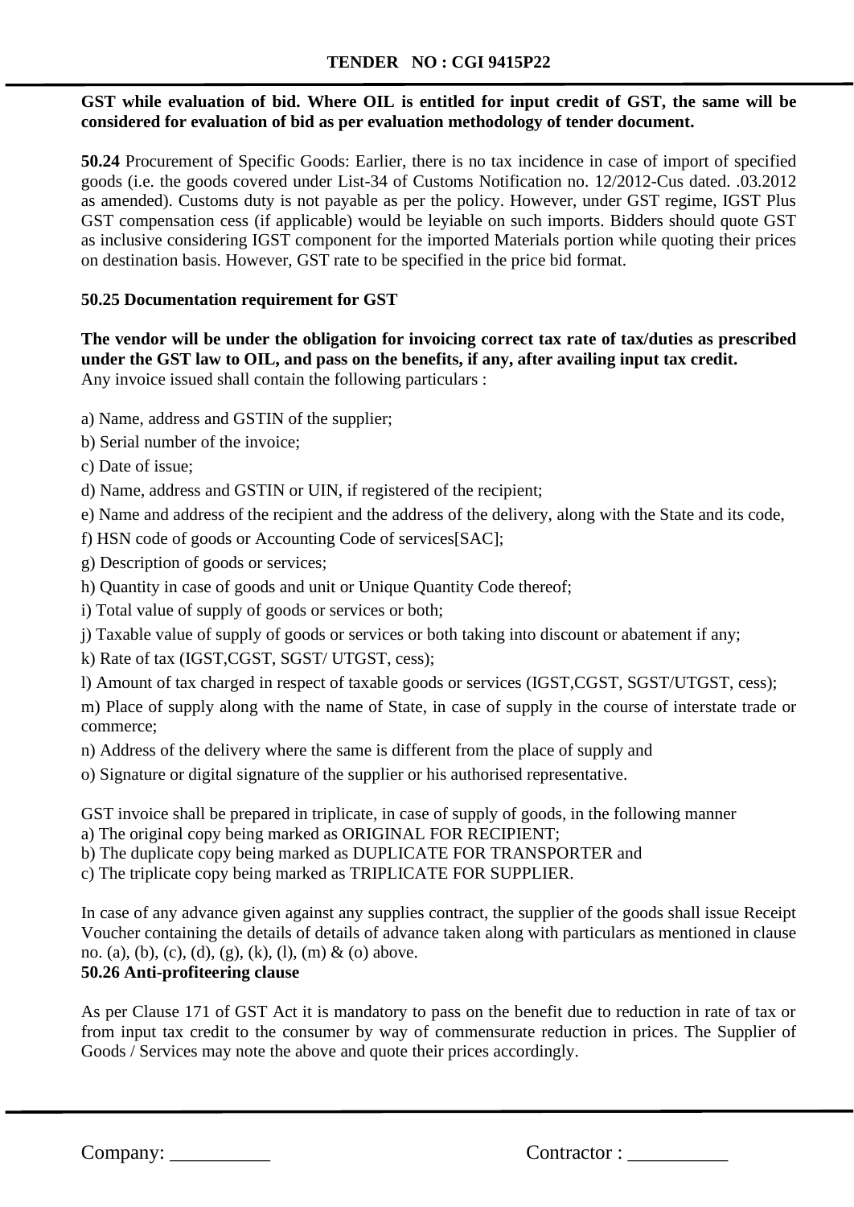**GST while evaluation of bid. Where OIL is entitled for input credit of GST, the same will be considered for evaluation of bid as per evaluation methodology of tender document.**

**50.24** Procurement of Specific Goods: Earlier, there is no tax incidence in case of import of specified goods (i.e. the goods covered under List-34 of Customs Notification no. 12/2012-Cus dated. .03.2012 as amended). Customs duty is not payable as per the policy. However, under GST regime, IGST Plus GST compensation cess (if applicable) would be leyiable on such imports. Bidders should quote GST as inclusive considering IGST component for the imported Materials portion while quoting their prices on destination basis. However, GST rate to be specified in the price bid format.

**50.25 Documentation requirement for GST**

**The vendor will be under the obligation for invoicing correct tax rate of tax/duties as prescribed under the GST law to OIL, and pass on the benefits, if any, after availing input tax credit.**
Any invoice issued shall contain the following particulars :

a) Name, address and GSTIN of the supplier;

b) Serial number of the invoice;

c) Date of issue;

d) Name, address and GSTIN or UIN, if registered of the recipient;

e) Name and address of the recipient and the address of the delivery, along with the State and its code,

f) HSN code of goods or Accounting Code of services[SAC];

g) Description of goods or services;

h) Quantity in case of goods and unit or Unique Quantity Code thereof;

i) Total value of supply of goods or services or both;

j) Taxable value of supply of goods or services or both taking into discount or abatement if any;

k) Rate of tax (IGST,CGST, SGST/ UTGST, cess);

l) Amount of tax charged in respect of taxable goods or services (IGST,CGST, SGST/UTGST, cess);

m) Place of supply along with the name of State, in case of supply in the course of interstate trade or commerce;

n) Address of the delivery where the same is different from the place of supply and

o) Signature or digital signature of the supplier or his authorised representative.

GST invoice shall be prepared in triplicate, in case of supply of goods, in the following manner
a) The original copy being marked as ORIGINAL FOR RECIPIENT;
b) The duplicate copy being marked as DUPLICATE FOR TRANSPORTER and
c) The triplicate copy being marked as TRIPLICATE FOR SUPPLIER.

In case of any advance given against any supplies contract, the supplier of the goods shall issue Receipt Voucher containing the details of details of advance taken along with particulars as mentioned in clause no. (a), (b), (c), (d), (g), (k), (l), (m) & (o) above.

**50.26 Anti-profiteering clause**

As per Clause 171 of GST Act it is mandatory to pass on the benefit due to reduction in rate of tax or from input tax credit to the consumer by way of commensurate reduction in prices. The Supplier of Goods / Services may note the above and quote their prices accordingly.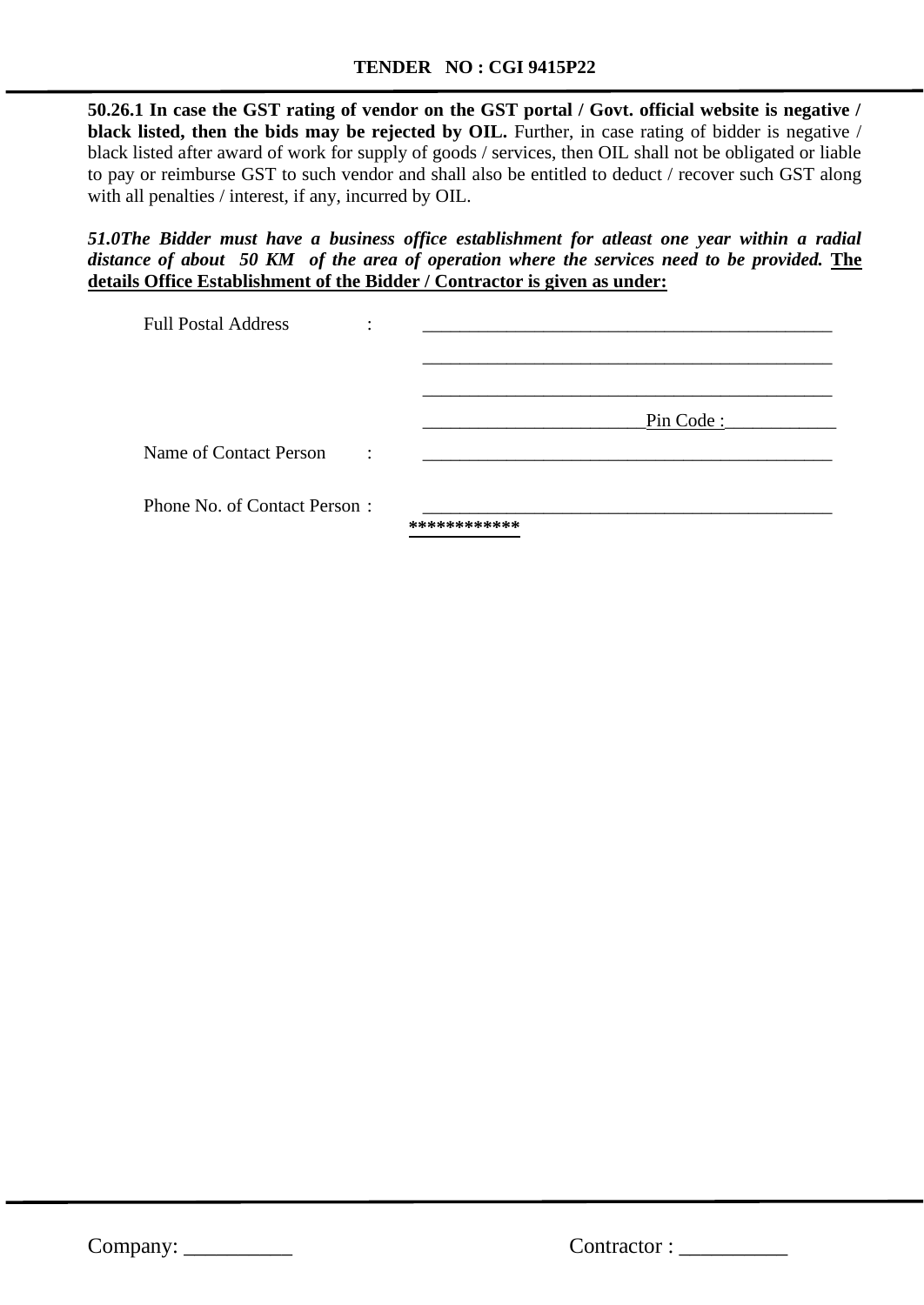**50.26.1 In case the GST rating of vendor on the GST portal / Govt. official website is negative / black listed, then the bids may be rejected by OIL.** Further, in case rating of bidder is negative / black listed after award of work for supply of goods / services, then OIL shall not be obligated or liable to pay or reimburse GST to such vendor and shall also be entitled to deduct / recover such GST along with all penalties / interest, if any, incurred by OIL.

***51.0The Bidder must have a business office establishment for atleast one year within a radial distance of about 50 KM of the area of operation where the services need to be provided.*** **The details Office Establishment of the Bidder / Contractor is given as under:**

Full Postal Address : ____________________________________________

____________________________________________

____________________________________________

________________________Pin Code :____________

Name of Contact Person : ____________________________________________

Phone No. of Contact Person : ____________________________________________

************

Company: __________ Contractor : __________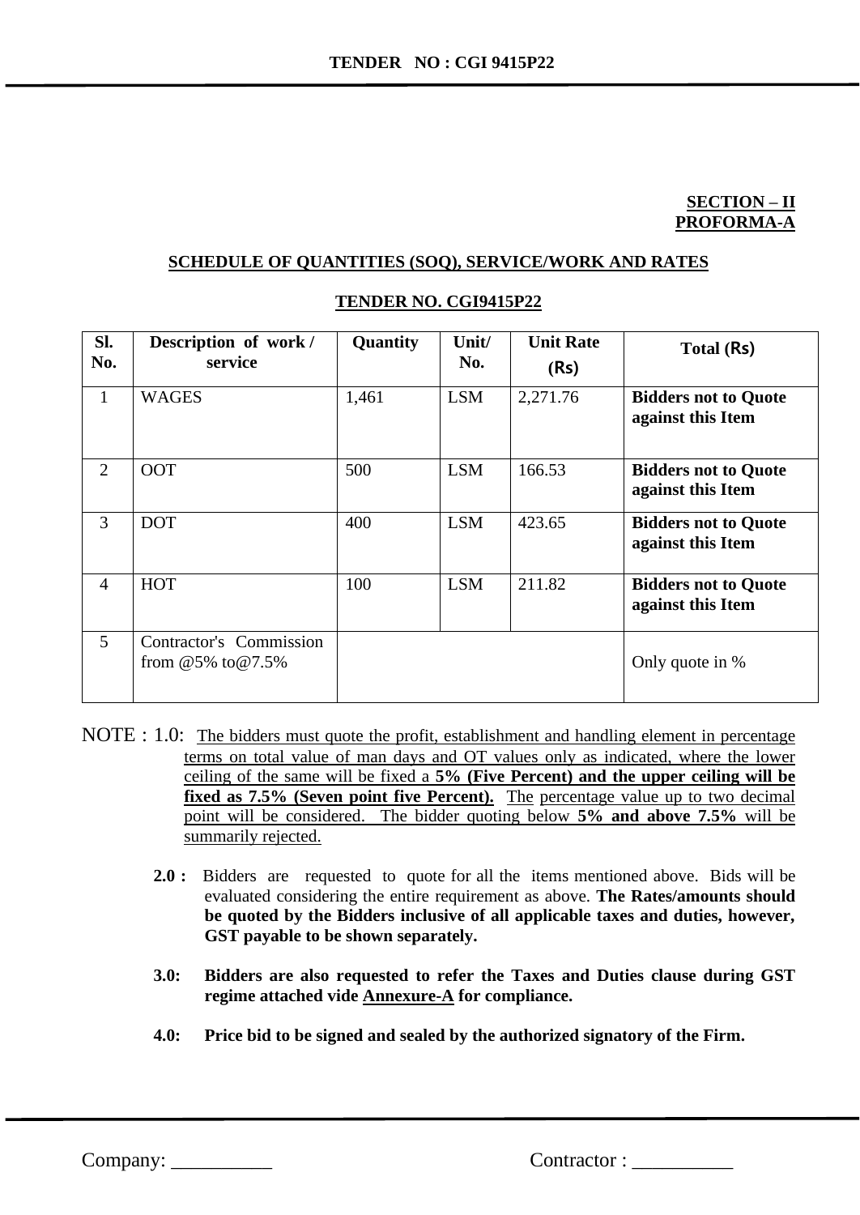**SECTION – II**
**PROFORMA-A**

**SCHEDULE OF QUANTITIES (SOQ), SERVICE/WORK AND RATES**

**TENDER NO. CGI9415P22**

| Sl. No. | Description of work / service | Quantity | Unit/ No. | Unit Rate (Rs) | Total (Rs) |
|---|---|---|---|---|---|
| 1 | WAGES | 1,461 | LSM | 2,271.76 | **Bidders not to Quote against this Item** |
| 2 | OOT | 500 | LSM | 166.53 | **Bidders not to Quote against this Item** |
| 3 | DOT | 400 | LSM | 423.65 | **Bidders not to Quote against this Item** |
| 4 | HOT | 100 | LSM | 211.82 | **Bidders not to Quote against this Item** |
| 5 | Contractor's Commission from @5% to@7.5% | | | | Only quote in % |

NOTE : 1.0: The bidders must quote the profit, establishment and handling element in percentage terms on total value of man days and OT values only as indicated, where the lower ceiling of the same will be fixed a **5% (Five Percent) and the upper ceiling will be fixed as 7.5% (Seven point five Percent).** The percentage value up to two decimal point will be considered. The bidder quoting below **5% and above 7.5%** will be summarily rejected.

**2.0 :** Bidders are requested to quote for all the items mentioned above. Bids will be evaluated considering the entire requirement as above. **The Rates/amounts should be quoted by the Bidders inclusive of all applicable taxes and duties, however, GST payable to be shown separately.**

**3.0: Bidders are also requested to refer the Taxes and Duties clause during GST regime attached vide Annexure-A for compliance.**

**4.0: Price bid to be signed and sealed by the authorized signatory of the Firm.**

Company: __________ Contractor : __________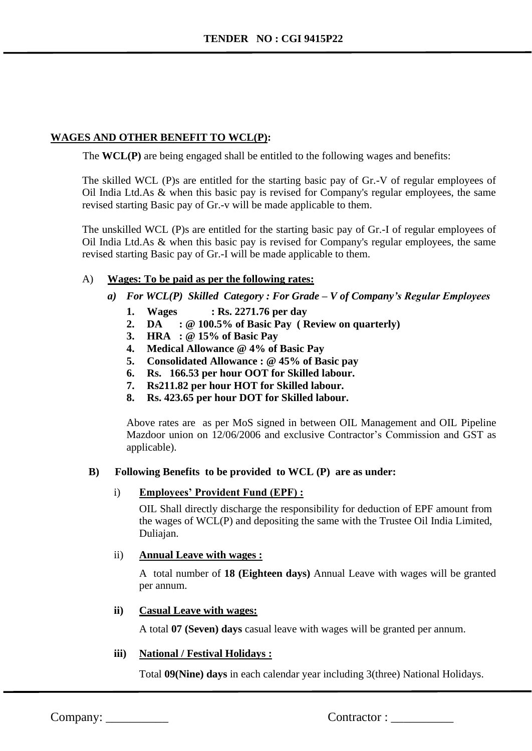## WAGES AND OTHER BENEFIT TO WCL(P):

The **WCL(P)** are being engaged shall be entitled to the following wages and benefits:

The skilled WCL (P)s are entitled for the starting basic pay of Gr.-V of regular employees of Oil India Ltd.As & when this basic pay is revised for Company's regular employees, the same revised starting Basic pay of Gr.-v will be made applicable to them.

The unskilled WCL (P)s are entitled for the starting basic pay of Gr.-I of regular employees of Oil India Ltd.As & when this basic pay is revised for Company's regular employees, the same revised starting Basic pay of Gr.-I will be made applicable to them.

A) **Wages: To be paid as per the following rates:**

*a) **For WCL(P) Skilled Category : For Grade – V of Company's Regular Employees***

1. **Wages : Rs. 2271.76 per day**
2. **DA : @ 100.5% of Basic Pay ( Review on quarterly)**
3. **HRA : @ 15% of Basic Pay**
4. **Medical Allowance @ 4% of Basic Pay**
5. **Consolidated Allowance : @ 45% of Basic pay**
6. **Rs. 166.53 per hour OOT for Skilled labour.**
7. **Rs211.82 per hour HOT for Skilled labour.**
8. **Rs. 423.65 per hour DOT for Skilled labour.**

Above rates are as per MoS signed in between OIL Management and OIL Pipeline Mazdoor union on 12/06/2006 and exclusive Contractor's Commission and GST as applicable).

**B) Following Benefits to be provided to WCL (P) are as under:**

i) **Employees' Provident Fund (EPF) :**

OIL Shall directly discharge the responsibility for deduction of EPF amount from the wages of WCL(P) and depositing the same with the Trustee Oil India Limited, Duliajan.

ii) **Annual Leave with wages :**

A total number of **18 (Eighteen days)** Annual Leave with wages will be granted per annum.

**ii) Casual Leave with wages:**

A total **07 (Seven) days** casual leave with wages will be granted per annum.

**iii) National / Festival Holidays :**

Total **09(Nine) days** in each calendar year including 3(three) National Holidays.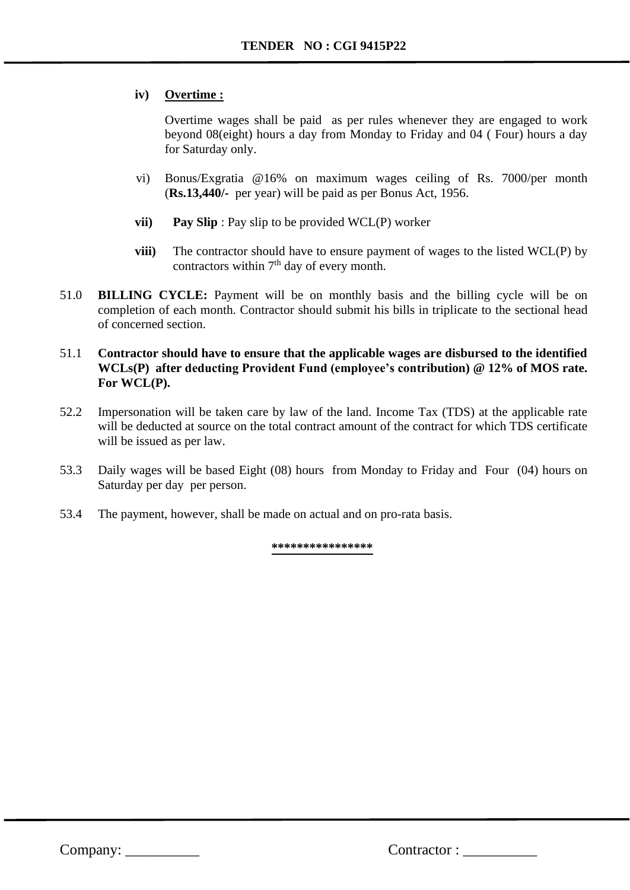**iv) Overtime :**

Overtime wages shall be paid as per rules whenever they are engaged to work beyond 08(eight) hours a day from Monday to Friday and 04 ( Four) hours a day for Saturday only.

vi) Bonus/Exgratia @16% on maximum wages ceiling of Rs. 7000/per month (**Rs.13,440/-** per year) will be paid as per Bonus Act, 1956.

**vii) Pay Slip** : Pay slip to be provided WCL(P) worker

**viii)** The contractor should have to ensure payment of wages to the listed WCL(P) by contractors within 7th day of every month.

51.0 **BILLING CYCLE:** Payment will be on monthly basis and the billing cycle will be on completion of each month. Contractor should submit his bills in triplicate to the sectional head of concerned section.

51.1 **Contractor should have to ensure that the applicable wages are disbursed to the identified WCLs(P) after deducting Provident Fund (employee's contribution) @ 12% of MOS rate. For WCL(P).**

52.2 Impersonation will be taken care by law of the land. Income Tax (TDS) at the applicable rate will be deducted at source on the total contract amount of the contract for which TDS certificate will be issued as per law.

53.3 Daily wages will be based Eight (08) hours from Monday to Friday and Four (04) hours on Saturday per day per person.

53.4 The payment, however, shall be made on actual and on pro-rata basis.

***************

Company: __________ Contractor : __________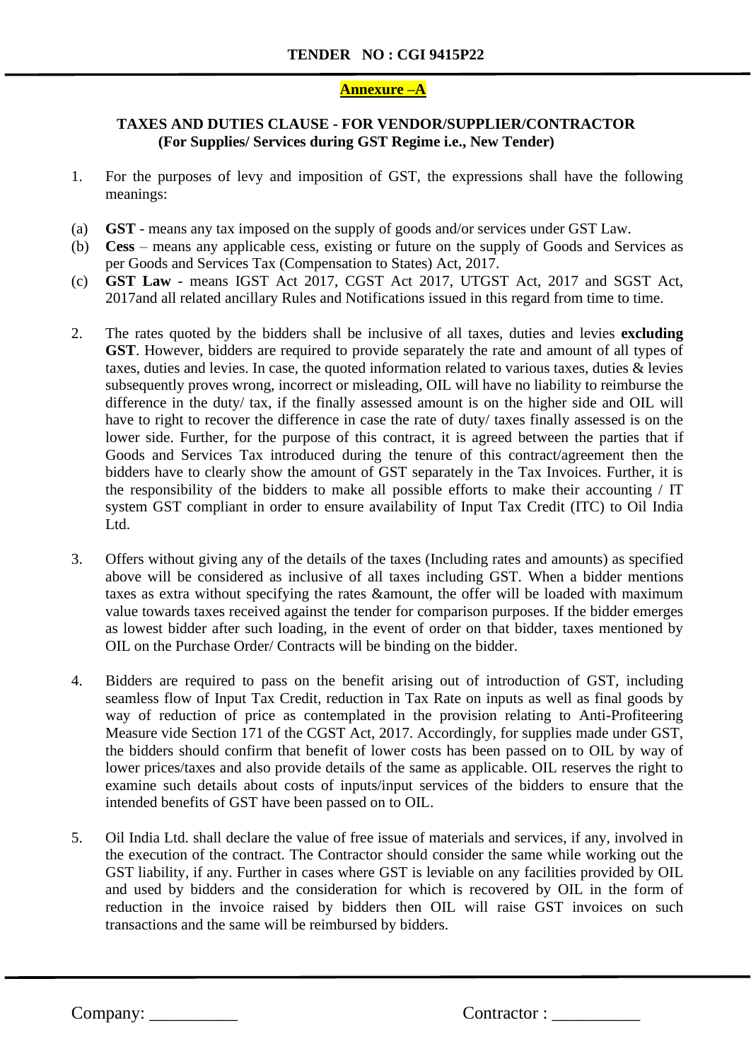**TENDER NO : CGI 9415P22**

**Annexure –A**

**TAXES AND DUTIES CLAUSE - FOR VENDOR/SUPPLIER/CONTRACTOR**
**(For Supplies/ Services during GST Regime i.e., New Tender)**

1. For the purposes of levy and imposition of GST, the expressions shall have the following meanings:

(a) **GST** - means any tax imposed on the supply of goods and/or services under GST Law.
(b) **Cess** – means any applicable cess, existing or future on the supply of Goods and Services as per Goods and Services Tax (Compensation to States) Act, 2017.
(c) **GST Law** - means IGST Act 2017, CGST Act 2017, UTGST Act, 2017 and SGST Act, 2017and all related ancillary Rules and Notifications issued in this regard from time to time.

2. The rates quoted by the bidders shall be inclusive of all taxes, duties and levies **excluding GST**. However, bidders are required to provide separately the rate and amount of all types of taxes, duties and levies. In case, the quoted information related to various taxes, duties & levies subsequently proves wrong, incorrect or misleading, OIL will have no liability to reimburse the difference in the duty/ tax, if the finally assessed amount is on the higher side and OIL will have to right to recover the difference in case the rate of duty/ taxes finally assessed is on the lower side. Further, for the purpose of this contract, it is agreed between the parties that if Goods and Services Tax introduced during the tenure of this contract/agreement then the bidders have to clearly show the amount of GST separately in the Tax Invoices. Further, it is the responsibility of the bidders to make all possible efforts to make their accounting / IT system GST compliant in order to ensure availability of Input Tax Credit (ITC) to Oil India Ltd.

3. Offers without giving any of the details of the taxes (Including rates and amounts) as specified above will be considered as inclusive of all taxes including GST. When a bidder mentions taxes as extra without specifying the rates &amount, the offer will be loaded with maximum value towards taxes received against the tender for comparison purposes. If the bidder emerges as lowest bidder after such loading, in the event of order on that bidder, taxes mentioned by OIL on the Purchase Order/ Contracts will be binding on the bidder.

4. Bidders are required to pass on the benefit arising out of introduction of GST, including seamless flow of Input Tax Credit, reduction in Tax Rate on inputs as well as final goods by way of reduction of price as contemplated in the provision relating to Anti-Profiteering Measure vide Section 171 of the CGST Act, 2017. Accordingly, for supplies made under GST, the bidders should confirm that benefit of lower costs has been passed on to OIL by way of lower prices/taxes and also provide details of the same as applicable. OIL reserves the right to examine such details about costs of inputs/input services of the bidders to ensure that the intended benefits of GST have been passed on to OIL.

5. Oil India Ltd. shall declare the value of free issue of materials and services, if any, involved in the execution of the contract. The Contractor should consider the same while working out the GST liability, if any. Further in cases where GST is leviable on any facilities provided by OIL and used by bidders and the consideration for which is recovered by OIL in the form of reduction in the invoice raised by bidders then OIL will raise GST invoices on such transactions and the same will be reimbursed by bidders.

Company: __________ Contractor : __________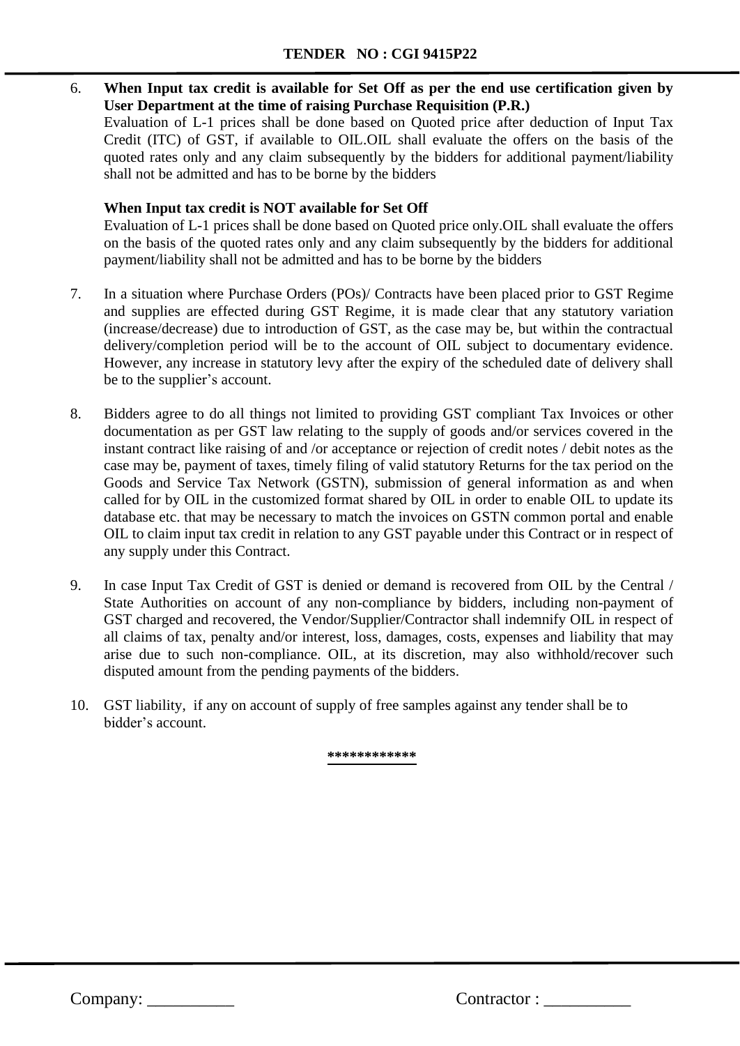6. **When Input tax credit is available for Set Off as per the end use certification given by User Department at the time of raising Purchase Requisition (P.R.)**

   Evaluation of L-1 prices shall be done based on Quoted price after deduction of Input Tax Credit (ITC) of GST, if available to OIL.OIL shall evaluate the offers on the basis of the quoted rates only and any claim subsequently by the bidders for additional payment/liability shall not be admitted and has to be borne by the bidders

   **When Input tax credit is NOT available for Set Off**

   Evaluation of L-1 prices shall be done based on Quoted price only.OIL shall evaluate the offers on the basis of the quoted rates only and any claim subsequently by the bidders for additional payment/liability shall not be admitted and has to be borne by the bidders

7. In a situation where Purchase Orders (POs)/ Contracts have been placed prior to GST Regime and supplies are effected during GST Regime, it is made clear that any statutory variation (increase/decrease) due to introduction of GST, as the case may be, but within the contractual delivery/completion period will be to the account of OIL subject to documentary evidence. However, any increase in statutory levy after the expiry of the scheduled date of delivery shall be to the supplier's account.

8. Bidders agree to do all things not limited to providing GST compliant Tax Invoices or other documentation as per GST law relating to the supply of goods and/or services covered in the instant contract like raising of and /or acceptance or rejection of credit notes / debit notes as the case may be, payment of taxes, timely filing of valid statutory Returns for the tax period on the Goods and Service Tax Network (GSTN), submission of general information as and when called for by OIL in the customized format shared by OIL in order to enable OIL to update its database etc. that may be necessary to match the invoices on GSTN common portal and enable OIL to claim input tax credit in relation to any GST payable under this Contract or in respect of any supply under this Contract.

9. In case Input Tax Credit of GST is denied or demand is recovered from OIL by the Central / State Authorities on account of any non-compliance by bidders, including non-payment of GST charged and recovered, the Vendor/Supplier/Contractor shall indemnify OIL in respect of all claims of tax, penalty and/or interest, loss, damages, costs, expenses and liability that may arise due to such non-compliance. OIL, at its discretion, may also withhold/recover such disputed amount from the pending payments of the bidders.

10. GST liability, if any on account of supply of free samples against any tender shall be to bidder's account.

************

Company: __________ Contractor : __________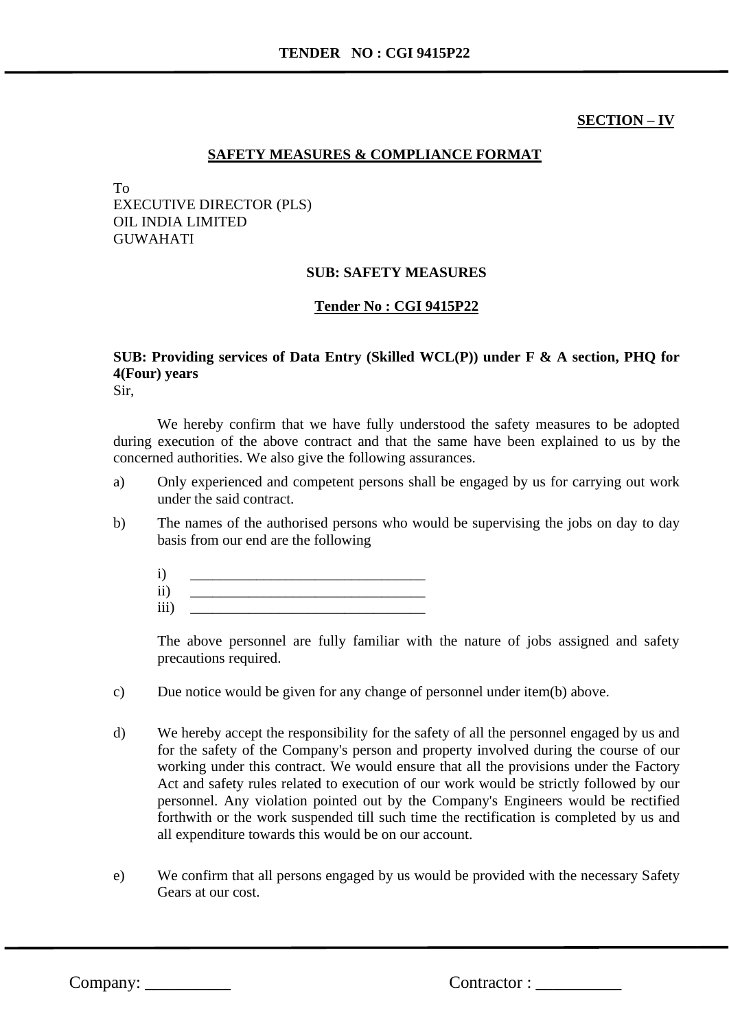**SECTION – IV**

## SAFETY MEASURES & COMPLIANCE FORMAT

To
EXECUTIVE DIRECTOR (PLS)
OIL INDIA LIMITED
GUWAHATI

**SUB: SAFETY MEASURES**

**Tender No : CGI 9415P22**

**SUB: Providing services of Data Entry (Skilled WCL(P)) under F & A section, PHQ for 4(Four) years**

Sir,

We hereby confirm that we have fully understood the safety measures to be adopted during execution of the above contract and that the same have been explained to us by the concerned authorities. We also give the following assurances.

a) Only experienced and competent persons shall be engaged by us for carrying out work under the said contract.

b) The names of the authorised persons who would be supervising the jobs on day to day basis from our end are the following

   i) ________________________________
   ii) ________________________________
   iii) ________________________________

   The above personnel are fully familiar with the nature of jobs assigned and safety precautions required.

c) Due notice would be given for any change of personnel under item(b) above.

d) We hereby accept the responsibility for the safety of all the personnel engaged by us and for the safety of the Company's person and property involved during the course of our working under this contract. We would ensure that all the provisions under the Factory Act and safety rules related to execution of our work would be strictly followed by our personnel. Any violation pointed out by the Company's Engineers would be rectified forthwith or the work suspended till such time the rectification is completed by us and all expenditure towards this would be on our account.

e) We confirm that all persons engaged by us would be provided with the necessary Safety Gears at our cost.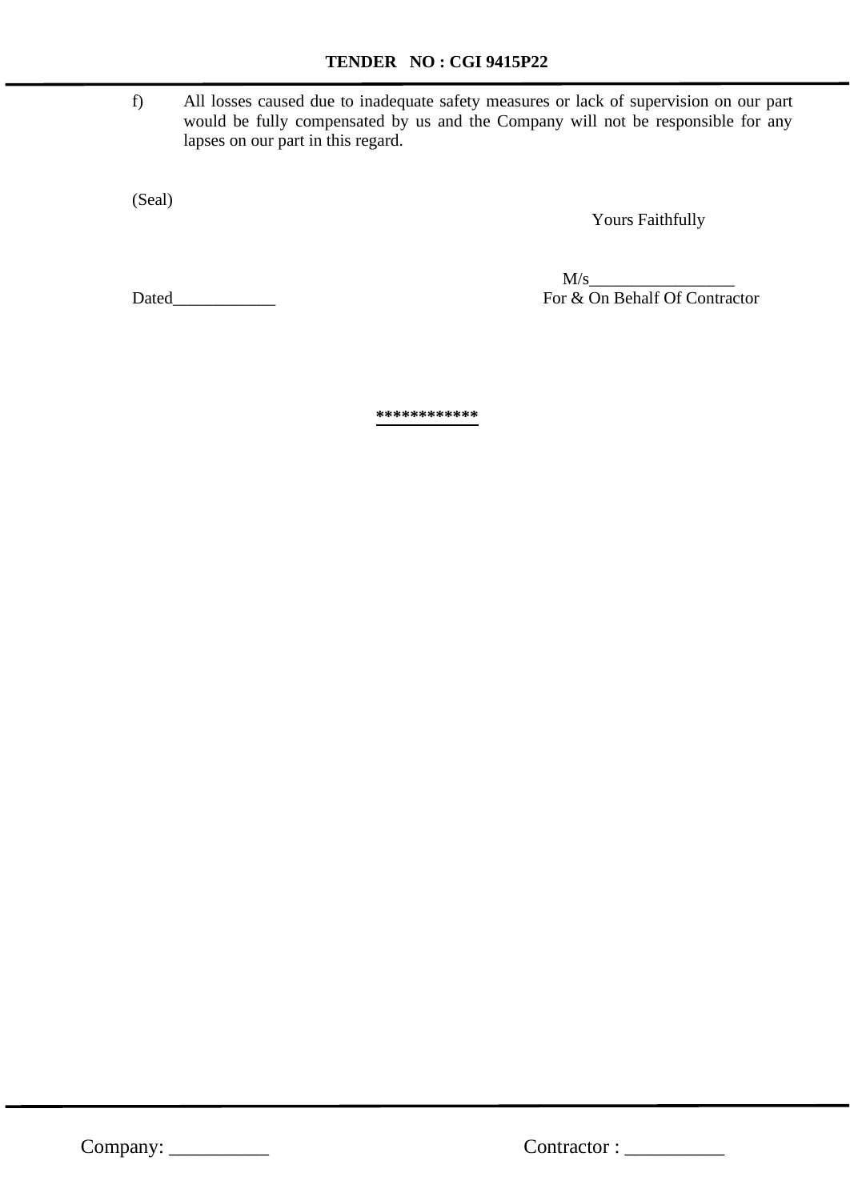f) All losses caused due to inadequate safety measures or lack of supervision on our part would be fully compensated by us and the Company will not be responsible for any lapses on our part in this regard.

(Seal)

Yours Faithfully

M/s_________________

Dated____________ For & On Behalf Of Contractor

************

Company: __________ Contractor : __________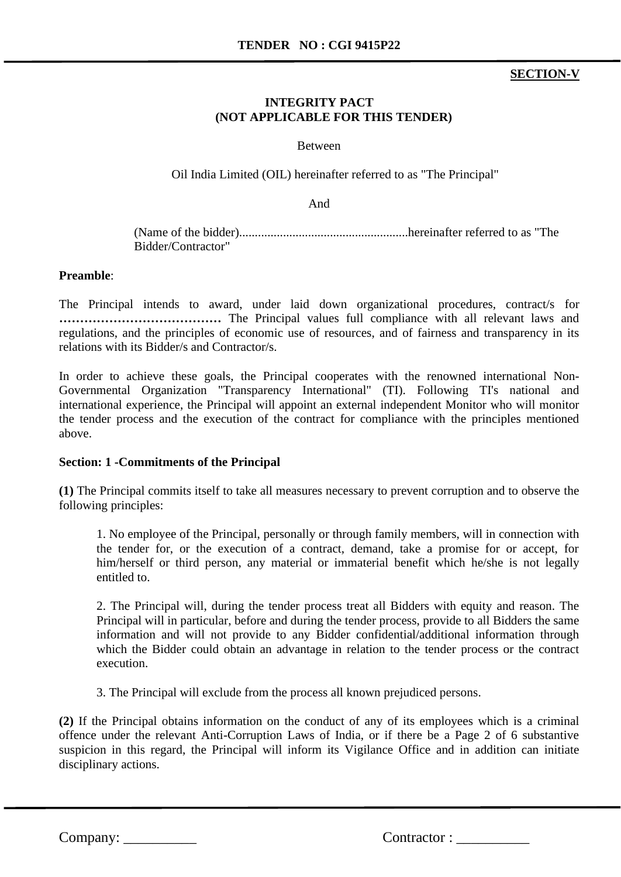**SECTION-V**

**INTEGRITY PACT**
**(NOT APPLICABLE FOR THIS TENDER)**

Between

Oil India Limited (OIL) hereinafter referred to as "The Principal"

And

(Name of the bidder)......................................................hereinafter referred to as "The Bidder/Contractor"

**Preamble**:

The Principal intends to award, under laid down organizational procedures, contract/s for **…………………………………** The Principal values full compliance with all relevant laws and regulations, and the principles of economic use of resources, and of fairness and transparency in its relations with its Bidder/s and Contractor/s.

In order to achieve these goals, the Principal cooperates with the renowned international Non-Governmental Organization "Transparency International" (TI). Following TI's national and international experience, the Principal will appoint an external independent Monitor who will monitor the tender process and the execution of the contract for compliance with the principles mentioned above.

**Section: 1 -Commitments of the Principal**

**(1)** The Principal commits itself to take all measures necessary to prevent corruption and to observe the following principles:

1. No employee of the Principal, personally or through family members, will in connection with the tender for, or the execution of a contract, demand, take a promise for or accept, for him/herself or third person, any material or immaterial benefit which he/she is not legally entitled to.

2. The Principal will, during the tender process treat all Bidders with equity and reason. The Principal will in particular, before and during the tender process, provide to all Bidders the same information and will not provide to any Bidder confidential/additional information through which the Bidder could obtain an advantage in relation to the tender process or the contract execution.

3. The Principal will exclude from the process all known prejudiced persons.

**(2)** If the Principal obtains information on the conduct of any of its employees which is a criminal offence under the relevant Anti-Corruption Laws of India, or if there be a Page 2 of 6 substantive suspicion in this regard, the Principal will inform its Vigilance Office and in addition can initiate disciplinary actions.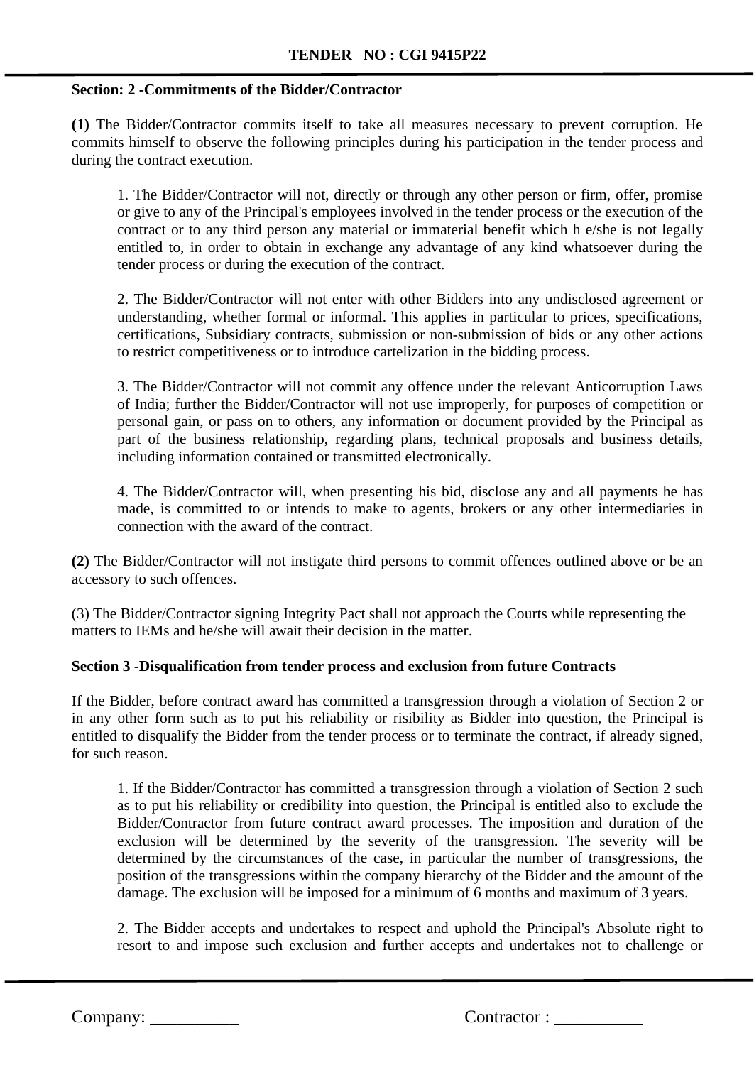**Section: 2 -Commitments of the Bidder/Contractor**

**(1)** The Bidder/Contractor commits itself to take all measures necessary to prevent corruption. He commits himself to observe the following principles during his participation in the tender process and during the contract execution.

1. The Bidder/Contractor will not, directly or through any other person or firm, offer, promise or give to any of the Principal's employees involved in the tender process or the execution of the contract or to any third person any material or immaterial benefit which h e/she is not legally entitled to, in order to obtain in exchange any advantage of any kind whatsoever during the tender process or during the execution of the contract.

2. The Bidder/Contractor will not enter with other Bidders into any undisclosed agreement or understanding, whether formal or informal. This applies in particular to prices, specifications, certifications, Subsidiary contracts, submission or non-submission of bids or any other actions to restrict competitiveness or to introduce cartelization in the bidding process.

3. The Bidder/Contractor will not commit any offence under the relevant Anticorruption Laws of India; further the Bidder/Contractor will not use improperly, for purposes of competition or personal gain, or pass on to others, any information or document provided by the Principal as part of the business relationship, regarding plans, technical proposals and business details, including information contained or transmitted electronically.

4. The Bidder/Contractor will, when presenting his bid, disclose any and all payments he has made, is committed to or intends to make to agents, brokers or any other intermediaries in connection with the award of the contract.

**(2)** The Bidder/Contractor will not instigate third persons to commit offences outlined above or be an accessory to such offences.

(3) The Bidder/Contractor signing Integrity Pact shall not approach the Courts while representing the matters to IEMs and he/she will await their decision in the matter.

**Section 3 -Disqualification from tender process and exclusion from future Contracts**

If the Bidder, before contract award has committed a transgression through a violation of Section 2 or in any other form such as to put his reliability or risibility as Bidder into question, the Principal is entitled to disqualify the Bidder from the tender process or to terminate the contract, if already signed, for such reason.

1. If the Bidder/Contractor has committed a transgression through a violation of Section 2 such as to put his reliability or credibility into question, the Principal is entitled also to exclude the Bidder/Contractor from future contract award processes. The imposition and duration of the exclusion will be determined by the severity of the transgression. The severity will be determined by the circumstances of the case, in particular the number of transgressions, the position of the transgressions within the company hierarchy of the Bidder and the amount of the damage. The exclusion will be imposed for a minimum of 6 months and maximum of 3 years.

2. The Bidder accepts and undertakes to respect and uphold the Principal's Absolute right to resort to and impose such exclusion and further accepts and undertakes not to challenge or

Company: __________ Contractor : __________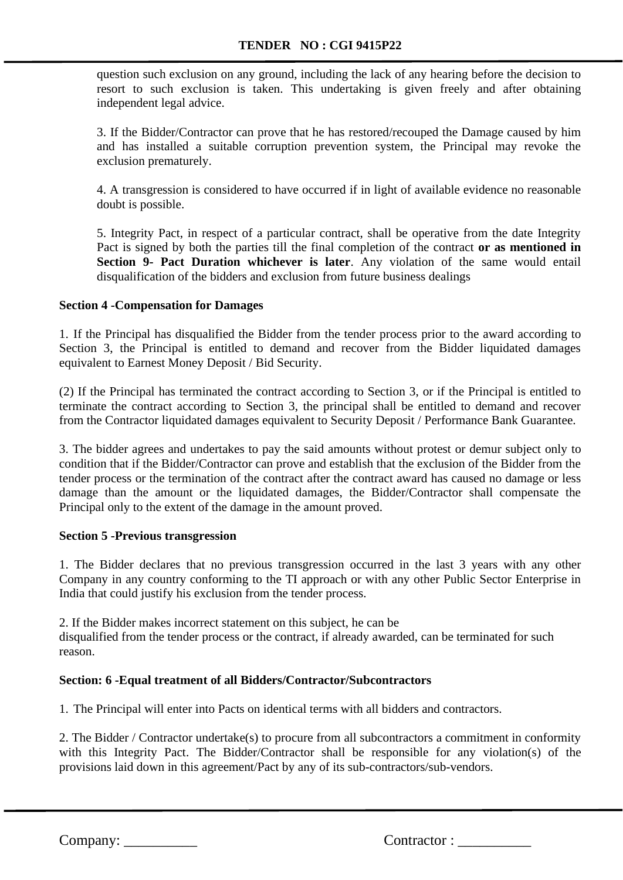question such exclusion on any ground, including the lack of any hearing before the decision to resort to such exclusion is taken. This undertaking is given freely and after obtaining independent legal advice.

3. If the Bidder/Contractor can prove that he has restored/recouped the Damage caused by him and has installed a suitable corruption prevention system, the Principal may revoke the exclusion prematurely.

4. A transgression is considered to have occurred if in light of available evidence no reasonable doubt is possible.

5. Integrity Pact, in respect of a particular contract, shall be operative from the date Integrity Pact is signed by both the parties till the final completion of the contract **or as mentioned in Section 9- Pact Duration whichever is later**. Any violation of the same would entail disqualification of the bidders and exclusion from future business dealings

**Section 4 -Compensation for Damages**

1. If the Principal has disqualified the Bidder from the tender process prior to the award according to Section 3, the Principal is entitled to demand and recover from the Bidder liquidated damages equivalent to Earnest Money Deposit / Bid Security.

(2) If the Principal has terminated the contract according to Section 3, or if the Principal is entitled to terminate the contract according to Section 3, the principal shall be entitled to demand and recover from the Contractor liquidated damages equivalent to Security Deposit / Performance Bank Guarantee.

3. The bidder agrees and undertakes to pay the said amounts without protest or demur subject only to condition that if the Bidder/Contractor can prove and establish that the exclusion of the Bidder from the tender process or the termination of the contract after the contract award has caused no damage or less damage than the amount or the liquidated damages, the Bidder/Contractor shall compensate the Principal only to the extent of the damage in the amount proved.

**Section 5 -Previous transgression**

1. The Bidder declares that no previous transgression occurred in the last 3 years with any other Company in any country conforming to the TI approach or with any other Public Sector Enterprise in India that could justify his exclusion from the tender process.

2. If the Bidder makes incorrect statement on this subject, he can be
disqualified from the tender process or the contract, if already awarded, can be terminated for such reason.

**Section: 6 -Equal treatment of all Bidders/Contractor/Subcontractors**

1. The Principal will enter into Pacts on identical terms with all bidders and contractors.

2. The Bidder / Contractor undertake(s) to procure from all subcontractors a commitment in conformity with this Integrity Pact. The Bidder/Contractor shall be responsible for any violation(s) of the provisions laid down in this agreement/Pact by any of its sub-contractors/sub-vendors.

Company: __________ Contractor : __________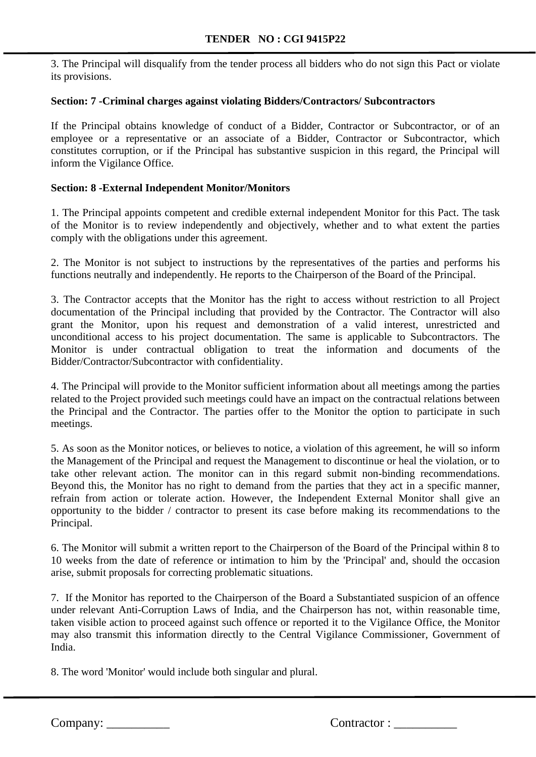3. The Principal will disqualify from the tender process all bidders who do not sign this Pact or violate its provisions.

**Section: 7 -Criminal charges against violating Bidders/Contractors/ Subcontractors**

If the Principal obtains knowledge of conduct of a Bidder, Contractor or Subcontractor, or of an employee or a representative or an associate of a Bidder, Contractor or Subcontractor, which constitutes corruption, or if the Principal has substantive suspicion in this regard, the Principal will inform the Vigilance Office.

**Section: 8 -External Independent Monitor/Monitors**

1. The Principal appoints competent and credible external independent Monitor for this Pact. The task of the Monitor is to review independently and objectively, whether and to what extent the parties comply with the obligations under this agreement.

2. The Monitor is not subject to instructions by the representatives of the parties and performs his functions neutrally and independently. He reports to the Chairperson of the Board of the Principal.

3. The Contractor accepts that the Monitor has the right to access without restriction to all Project documentation of the Principal including that provided by the Contractor. The Contractor will also grant the Monitor, upon his request and demonstration of a valid interest, unrestricted and unconditional access to his project documentation. The same is applicable to Subcontractors. The Monitor is under contractual obligation to treat the information and documents of the Bidder/Contractor/Subcontractor with confidentiality.

4. The Principal will provide to the Monitor sufficient information about all meetings among the parties related to the Project provided such meetings could have an impact on the contractual relations between the Principal and the Contractor. The parties offer to the Monitor the option to participate in such meetings.

5. As soon as the Monitor notices, or believes to notice, a violation of this agreement, he will so inform the Management of the Principal and request the Management to discontinue or heal the violation, or to take other relevant action. The monitor can in this regard submit non-binding recommendations. Beyond this, the Monitor has no right to demand from the parties that they act in a specific manner, refrain from action or tolerate action. However, the Independent External Monitor shall give an opportunity to the bidder / contractor to present its case before making its recommendations to the Principal.

6. The Monitor will submit a written report to the Chairperson of the Board of the Principal within 8 to 10 weeks from the date of reference or intimation to him by the 'Principal' and, should the occasion arise, submit proposals for correcting problematic situations.

7. If the Monitor has reported to the Chairperson of the Board a Substantiated suspicion of an offence under relevant Anti-Corruption Laws of India, and the Chairperson has not, within reasonable time, taken visible action to proceed against such offence or reported it to the Vigilance Office, the Monitor may also transmit this information directly to the Central Vigilance Commissioner, Government of India.

8. The word 'Monitor' would include both singular and plural.

Company: __________ Contractor : __________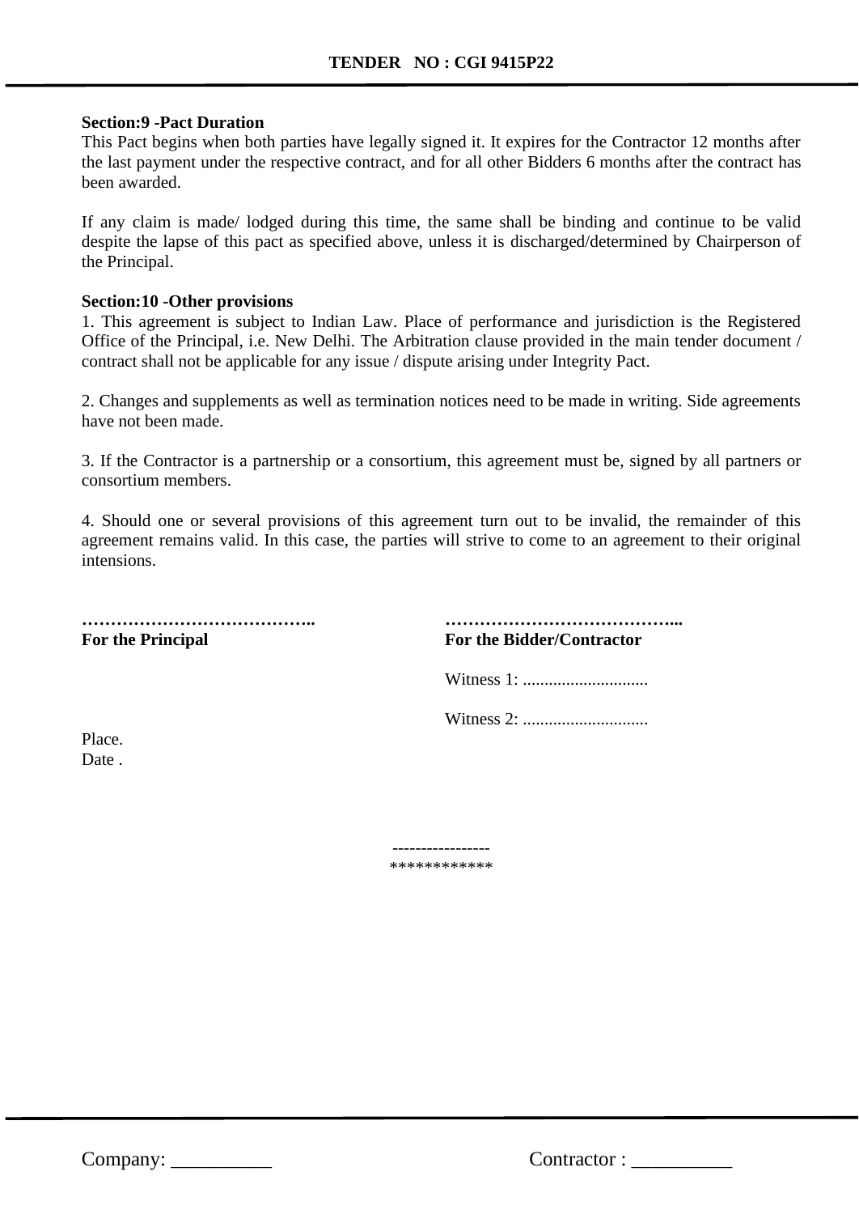**Section:9 -Pact Duration**

This Pact begins when both parties have legally signed it. It expires for the Contractor 12 months after the last payment under the respective contract, and for all other Bidders 6 months after the contract has been awarded.

If any claim is made/ lodged during this time, the same shall be binding and continue to be valid despite the lapse of this pact as specified above, unless it is discharged/determined by Chairperson of the Principal.

**Section:10 -Other provisions**

1. This agreement is subject to Indian Law. Place of performance and jurisdiction is the Registered Office of the Principal, i.e. New Delhi. The Arbitration clause provided in the main tender document / contract shall not be applicable for any issue / dispute arising under Integrity Pact.

2. Changes and supplements as well as termination notices need to be made in writing. Side agreements have not been made.

3. If the Contractor is a partnership or a consortium, this agreement must be, signed by all partners or consortium members.

4. Should one or several provisions of this agreement turn out to be invalid, the remainder of this agreement remains valid. In this case, the parties will strive to come to an agreement to their original intensions.

**…………………………………..**
**For the Principal**

**…………………………………...**
**For the Bidder/Contractor**

Witness 1: ............................

Witness 2: ............................

Place.
Date .

----------------
************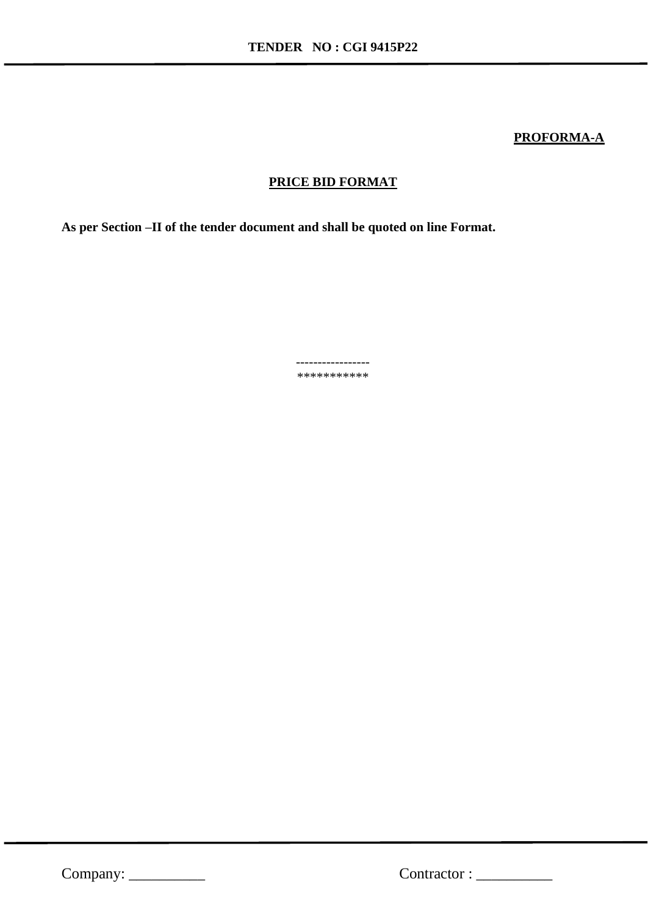**PROFORMA-A**

**PRICE BID FORMAT**

**As per Section –II of the tender document and shall be quoted on line Format.**

-----------------

***********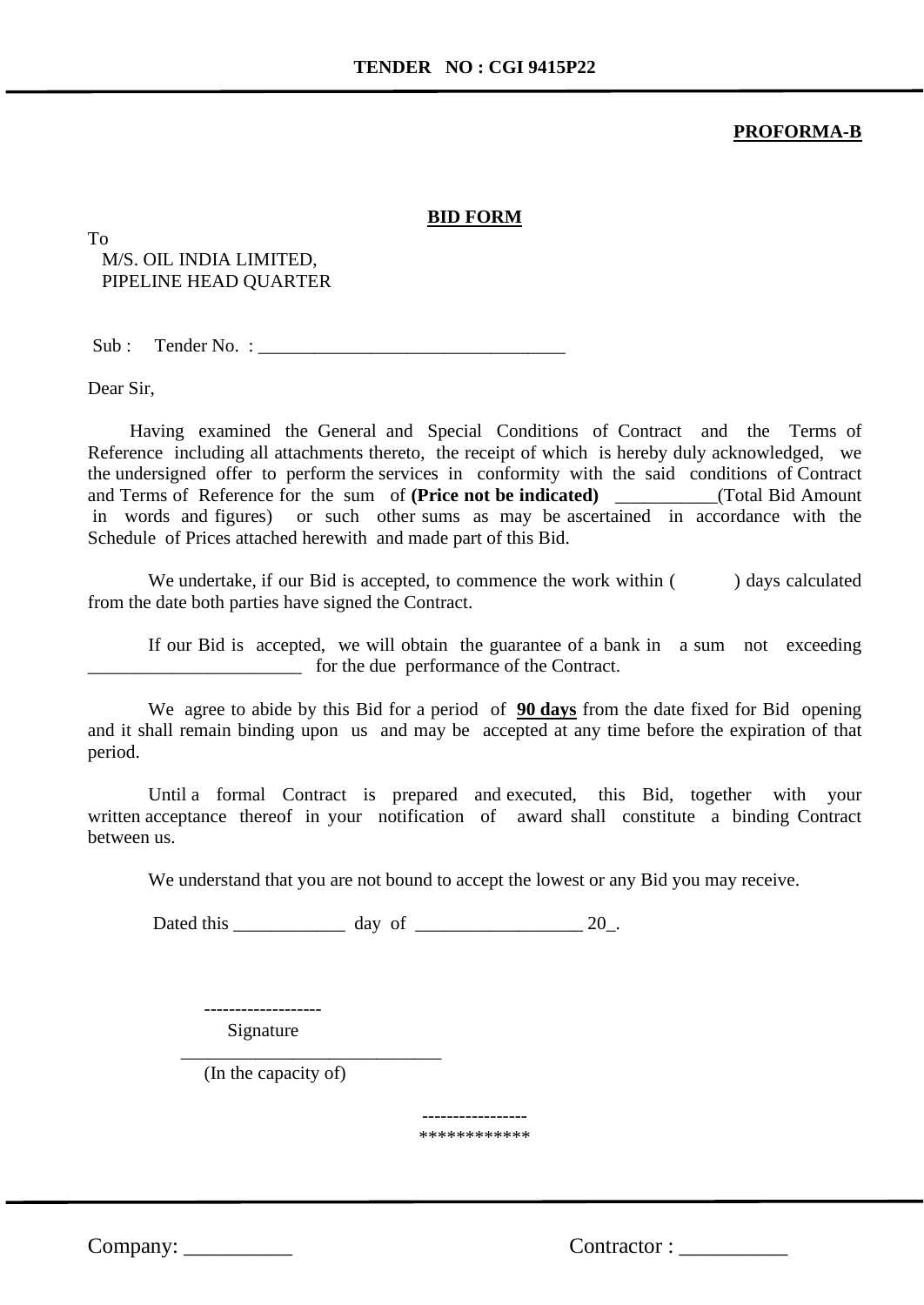**PROFORMA-B**

## BID FORM

To

M/S. OIL INDIA LIMITED,
PIPELINE HEAD QUARTER

Sub : Tender No. : _________________________________

Dear Sir,

Having examined the General and Special Conditions of Contract and the Terms of Reference including all attachments thereto, the receipt of which is hereby duly acknowledged, we the undersigned offer to perform the services in conformity with the said conditions of Contract and Terms of Reference for the sum of **(Price not be indicated)** ___________(Total Bid Amount in words and figures) or such other sums as may be ascertained in accordance with the Schedule of Prices attached herewith and made part of this Bid.

We undertake, if our Bid is accepted, to commence the work within ( ) days calculated from the date both parties have signed the Contract.

If our Bid is accepted, we will obtain the guarantee of a bank in a sum not exceeding _______________________ for the due performance of the Contract.

We agree to abide by this Bid for a period of **90 days** from the date fixed for Bid opening and it shall remain binding upon us and may be accepted at any time before the expiration of that period.

Until a formal Contract is prepared and executed, this Bid, together with your written acceptance thereof in your notification of award shall constitute a binding Contract between us.

We understand that you are not bound to accept the lowest or any Bid you may receive.

Dated this ____________ day of __________________ 20_.

-------------------
Signature

_____________________________
(In the capacity of)

-----------------
************

Company: __________ Contractor : __________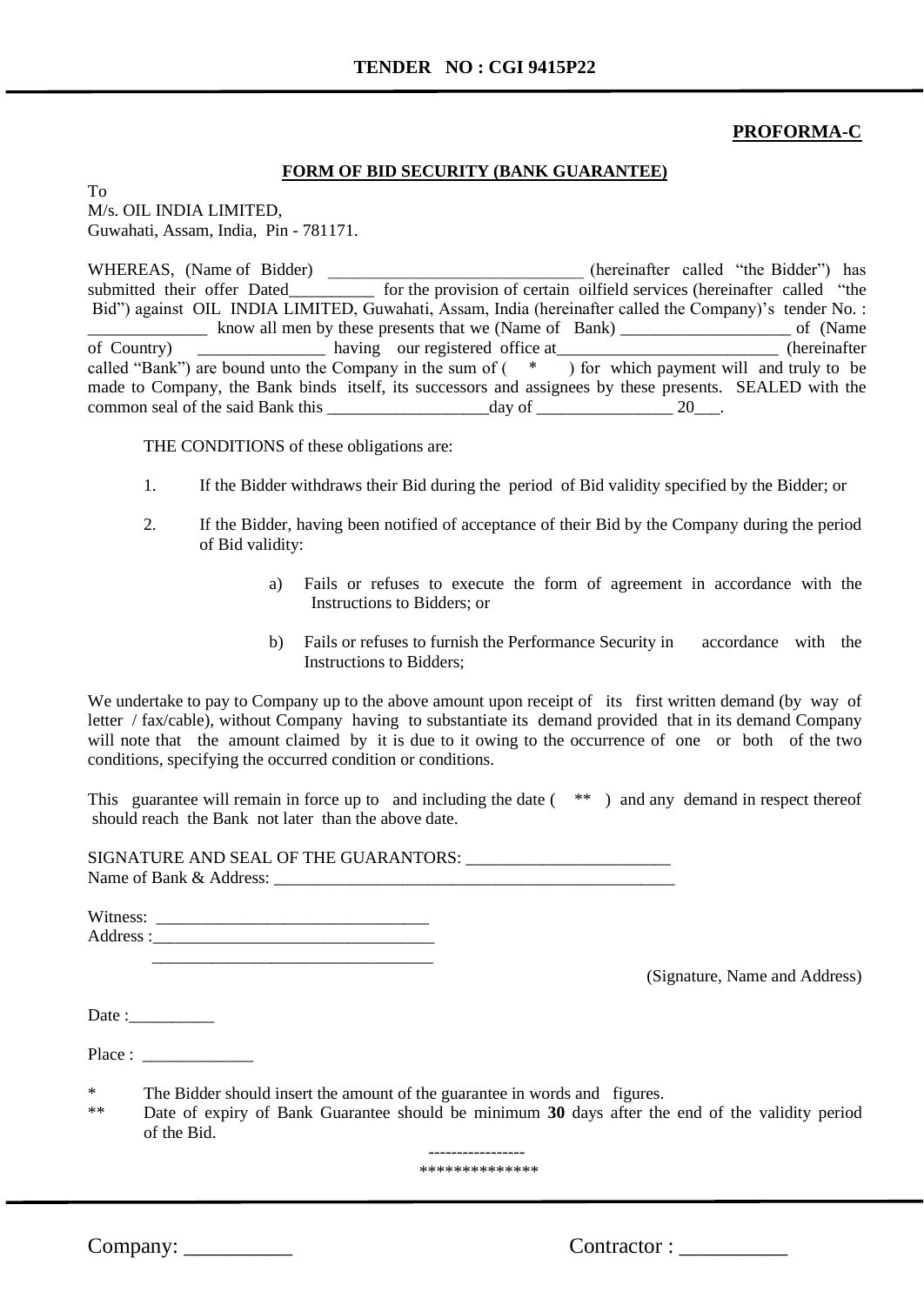**PROFORMA-C**

**FORM OF BID SECURITY (BANK GUARANTEE)**

To
M/s. OIL INDIA LIMITED,
Guwahati, Assam, India, Pin - 781171.

WHEREAS, (Name of Bidder) _____________________________ (hereinafter called "the Bidder") has submitted their offer Dated__________ for the provision of certain oilfield services (hereinafter called "the Bid") against OIL INDIA LIMITED, Guwahati, Assam, India (hereinafter called the Company)'s tender No. : ______________ know all men by these presents that we (Name of Bank) ____________________ of (Name of Country) _______________ having our registered office at__________________________ (hereinafter called "Bank") are bound unto the Company in the sum of ( * ) for which payment will and truly to be made to Company, the Bank binds itself, its successors and assignees by these presents. SEALED with the common seal of the said Bank this ___________________day of ________________ 20___.

THE CONDITIONS of these obligations are:

1. If the Bidder withdraws their Bid during the period of Bid validity specified by the Bidder; or

2. If the Bidder, having been notified of acceptance of their Bid by the Company during the period of Bid validity:

   a) Fails or refuses to execute the form of agreement in accordance with the Instructions to Bidders; or

   b) Fails or refuses to furnish the Performance Security in accordance with the Instructions to Bidders;

We undertake to pay to Company up to the above amount upon receipt of its first written demand (by way of letter / fax/cable), without Company having to substantiate its demand provided that in its demand Company will note that the amount claimed by it is due to it owing to the occurrence of one or both of the two conditions, specifying the occurred condition or conditions.

This guarantee will remain in force up to and including the date ( ** ) and any demand in respect thereof should reach the Bank not later than the above date.

SIGNATURE AND SEAL OF THE GUARANTORS: _______________________
Name of Bank & Address: ______________________________________________

Witness: _______________________________
Address :________________________________
________________________________

(Signature, Name and Address)

Date :__________

Place : _____________

\* The Bidder should insert the amount of the guarantee in words and figures.
\*\* Date of expiry of Bank Guarantee should be minimum **30** days after the end of the validity period of the Bid.

-----------------
**************

Company: __________ Contractor : __________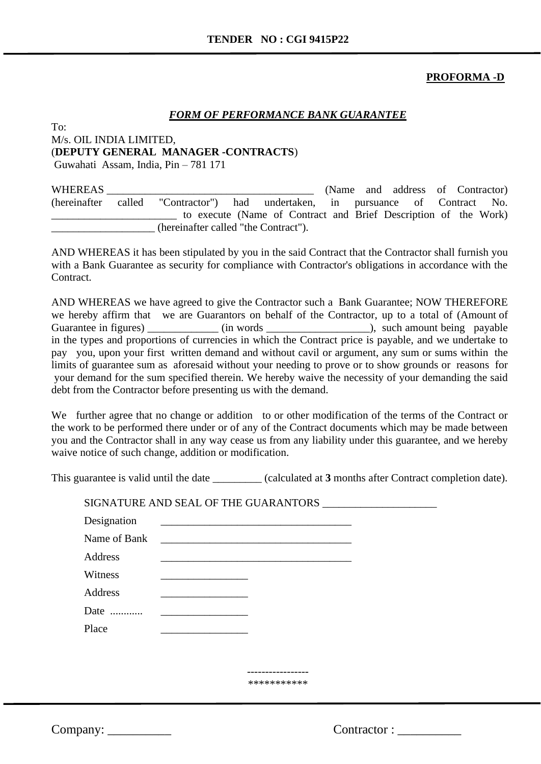**PROFORMA -D**

## ***FORM OF PERFORMANCE BANK GUARANTEE***

To:
M/s. OIL INDIA LIMITED,
(**DEPUTY GENERAL MANAGER -CONTRACTS**)
Guwahati Assam, India, Pin – 781 171

WHEREAS _______________________________________ (Name and address of Contractor) (hereinafter called "Contractor") had undertaken, in pursuance of Contract No. _______________________ to execute (Name of Contract and Brief Description of the Work) ___________________ (hereinafter called "the Contract").

AND WHEREAS it has been stipulated by you in the said Contract that the Contractor shall furnish you with a Bank Guarantee as security for compliance with Contractor's obligations in accordance with the Contract.

AND WHEREAS we have agreed to give the Contractor such a Bank Guarantee; NOW THEREFORE we hereby affirm that we are Guarantors on behalf of the Contractor, up to a total of (Amount of Guarantee in figures) _____________ (in words ___________________), such amount being payable in the types and proportions of currencies in which the Contract price is payable, and we undertake to pay you, upon your first written demand and without cavil or argument, any sum or sums within the limits of guarantee sum as aforesaid without your needing to prove or to show grounds or reasons for your demand for the sum specified therein. We hereby waive the necessity of your demanding the said debt from the Contractor before presenting us with the demand.

We further agree that no change or addition to or other modification of the terms of the Contract or the work to be performed there under or of any of the Contract documents which may be made between you and the Contractor shall in any way cease us from any liability under this guarantee, and we hereby waive notice of such change, addition or modification.

This guarantee is valid until the date _________ (calculated at **3** months after Contract completion date).

SIGNATURE AND SEAL OF THE GUARANTORS ____________________

Designation ___________________________________

Name of Bank ___________________________________

Address ___________________________________

Witness ________________

Address ________________

Date ............ ________________

Place ________________

-----------------
**********

Company: __________ Contractor : __________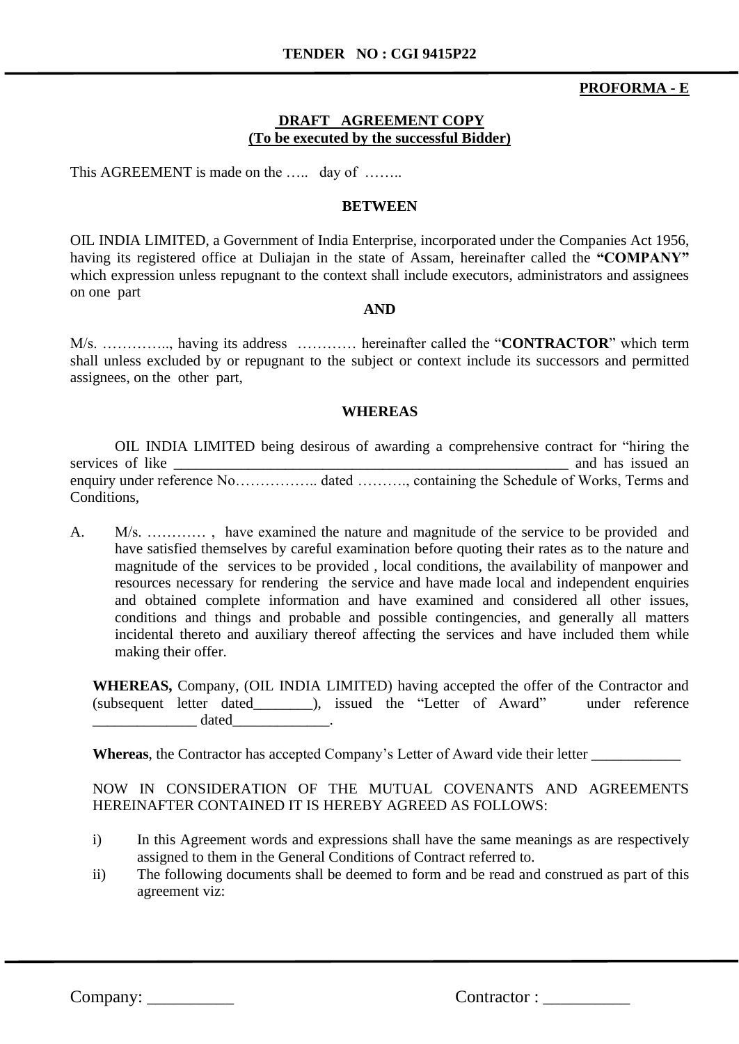**TENDER NO : CGI 9415P22**

**PROFORMA - E**

**DRAFT AGREEMENT COPY**
**(To be executed by the successful Bidder)**

This AGREEMENT is made on the ….. day of ……..

**BETWEEN**

OIL INDIA LIMITED, a Government of India Enterprise, incorporated under the Companies Act 1956, having its registered office at Duliajan in the state of Assam, hereinafter called the **"COMPANY"** which expression unless repugnant to the context shall include executors, administrators and assignees on one part

**AND**

M/s. ………….., having its address ………… hereinafter called the "**CONTRACTOR**" which term shall unless excluded by or repugnant to the subject or context include its successors and permitted assignees, on the other part,

**WHEREAS**

OIL INDIA LIMITED being desirous of awarding a comprehensive contract for "hiring the services of like ______________________________________________________ and has issued an enquiry under reference No…………….. dated ………., containing the Schedule of Works, Terms and Conditions,

A. M/s. ………… , have examined the nature and magnitude of the service to be provided and have satisfied themselves by careful examination before quoting their rates as to the nature and magnitude of the services to be provided , local conditions, the availability of manpower and resources necessary for rendering the service and have made local and independent enquiries and obtained complete information and have examined and considered all other issues, conditions and things and probable and possible contingencies, and generally all matters incidental thereto and auxiliary thereof affecting the services and have included them while making their offer.

**WHEREAS,** Company, (OIL INDIA LIMITED) having accepted the offer of the Contractor and (subsequent letter dated________), issued the "Letter of Award" under reference ______________ dated_____________.

**Whereas**, the Contractor has accepted Company's Letter of Award vide their letter ____________

NOW IN CONSIDERATION OF THE MUTUAL COVENANTS AND AGREEMENTS HEREINAFTER CONTAINED IT IS HEREBY AGREED AS FOLLOWS:

i) In this Agreement words and expressions shall have the same meanings as are respectively assigned to them in the General Conditions of Contract referred to.

ii) The following documents shall be deemed to form and be read and construed as part of this agreement viz:

Company: __________ Contractor : __________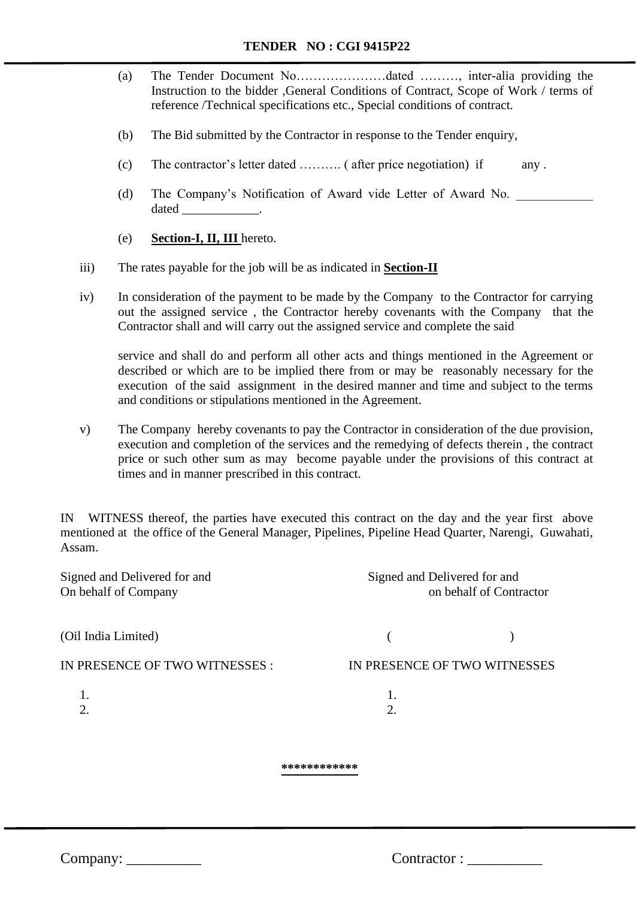(a) The Tender Document No…………………dated ………, inter-alia providing the Instruction to the bidder ,General Conditions of Contract, Scope of Work / terms of reference /Technical specifications etc., Special conditions of contract.

(b) The Bid submitted by the Contractor in response to the Tender enquiry,

(c) The contractor's letter dated ………. ( after price negotiation) if any .

(d) The Company's Notification of Award vide Letter of Award No. ____________ dated ____________.

(e) **Section-I, II, III** hereto.

iii) The rates payable for the job will be as indicated in **Section-II**

iv) In consideration of the payment to be made by the Company to the Contractor for carrying out the assigned service , the Contractor hereby covenants with the Company that the Contractor shall and will carry out the assigned service and complete the said

service and shall do and perform all other acts and things mentioned in the Agreement or described or which are to be implied there from or may be reasonably necessary for the execution of the said assignment in the desired manner and time and subject to the terms and conditions or stipulations mentioned in the Agreement.

v) The Company hereby covenants to pay the Contractor in consideration of the due provision, execution and completion of the services and the remedying of defects therein , the contract price or such other sum as may become payable under the provisions of this contract at times and in manner prescribed in this contract.

IN WITNESS thereof, the parties have executed this contract on the day and the year first above mentioned at the office of the General Manager, Pipelines, Pipeline Head Quarter, Narengi, Guwahati, Assam.

Signed and Delivered for and On behalf of Company

(Oil India Limited)

IN PRESENCE OF TWO WITNESSES :

1.
2.

Signed and Delivered for and on behalf of Contractor

( )

IN PRESENCE OF TWO WITNESSES

1.
2.

************

Company: __________ Contractor : __________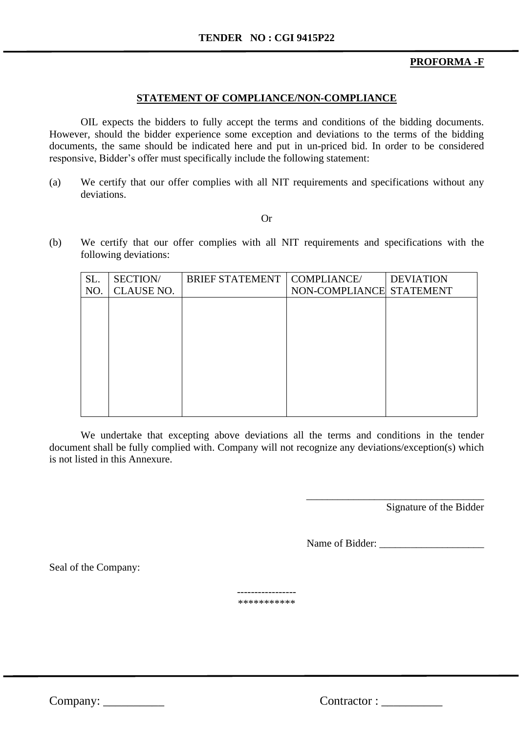**PROFORMA -F**

## STATEMENT OF COMPLIANCE/NON-COMPLIANCE

OIL expects the bidders to fully accept the terms and conditions of the bidding documents. However, should the bidder experience some exception and deviations to the terms of the bidding documents, the same should be indicated here and put in un-priced bid. In order to be considered responsive, Bidder's offer must specifically include the following statement:

(a) We certify that our offer complies with all NIT requirements and specifications without any deviations.

Or

(b) We certify that our offer complies with all NIT requirements and specifications with the following deviations:

| SL. NO. | SECTION/ CLAUSE NO. | BRIEF STATEMENT | COMPLIANCE/ NON-COMPLIANCE | DEVIATION STATEMENT |
|---|---|---|---|---|
| | | | | |

We undertake that excepting above deviations all the terms and conditions in the tender document shall be fully complied with. Company will not recognize any deviations/exception(s) which is not listed in this Annexure.

___________________________________
Signature of the Bidder

Name of Bidder: ____________________

Seal of the Company:

----------------
***********

Company: __________ Contractor : __________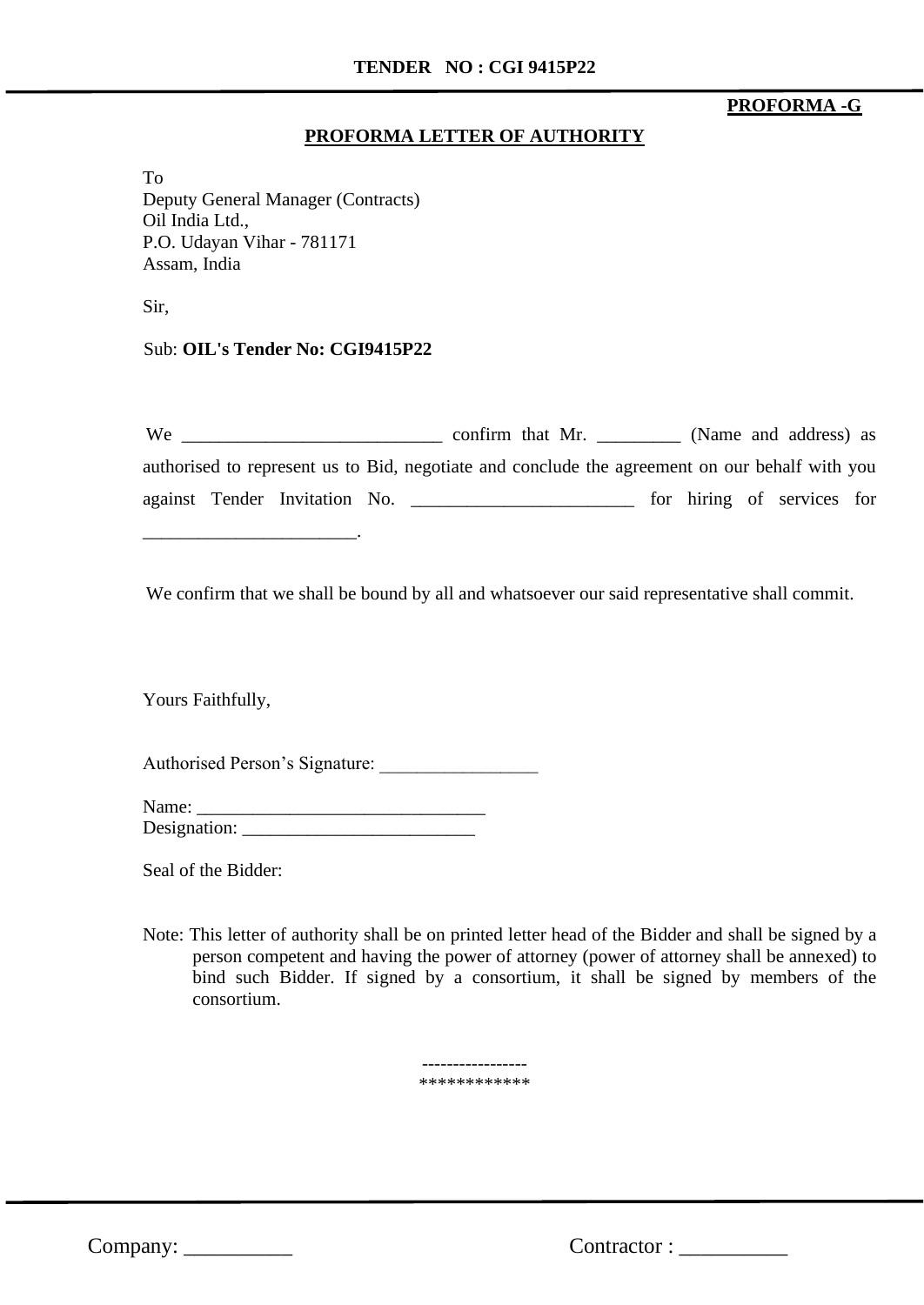**PROFORMA -G**

**PROFORMA LETTER OF AUTHORITY**

To
Deputy General Manager (Contracts)
Oil India Ltd.,
P.O. Udayan Vihar - 781171
Assam, India

Sir,

Sub: **OIL's Tender No: CGI9415P22**

We ____________________________ confirm that Mr. _________ (Name and address) as authorised to represent us to Bid, negotiate and conclude the agreement on our behalf with you against Tender Invitation No. ________________________ for hiring of services for _______________________.

We confirm that we shall be bound by all and whatsoever our said representative shall commit.

Yours Faithfully,

Authorised Person's Signature: _________________

Name: _______________________________
Designation: _________________________

Seal of the Bidder:

Note: This letter of authority shall be on printed letter head of the Bidder and shall be signed by a person competent and having the power of attorney (power of attorney shall be annexed) to bind such Bidder. If signed by a consortium, it shall be signed by members of the consortium.

----------------
************

Company: __________ Contractor : __________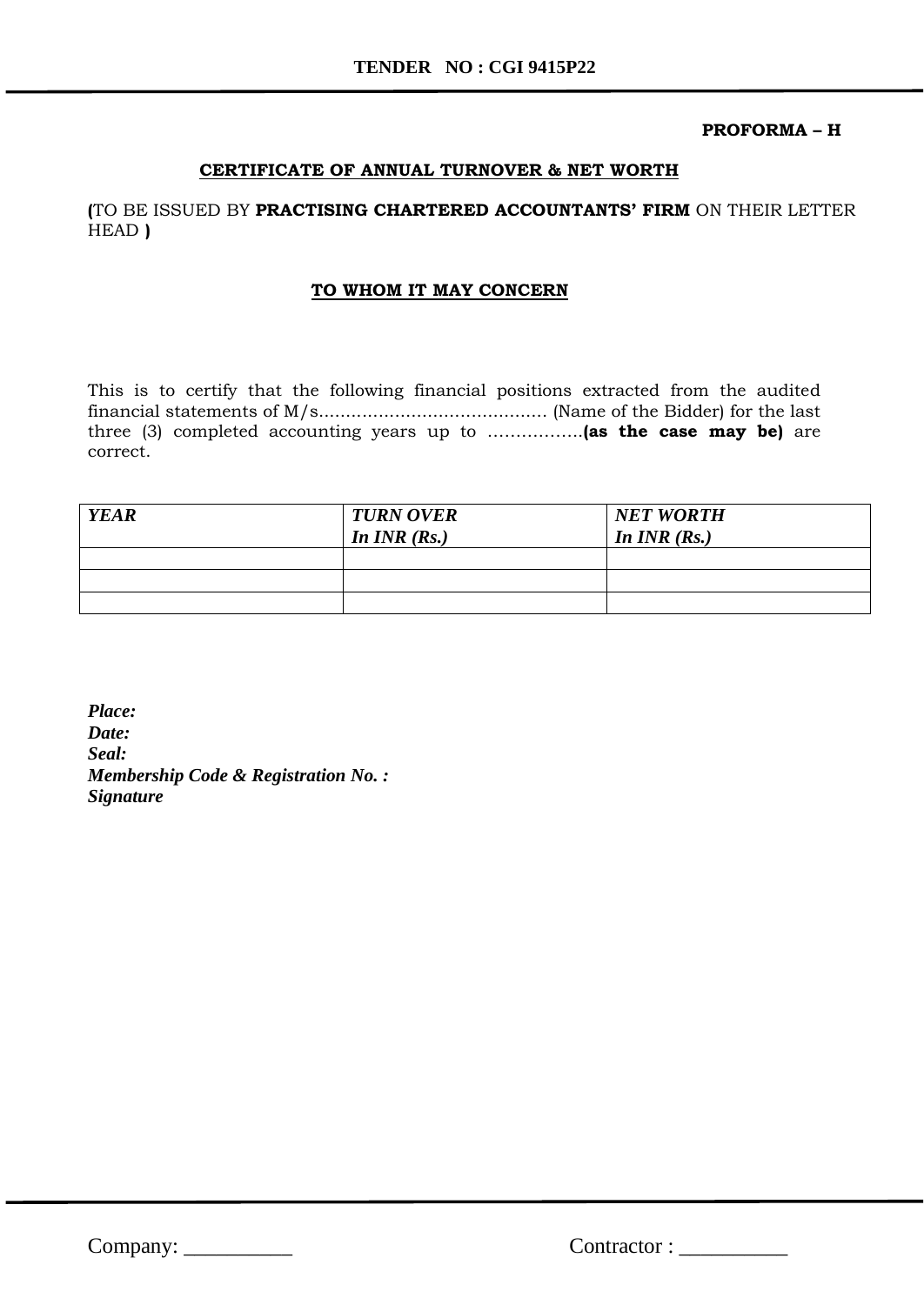**PROFORMA – H**

**CERTIFICATE OF ANNUAL TURNOVER & NET WORTH**

**(**TO BE ISSUED BY **PRACTISING CHARTERED ACCOUNTANTS' FIRM** ON THEIR LETTER HEAD **)**

**TO WHOM IT MAY CONCERN**

This is to certify that the following financial positions extracted from the audited financial statements of M/s.......................................... (Name of the Bidder) for the last three (3) completed accounting years up to ……………..**(as the case may be)** are correct.

| ***YEAR*** | ***TURN OVER In INR (Rs.)*** | ***NET WORTH In INR (Rs.)*** |
|---|---|---|
| | | |
| | | |
| | | |

***Place:***
***Date:***
***Seal:***
***Membership Code & Registration No. :***
***Signature***

Company: __________ Contractor : __________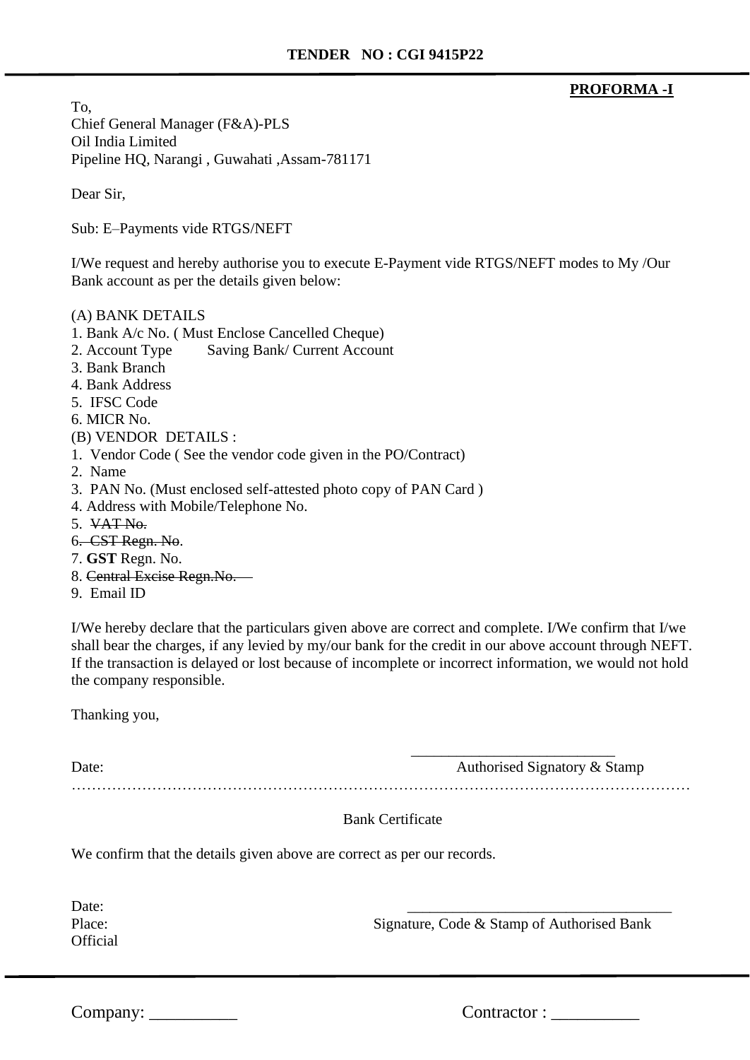**PROFORMA -I**

To,
Chief General Manager (F&A)-PLS
Oil India Limited
Pipeline HQ, Narangi , Guwahati ,Assam-781171

Dear Sir,

Sub: E–Payments vide RTGS/NEFT

I/We request and hereby authorise you to execute E-Payment vide RTGS/NEFT modes to My /Our Bank account as per the details given below:

(A) BANK DETAILS
1. Bank A/c No. ( Must Enclose Cancelled Cheque)
2. Account Type Saving Bank/ Current Account
3. Bank Branch
4. Bank Address
5. IFSC Code
6. MICR No.

(B) VENDOR DETAILS :
1. Vendor Code ( See the vendor code given in the PO/Contract)
2. Name
3. PAN No. (Must enclosed self-attested photo copy of PAN Card )
4. Address with Mobile/Telephone No.
5. ~~VAT No.~~
6. ~~CST Regn. No~~.
7. **GST** Regn. No.
8. ~~Central Excise Regn.No.~~
9. Email ID

I/We hereby declare that the particulars given above are correct and complete. I/We confirm that I/we shall bear the charges, if any levied by my/our bank for the credit in our above account through NEFT. If the transaction is delayed or lost because of incomplete or incorrect information, we would not hold the company responsible.

Thanking you,

Date: ___________________________ Authorised Signatory & Stamp

……………………………………………………………………………………………………………

Bank Certificate

We confirm that the details given above are correct as per our records.

Date:
Place: ___________________________________ Signature, Code & Stamp of Authorised Bank Official

Company: __________ Contractor : __________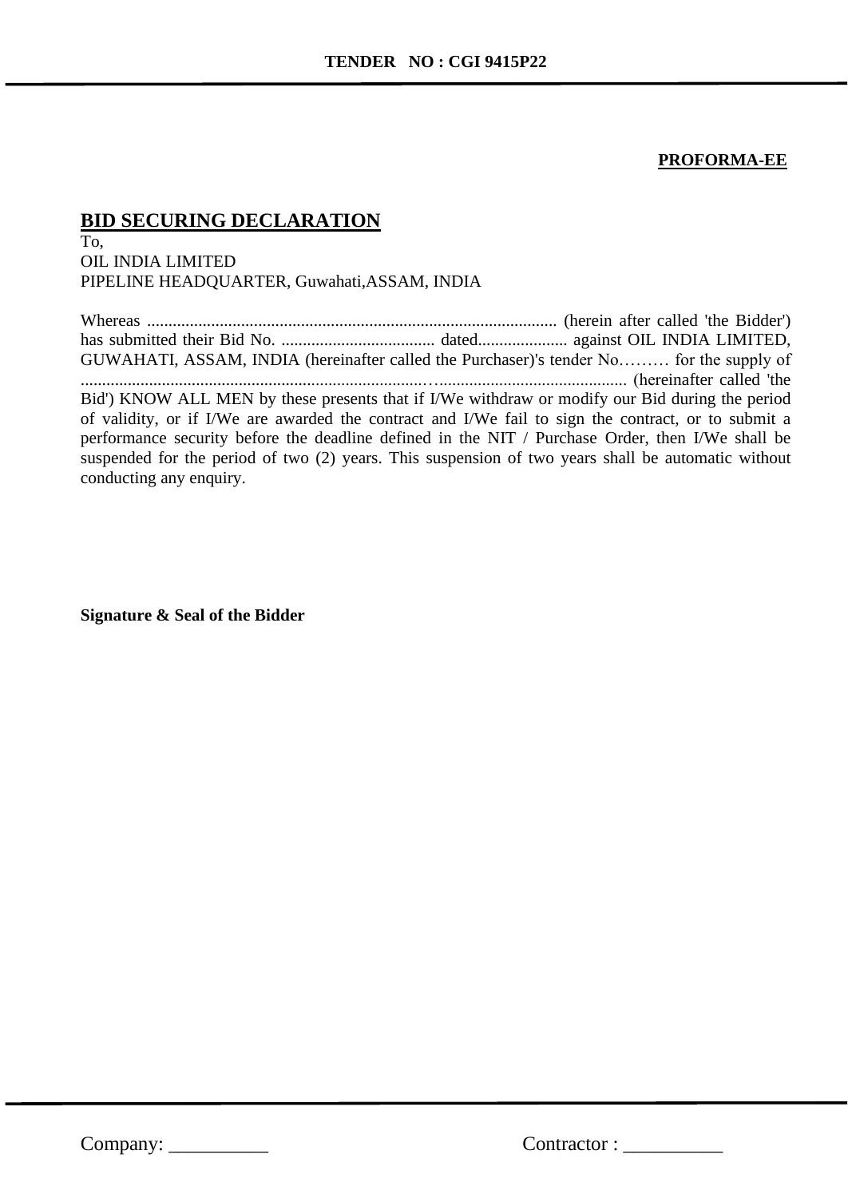**PROFORMA-EE**

# BID SECURING DECLARATION

To,
OIL INDIA LIMITED
PIPELINE HEADQUARTER, Guwahati,ASSAM, INDIA

Whereas ................................................................................................ (herein after called 'the Bidder') has submitted their Bid No. .................................... dated..................... against OIL INDIA LIMITED, GUWAHATI, ASSAM, INDIA (hereinafter called the Purchaser)'s tender No……… for the supply of ................................................................................…......................................... (hereinafter called 'the Bid') KNOW ALL MEN by these presents that if I/We withdraw or modify our Bid during the period of validity, or if I/We are awarded the contract and I/We fail to sign the contract, or to submit a performance security before the deadline defined in the NIT / Purchase Order, then I/We shall be suspended for the period of two (2) years. This suspension of two years shall be automatic without conducting any enquiry.

**Signature & Seal of the Bidder**

Company: __________ Contractor : __________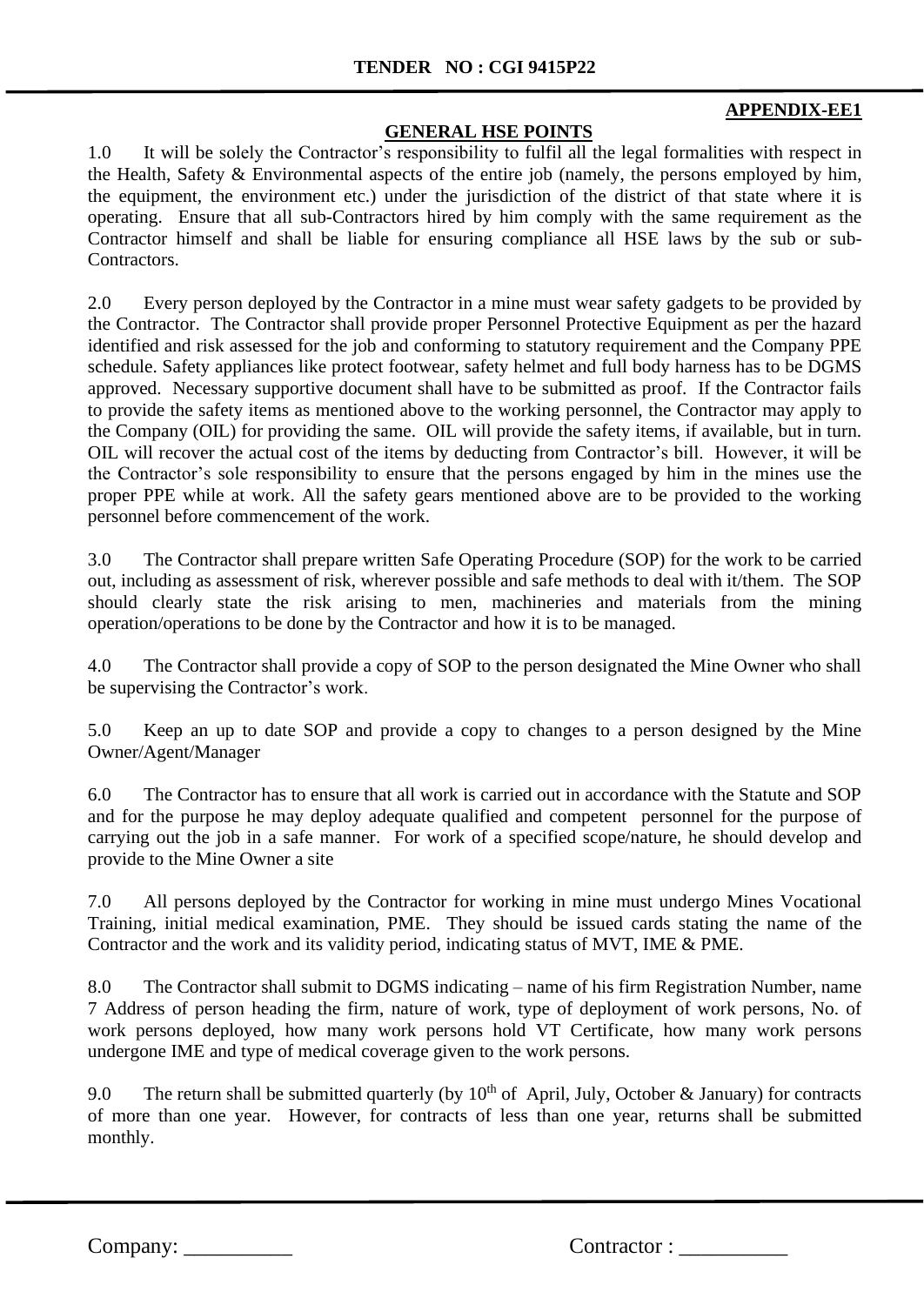**TENDER NO : CGI 9415P22**

**APPENDIX-EE1**

## GENERAL HSE POINTS

1.0 It will be solely the Contractor's responsibility to fulfil all the legal formalities with respect in the Health, Safety & Environmental aspects of the entire job (namely, the persons employed by him, the equipment, the environment etc.) under the jurisdiction of the district of that state where it is operating. Ensure that all sub-Contractors hired by him comply with the same requirement as the Contractor himself and shall be liable for ensuring compliance all HSE laws by the sub or sub-Contractors.

2.0 Every person deployed by the Contractor in a mine must wear safety gadgets to be provided by the Contractor. The Contractor shall provide proper Personnel Protective Equipment as per the hazard identified and risk assessed for the job and conforming to statutory requirement and the Company PPE schedule. Safety appliances like protect footwear, safety helmet and full body harness has to be DGMS approved. Necessary supportive document shall have to be submitted as proof. If the Contractor fails to provide the safety items as mentioned above to the working personnel, the Contractor may apply to the Company (OIL) for providing the same. OIL will provide the safety items, if available, but in turn. OIL will recover the actual cost of the items by deducting from Contractor's bill. However, it will be the Contractor's sole responsibility to ensure that the persons engaged by him in the mines use the proper PPE while at work. All the safety gears mentioned above are to be provided to the working personnel before commencement of the work.

3.0 The Contractor shall prepare written Safe Operating Procedure (SOP) for the work to be carried out, including as assessment of risk, wherever possible and safe methods to deal with it/them. The SOP should clearly state the risk arising to men, machineries and materials from the mining operation/operations to be done by the Contractor and how it is to be managed.

4.0 The Contractor shall provide a copy of SOP to the person designated the Mine Owner who shall be supervising the Contractor's work.

5.0 Keep an up to date SOP and provide a copy to changes to a person designed by the Mine Owner/Agent/Manager

6.0 The Contractor has to ensure that all work is carried out in accordance with the Statute and SOP and for the purpose he may deploy adequate qualified and competent personnel for the purpose of carrying out the job in a safe manner. For work of a specified scope/nature, he should develop and provide to the Mine Owner a site

7.0 All persons deployed by the Contractor for working in mine must undergo Mines Vocational Training, initial medical examination, PME. They should be issued cards stating the name of the Contractor and the work and its validity period, indicating status of MVT, IME & PME.

8.0 The Contractor shall submit to DGMS indicating – name of his firm Registration Number, name 7 Address of person heading the firm, nature of work, type of deployment of work persons, No. of work persons deployed, how many work persons hold VT Certificate, how many work persons undergone IME and type of medical coverage given to the work persons.

9.0 The return shall be submitted quarterly (by 10th of April, July, October & January) for contracts of more than one year. However, for contracts of less than one year, returns shall be submitted monthly.

Company: __________ Contractor : __________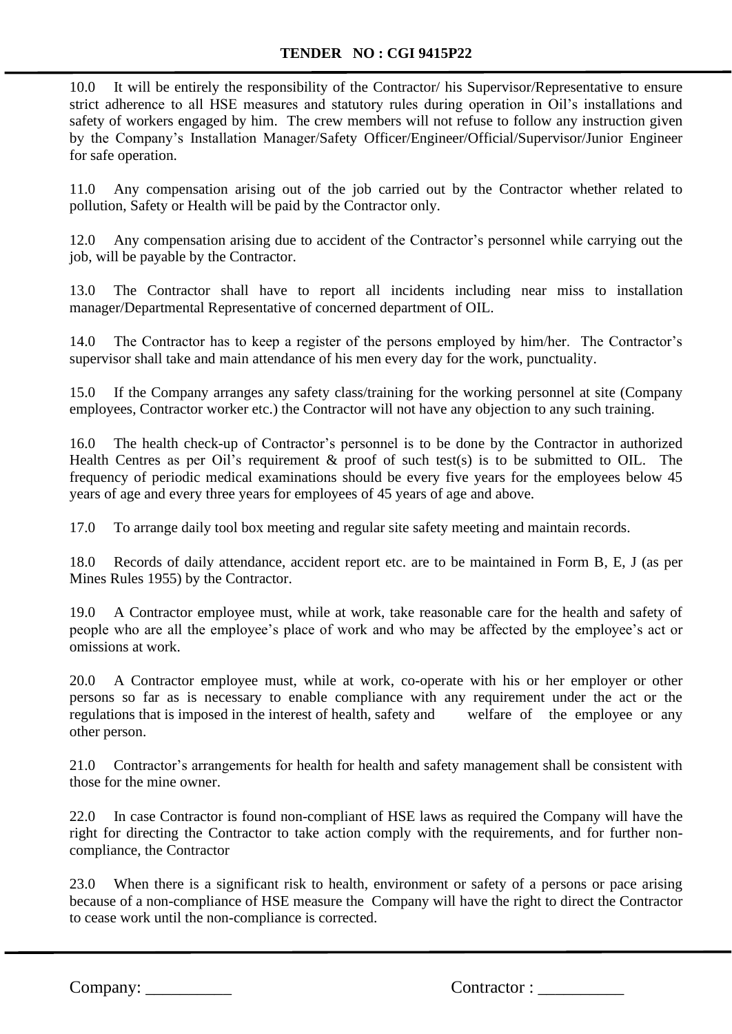10.0 It will be entirely the responsibility of the Contractor/ his Supervisor/Representative to ensure strict adherence to all HSE measures and statutory rules during operation in Oil's installations and safety of workers engaged by him. The crew members will not refuse to follow any instruction given by the Company's Installation Manager/Safety Officer/Engineer/Official/Supervisor/Junior Engineer for safe operation.

11.0 Any compensation arising out of the job carried out by the Contractor whether related to pollution, Safety or Health will be paid by the Contractor only.

12.0 Any compensation arising due to accident of the Contractor's personnel while carrying out the job, will be payable by the Contractor.

13.0 The Contractor shall have to report all incidents including near miss to installation manager/Departmental Representative of concerned department of OIL.

14.0 The Contractor has to keep a register of the persons employed by him/her. The Contractor's supervisor shall take and main attendance of his men every day for the work, punctuality.

15.0 If the Company arranges any safety class/training for the working personnel at site (Company employees, Contractor worker etc.) the Contractor will not have any objection to any such training.

16.0 The health check-up of Contractor's personnel is to be done by the Contractor in authorized Health Centres as per Oil's requirement & proof of such test(s) is to be submitted to OIL. The frequency of periodic medical examinations should be every five years for the employees below 45 years of age and every three years for employees of 45 years of age and above.

17.0 To arrange daily tool box meeting and regular site safety meeting and maintain records.

18.0 Records of daily attendance, accident report etc. are to be maintained in Form B, E, J (as per Mines Rules 1955) by the Contractor.

19.0 A Contractor employee must, while at work, take reasonable care for the health and safety of people who are all the employee's place of work and who may be affected by the employee's act or omissions at work.

20.0 A Contractor employee must, while at work, co-operate with his or her employer or other persons so far as is necessary to enable compliance with any requirement under the act or the regulations that is imposed in the interest of health, safety and welfare of the employee or any other person.

21.0 Contractor's arrangements for health for health and safety management shall be consistent with those for the mine owner.

22.0 In case Contractor is found non-compliant of HSE laws as required the Company will have the right for directing the Contractor to take action comply with the requirements, and for further non-compliance, the Contractor

23.0 When there is a significant risk to health, environment or safety of a persons or pace arising because of a non-compliance of HSE measure the Company will have the right to direct the Contractor to cease work until the non-compliance is corrected.

Company: __________ Contractor : __________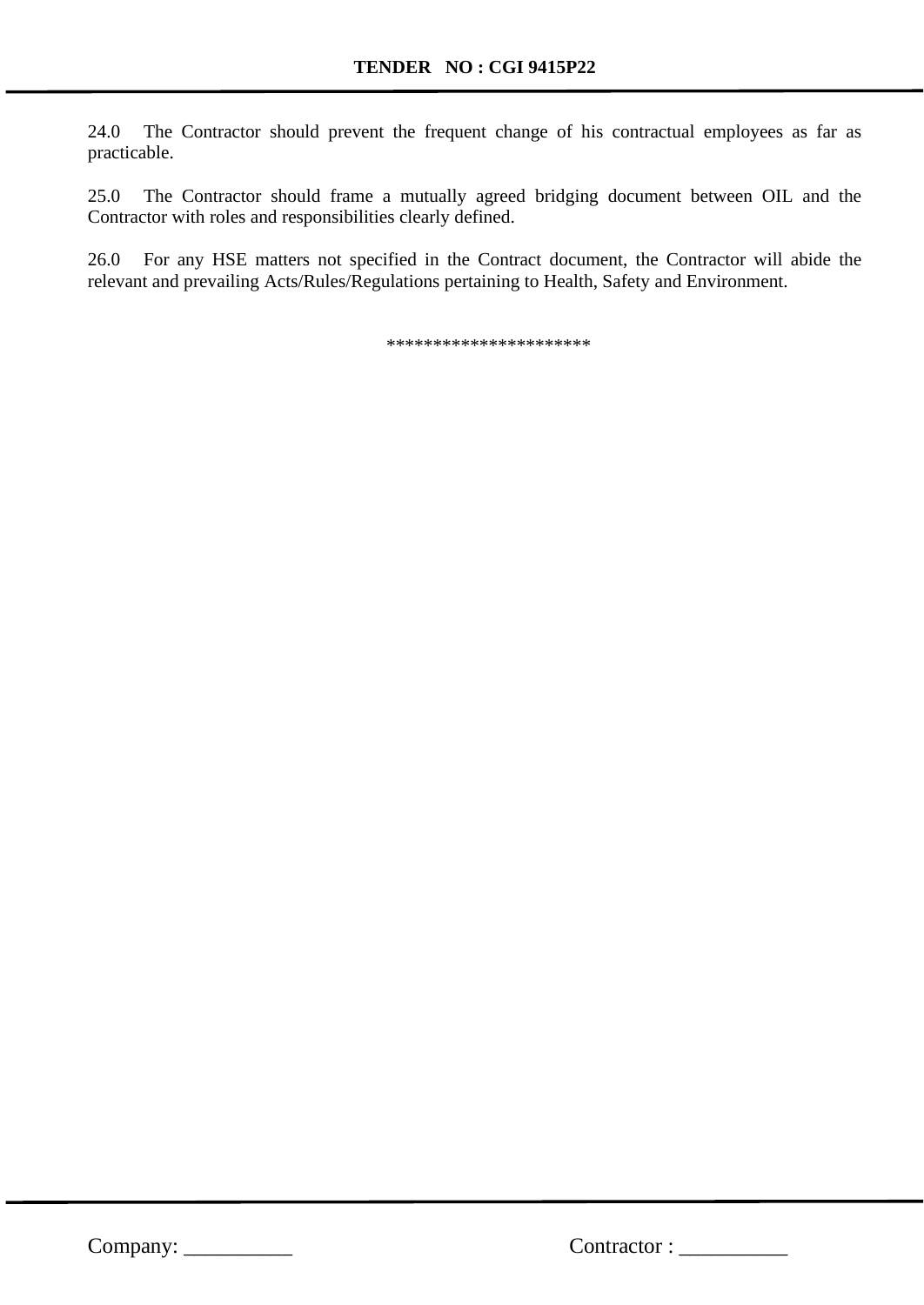24.0 The Contractor should prevent the frequent change of his contractual employees as far as practicable.

25.0 The Contractor should frame a mutually agreed bridging document between OIL and the Contractor with roles and responsibilities clearly defined.

26.0 For any HSE matters not specified in the Contract document, the Contractor will abide the relevant and prevailing Acts/Rules/Regulations pertaining to Health, Safety and Environment.

*********************